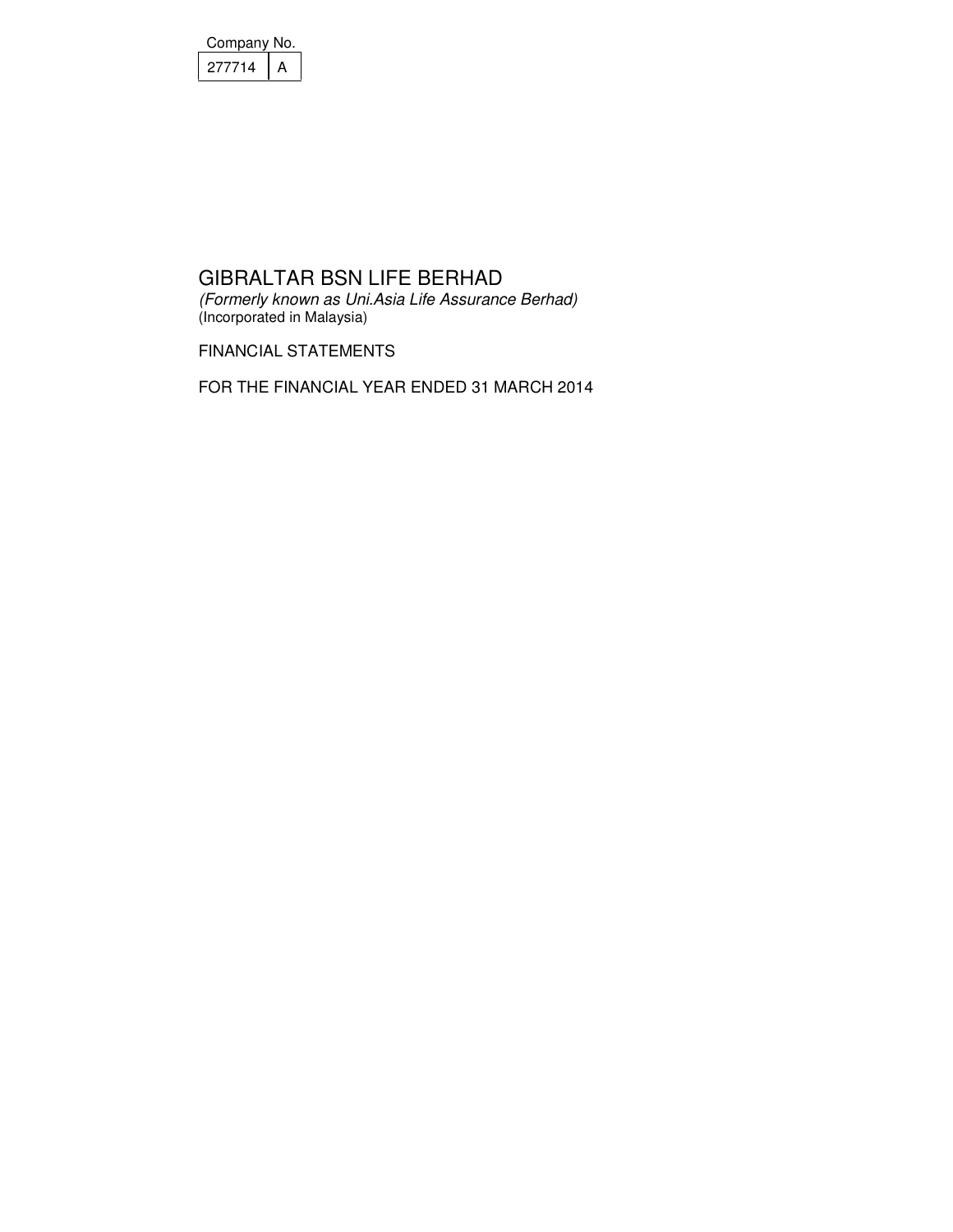Company No.

| | |
|---|---|
| 277714 | A |

# GIBRALTAR BSN LIFE BERHAD

*(Formerly known as Uni.Asia Life Assurance Berhad)*
(Incorporated in Malaysia)

FINANCIAL STATEMENTS

FOR THE FINANCIAL YEAR ENDED 31 MARCH 2014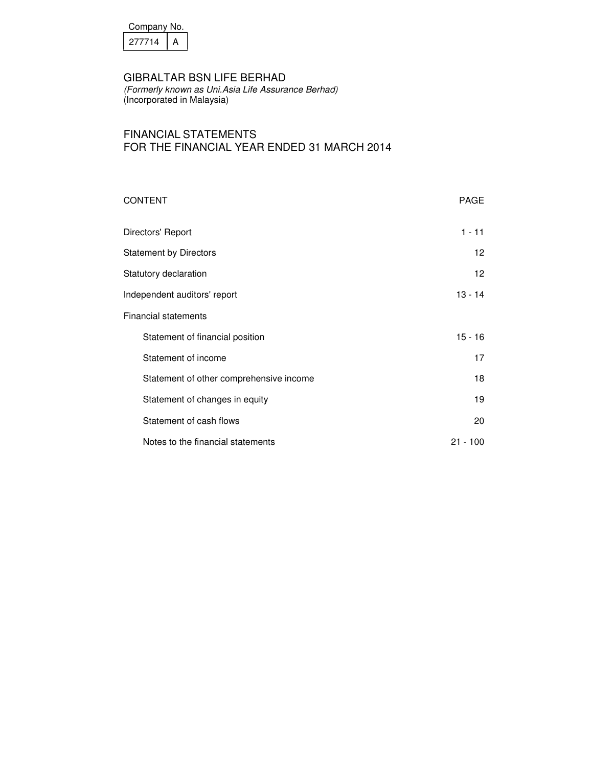| Company No. | |
|---|---|
| 277714 | A |

# GIBRALTAR BSN LIFE BERHAD

*(Formerly known as Uni.Asia Life Assurance Berhad)*
(Incorporated in Malaysia)

## FINANCIAL STATEMENTS
## FOR THE FINANCIAL YEAR ENDED 31 MARCH 2014

| CONTENT | PAGE |
|---|---|
| Directors' Report | 1 - 11 |
| Statement by Directors | 12 |
| Statutory declaration | 12 |
| Independent auditors' report | 13 - 14 |
| Financial statements | |
| Statement of financial position | 15 - 16 |
| Statement of income | 17 |
| Statement of other comprehensive income | 18 |
| Statement of changes in equity | 19 |
| Statement of cash flows | 20 |
| Notes to the financial statements | 21 - 100 |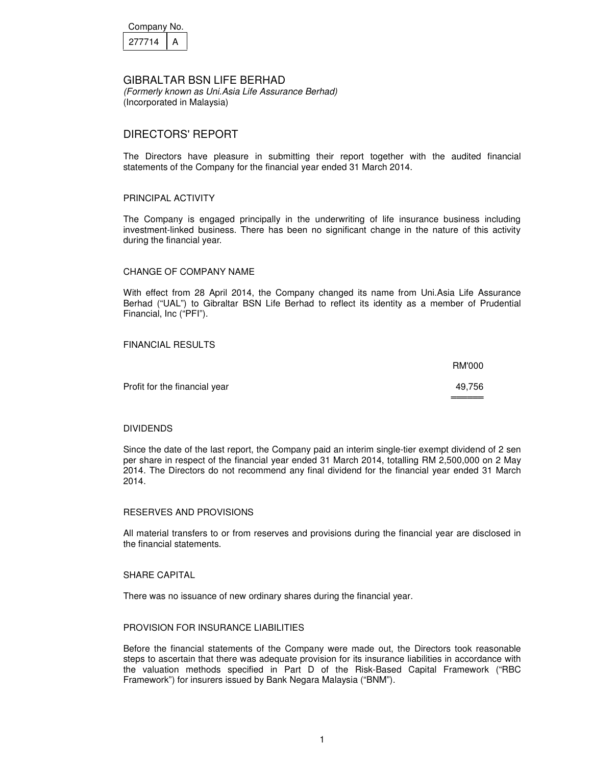Company No.

| 277714 | A |
|---|---|

# GIBRALTAR BSN LIFE BERHAD

*(Formerly known as Uni.Asia Life Assurance Berhad)*
(Incorporated in Malaysia)

## DIRECTORS' REPORT

The Directors have pleasure in submitting their report together with the audited financial statements of the Company for the financial year ended 31 March 2014.

### PRINCIPAL ACTIVITY

The Company is engaged principally in the underwriting of life insurance business including investment-linked business. There has been no significant change in the nature of this activity during the financial year.

### CHANGE OF COMPANY NAME

With effect from 28 April 2014, the Company changed its name from Uni.Asia Life Assurance Berhad ("UAL") to Gibraltar BSN Life Berhad to reflect its identity as a member of Prudential Financial, Inc ("PFI").

### FINANCIAL RESULTS

| | RM'000 |
|---|---|
| Profit for the financial year | 49,756 |

### DIVIDENDS

Since the date of the last report, the Company paid an interim single-tier exempt dividend of 2 sen per share in respect of the financial year ended 31 March 2014, totalling RM 2,500,000 on 2 May 2014. The Directors do not recommend any final dividend for the financial year ended 31 March 2014.

### RESERVES AND PROVISIONS

All material transfers to or from reserves and provisions during the financial year are disclosed in the financial statements.

### SHARE CAPITAL

There was no issuance of new ordinary shares during the financial year.

### PROVISION FOR INSURANCE LIABILITIES

Before the financial statements of the Company were made out, the Directors took reasonable steps to ascertain that there was adequate provision for its insurance liabilities in accordance with the valuation methods specified in Part D of the Risk-Based Capital Framework ("RBC Framework") for insurers issued by Bank Negara Malaysia ("BNM").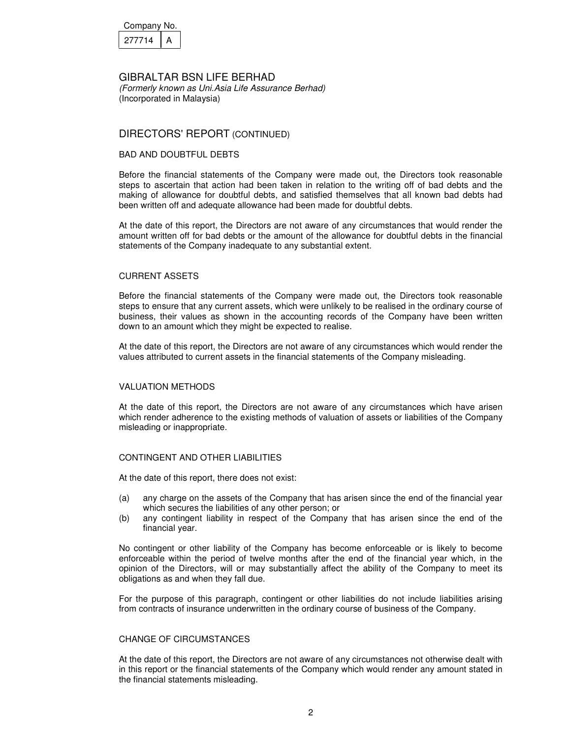Company No.

| 277714 | A |
|---|---|

# GIBRALTAR BSN LIFE BERHAD

*(Formerly known as Uni.Asia Life Assurance Berhad)*
(Incorporated in Malaysia)

## DIRECTORS' REPORT (CONTINUED)

### BAD AND DOUBTFUL DEBTS

Before the financial statements of the Company were made out, the Directors took reasonable steps to ascertain that action had been taken in relation to the writing off of bad debts and the making of allowance for doubtful debts, and satisfied themselves that all known bad debts had been written off and adequate allowance had been made for doubtful debts.

At the date of this report, the Directors are not aware of any circumstances that would render the amount written off for bad debts or the amount of the allowance for doubtful debts in the financial statements of the Company inadequate to any substantial extent.

### CURRENT ASSETS

Before the financial statements of the Company were made out, the Directors took reasonable steps to ensure that any current assets, which were unlikely to be realised in the ordinary course of business, their values as shown in the accounting records of the Company have been written down to an amount which they might be expected to realise.

At the date of this report, the Directors are not aware of any circumstances which would render the values attributed to current assets in the financial statements of the Company misleading.

### VALUATION METHODS

At the date of this report, the Directors are not aware of any circumstances which have arisen which render adherence to the existing methods of valuation of assets or liabilities of the Company misleading or inappropriate.

### CONTINGENT AND OTHER LIABILITIES

At the date of this report, there does not exist:

(a) any charge on the assets of the Company that has arisen since the end of the financial year which secures the liabilities of any other person; or
(b) any contingent liability in respect of the Company that has arisen since the end of the financial year.

No contingent or other liability of the Company has become enforceable or is likely to become enforceable within the period of twelve months after the end of the financial year which, in the opinion of the Directors, will or may substantially affect the ability of the Company to meet its obligations as and when they fall due.

For the purpose of this paragraph, contingent or other liabilities do not include liabilities arising from contracts of insurance underwritten in the ordinary course of business of the Company.

### CHANGE OF CIRCUMSTANCES

At the date of this report, the Directors are not aware of any circumstances not otherwise dealt with in this report or the financial statements of the Company which would render any amount stated in the financial statements misleading.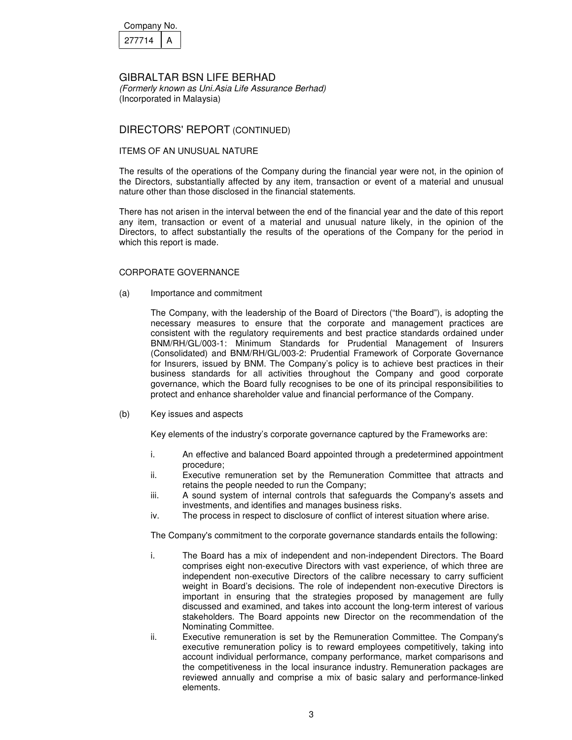Company No.

| 277714 | A |
| --- | --- |

GIBRALTAR BSN LIFE BERHAD
*(Formerly known as Uni.Asia Life Assurance Berhad)*
(Incorporated in Malaysia)

## DIRECTORS' REPORT (CONTINUED)

### ITEMS OF AN UNUSUAL NATURE

The results of the operations of the Company during the financial year were not, in the opinion of the Directors, substantially affected by any item, transaction or event of a material and unusual nature other than those disclosed in the financial statements.

There has not arisen in the interval between the end of the financial year and the date of this report any item, transaction or event of a material and unusual nature likely, in the opinion of the Directors, to affect substantially the results of the operations of the Company for the period in which this report is made.

### CORPORATE GOVERNANCE

(a) Importance and commitment

The Company, with the leadership of the Board of Directors ("the Board"), is adopting the necessary measures to ensure that the corporate and management practices are consistent with the regulatory requirements and best practice standards ordained under BNM/RH/GL/003-1: Minimum Standards for Prudential Management of Insurers (Consolidated) and BNM/RH/GL/003-2: Prudential Framework of Corporate Governance for Insurers, issued by BNM. The Company's policy is to achieve best practices in their business standards for all activities throughout the Company and good corporate governance, which the Board fully recognises to be one of its principal responsibilities to protect and enhance shareholder value and financial performance of the Company.

(b) Key issues and aspects

Key elements of the industry's corporate governance captured by the Frameworks are:

i. An effective and balanced Board appointed through a predetermined appointment procedure;
ii. Executive remuneration set by the Remuneration Committee that attracts and retains the people needed to run the Company;
iii. A sound system of internal controls that safeguards the Company's assets and investments, and identifies and manages business risks.
iv. The process in respect to disclosure of conflict of interest situation where arise.

The Company's commitment to the corporate governance standards entails the following:

i. The Board has a mix of independent and non-independent Directors. The Board comprises eight non-executive Directors with vast experience, of which three are independent non-executive Directors of the calibre necessary to carry sufficient weight in Board's decisions. The role of independent non-executive Directors is important in ensuring that the strategies proposed by management are fully discussed and examined, and takes into account the long-term interest of various stakeholders. The Board appoints new Director on the recommendation of the Nominating Committee.
ii. Executive remuneration is set by the Remuneration Committee. The Company's executive remuneration policy is to reward employees competitively, taking into account individual performance, company performance, market comparisons and the competitiveness in the local insurance industry. Remuneration packages are reviewed annually and comprise a mix of basic salary and performance-linked elements.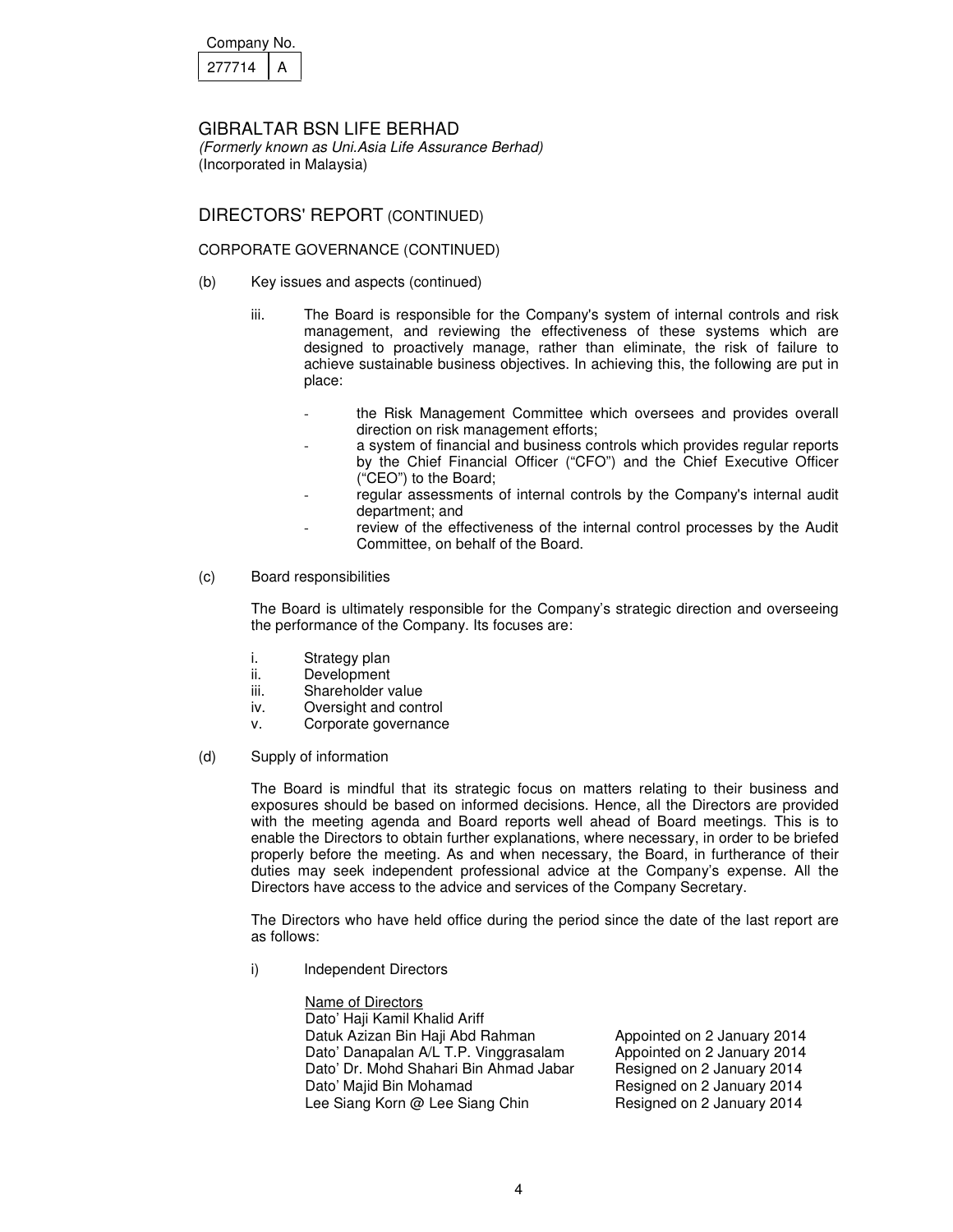Company No.

| 277714 | A |
|---|---|

# GIBRALTAR BSN LIFE BERHAD

*(Formerly known as Uni.Asia Life Assurance Berhad)*
(Incorporated in Malaysia)

## DIRECTORS' REPORT (CONTINUED)

### CORPORATE GOVERNANCE (CONTINUED)

(b) Key issues and aspects (continued)

iii. The Board is responsible for the Company's system of internal controls and risk management, and reviewing the effectiveness of these systems which are designed to proactively manage, rather than eliminate, the risk of failure to achieve sustainable business objectives. In achieving this, the following are put in place:

- the Risk Management Committee which oversees and provides overall direction on risk management efforts;
- a system of financial and business controls which provides regular reports by the Chief Financial Officer ("CFO") and the Chief Executive Officer ("CEO") to the Board;
- regular assessments of internal controls by the Company's internal audit department; and
- review of the effectiveness of the internal control processes by the Audit Committee, on behalf of the Board.

(c) Board responsibilities

The Board is ultimately responsible for the Company's strategic direction and overseeing the performance of the Company. Its focuses are:

i. Strategy plan
ii. Development
iii. Shareholder value
iv. Oversight and control
v. Corporate governance

(d) Supply of information

The Board is mindful that its strategic focus on matters relating to their business and exposures should be based on informed decisions. Hence, all the Directors are provided with the meeting agenda and Board reports well ahead of Board meetings. This is to enable the Directors to obtain further explanations, where necessary, in order to be briefed properly before the meeting. As and when necessary, the Board, in furtherance of their duties may seek independent professional advice at the Company's expense. All the Directors have access to the advice and services of the Company Secretary.

The Directors who have held office during the period since the date of the last report are as follows:

i) Independent Directors

| Name of Directors | |
|---|---|
| Dato' Haji Kamil Khalid Ariff | |
| Datuk Azizan Bin Haji Abd Rahman | Appointed on 2 January 2014 |
| Dato' Danapalan A/L T.P. Vinggrasalam | Appointed on 2 January 2014 |
| Dato' Dr. Mohd Shahari Bin Ahmad Jabar | Resigned on 2 January 2014 |
| Dato' Majid Bin Mohamad | Resigned on 2 January 2014 |
| Lee Siang Korn @ Lee Siang Chin | Resigned on 2 January 2014 |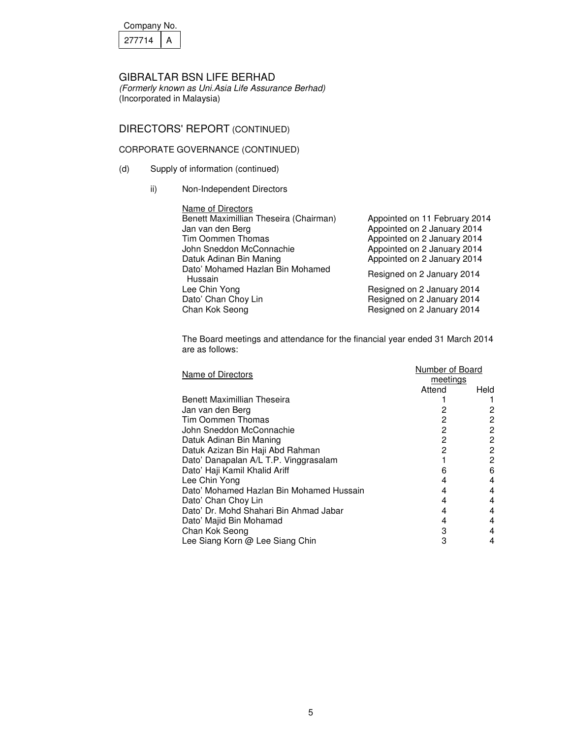Company No.

| 277714 | A |
|---|---|

# GIBRALTAR BSN LIFE BERHAD

*(Formerly known as Uni.Asia Life Assurance Berhad)*
(Incorporated in Malaysia)

## DIRECTORS' REPORT (CONTINUED)

### CORPORATE GOVERNANCE (CONTINUED)

(d) Supply of information (continued)

ii) Non-Independent Directors

| Name of Directors | |
|---|---|
| Benett Maximillian Theseira (Chairman) | Appointed on 11 February 2014 |
| Jan van den Berg | Appointed on 2 January 2014 |
| Tim Oommen Thomas | Appointed on 2 January 2014 |
| John Sneddon McConnachie | Appointed on 2 January 2014 |
| Datuk Adinan Bin Maning | Appointed on 2 January 2014 |
| Dato' Mohamed Hazlan Bin Mohamed Hussain | Resigned on 2 January 2014 |
| Lee Chin Yong | Resigned on 2 January 2014 |
| Dato' Chan Choy Lin | Resigned on 2 January 2014 |
| Chan Kok Seong | Resigned on 2 January 2014 |

The Board meetings and attendance for the financial year ended 31 March 2014 are as follows:

| Name of Directors | Number of Board meetings | |
|---|---|---|
| | Attend | Held |
| Benett Maximillian Theseira | 1 | 1 |
| Jan van den Berg | 2 | 2 |
| Tim Oommen Thomas | 2 | 2 |
| John Sneddon McConnachie | 2 | 2 |
| Datuk Adinan Bin Maning | 2 | 2 |
| Datuk Azizan Bin Haji Abd Rahman | 2 | 2 |
| Dato' Danapalan A/L T.P. Vinggrasalam | 1 | 2 |
| Dato' Haji Kamil Khalid Ariff | 6 | 6 |
| Lee Chin Yong | 4 | 4 |
| Dato' Mohamed Hazlan Bin Mohamed Hussain | 4 | 4 |
| Dato' Chan Choy Lin | 4 | 4 |
| Dato' Dr. Mohd Shahari Bin Ahmad Jabar | 4 | 4 |
| Dato' Majid Bin Mohamad | 4 | 4 |
| Chan Kok Seong | 3 | 4 |
| Lee Siang Korn @ Lee Siang Chin | 3 | 4 |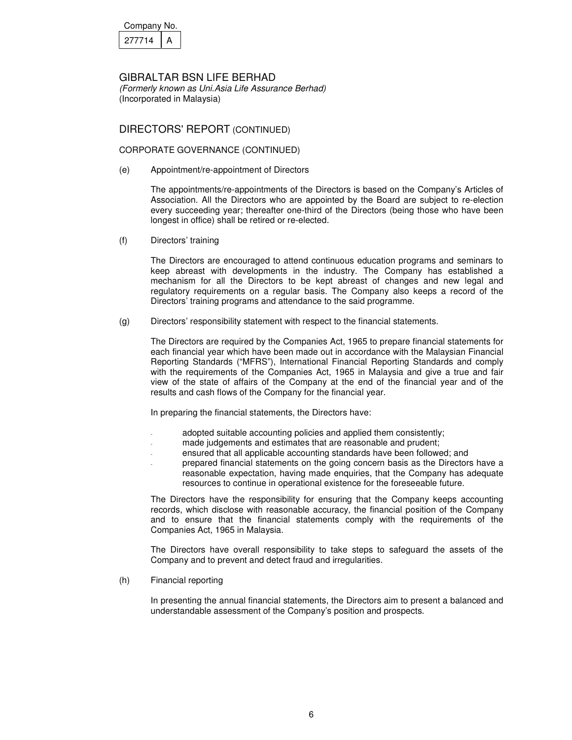Company No.

| 277714 | A |
| --- | --- |

GIBRALTAR BSN LIFE BERHAD
*(Formerly known as Uni.Asia Life Assurance Berhad)*
(Incorporated in Malaysia)

## DIRECTORS' REPORT (CONTINUED)

CORPORATE GOVERNANCE (CONTINUED)

(e) Appointment/re-appointment of Directors

The appointments/re-appointments of the Directors is based on the Company's Articles of Association. All the Directors who are appointed by the Board are subject to re-election every succeeding year; thereafter one-third of the Directors (being those who have been longest in office) shall be retired or re-elected.

(f) Directors' training

The Directors are encouraged to attend continuous education programs and seminars to keep abreast with developments in the industry. The Company has established a mechanism for all the Directors to be kept abreast of changes and new legal and regulatory requirements on a regular basis. The Company also keeps a record of the Directors' training programs and attendance to the said programme.

(g) Directors' responsibility statement with respect to the financial statements.

The Directors are required by the Companies Act, 1965 to prepare financial statements for each financial year which have been made out in accordance with the Malaysian Financial Reporting Standards ("MFRS"), International Financial Reporting Standards and comply with the requirements of the Companies Act, 1965 in Malaysia and give a true and fair view of the state of affairs of the Company at the end of the financial year and of the results and cash flows of the Company for the financial year.

In preparing the financial statements, the Directors have:

- adopted suitable accounting policies and applied them consistently;
- made judgements and estimates that are reasonable and prudent;
- ensured that all applicable accounting standards have been followed; and
- prepared financial statements on the going concern basis as the Directors have a reasonable expectation, having made enquiries, that the Company has adequate resources to continue in operational existence for the foreseeable future.

The Directors have the responsibility for ensuring that the Company keeps accounting records, which disclose with reasonable accuracy, the financial position of the Company and to ensure that the financial statements comply with the requirements of the Companies Act, 1965 in Malaysia.

The Directors have overall responsibility to take steps to safeguard the assets of the Company and to prevent and detect fraud and irregularities.

(h) Financial reporting

In presenting the annual financial statements, the Directors aim to present a balanced and understandable assessment of the Company's position and prospects.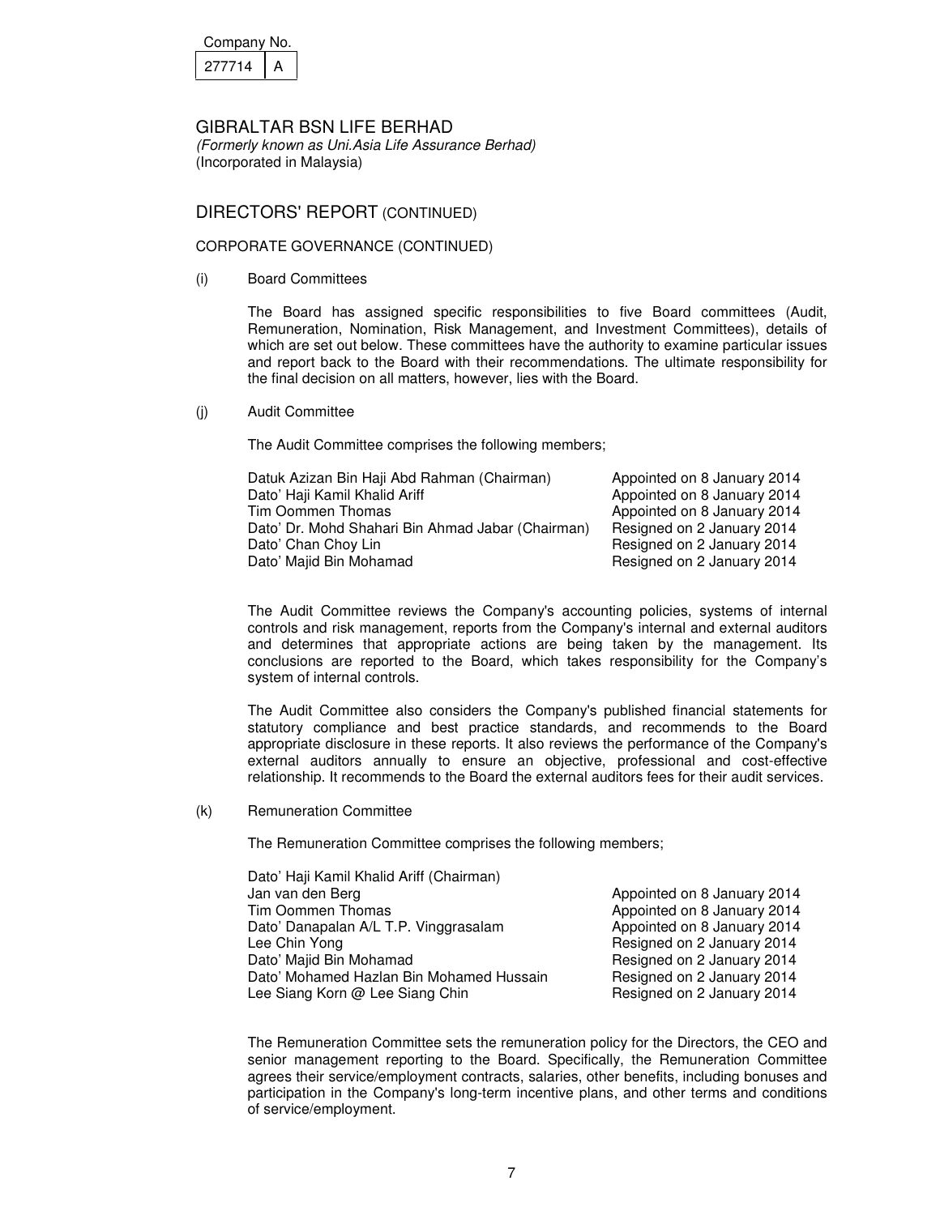Company No.

| 277714 | A |
|---|---|

# GIBRALTAR BSN LIFE BERHAD

*(Formerly known as Uni.Asia Life Assurance Berhad)*
(Incorporated in Malaysia)

## DIRECTORS' REPORT (CONTINUED)

### CORPORATE GOVERNANCE (CONTINUED)

(i) Board Committees

The Board has assigned specific responsibilities to five Board committees (Audit, Remuneration, Nomination, Risk Management, and Investment Committees), details of which are set out below. These committees have the authority to examine particular issues and report back to the Board with their recommendations. The ultimate responsibility for the final decision on all matters, however, lies with the Board.

(j) Audit Committee

The Audit Committee comprises the following members;

| | |
|---|---|
| Datuk Azizan Bin Haji Abd Rahman (Chairman) | Appointed on 8 January 2014 |
| Dato' Haji Kamil Khalid Ariff | Appointed on 8 January 2014 |
| Tim Oommen Thomas | Appointed on 8 January 2014 |
| Dato' Dr. Mohd Shahari Bin Ahmad Jabar (Chairman) | Resigned on 2 January 2014 |
| Dato' Chan Choy Lin | Resigned on 2 January 2014 |
| Dato' Majid Bin Mohamad | Resigned on 2 January 2014 |

The Audit Committee reviews the Company's accounting policies, systems of internal controls and risk management, reports from the Company's internal and external auditors and determines that appropriate actions are being taken by the management. Its conclusions are reported to the Board, which takes responsibility for the Company's system of internal controls.

The Audit Committee also considers the Company's published financial statements for statutory compliance and best practice standards, and recommends to the Board appropriate disclosure in these reports. It also reviews the performance of the Company's external auditors annually to ensure an objective, professional and cost-effective relationship. It recommends to the Board the external auditors fees for their audit services.

(k) Remuneration Committee

The Remuneration Committee comprises the following members;

| | |
|---|---|
| Dato' Haji Kamil Khalid Ariff (Chairman) | |
| Jan van den Berg | Appointed on 8 January 2014 |
| Tim Oommen Thomas | Appointed on 8 January 2014 |
| Dato' Danapalan A/L T.P. Vinggrasalam | Appointed on 8 January 2014 |
| Lee Chin Yong | Resigned on 2 January 2014 |
| Dato' Majid Bin Mohamad | Resigned on 2 January 2014 |
| Dato' Mohamed Hazlan Bin Mohamed Hussain | Resigned on 2 January 2014 |
| Lee Siang Korn @ Lee Siang Chin | Resigned on 2 January 2014 |

The Remuneration Committee sets the remuneration policy for the Directors, the CEO and senior management reporting to the Board. Specifically, the Remuneration Committee agrees their service/employment contracts, salaries, other benefits, including bonuses and participation in the Company's long-term incentive plans, and other terms and conditions of service/employment.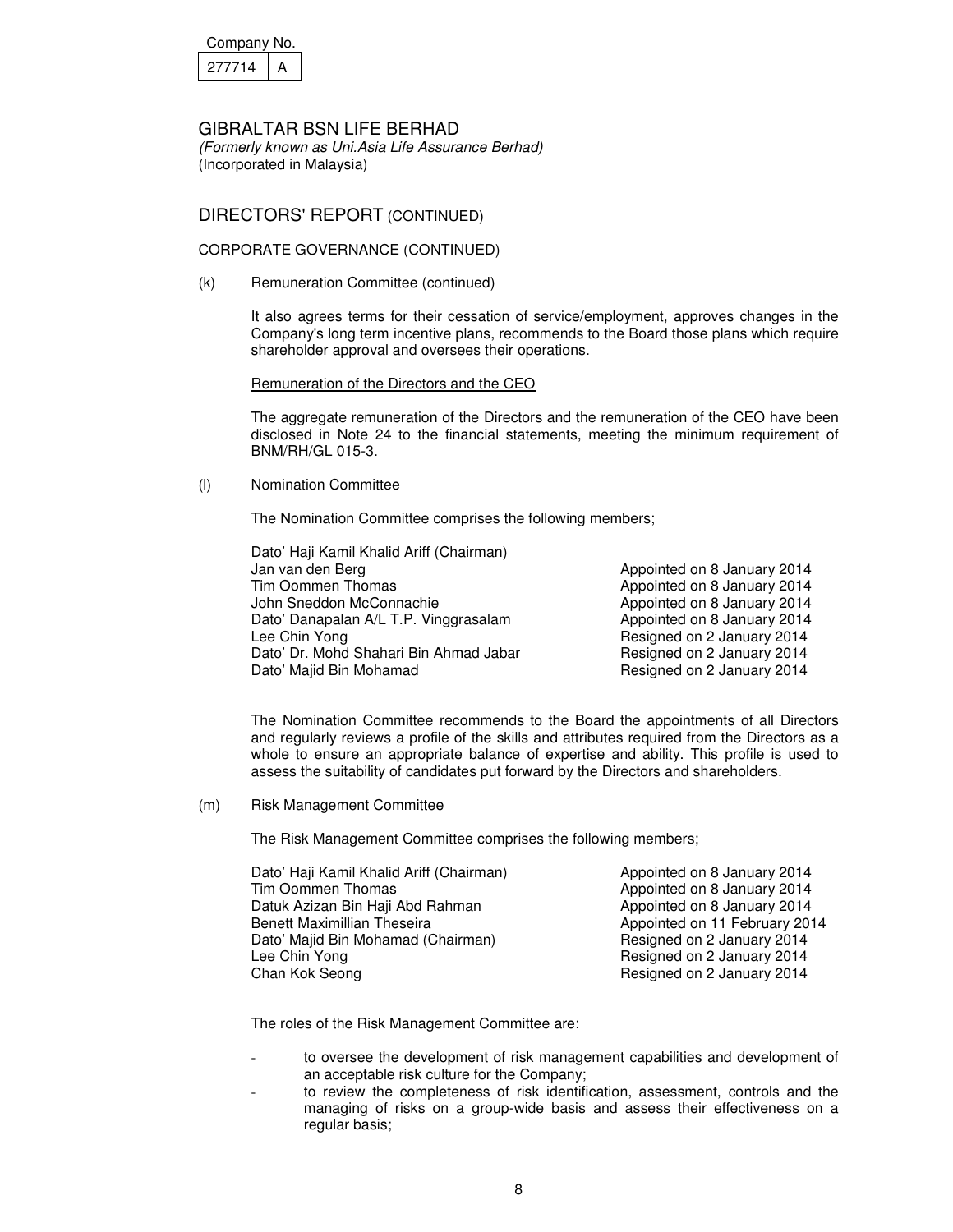Company No.

| 277714 | A |
|---|---|

GIBRALTAR BSN LIFE BERHAD
*(Formerly known as Uni.Asia Life Assurance Berhad)*
(Incorporated in Malaysia)

## DIRECTORS' REPORT (CONTINUED)

### CORPORATE GOVERNANCE (CONTINUED)

(k) Remuneration Committee (continued)

It also agrees terms for their cessation of service/employment, approves changes in the Company's long term incentive plans, recommends to the Board those plans which require shareholder approval and oversees their operations.

Remuneration of the Directors and the CEO

The aggregate remuneration of the Directors and the remuneration of the CEO have been disclosed in Note 24 to the financial statements, meeting the minimum requirement of BNM/RH/GL 015-3.

(l) Nomination Committee

The Nomination Committee comprises the following members;

| | |
|---|---|
| Dato' Haji Kamil Khalid Ariff (Chairman) | |
| Jan van den Berg | Appointed on 8 January 2014 |
| Tim Oommen Thomas | Appointed on 8 January 2014 |
| John Sneddon McConnachie | Appointed on 8 January 2014 |
| Dato' Danapalan A/L T.P. Vinggrasalam | Appointed on 8 January 2014 |
| Lee Chin Yong | Resigned on 2 January 2014 |
| Dato' Dr. Mohd Shahari Bin Ahmad Jabar | Resigned on 2 January 2014 |
| Dato' Majid Bin Mohamad | Resigned on 2 January 2014 |

The Nomination Committee recommends to the Board the appointments of all Directors and regularly reviews a profile of the skills and attributes required from the Directors as a whole to ensure an appropriate balance of expertise and ability. This profile is used to assess the suitability of candidates put forward by the Directors and shareholders.

(m) Risk Management Committee

The Risk Management Committee comprises the following members;

| | |
|---|---|
| Dato' Haji Kamil Khalid Ariff (Chairman) | Appointed on 8 January 2014 |
| Tim Oommen Thomas | Appointed on 8 January 2014 |
| Datuk Azizan Bin Haji Abd Rahman | Appointed on 8 January 2014 |
| Benett Maximillian Theseira | Appointed on 11 February 2014 |
| Dato' Majid Bin Mohamad (Chairman) | Resigned on 2 January 2014 |
| Lee Chin Yong | Resigned on 2 January 2014 |
| Chan Kok Seong | Resigned on 2 January 2014 |

The roles of the Risk Management Committee are:

- to oversee the development of risk management capabilities and development of an acceptable risk culture for the Company;
- to review the completeness of risk identification, assessment, controls and the managing of risks on a group-wide basis and assess their effectiveness on a regular basis;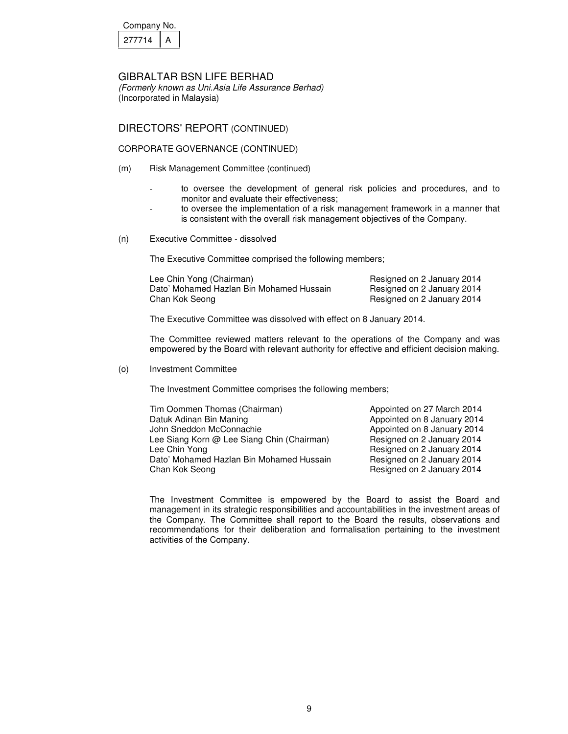Company No.

| | |
|---|---|
| 277714 | A |

# GIBRALTAR BSN LIFE BERHAD

*(Formerly known as Uni.Asia Life Assurance Berhad)*
(Incorporated in Malaysia)

## DIRECTORS' REPORT (CONTINUED)

CORPORATE GOVERNANCE (CONTINUED)

(m) Risk Management Committee (continued)

- to oversee the development of general risk policies and procedures, and to monitor and evaluate their effectiveness;
- to oversee the implementation of a risk management framework in a manner that is consistent with the overall risk management objectives of the Company.

(n) Executive Committee - dissolved

The Executive Committee comprised the following members;

| | |
|---|---|
| Lee Chin Yong (Chairman) | Resigned on 2 January 2014 |
| Dato' Mohamed Hazlan Bin Mohamed Hussain | Resigned on 2 January 2014 |
| Chan Kok Seong | Resigned on 2 January 2014 |

The Executive Committee was dissolved with effect on 8 January 2014.

The Committee reviewed matters relevant to the operations of the Company and was empowered by the Board with relevant authority for effective and efficient decision making.

(o) Investment Committee

The Investment Committee comprises the following members;

| | |
|---|---|
| Tim Oommen Thomas (Chairman) | Appointed on 27 March 2014 |
| Datuk Adinan Bin Maning | Appointed on 8 January 2014 |
| John Sneddon McConnachie | Appointed on 8 January 2014 |
| Lee Siang Korn @ Lee Siang Chin (Chairman) | Resigned on 2 January 2014 |
| Lee Chin Yong | Resigned on 2 January 2014 |
| Dato' Mohamed Hazlan Bin Mohamed Hussain | Resigned on 2 January 2014 |
| Chan Kok Seong | Resigned on 2 January 2014 |

The Investment Committee is empowered by the Board to assist the Board and management in its strategic responsibilities and accountabilities in the investment areas of the Company. The Committee shall report to the Board the results, observations and recommendations for their deliberation and formalisation pertaining to the investment activities of the Company.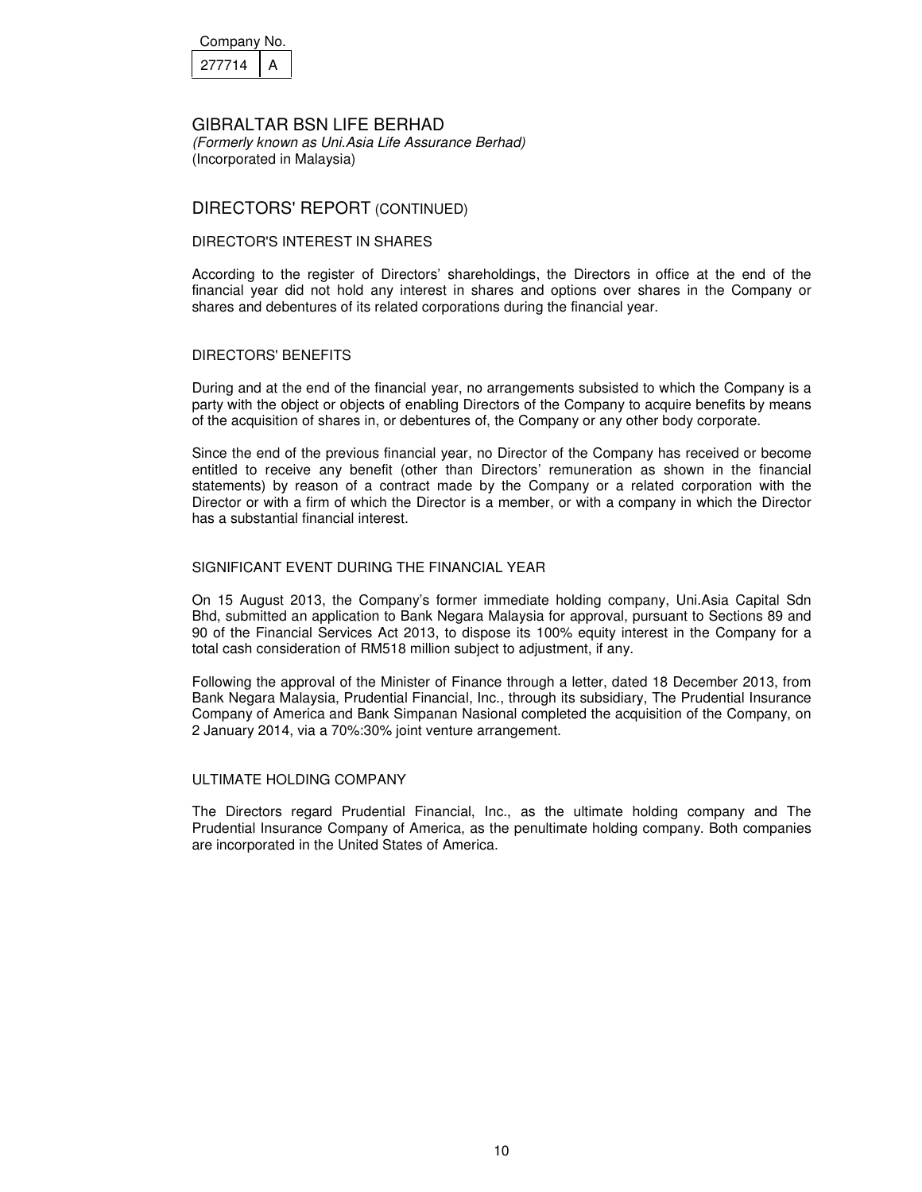Company No.

| 277714 | A |
|---|---|

# GIBRALTAR BSN LIFE BERHAD

*(Formerly known as Uni.Asia Life Assurance Berhad)*
(Incorporated in Malaysia)

## DIRECTORS' REPORT (CONTINUED)

### DIRECTOR'S INTEREST IN SHARES

According to the register of Directors' shareholdings, the Directors in office at the end of the financial year did not hold any interest in shares and options over shares in the Company or shares and debentures of its related corporations during the financial year.

### DIRECTORS' BENEFITS

During and at the end of the financial year, no arrangements subsisted to which the Company is a party with the object or objects of enabling Directors of the Company to acquire benefits by means of the acquisition of shares in, or debentures of, the Company or any other body corporate.

Since the end of the previous financial year, no Director of the Company has received or become entitled to receive any benefit (other than Directors' remuneration as shown in the financial statements) by reason of a contract made by the Company or a related corporation with the Director or with a firm of which the Director is a member, or with a company in which the Director has a substantial financial interest.

### SIGNIFICANT EVENT DURING THE FINANCIAL YEAR

On 15 August 2013, the Company's former immediate holding company, Uni.Asia Capital Sdn Bhd, submitted an application to Bank Negara Malaysia for approval, pursuant to Sections 89 and 90 of the Financial Services Act 2013, to dispose its 100% equity interest in the Company for a total cash consideration of RM518 million subject to adjustment, if any.

Following the approval of the Minister of Finance through a letter, dated 18 December 2013, from Bank Negara Malaysia, Prudential Financial, Inc., through its subsidiary, The Prudential Insurance Company of America and Bank Simpanan Nasional completed the acquisition of the Company, on 2 January 2014, via a 70%:30% joint venture arrangement.

### ULTIMATE HOLDING COMPANY

The Directors regard Prudential Financial, Inc., as the ultimate holding company and The Prudential Insurance Company of America, as the penultimate holding company. Both companies are incorporated in the United States of America.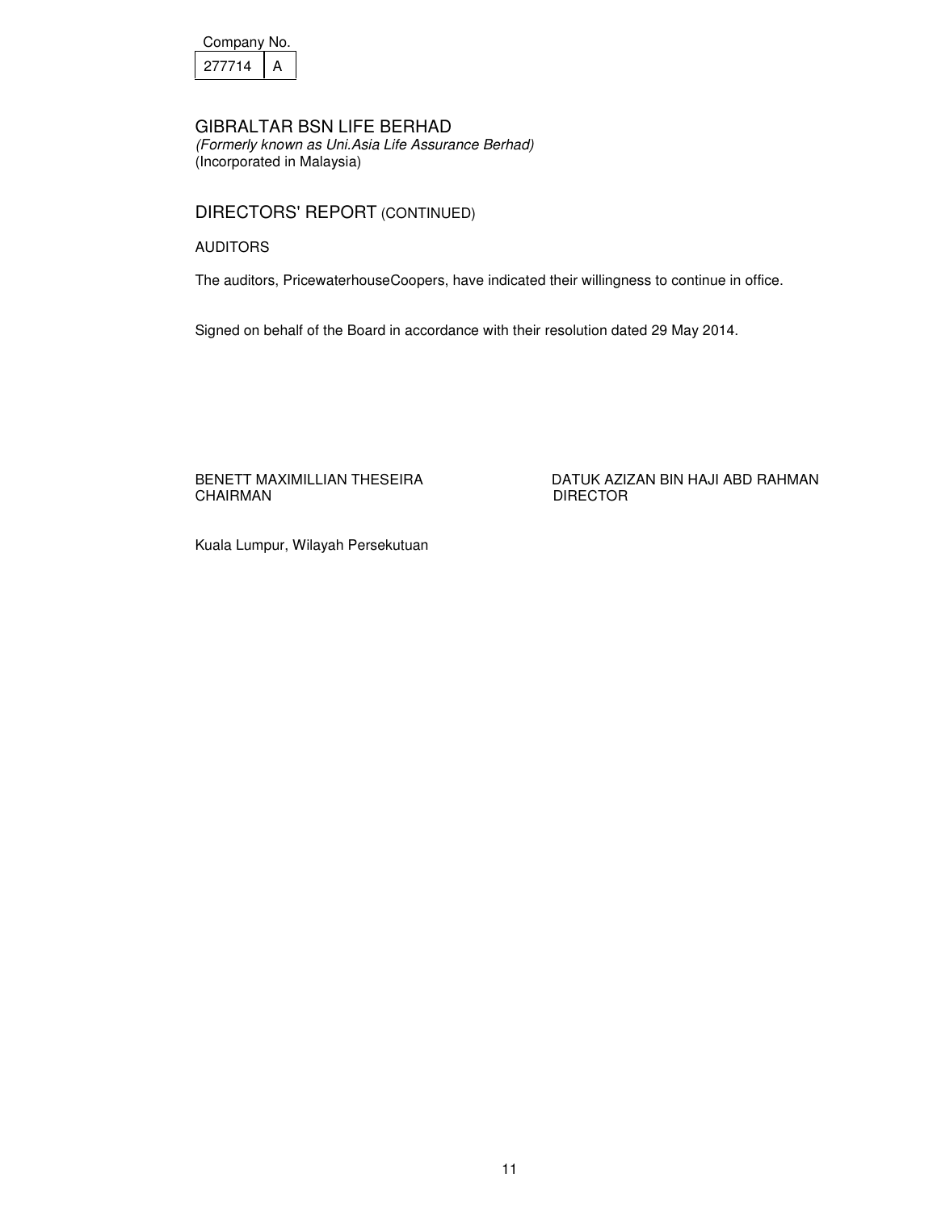Company No.

| 277714 | A |
|---|---|

GIBRALTAR BSN LIFE BERHAD
*(Formerly known as Uni.Asia Life Assurance Berhad)*
(Incorporated in Malaysia)

## DIRECTORS' REPORT (CONTINUED)

AUDITORS

The auditors, PricewaterhouseCoopers, have indicated their willingness to continue in office.

Signed on behalf of the Board in accordance with their resolution dated 29 May 2014.

BENETT MAXIMILLIAN THESEIRA
CHAIRMAN

DATUK AZIZAN BIN HAJI ABD RAHMAN
DIRECTOR

Kuala Lumpur, Wilayah Persekutuan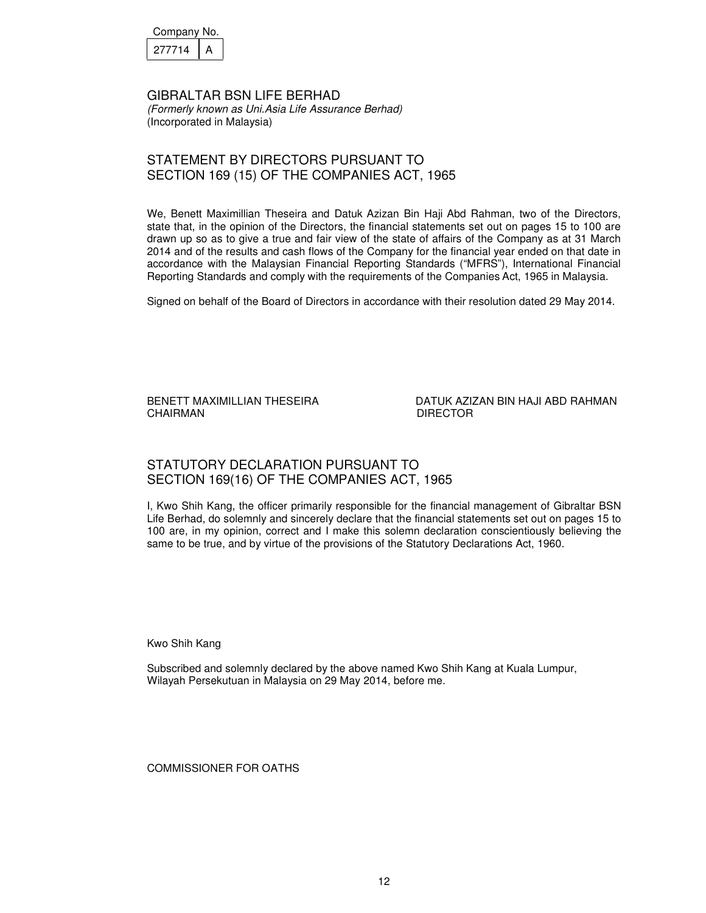Company No.

| 277714 | A |
|---|---|

GIBRALTAR BSN LIFE BERHAD
*(Formerly known as Uni.Asia Life Assurance Berhad)*
(Incorporated in Malaysia)

## STATEMENT BY DIRECTORS PURSUANT TO SECTION 169 (15) OF THE COMPANIES ACT, 1965

We, Benett Maximillian Theseira and Datuk Azizan Bin Haji Abd Rahman, two of the Directors, state that, in the opinion of the Directors, the financial statements set out on pages 15 to 100 are drawn up so as to give a true and fair view of the state of affairs of the Company as at 31 March 2014 and of the results and cash flows of the Company for the financial year ended on that date in accordance with the Malaysian Financial Reporting Standards ("MFRS"), International Financial Reporting Standards and comply with the requirements of the Companies Act, 1965 in Malaysia.

Signed on behalf of the Board of Directors in accordance with their resolution dated 29 May 2014.

BENETT MAXIMILLIAN THESEIRA
CHAIRMAN

DATUK AZIZAN BIN HAJI ABD RAHMAN
DIRECTOR

## STATUTORY DECLARATION PURSUANT TO SECTION 169(16) OF THE COMPANIES ACT, 1965

I, Kwo Shih Kang, the officer primarily responsible for the financial management of Gibraltar BSN Life Berhad, do solemnly and sincerely declare that the financial statements set out on pages 15 to 100 are, in my opinion, correct and I make this solemn declaration conscientiously believing the same to be true, and by virtue of the provisions of the Statutory Declarations Act, 1960.

Kwo Shih Kang

Subscribed and solemnly declared by the above named Kwo Shih Kang at Kuala Lumpur, Wilayah Persekutuan in Malaysia on 29 May 2014, before me.

COMMISSIONER FOR OATHS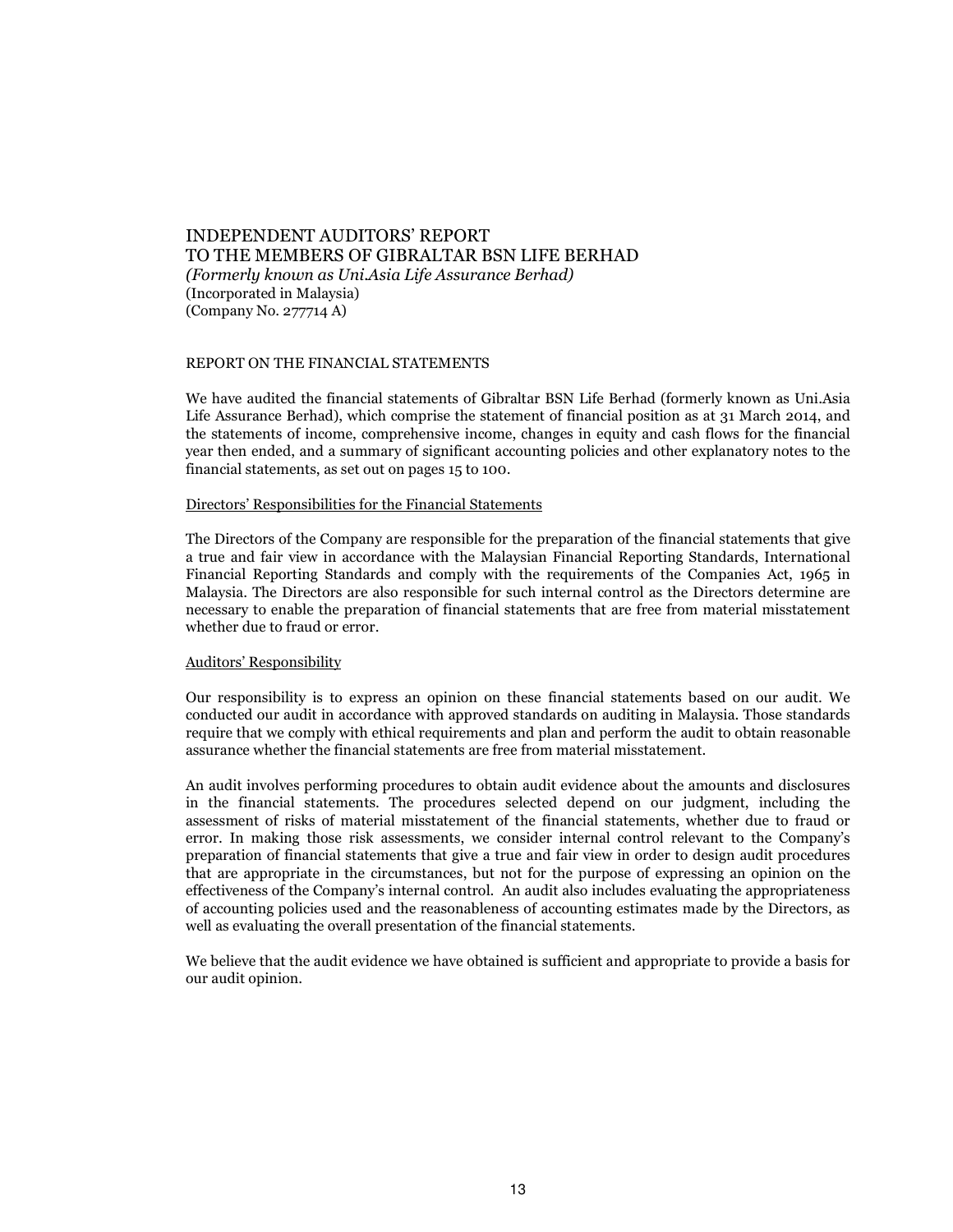# INDEPENDENT AUDITORS' REPORT
# TO THE MEMBERS OF GIBRALTAR BSN LIFE BERHAD

*(Formerly known as Uni.Asia Life Assurance Berhad)*
(Incorporated in Malaysia)
(Company No. 277714 A)

## REPORT ON THE FINANCIAL STATEMENTS

We have audited the financial statements of Gibraltar BSN Life Berhad (formerly known as Uni.Asia Life Assurance Berhad), which comprise the statement of financial position as at 31 March 2014, and the statements of income, comprehensive income, changes in equity and cash flows for the financial year then ended, and a summary of significant accounting policies and other explanatory notes to the financial statements, as set out on pages 15 to 100.

### Directors' Responsibilities for the Financial Statements

The Directors of the Company are responsible for the preparation of the financial statements that give a true and fair view in accordance with the Malaysian Financial Reporting Standards, International Financial Reporting Standards and comply with the requirements of the Companies Act, 1965 in Malaysia. The Directors are also responsible for such internal control as the Directors determine are necessary to enable the preparation of financial statements that are free from material misstatement whether due to fraud or error.

### Auditors' Responsibility

Our responsibility is to express an opinion on these financial statements based on our audit. We conducted our audit in accordance with approved standards on auditing in Malaysia. Those standards require that we comply with ethical requirements and plan and perform the audit to obtain reasonable assurance whether the financial statements are free from material misstatement.

An audit involves performing procedures to obtain audit evidence about the amounts and disclosures in the financial statements. The procedures selected depend on our judgment, including the assessment of risks of material misstatement of the financial statements, whether due to fraud or error. In making those risk assessments, we consider internal control relevant to the Company's preparation of financial statements that give a true and fair view in order to design audit procedures that are appropriate in the circumstances, but not for the purpose of expressing an opinion on the effectiveness of the Company's internal control. An audit also includes evaluating the appropriateness of accounting policies used and the reasonableness of accounting estimates made by the Directors, as well as evaluating the overall presentation of the financial statements.

We believe that the audit evidence we have obtained is sufficient and appropriate to provide a basis for our audit opinion.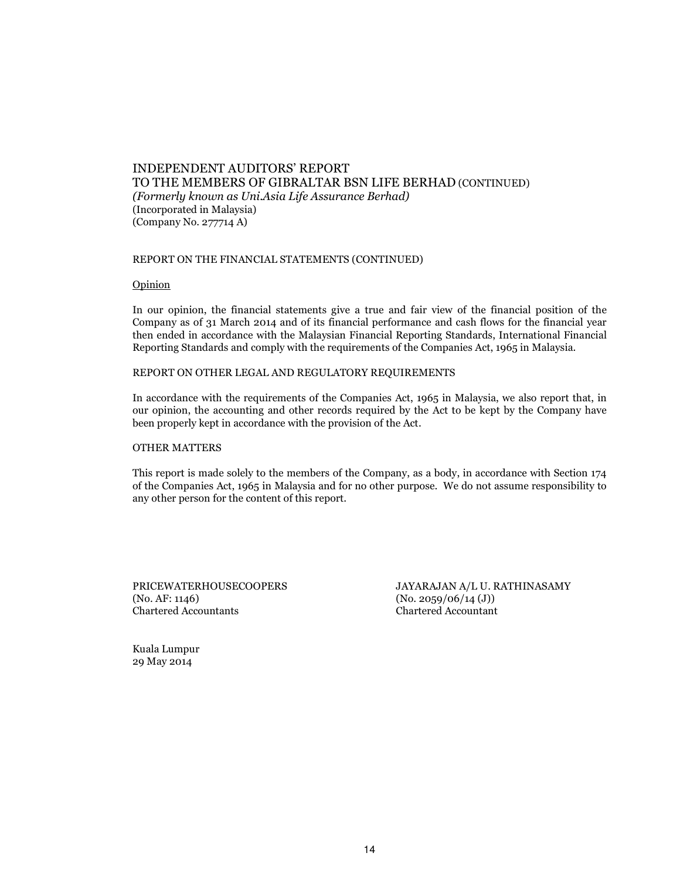# INDEPENDENT AUDITORS' REPORT
# TO THE MEMBERS OF GIBRALTAR BSN LIFE BERHAD (CONTINUED)
*(Formerly known as Uni.Asia Life Assurance Berhad)*
(Incorporated in Malaysia)
(Company No. 277714 A)

REPORT ON THE FINANCIAL STATEMENTS (CONTINUED)

Opinion

In our opinion, the financial statements give a true and fair view of the financial position of the Company as of 31 March 2014 and of its financial performance and cash flows for the financial year then ended in accordance with the Malaysian Financial Reporting Standards, International Financial Reporting Standards and comply with the requirements of the Companies Act, 1965 in Malaysia.

REPORT ON OTHER LEGAL AND REGULATORY REQUIREMENTS

In accordance with the requirements of the Companies Act, 1965 in Malaysia, we also report that, in our opinion, the accounting and other records required by the Act to be kept by the Company have been properly kept in accordance with the provision of the Act.

OTHER MATTERS

This report is made solely to the members of the Company, as a body, in accordance with Section 174 of the Companies Act, 1965 in Malaysia and for no other purpose. We do not assume responsibility to any other person for the content of this report.

PRICEWATERHOUSECOOPERS
(No. AF: 1146)
Chartered Accountants

JAYARAJAN A/L U. RATHINASAMY
(No. 2059/06/14 (J))
Chartered Accountant

Kuala Lumpur
29 May 2014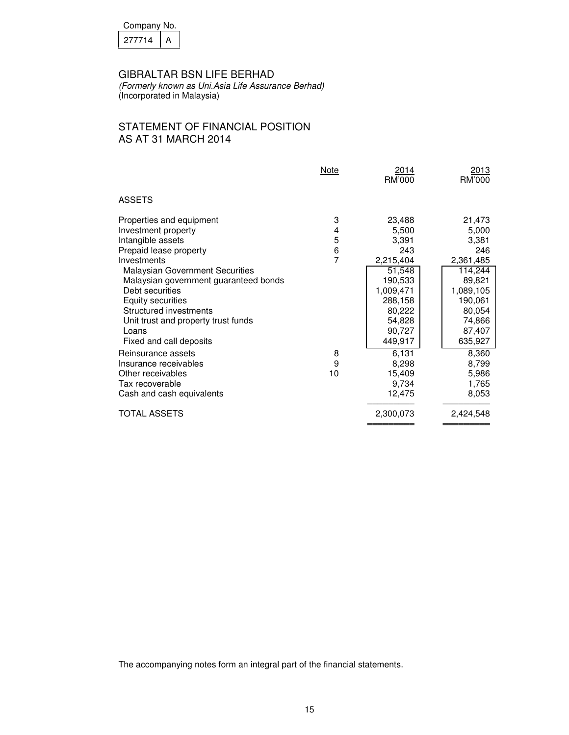Company No.

| 277714 | A |
|---|---|

GIBRALTAR BSN LIFE BERHAD

*(Formerly known as Uni.Asia Life Assurance Berhad)*

(Incorporated in Malaysia)

## STATEMENT OF FINANCIAL POSITION
## AS AT 31 MARCH 2014

| | Note | 2014<br>RM'000 | 2013<br>RM'000 |
|---|---|---|---|
| ASSETS | | | |
| Properties and equipment | 3 | 23,488 | 21,473 |
| Investment property | 4 | 5,500 | 5,000 |
| Intangible assets | 5 | 3,391 | 3,381 |
| Prepaid lease property | 6 | 243 | 246 |
| Investments | 7 | 2,215,404 | 2,361,485 |
| Malaysian Government Securities | | 51,548 | 114,244 |
| Malaysian government guaranteed bonds | | 190,533 | 89,821 |
| Debt securities | | 1,009,471 | 1,089,105 |
| Equity securities | | 288,158 | 190,061 |
| Structured investments | | 80,222 | 80,054 |
| Unit trust and property trust funds | | 54,828 | 74,866 |
| Loans | | 90,727 | 87,407 |
| Fixed and call deposits | | 449,917 | 635,927 |
| Reinsurance assets | 8 | 6,131 | 8,360 |
| Insurance receivables | 9 | 8,298 | 8,799 |
| Other receivables | 10 | 15,409 | 5,986 |
| Tax recoverable | | 9,734 | 1,765 |
| Cash and cash equivalents | | 12,475 | 8,053 |
| TOTAL ASSETS | | 2,300,073 | 2,424,548 |

The accompanying notes form an integral part of the financial statements.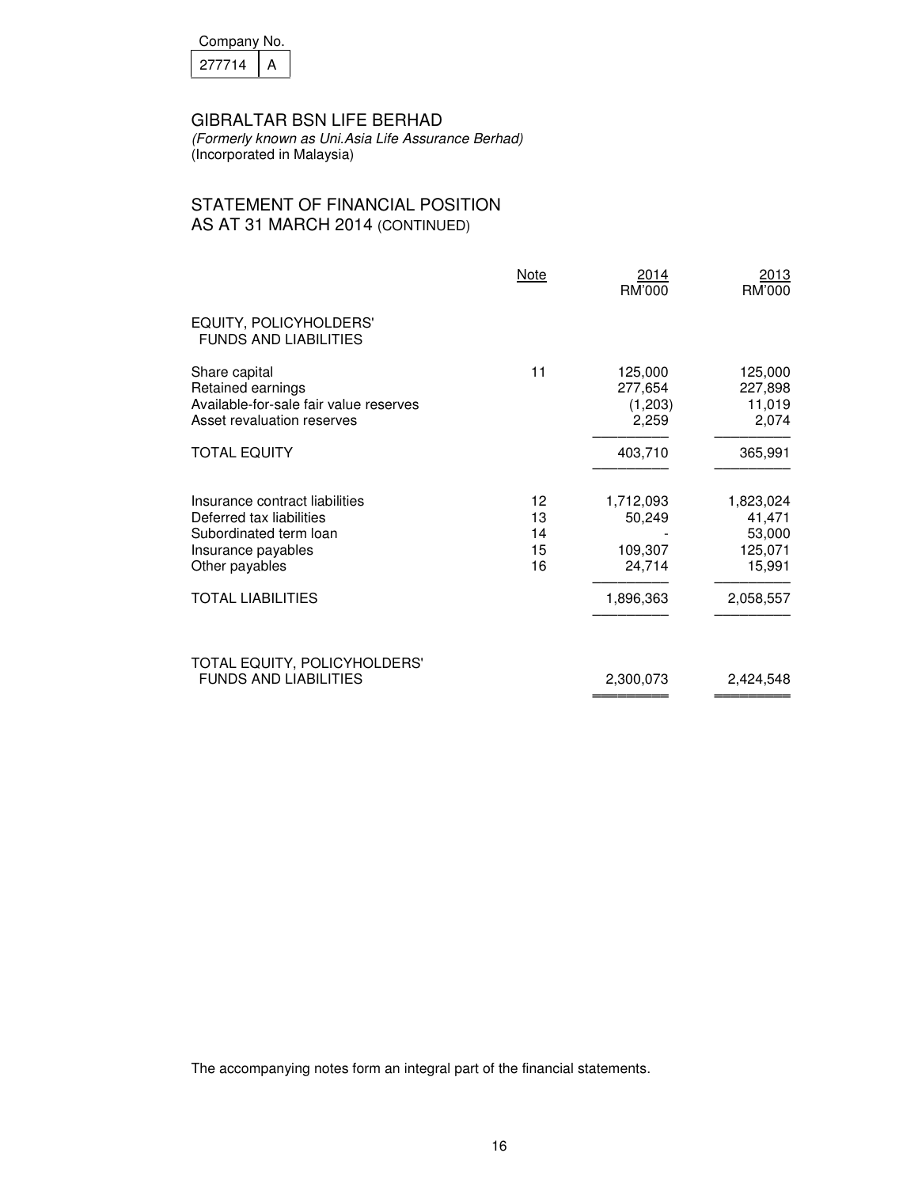Company No.

| 277714 | A |
|---|---|

# GIBRALTAR BSN LIFE BERHAD

*(Formerly known as Uni.Asia Life Assurance Berhad)*
(Incorporated in Malaysia)

## STATEMENT OF FINANCIAL POSITION
## AS AT 31 MARCH 2014 (CONTINUED)

| | Note | 2014 RM'000 | 2013 RM'000 |
|---|---|---|---|
| EQUITY, POLICYHOLDERS' FUNDS AND LIABILITIES | | | |
| Share capital | 11 | 125,000 | 125,000 |
| Retained earnings | | 277,654 | 227,898 |
| Available-for-sale fair value reserves | | (1,203) | 11,019 |
| Asset revaluation reserves | | 2,259 | 2,074 |
| TOTAL EQUITY | | 403,710 | 365,991 |
| Insurance contract liabilities | 12 | 1,712,093 | 1,823,024 |
| Deferred tax liabilities | 13 | 50,249 | 41,471 |
| Subordinated term loan | 14 | - | 53,000 |
| Insurance payables | 15 | 109,307 | 125,071 |
| Other payables | 16 | 24,714 | 15,991 |
| TOTAL LIABILITIES | | 1,896,363 | 2,058,557 |
| TOTAL EQUITY, POLICYHOLDERS' FUNDS AND LIABILITIES | | 2,300,073 | 2,424,548 |

The accompanying notes form an integral part of the financial statements.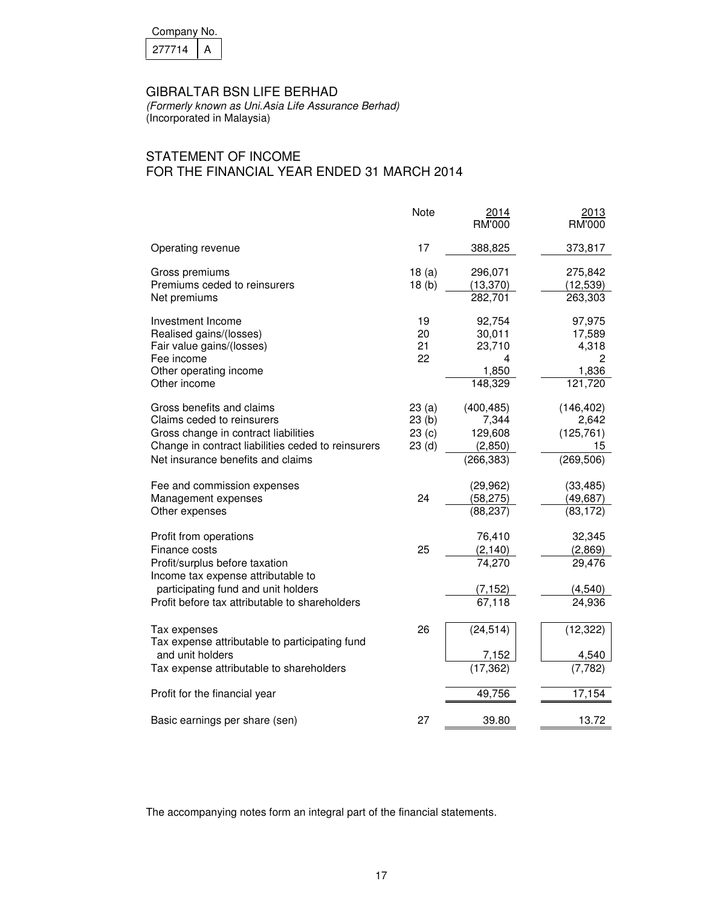Company No.

| 277714 | A |
|---|---|

GIBRALTAR BSN LIFE BERHAD

*(Formerly known as Uni.Asia Life Assurance Berhad)*
(Incorporated in Malaysia)

## STATEMENT OF INCOME
## FOR THE FINANCIAL YEAR ENDED 31 MARCH 2014

| | Note | 2014<br>RM'000 | 2013<br>RM'000 |
|---|---|---|---|
| Operating revenue | 17 | 388,825 | 373,817 |
| | | | |
| Gross premiums | 18 (a) | 296,071 | 275,842 |
| Premiums ceded to reinsurers | 18 (b) | (13,370) | (12,539) |
| Net premiums | | 282,701 | 263,303 |
| | | | |
| Investment Income | 19 | 92,754 | 97,975 |
| Realised gains/(losses) | 20 | 30,011 | 17,589 |
| Fair value gains/(losses) | 21 | 23,710 | 4,318 |
| Fee income | 22 | 4 | 2 |
| Other operating income | | 1,850 | 1,836 |
| Other income | | 148,329 | 121,720 |
| | | | |
| Gross benefits and claims | 23 (a) | (400,485) | (146,402) |
| Claims ceded to reinsurers | 23 (b) | 7,344 | 2,642 |
| Gross change in contract liabilities | 23 (c) | 129,608 | (125,761) |
| Change in contract liabilities ceded to reinsurers | 23 (d) | (2,850) | 15 |
| Net insurance benefits and claims | | (266,383) | (269,506) |
| | | | |
| Fee and commission expenses | | (29,962) | (33,485) |
| Management expenses | 24 | (58,275) | (49,687) |
| Other expenses | | (88,237) | (83,172) |
| | | | |
| Profit from operations | | 76,410 | 32,345 |
| Finance costs | 25 | (2,140) | (2,869) |
| Profit/surplus before taxation | | 74,270 | 29,476 |
| Income tax expense attributable to participating fund and unit holders | | (7,152) | (4,540) |
| Profit before tax attributable to shareholders | | 67,118 | 24,936 |
| | | | |
| Tax expenses | 26 | (24,514) | (12,322) |
| Tax expense attributable to participating fund and unit holders | | 7,152 | 4,540 |
| Tax expense attributable to shareholders | | (17,362) | (7,782) |
| | | | |
| Profit for the financial year | | 49,756 | 17,154 |
| | | | |
| Basic earnings per share (sen) | 27 | 39.80 | 13.72 |

The accompanying notes form an integral part of the financial statements.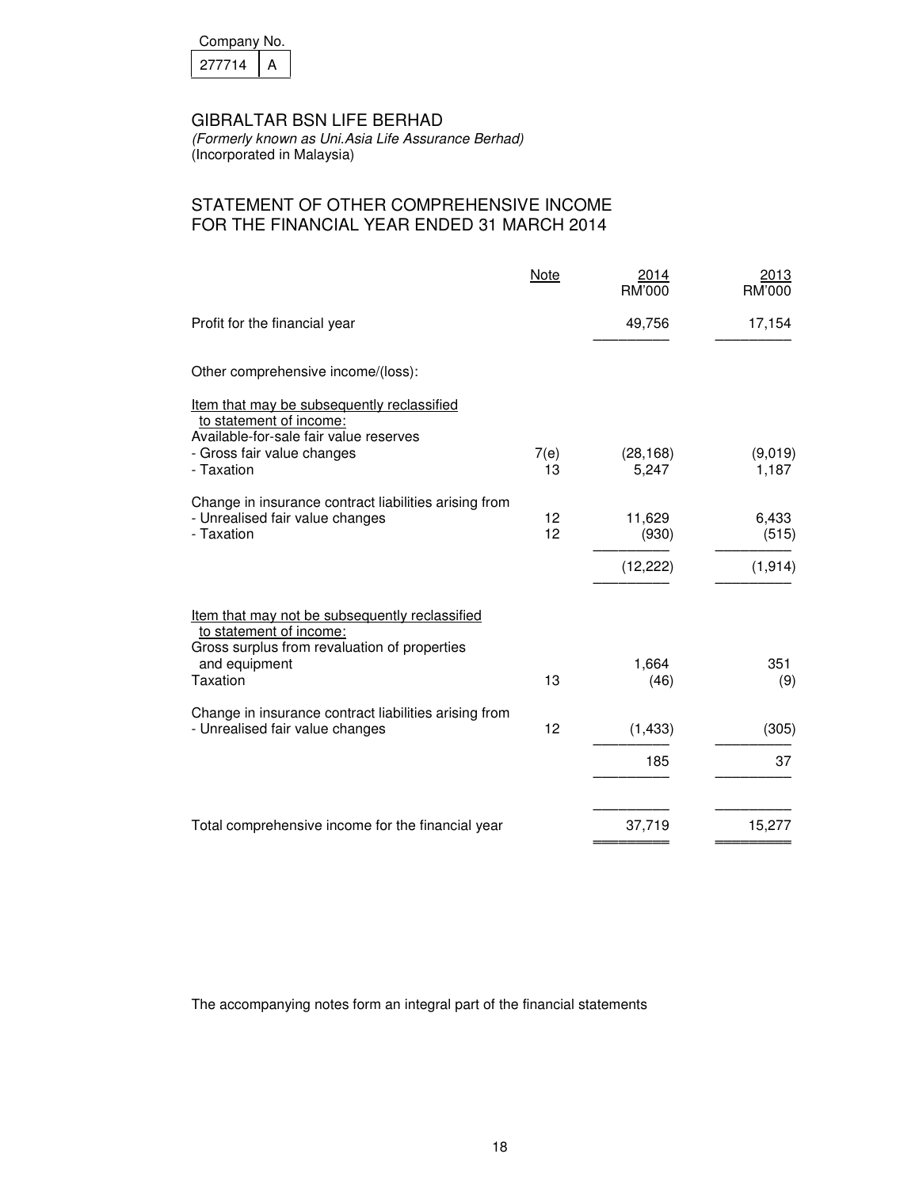Company No.

| 277714 | A |
|---|---|

# GIBRALTAR BSN LIFE BERHAD

*(Formerly known as Uni.Asia Life Assurance Berhad)*
(Incorporated in Malaysia)

## STATEMENT OF OTHER COMPREHENSIVE INCOME FOR THE FINANCIAL YEAR ENDED 31 MARCH 2014

| | Note | 2014 RM'000 | 2013 RM'000 |
|---|---|---|---|
| Profit for the financial year | | 49,756 | 17,154 |
| | | | |
| Other comprehensive income/(loss): | | | |
| | | | |
| Item that may be subsequently reclassified to statement of income: | | | |
| Available-for-sale fair value reserves | | | |
| - Gross fair value changes | 7(e) | (28,168) | (9,019) |
| - Taxation | 13 | 5,247 | 1,187 |
| | | | |
| Change in insurance contract liabilities arising from | | | |
| - Unrealised fair value changes | 12 | 11,629 | 6,433 |
| - Taxation | 12 | (930) | (515) |
| | | (12,222) | (1,914) |
| | | | |
| Item that may not be subsequently reclassified to statement of income: | | | |
| Gross surplus from revaluation of properties and equipment | | 1,664 | 351 |
| Taxation | 13 | (46) | (9) |
| | | | |
| Change in insurance contract liabilities arising from | | | |
| - Unrealised fair value changes | 12 | (1,433) | (305) |
| | | 185 | 37 |
| | | | |
| Total comprehensive income for the financial year | | 37,719 | 15,277 |

The accompanying notes form an integral part of the financial statements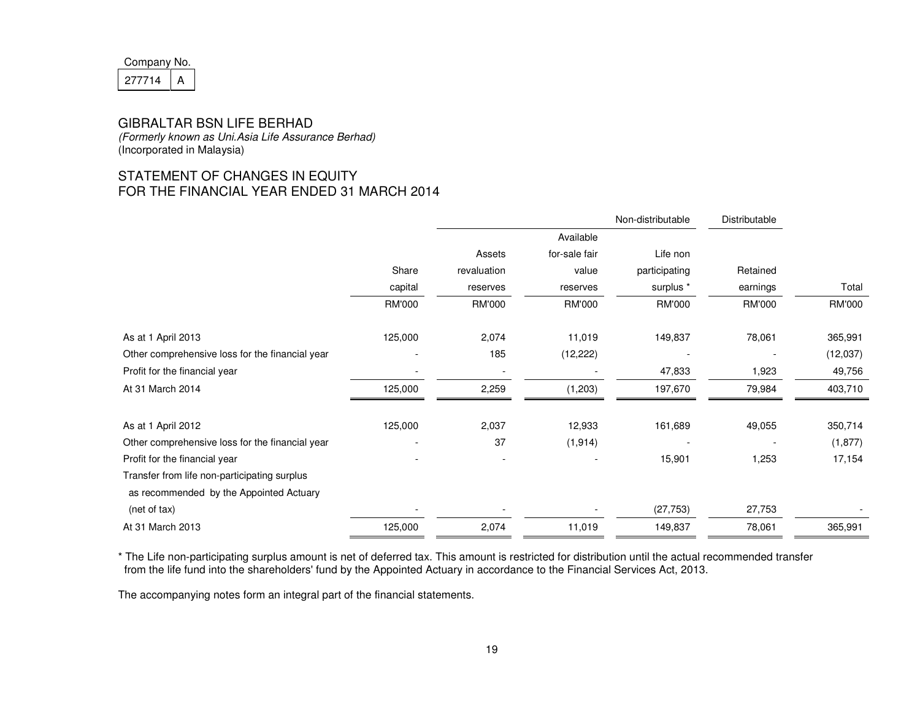Company No.

| 277714 | A |
|---|---|

GIBRALTAR BSN LIFE BERHAD
*(Formerly known as Uni.Asia Life Assurance Berhad)*
(Incorporated in Malaysia)

## STATEMENT OF CHANGES IN EQUITY
## FOR THE FINANCIAL YEAR ENDED 31 MARCH 2014

| | | | | Non-distributable | Distributable | |
|---|---|---|---|---|---|---|
| | Share capital | Assets revaluation reserves | Available for-sale fair value reserves | Life non participating surplus * | Retained earnings | Total |
| | RM'000 | RM'000 | RM'000 | RM'000 | RM'000 | RM'000 |
| As at 1 April 2013 | 125,000 | 2,074 | 11,019 | 149,837 | 78,061 | 365,991 |
| Other comprehensive loss for the financial year | - | 185 | (12,222) | - | - | (12,037) |
| Profit for the financial year | - | - | - | 47,833 | 1,923 | 49,756 |
| At 31 March 2014 | 125,000 | 2,259 | (1,203) | 197,670 | 79,984 | 403,710 |
| As at 1 April 2012 | 125,000 | 2,037 | 12,933 | 161,689 | 49,055 | 350,714 |
| Other comprehensive loss for the financial year | - | 37 | (1,914) | - | - | (1,877) |
| Profit for the financial year | - | - | - | 15,901 | 1,253 | 17,154 |
| Transfer from life non-participating surplus as recommended by the Appointed Actuary (net of tax) | - | - | - | (27,753) | 27,753 | - |
| At 31 March 2013 | 125,000 | 2,074 | 11,019 | 149,837 | 78,061 | 365,991 |

* The Life non-participating surplus amount is net of deferred tax. This amount is restricted for distribution until the actual recommended transfer from the life fund into the shareholders' fund by the Appointed Actuary in accordance to the Financial Services Act, 2013.

The accompanying notes form an integral part of the financial statements.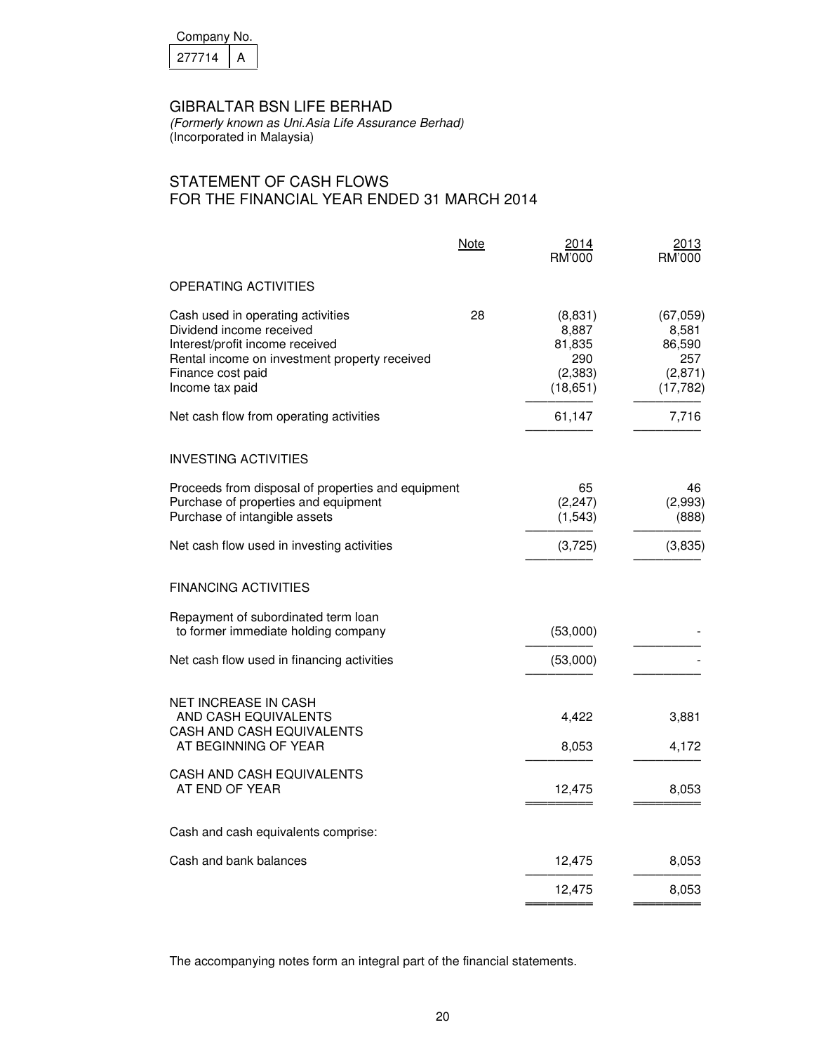Company No.

| 277714 | A |
|---|---|

GIBRALTAR BSN LIFE BERHAD
*(Formerly known as Uni.Asia Life Assurance Berhad)*
(Incorporated in Malaysia)

## STATEMENT OF CASH FLOWS
## FOR THE FINANCIAL YEAR ENDED 31 MARCH 2014

| | Note | 2014 RM'000 | 2013 RM'000 |
|---|---|---|---|
| OPERATING ACTIVITIES | | | |
| Cash used in operating activities | 28 | (8,831) | (67,059) |
| Dividend income received | | 8,887 | 8,581 |
| Interest/profit income received | | 81,835 | 86,590 |
| Rental income on investment property received | | 290 | 257 |
| Finance cost paid | | (2,383) | (2,871) |
| Income tax paid | | (18,651) | (17,782) |
| Net cash flow from operating activities | | 61,147 | 7,716 |
| INVESTING ACTIVITIES | | | |
| Proceeds from disposal of properties and equipment | | 65 | 46 |
| Purchase of properties and equipment | | (2,247) | (2,993) |
| Purchase of intangible assets | | (1,543) | (888) |
| Net cash flow used in investing activities | | (3,725) | (3,835) |
| FINANCING ACTIVITIES | | | |
| Repayment of subordinated term loan to former immediate holding company | | (53,000) | - |
| Net cash flow used in financing activities | | (53,000) | - |
| NET INCREASE IN CASH AND CASH EQUIVALENTS | | 4,422 | 3,881 |
| CASH AND CASH EQUIVALENTS AT BEGINNING OF YEAR | | 8,053 | 4,172 |
| CASH AND CASH EQUIVALENTS AT END OF YEAR | | 12,475 | 8,053 |
| Cash and cash equivalents comprise: | | | |
| Cash and bank balances | | 12,475 | 8,053 |
| | | 12,475 | 8,053 |

The accompanying notes form an integral part of the financial statements.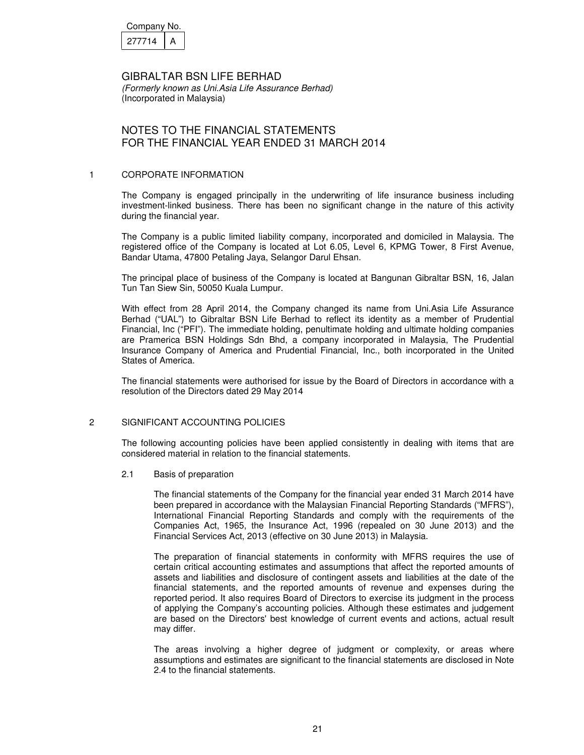Company No.

| 277714 | A |
|---|---|

GIBRALTAR BSN LIFE BERHAD
*(Formerly known as Uni.Asia Life Assurance Berhad)*
(Incorporated in Malaysia)

# NOTES TO THE FINANCIAL STATEMENTS FOR THE FINANCIAL YEAR ENDED 31 MARCH 2014

## 1 CORPORATE INFORMATION

The Company is engaged principally in the underwriting of life insurance business including investment-linked business. There has been no significant change in the nature of this activity during the financial year.

The Company is a public limited liability company, incorporated and domiciled in Malaysia. The registered office of the Company is located at Lot 6.05, Level 6, KPMG Tower, 8 First Avenue, Bandar Utama, 47800 Petaling Jaya, Selangor Darul Ehsan.

The principal place of business of the Company is located at Bangunan Gibraltar BSN, 16, Jalan Tun Tan Siew Sin, 50050 Kuala Lumpur.

With effect from 28 April 2014, the Company changed its name from Uni.Asia Life Assurance Berhad ("UAL") to Gibraltar BSN Life Berhad to reflect its identity as a member of Prudential Financial, Inc ("PFI"). The immediate holding, penultimate holding and ultimate holding companies are Pramerica BSN Holdings Sdn Bhd, a company incorporated in Malaysia, The Prudential Insurance Company of America and Prudential Financial, Inc., both incorporated in the United States of America.

The financial statements were authorised for issue by the Board of Directors in accordance with a resolution of the Directors dated 29 May 2014

## 2 SIGNIFICANT ACCOUNTING POLICIES

The following accounting policies have been applied consistently in dealing with items that are considered material in relation to the financial statements.

### 2.1 Basis of preparation

The financial statements of the Company for the financial year ended 31 March 2014 have been prepared in accordance with the Malaysian Financial Reporting Standards ("MFRS"), International Financial Reporting Standards and comply with the requirements of the Companies Act, 1965, the Insurance Act, 1996 (repealed on 30 June 2013) and the Financial Services Act, 2013 (effective on 30 June 2013) in Malaysia.

The preparation of financial statements in conformity with MFRS requires the use of certain critical accounting estimates and assumptions that affect the reported amounts of assets and liabilities and disclosure of contingent assets and liabilities at the date of the financial statements, and the reported amounts of revenue and expenses during the reported period. It also requires Board of Directors to exercise its judgment in the process of applying the Company's accounting policies. Although these estimates and judgement are based on the Directors' best knowledge of current events and actions, actual result may differ.

The areas involving a higher degree of judgment or complexity, or areas where assumptions and estimates are significant to the financial statements are disclosed in Note 2.4 to the financial statements.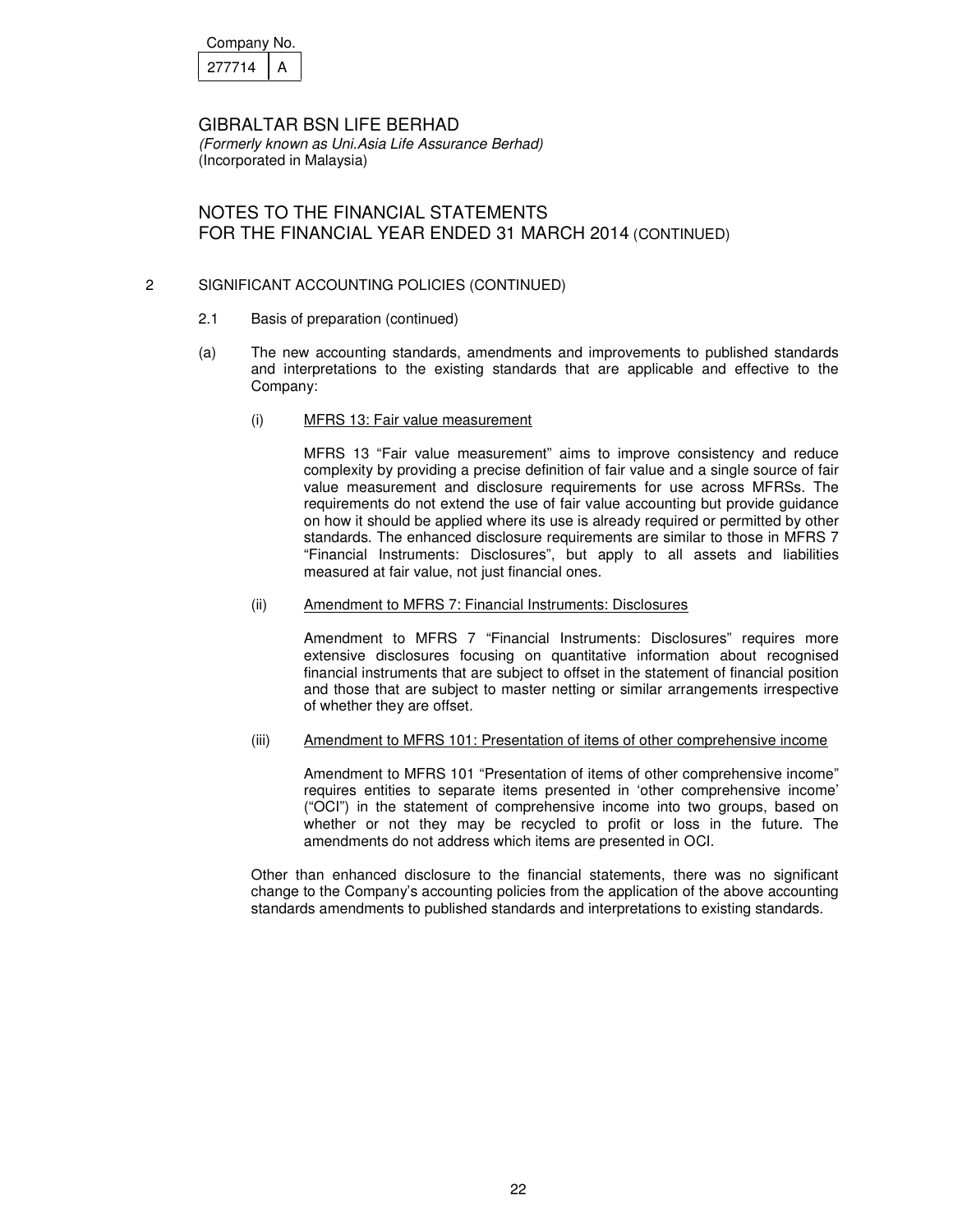Company No.

| 277714 | A |
|---|---|

GIBRALTAR BSN LIFE BERHAD

*(Formerly known as Uni.Asia Life Assurance Berhad)*

(Incorporated in Malaysia)

# NOTES TO THE FINANCIAL STATEMENTS FOR THE FINANCIAL YEAR ENDED 31 MARCH 2014 (CONTINUED)

## 2 SIGNIFICANT ACCOUNTING POLICIES (CONTINUED)

### 2.1 Basis of preparation (continued)

(a) The new accounting standards, amendments and improvements to published standards and interpretations to the existing standards that are applicable and effective to the Company:

(i) MFRS 13: Fair value measurement

MFRS 13 "Fair value measurement" aims to improve consistency and reduce complexity by providing a precise definition of fair value and a single source of fair value measurement and disclosure requirements for use across MFRSs. The requirements do not extend the use of fair value accounting but provide guidance on how it should be applied where its use is already required or permitted by other standards. The enhanced disclosure requirements are similar to those in MFRS 7 "Financial Instruments: Disclosures", but apply to all assets and liabilities measured at fair value, not just financial ones.

(ii) Amendment to MFRS 7: Financial Instruments: Disclosures

Amendment to MFRS 7 "Financial Instruments: Disclosures" requires more extensive disclosures focusing on quantitative information about recognised financial instruments that are subject to offset in the statement of financial position and those that are subject to master netting or similar arrangements irrespective of whether they are offset.

(iii) Amendment to MFRS 101: Presentation of items of other comprehensive income

Amendment to MFRS 101 "Presentation of items of other comprehensive income" requires entities to separate items presented in 'other comprehensive income' ("OCI") in the statement of comprehensive income into two groups, based on whether or not they may be recycled to profit or loss in the future. The amendments do not address which items are presented in OCI.

Other than enhanced disclosure to the financial statements, there was no significant change to the Company's accounting policies from the application of the above accounting standards amendments to published standards and interpretations to existing standards.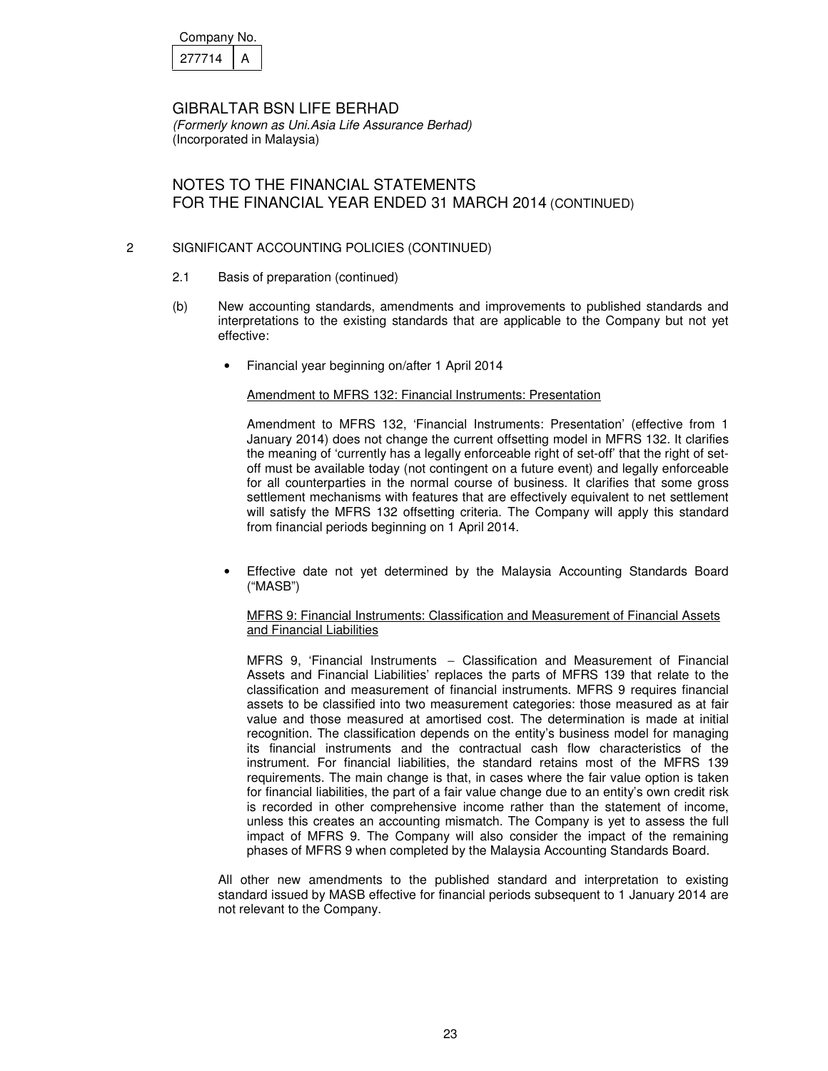Company No.

| 277714 | A |
|---|---|

GIBRALTAR BSN LIFE BERHAD
*(Formerly known as Uni.Asia Life Assurance Berhad)*
(Incorporated in Malaysia)

# NOTES TO THE FINANCIAL STATEMENTS FOR THE FINANCIAL YEAR ENDED 31 MARCH 2014 (CONTINUED)

## 2 SIGNIFICANT ACCOUNTING POLICIES (CONTINUED)

### 2.1 Basis of preparation (continued)

(b) New accounting standards, amendments and improvements to published standards and interpretations to the existing standards that are applicable to the Company but not yet effective:

- Financial year beginning on/after 1 April 2014

  Amendment to MFRS 132: Financial Instruments: Presentation

  Amendment to MFRS 132, 'Financial Instruments: Presentation' (effective from 1 January 2014) does not change the current offsetting model in MFRS 132. It clarifies the meaning of 'currently has a legally enforceable right of set-off' that the right of set-off must be available today (not contingent on a future event) and legally enforceable for all counterparties in the normal course of business. It clarifies that some gross settlement mechanisms with features that are effectively equivalent to net settlement will satisfy the MFRS 132 offsetting criteria. The Company will apply this standard from financial periods beginning on 1 April 2014.

- Effective date not yet determined by the Malaysia Accounting Standards Board ("MASB")

  MFRS 9: Financial Instruments: Classification and Measurement of Financial Assets and Financial Liabilities

  MFRS 9, 'Financial Instruments – Classification and Measurement of Financial Assets and Financial Liabilities' replaces the parts of MFRS 139 that relate to the classification and measurement of financial instruments. MFRS 9 requires financial assets to be classified into two measurement categories: those measured as at fair value and those measured at amortised cost. The determination is made at initial recognition. The classification depends on the entity's business model for managing its financial instruments and the contractual cash flow characteristics of the instrument. For financial liabilities, the standard retains most of the MFRS 139 requirements. The main change is that, in cases where the fair value option is taken for financial liabilities, the part of a fair value change due to an entity's own credit risk is recorded in other comprehensive income rather than the statement of income, unless this creates an accounting mismatch. The Company is yet to assess the full impact of MFRS 9. The Company will also consider the impact of the remaining phases of MFRS 9 when completed by the Malaysia Accounting Standards Board.

All other new amendments to the published standard and interpretation to existing standard issued by MASB effective for financial periods subsequent to 1 January 2014 are not relevant to the Company.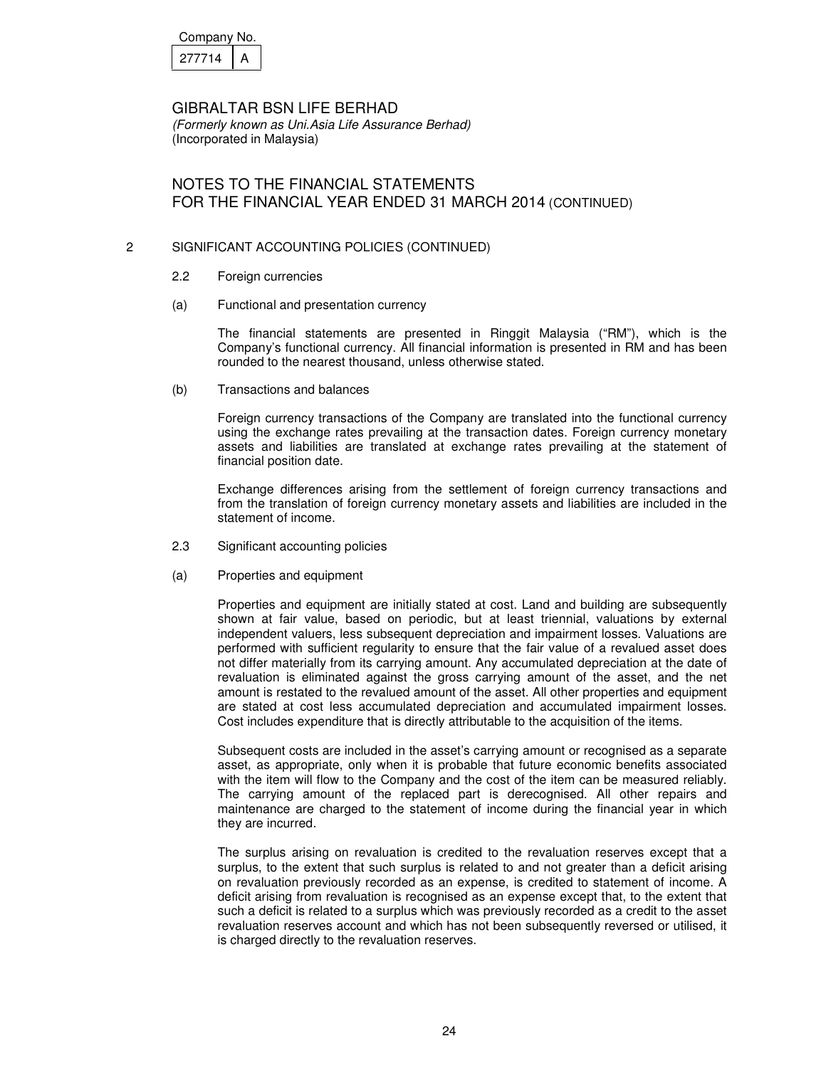Company No.

| 277714 | A |
|---|---|

GIBRALTAR BSN LIFE BERHAD
*(Formerly known as Uni.Asia Life Assurance Berhad)*
(Incorporated in Malaysia)

NOTES TO THE FINANCIAL STATEMENTS
FOR THE FINANCIAL YEAR ENDED 31 MARCH 2014 (CONTINUED)

2 SIGNIFICANT ACCOUNTING POLICIES (CONTINUED)

2.2 Foreign currencies

(a) Functional and presentation currency

The financial statements are presented in Ringgit Malaysia ("RM"), which is the Company's functional currency. All financial information is presented in RM and has been rounded to the nearest thousand, unless otherwise stated.

(b) Transactions and balances

Foreign currency transactions of the Company are translated into the functional currency using the exchange rates prevailing at the transaction dates. Foreign currency monetary assets and liabilities are translated at exchange rates prevailing at the statement of financial position date.

Exchange differences arising from the settlement of foreign currency transactions and from the translation of foreign currency monetary assets and liabilities are included in the statement of income.

2.3 Significant accounting policies

(a) Properties and equipment

Properties and equipment are initially stated at cost. Land and building are subsequently shown at fair value, based on periodic, but at least triennial, valuations by external independent valuers, less subsequent depreciation and impairment losses. Valuations are performed with sufficient regularity to ensure that the fair value of a revalued asset does not differ materially from its carrying amount. Any accumulated depreciation at the date of revaluation is eliminated against the gross carrying amount of the asset, and the net amount is restated to the revalued amount of the asset. All other properties and equipment are stated at cost less accumulated depreciation and accumulated impairment losses. Cost includes expenditure that is directly attributable to the acquisition of the items.

Subsequent costs are included in the asset's carrying amount or recognised as a separate asset, as appropriate, only when it is probable that future economic benefits associated with the item will flow to the Company and the cost of the item can be measured reliably. The carrying amount of the replaced part is derecognised. All other repairs and maintenance are charged to the statement of income during the financial year in which they are incurred.

The surplus arising on revaluation is credited to the revaluation reserves except that a surplus, to the extent that such surplus is related to and not greater than a deficit arising on revaluation previously recorded as an expense, is credited to statement of income. A deficit arising from revaluation is recognised as an expense except that, to the extent that such a deficit is related to a surplus which was previously recorded as a credit to the asset revaluation reserves account and which has not been subsequently reversed or utilised, it is charged directly to the revaluation reserves.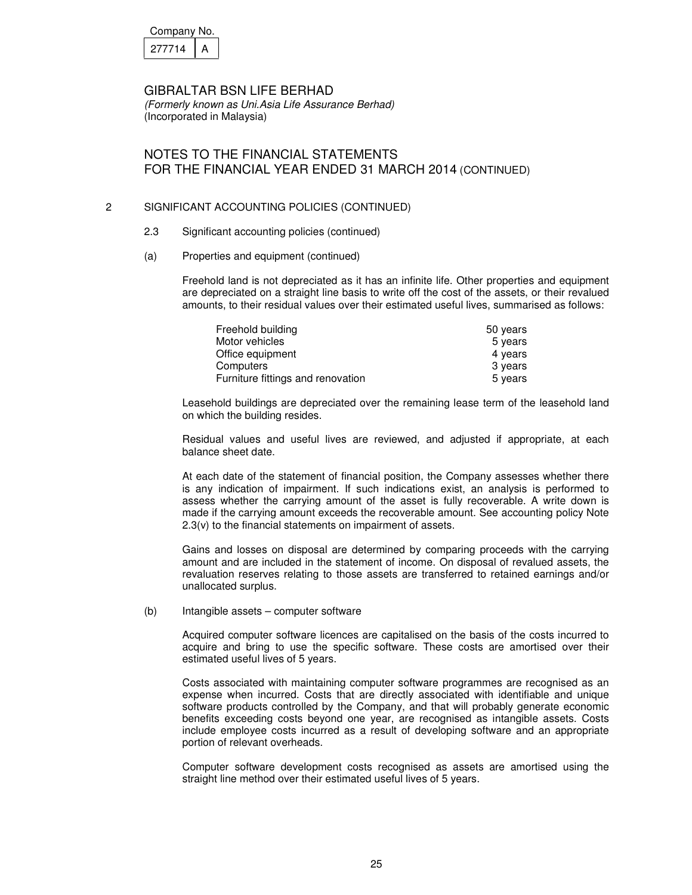Company No.

| | |
|---|---|
| 277714 | A |

GIBRALTAR BSN LIFE BERHAD

*(Formerly known as Uni.Asia Life Assurance Berhad)*

(Incorporated in Malaysia)

NOTES TO THE FINANCIAL STATEMENTS
FOR THE FINANCIAL YEAR ENDED 31 MARCH 2014 (CONTINUED)

2 SIGNIFICANT ACCOUNTING POLICIES (CONTINUED)

2.3 Significant accounting policies (continued)

(a) Properties and equipment (continued)

Freehold land is not depreciated as it has an infinite life. Other properties and equipment are depreciated on a straight line basis to write off the cost of the assets, or their revalued amounts, to their residual values over their estimated useful lives, summarised as follows:

| | |
|---|---|
| Freehold building | 50 years |
| Motor vehicles | 5 years |
| Office equipment | 4 years |
| Computers | 3 years |
| Furniture fittings and renovation | 5 years |

Leasehold buildings are depreciated over the remaining lease term of the leasehold land on which the building resides.

Residual values and useful lives are reviewed, and adjusted if appropriate, at each balance sheet date.

At each date of the statement of financial position, the Company assesses whether there is any indication of impairment. If such indications exist, an analysis is performed to assess whether the carrying amount of the asset is fully recoverable. A write down is made if the carrying amount exceeds the recoverable amount. See accounting policy Note 2.3(v) to the financial statements on impairment of assets.

Gains and losses on disposal are determined by comparing proceeds with the carrying amount and are included in the statement of income. On disposal of revalued assets, the revaluation reserves relating to those assets are transferred to retained earnings and/or unallocated surplus.

(b) Intangible assets – computer software

Acquired computer software licences are capitalised on the basis of the costs incurred to acquire and bring to use the specific software. These costs are amortised over their estimated useful lives of 5 years.

Costs associated with maintaining computer software programmes are recognised as an expense when incurred. Costs that are directly associated with identifiable and unique software products controlled by the Company, and that will probably generate economic benefits exceeding costs beyond one year, are recognised as intangible assets. Costs include employee costs incurred as a result of developing software and an appropriate portion of relevant overheads.

Computer software development costs recognised as assets are amortised using the straight line method over their estimated useful lives of 5 years.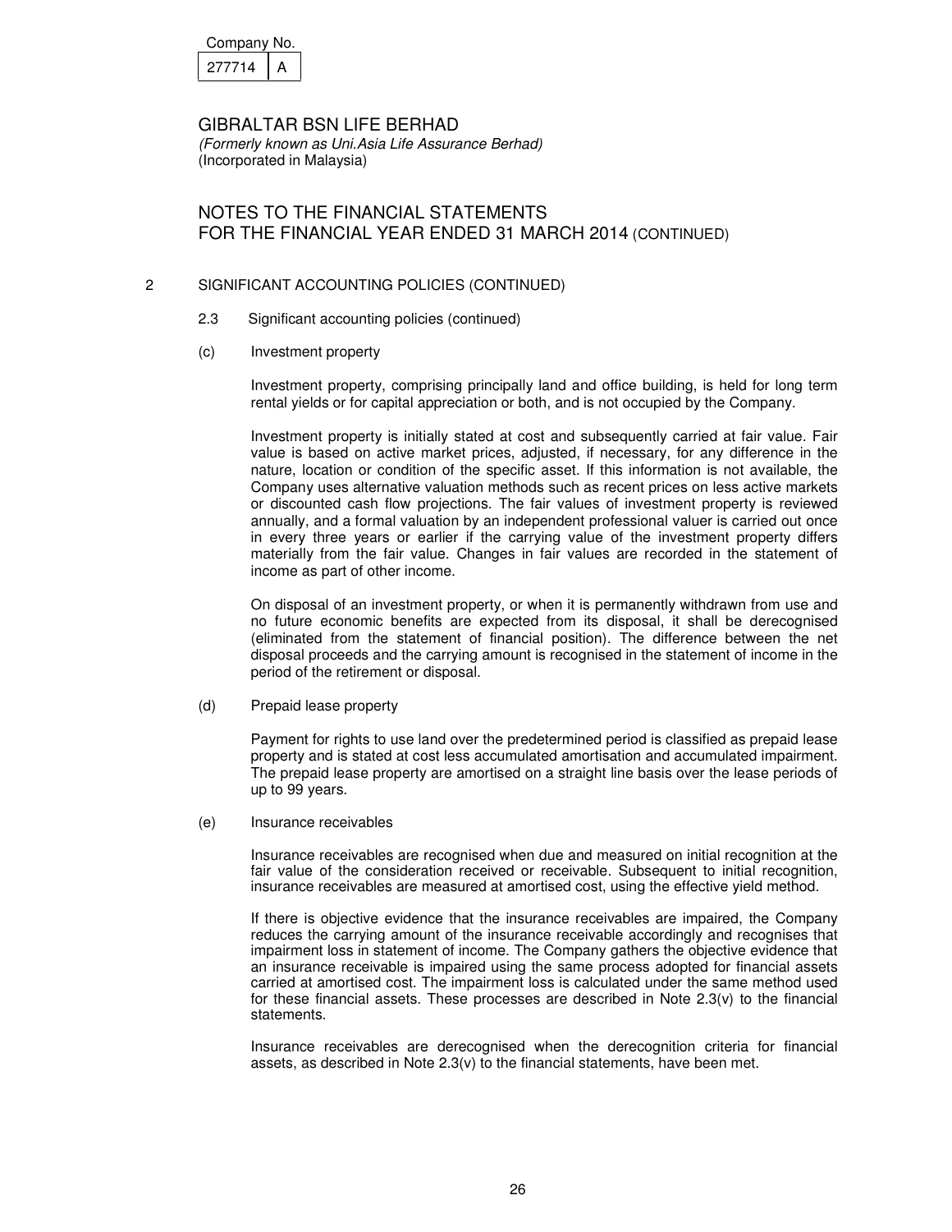Company No. 277714 A

GIBRALTAR BSN LIFE BERHAD
*(Formerly known as Uni.Asia Life Assurance Berhad)*
(Incorporated in Malaysia)

NOTES TO THE FINANCIAL STATEMENTS
FOR THE FINANCIAL YEAR ENDED 31 MARCH 2014 (CONTINUED)

2 SIGNIFICANT ACCOUNTING POLICIES (CONTINUED)

2.3 Significant accounting policies (continued)

(c) Investment property

Investment property, comprising principally land and office building, is held for long term rental yields or for capital appreciation or both, and is not occupied by the Company.

Investment property is initially stated at cost and subsequently carried at fair value. Fair value is based on active market prices, adjusted, if necessary, for any difference in the nature, location or condition of the specific asset. If this information is not available, the Company uses alternative valuation methods such as recent prices on less active markets or discounted cash flow projections. The fair values of investment property is reviewed annually, and a formal valuation by an independent professional valuer is carried out once in every three years or earlier if the carrying value of the investment property differs materially from the fair value. Changes in fair values are recorded in the statement of income as part of other income.

On disposal of an investment property, or when it is permanently withdrawn from use and no future economic benefits are expected from its disposal, it shall be derecognised (eliminated from the statement of financial position). The difference between the net disposal proceeds and the carrying amount is recognised in the statement of income in the period of the retirement or disposal.

(d) Prepaid lease property

Payment for rights to use land over the predetermined period is classified as prepaid lease property and is stated at cost less accumulated amortisation and accumulated impairment. The prepaid lease property are amortised on a straight line basis over the lease periods of up to 99 years.

(e) Insurance receivables

Insurance receivables are recognised when due and measured on initial recognition at the fair value of the consideration received or receivable. Subsequent to initial recognition, insurance receivables are measured at amortised cost, using the effective yield method.

If there is objective evidence that the insurance receivables are impaired, the Company reduces the carrying amount of the insurance receivable accordingly and recognises that impairment loss in statement of income. The Company gathers the objective evidence that an insurance receivable is impaired using the same process adopted for financial assets carried at amortised cost. The impairment loss is calculated under the same method used for these financial assets. These processes are described in Note 2.3(v) to the financial statements.

Insurance receivables are derecognised when the derecognition criteria for financial assets, as described in Note 2.3(v) to the financial statements, have been met.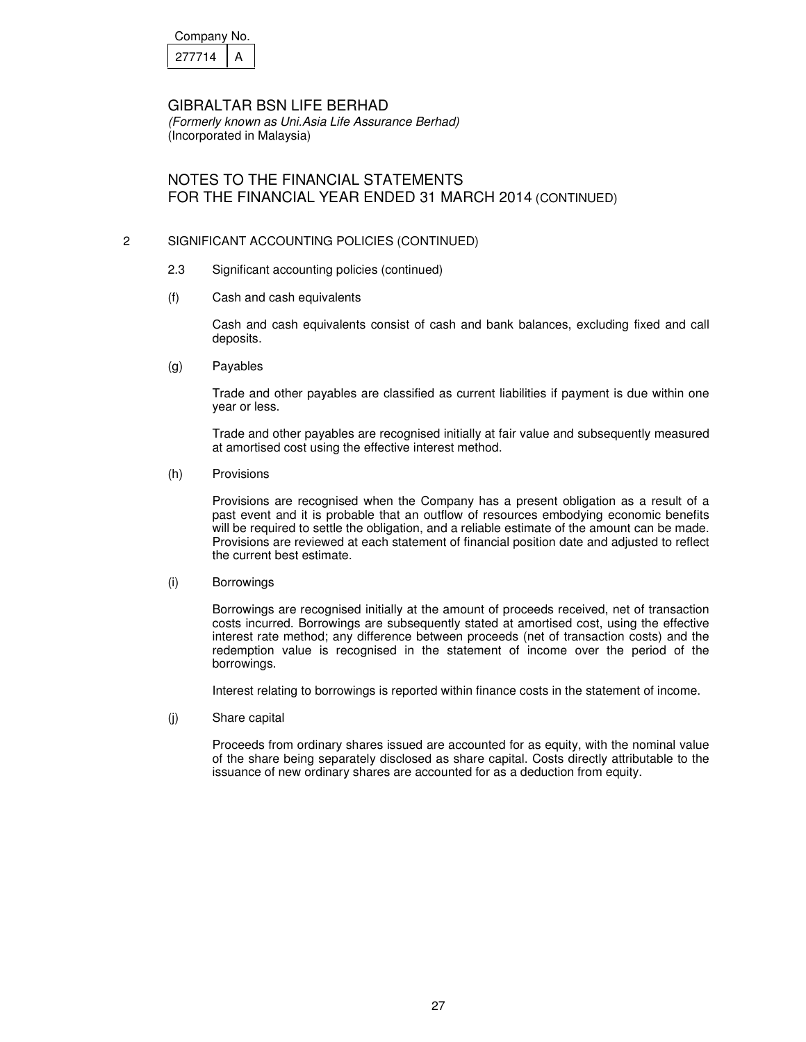Company No. 277714 A

GIBRALTAR BSN LIFE BERHAD
*(Formerly known as Uni.Asia Life Assurance Berhad)*
(Incorporated in Malaysia)

NOTES TO THE FINANCIAL STATEMENTS
FOR THE FINANCIAL YEAR ENDED 31 MARCH 2014 (CONTINUED)

2 SIGNIFICANT ACCOUNTING POLICIES (CONTINUED)

2.3 Significant accounting policies (continued)

(f) Cash and cash equivalents

Cash and cash equivalents consist of cash and bank balances, excluding fixed and call deposits.

(g) Payables

Trade and other payables are classified as current liabilities if payment is due within one year or less.

Trade and other payables are recognised initially at fair value and subsequently measured at amortised cost using the effective interest method.

(h) Provisions

Provisions are recognised when the Company has a present obligation as a result of a past event and it is probable that an outflow of resources embodying economic benefits will be required to settle the obligation, and a reliable estimate of the amount can be made. Provisions are reviewed at each statement of financial position date and adjusted to reflect the current best estimate.

(i) Borrowings

Borrowings are recognised initially at the amount of proceeds received, net of transaction costs incurred. Borrowings are subsequently stated at amortised cost, using the effective interest rate method; any difference between proceeds (net of transaction costs) and the redemption value is recognised in the statement of income over the period of the borrowings.

Interest relating to borrowings is reported within finance costs in the statement of income.

(j) Share capital

Proceeds from ordinary shares issued are accounted for as equity, with the nominal value of the share being separately disclosed as share capital. Costs directly attributable to the issuance of new ordinary shares are accounted for as a deduction from equity.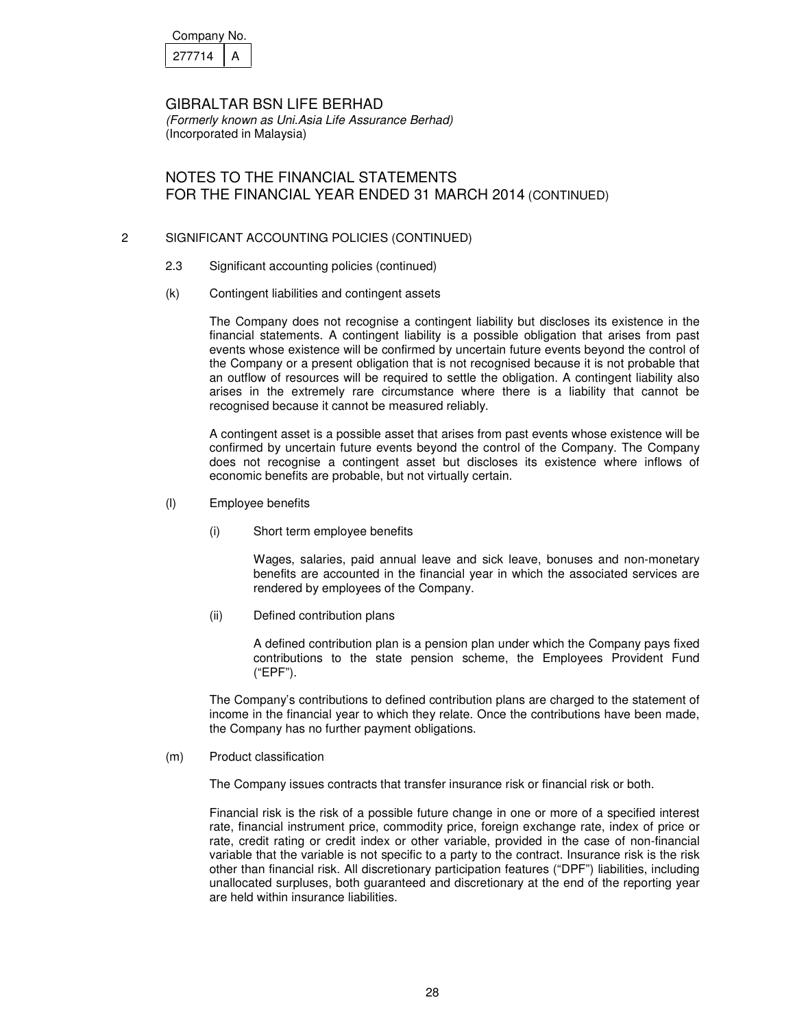Company No.

| 277714 | A |
|---|---|

GIBRALTAR BSN LIFE BERHAD
*(Formerly known as Uni.Asia Life Assurance Berhad)*
(Incorporated in Malaysia)

NOTES TO THE FINANCIAL STATEMENTS
FOR THE FINANCIAL YEAR ENDED 31 MARCH 2014 (CONTINUED)

2 SIGNIFICANT ACCOUNTING POLICIES (CONTINUED)

2.3 Significant accounting policies (continued)

(k) Contingent liabilities and contingent assets

The Company does not recognise a contingent liability but discloses its existence in the financial statements. A contingent liability is a possible obligation that arises from past events whose existence will be confirmed by uncertain future events beyond the control of the Company or a present obligation that is not recognised because it is not probable that an outflow of resources will be required to settle the obligation. A contingent liability also arises in the extremely rare circumstance where there is a liability that cannot be recognised because it cannot be measured reliably.

A contingent asset is a possible asset that arises from past events whose existence will be confirmed by uncertain future events beyond the control of the Company. The Company does not recognise a contingent asset but discloses its existence where inflows of economic benefits are probable, but not virtually certain.

(l) Employee benefits

(i) Short term employee benefits

Wages, salaries, paid annual leave and sick leave, bonuses and non-monetary benefits are accounted in the financial year in which the associated services are rendered by employees of the Company.

(ii) Defined contribution plans

A defined contribution plan is a pension plan under which the Company pays fixed contributions to the state pension scheme, the Employees Provident Fund ("EPF").

The Company's contributions to defined contribution plans are charged to the statement of income in the financial year to which they relate. Once the contributions have been made, the Company has no further payment obligations.

(m) Product classification

The Company issues contracts that transfer insurance risk or financial risk or both.

Financial risk is the risk of a possible future change in one or more of a specified interest rate, financial instrument price, commodity price, foreign exchange rate, index of price or rate, credit rating or credit index or other variable, provided in the case of non-financial variable that the variable is not specific to a party to the contract. Insurance risk is the risk other than financial risk. All discretionary participation features ("DPF") liabilities, including unallocated surpluses, both guaranteed and discretionary at the end of the reporting year are held within insurance liabilities.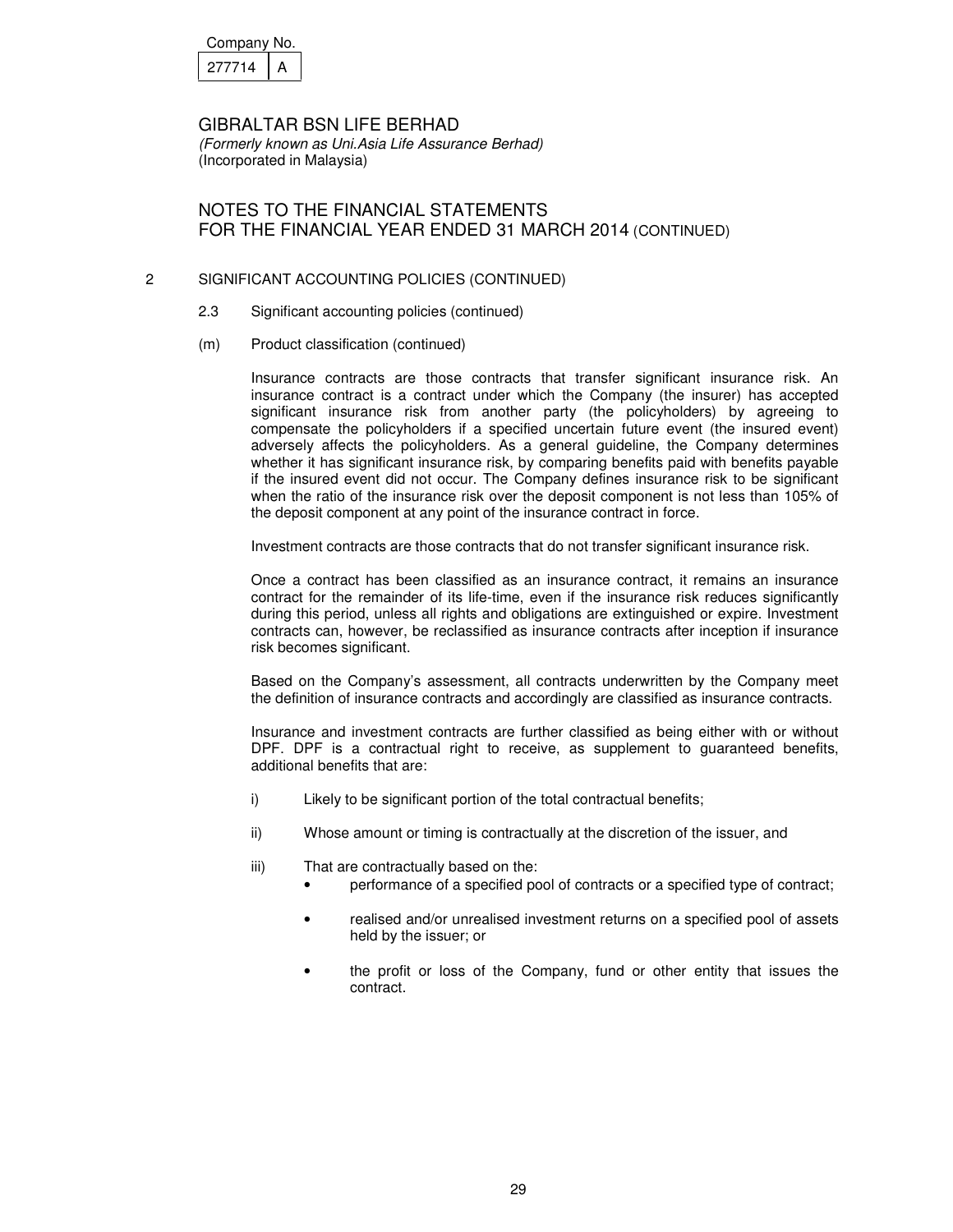Company No.

| | |
|---|---|
| 277714 | A |

GIBRALTAR BSN LIFE BERHAD
*(Formerly known as Uni.Asia Life Assurance Berhad)*
(Incorporated in Malaysia)

NOTES TO THE FINANCIAL STATEMENTS
FOR THE FINANCIAL YEAR ENDED 31 MARCH 2014 (CONTINUED)

2 SIGNIFICANT ACCOUNTING POLICIES (CONTINUED)

2.3 Significant accounting policies (continued)

(m) Product classification (continued)

Insurance contracts are those contracts that transfer significant insurance risk. An insurance contract is a contract under which the Company (the insurer) has accepted significant insurance risk from another party (the policyholders) by agreeing to compensate the policyholders if a specified uncertain future event (the insured event) adversely affects the policyholders. As a general guideline, the Company determines whether it has significant insurance risk, by comparing benefits paid with benefits payable if the insured event did not occur. The Company defines insurance risk to be significant when the ratio of the insurance risk over the deposit component is not less than 105% of the deposit component at any point of the insurance contract in force.

Investment contracts are those contracts that do not transfer significant insurance risk.

Once a contract has been classified as an insurance contract, it remains an insurance contract for the remainder of its life-time, even if the insurance risk reduces significantly during this period, unless all rights and obligations are extinguished or expire. Investment contracts can, however, be reclassified as insurance contracts after inception if insurance risk becomes significant.

Based on the Company's assessment, all contracts underwritten by the Company meet the definition of insurance contracts and accordingly are classified as insurance contracts.

Insurance and investment contracts are further classified as being either with or without DPF. DPF is a contractual right to receive, as supplement to guaranteed benefits, additional benefits that are:

i) Likely to be significant portion of the total contractual benefits;

ii) Whose amount or timing is contractually at the discretion of the issuer, and

iii) That are contractually based on the:
- performance of a specified pool of contracts or a specified type of contract;
- realised and/or unrealised investment returns on a specified pool of assets held by the issuer; or
- the profit or loss of the Company, fund or other entity that issues the contract.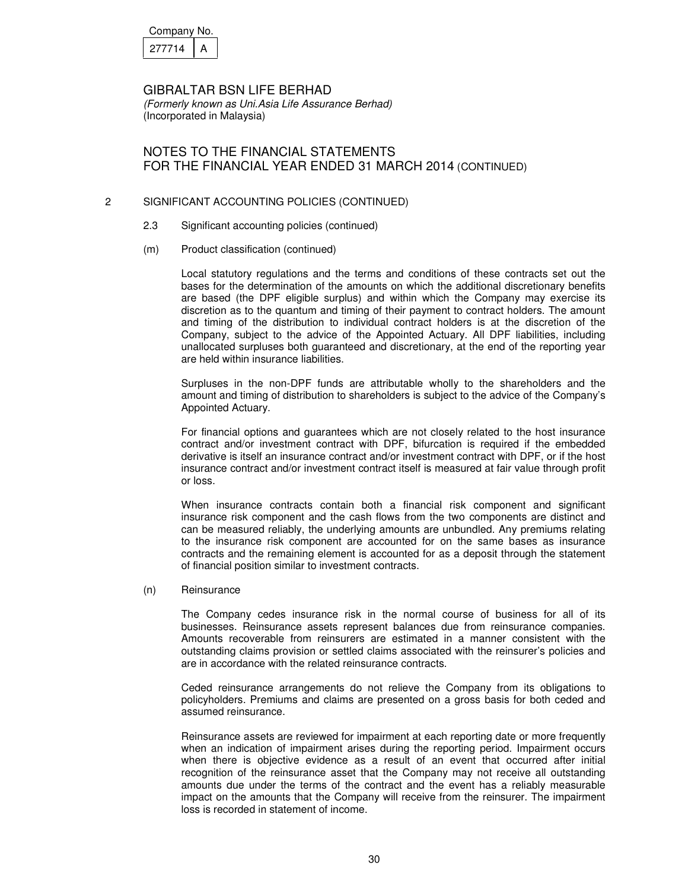Company No.

| | |
|---|---|
| 277714 | A |

GIBRALTAR BSN LIFE BERHAD
*(Formerly known as Uni.Asia Life Assurance Berhad)*
(Incorporated in Malaysia)

NOTES TO THE FINANCIAL STATEMENTS
FOR THE FINANCIAL YEAR ENDED 31 MARCH 2014 (CONTINUED)

2 SIGNIFICANT ACCOUNTING POLICIES (CONTINUED)

2.3 Significant accounting policies (continued)

(m) Product classification (continued)

Local statutory regulations and the terms and conditions of these contracts set out the bases for the determination of the amounts on which the additional discretionary benefits are based (the DPF eligible surplus) and within which the Company may exercise its discretion as to the quantum and timing of their payment to contract holders. The amount and timing of the distribution to individual contract holders is at the discretion of the Company, subject to the advice of the Appointed Actuary. All DPF liabilities, including unallocated surpluses both guaranteed and discretionary, at the end of the reporting year are held within insurance liabilities.

Surpluses in the non-DPF funds are attributable wholly to the shareholders and the amount and timing of distribution to shareholders is subject to the advice of the Company's Appointed Actuary.

For financial options and guarantees which are not closely related to the host insurance contract and/or investment contract with DPF, bifurcation is required if the embedded derivative is itself an insurance contract and/or investment contract with DPF, or if the host insurance contract and/or investment contract itself is measured at fair value through profit or loss.

When insurance contracts contain both a financial risk component and significant insurance risk component and the cash flows from the two components are distinct and can be measured reliably, the underlying amounts are unbundled. Any premiums relating to the insurance risk component are accounted for on the same bases as insurance contracts and the remaining element is accounted for as a deposit through the statement of financial position similar to investment contracts.

(n) Reinsurance

The Company cedes insurance risk in the normal course of business for all of its businesses. Reinsurance assets represent balances due from reinsurance companies. Amounts recoverable from reinsurers are estimated in a manner consistent with the outstanding claims provision or settled claims associated with the reinsurer's policies and are in accordance with the related reinsurance contracts.

Ceded reinsurance arrangements do not relieve the Company from its obligations to policyholders. Premiums and claims are presented on a gross basis for both ceded and assumed reinsurance.

Reinsurance assets are reviewed for impairment at each reporting date or more frequently when an indication of impairment arises during the reporting period. Impairment occurs when there is objective evidence as a result of an event that occurred after initial recognition of the reinsurance asset that the Company may not receive all outstanding amounts due under the terms of the contract and the event has a reliably measurable impact on the amounts that the Company will receive from the reinsurer. The impairment loss is recorded in statement of income.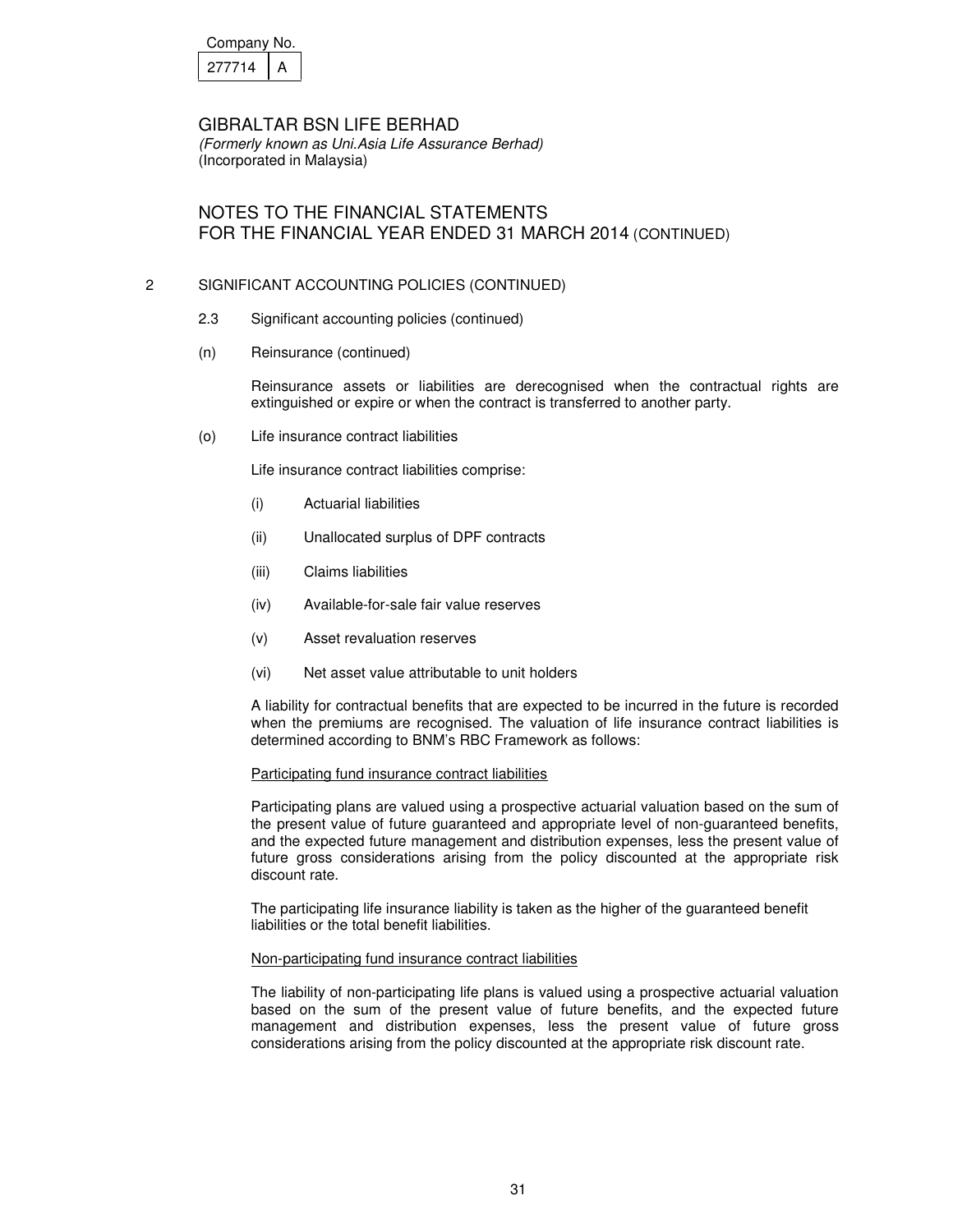Company No. 277714 A

# GIBRALTAR BSN LIFE BERHAD

*(Formerly known as Uni.Asia Life Assurance Berhad)*
(Incorporated in Malaysia)

## NOTES TO THE FINANCIAL STATEMENTS FOR THE FINANCIAL YEAR ENDED 31 MARCH 2014 (CONTINUED)

2 SIGNIFICANT ACCOUNTING POLICIES (CONTINUED)

2.3 Significant accounting policies (continued)

(n) Reinsurance (continued)

Reinsurance assets or liabilities are derecognised when the contractual rights are extinguished or expire or when the contract is transferred to another party.

(o) Life insurance contract liabilities

Life insurance contract liabilities comprise:

(i) Actuarial liabilities

(ii) Unallocated surplus of DPF contracts

(iii) Claims liabilities

(iv) Available-for-sale fair value reserves

(v) Asset revaluation reserves

(vi) Net asset value attributable to unit holders

A liability for contractual benefits that are expected to be incurred in the future is recorded when the premiums are recognised. The valuation of life insurance contract liabilities is determined according to BNM's RBC Framework as follows:

<u>Participating fund insurance contract liabilities</u>

Participating plans are valued using a prospective actuarial valuation based on the sum of the present value of future guaranteed and appropriate level of non-guaranteed benefits, and the expected future management and distribution expenses, less the present value of future gross considerations arising from the policy discounted at the appropriate risk discount rate.

The participating life insurance liability is taken as the higher of the guaranteed benefit liabilities or the total benefit liabilities.

<u>Non-participating fund insurance contract liabilities</u>

The liability of non-participating life plans is valued using a prospective actuarial valuation based on the sum of the present value of future benefits, and the expected future management and distribution expenses, less the present value of future gross considerations arising from the policy discounted at the appropriate risk discount rate.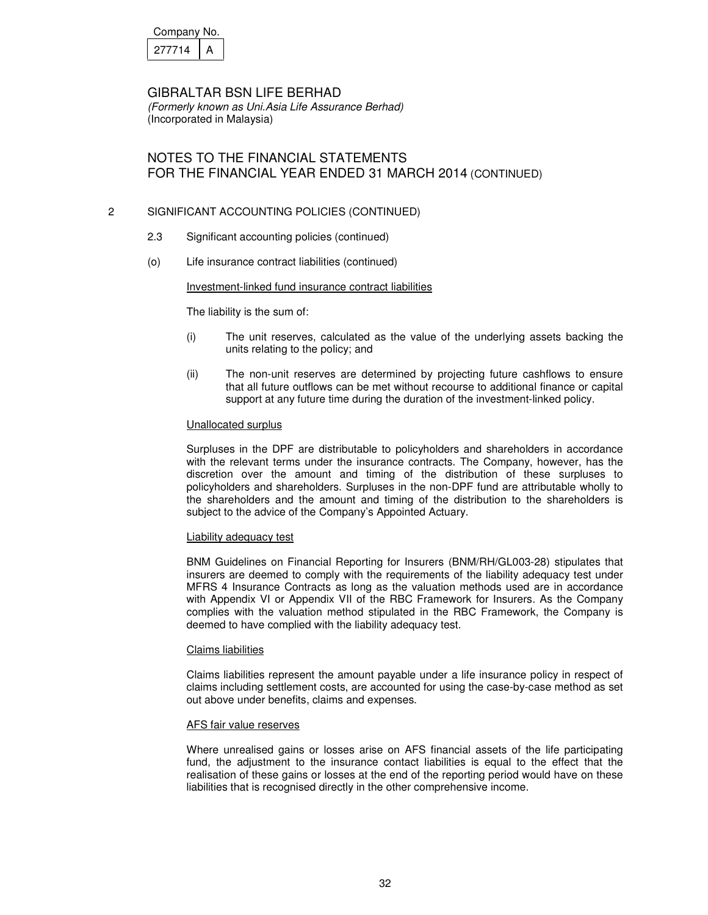Company No.

| 277714 | A |
|---|---|

GIBRALTAR BSN LIFE BERHAD
*(Formerly known as Uni.Asia Life Assurance Berhad)*
(Incorporated in Malaysia)

# NOTES TO THE FINANCIAL STATEMENTS FOR THE FINANCIAL YEAR ENDED 31 MARCH 2014 (CONTINUED)

## 2 SIGNIFICANT ACCOUNTING POLICIES (CONTINUED)

### 2.3 Significant accounting policies (continued)

### (o) Life insurance contract liabilities (continued)

Investment-linked fund insurance contract liabilities

The liability is the sum of:

(i) The unit reserves, calculated as the value of the underlying assets backing the units relating to the policy; and

(ii) The non-unit reserves are determined by projecting future cashflows to ensure that all future outflows can be met without recourse to additional finance or capital support at any future time during the duration of the investment-linked policy.

Unallocated surplus

Surpluses in the DPF are distributable to policyholders and shareholders in accordance with the relevant terms under the insurance contracts. The Company, however, has the discretion over the amount and timing of the distribution of these surpluses to policyholders and shareholders. Surpluses in the non-DPF fund are attributable wholly to the shareholders and the amount and timing of the distribution to the shareholders is subject to the advice of the Company's Appointed Actuary.

Liability adequacy test

BNM Guidelines on Financial Reporting for Insurers (BNM/RH/GL003-28) stipulates that insurers are deemed to comply with the requirements of the liability adequacy test under MFRS 4 Insurance Contracts as long as the valuation methods used are in accordance with Appendix VI or Appendix VII of the RBC Framework for Insurers. As the Company complies with the valuation method stipulated in the RBC Framework, the Company is deemed to have complied with the liability adequacy test.

Claims liabilities

Claims liabilities represent the amount payable under a life insurance policy in respect of claims including settlement costs, are accounted for using the case-by-case method as set out above under benefits, claims and expenses.

AFS fair value reserves

Where unrealised gains or losses arise on AFS financial assets of the life participating fund, the adjustment to the insurance contact liabilities is equal to the effect that the realisation of these gains or losses at the end of the reporting period would have on these liabilities that is recognised directly in the other comprehensive income.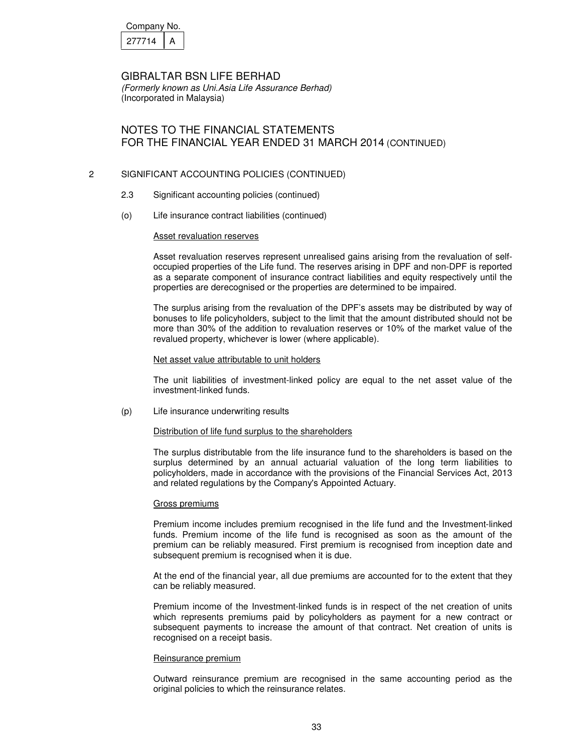Company No.

| 277714 | A |
|---|---|

GIBRALTAR BSN LIFE BERHAD
*(Formerly known as Uni.Asia Life Assurance Berhad)*
(Incorporated in Malaysia)

# NOTES TO THE FINANCIAL STATEMENTS FOR THE FINANCIAL YEAR ENDED 31 MARCH 2014 (CONTINUED)

## 2 SIGNIFICANT ACCOUNTING POLICIES (CONTINUED)

### 2.3 Significant accounting policies (continued)

### (o) Life insurance contract liabilities (continued)

Asset revaluation reserves

Asset revaluation reserves represent unrealised gains arising from the revaluation of self-occupied properties of the Life fund. The reserves arising in DPF and non-DPF is reported as a separate component of insurance contract liabilities and equity respectively until the properties are derecognised or the properties are determined to be impaired.

The surplus arising from the revaluation of the DPF's assets may be distributed by way of bonuses to life policyholders, subject to the limit that the amount distributed should not be more than 30% of the addition to revaluation reserves or 10% of the market value of the revalued property, whichever is lower (where applicable).

Net asset value attributable to unit holders

The unit liabilities of investment-linked policy are equal to the net asset value of the investment-linked funds.

### (p) Life insurance underwriting results

Distribution of life fund surplus to the shareholders

The surplus distributable from the life insurance fund to the shareholders is based on the surplus determined by an annual actuarial valuation of the long term liabilities to policyholders, made in accordance with the provisions of the Financial Services Act, 2013 and related regulations by the Company's Appointed Actuary.

Gross premiums

Premium income includes premium recognised in the life fund and the Investment-linked funds. Premium income of the life fund is recognised as soon as the amount of the premium can be reliably measured. First premium is recognised from inception date and subsequent premium is recognised when it is due.

At the end of the financial year, all due premiums are accounted for to the extent that they can be reliably measured.

Premium income of the Investment-linked funds is in respect of the net creation of units which represents premiums paid by policyholders as payment for a new contract or subsequent payments to increase the amount of that contract. Net creation of units is recognised on a receipt basis.

Reinsurance premium

Outward reinsurance premium are recognised in the same accounting period as the original policies to which the reinsurance relates.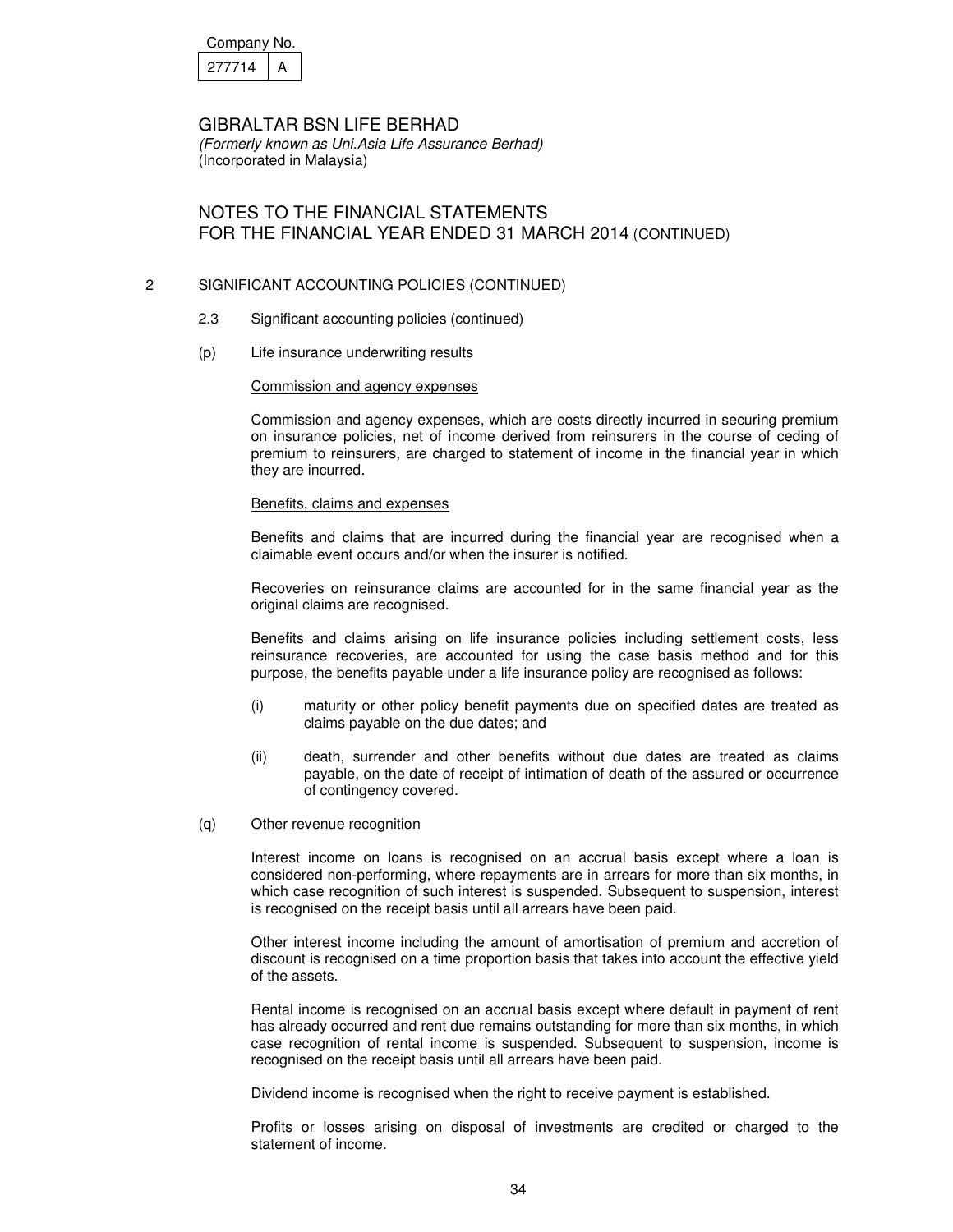Company No.

| 277714 | A |
|---|---|

GIBRALTAR BSN LIFE BERHAD
*(Formerly known as Uni.Asia Life Assurance Berhad)*
(Incorporated in Malaysia)

NOTES TO THE FINANCIAL STATEMENTS
FOR THE FINANCIAL YEAR ENDED 31 MARCH 2014 (CONTINUED)

2 SIGNIFICANT ACCOUNTING POLICIES (CONTINUED)

2.3 Significant accounting policies (continued)

(p) Life insurance underwriting results

Commission and agency expenses

Commission and agency expenses, which are costs directly incurred in securing premium on insurance policies, net of income derived from reinsurers in the course of ceding of premium to reinsurers, are charged to statement of income in the financial year in which they are incurred.

Benefits, claims and expenses

Benefits and claims that are incurred during the financial year are recognised when a claimable event occurs and/or when the insurer is notified.

Recoveries on reinsurance claims are accounted for in the same financial year as the original claims are recognised.

Benefits and claims arising on life insurance policies including settlement costs, less reinsurance recoveries, are accounted for using the case basis method and for this purpose, the benefits payable under a life insurance policy are recognised as follows:

(i) maturity or other policy benefit payments due on specified dates are treated as claims payable on the due dates; and

(ii) death, surrender and other benefits without due dates are treated as claims payable, on the date of receipt of intimation of death of the assured or occurrence of contingency covered.

(q) Other revenue recognition

Interest income on loans is recognised on an accrual basis except where a loan is considered non-performing, where repayments are in arrears for more than six months, in which case recognition of such interest is suspended. Subsequent to suspension, interest is recognised on the receipt basis until all arrears have been paid.

Other interest income including the amount of amortisation of premium and accretion of discount is recognised on a time proportion basis that takes into account the effective yield of the assets.

Rental income is recognised on an accrual basis except where default in payment of rent has already occurred and rent due remains outstanding for more than six months, in which case recognition of rental income is suspended. Subsequent to suspension, income is recognised on the receipt basis until all arrears have been paid.

Dividend income is recognised when the right to receive payment is established.

Profits or losses arising on disposal of investments are credited or charged to the statement of income.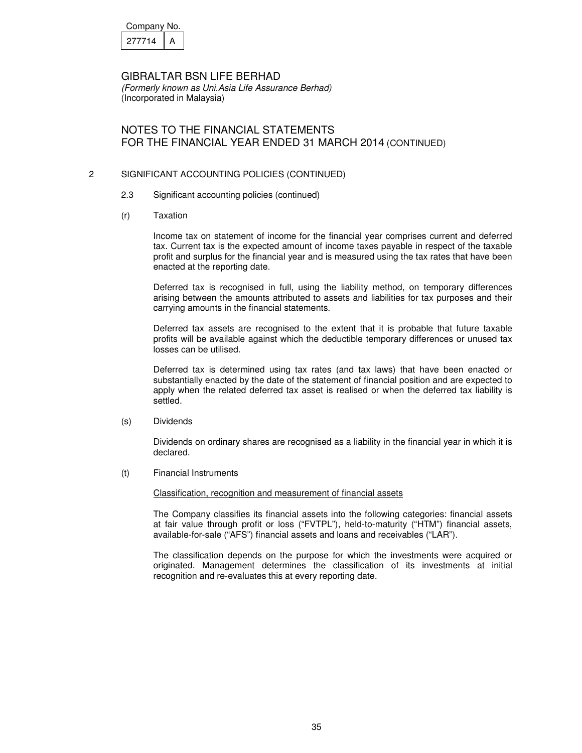Company No.

| 277714 | A |
|---|---|

GIBRALTAR BSN LIFE BERHAD
*(Formerly known as Uni.Asia Life Assurance Berhad)*
(Incorporated in Malaysia)

NOTES TO THE FINANCIAL STATEMENTS
FOR THE FINANCIAL YEAR ENDED 31 MARCH 2014 (CONTINUED)

2 SIGNIFICANT ACCOUNTING POLICIES (CONTINUED)

2.3 Significant accounting policies (continued)

(r) Taxation

Income tax on statement of income for the financial year comprises current and deferred tax. Current tax is the expected amount of income taxes payable in respect of the taxable profit and surplus for the financial year and is measured using the tax rates that have been enacted at the reporting date.

Deferred tax is recognised in full, using the liability method, on temporary differences arising between the amounts attributed to assets and liabilities for tax purposes and their carrying amounts in the financial statements.

Deferred tax assets are recognised to the extent that it is probable that future taxable profits will be available against which the deductible temporary differences or unused tax losses can be utilised.

Deferred tax is determined using tax rates (and tax laws) that have been enacted or substantially enacted by the date of the statement of financial position and are expected to apply when the related deferred tax asset is realised or when the deferred tax liability is settled.

(s) Dividends

Dividends on ordinary shares are recognised as a liability in the financial year in which it is declared.

(t) Financial Instruments

Classification, recognition and measurement of financial assets

The Company classifies its financial assets into the following categories: financial assets at fair value through profit or loss ("FVTPL"), held-to-maturity ("HTM") financial assets, available-for-sale ("AFS") financial assets and loans and receivables ("LAR").

The classification depends on the purpose for which the investments were acquired or originated. Management determines the classification of its investments at initial recognition and re-evaluates this at every reporting date.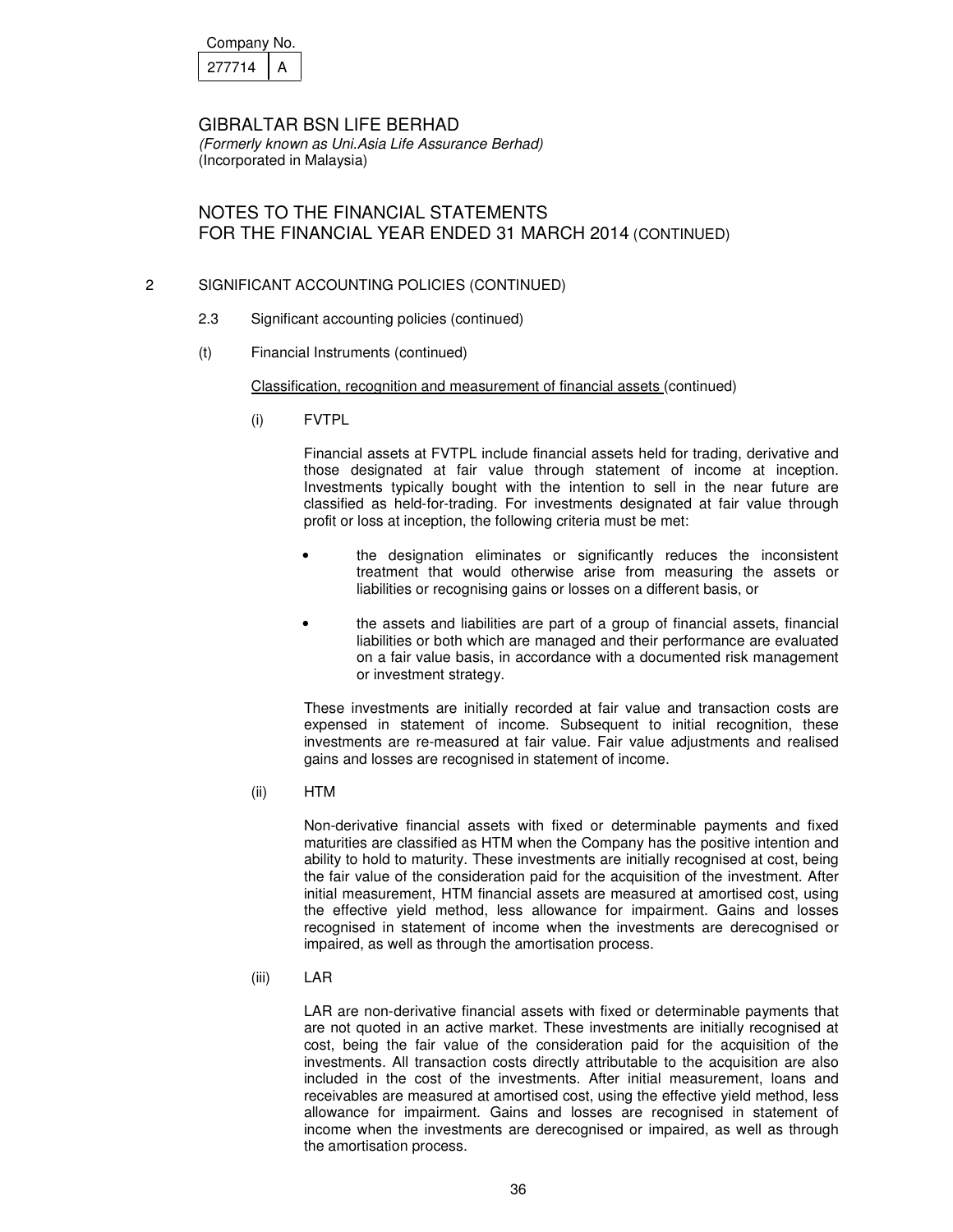Company No.

| | |
|---|---|
| 277714 | A |

GIBRALTAR BSN LIFE BERHAD
*(Formerly known as Uni.Asia Life Assurance Berhad)*
(Incorporated in Malaysia)

NOTES TO THE FINANCIAL STATEMENTS
FOR THE FINANCIAL YEAR ENDED 31 MARCH 2014 (CONTINUED)

2 SIGNIFICANT ACCOUNTING POLICIES (CONTINUED)

2.3 Significant accounting policies (continued)

(t) Financial Instruments (continued)

Classification, recognition and measurement of financial assets (continued)

(i) FVTPL

Financial assets at FVTPL include financial assets held for trading, derivative and those designated at fair value through statement of income at inception. Investments typically bought with the intention to sell in the near future are classified as held-for-trading. For investments designated at fair value through profit or loss at inception, the following criteria must be met:

- the designation eliminates or significantly reduces the inconsistent treatment that would otherwise arise from measuring the assets or liabilities or recognising gains or losses on a different basis, or

- the assets and liabilities are part of a group of financial assets, financial liabilities or both which are managed and their performance are evaluated on a fair value basis, in accordance with a documented risk management or investment strategy.

These investments are initially recorded at fair value and transaction costs are expensed in statement of income. Subsequent to initial recognition, these investments are re-measured at fair value. Fair value adjustments and realised gains and losses are recognised in statement of income.

(ii) HTM

Non-derivative financial assets with fixed or determinable payments and fixed maturities are classified as HTM when the Company has the positive intention and ability to hold to maturity. These investments are initially recognised at cost, being the fair value of the consideration paid for the acquisition of the investment. After initial measurement, HTM financial assets are measured at amortised cost, using the effective yield method, less allowance for impairment. Gains and losses recognised in statement of income when the investments are derecognised or impaired, as well as through the amortisation process.

(iii) LAR

LAR are non-derivative financial assets with fixed or determinable payments that are not quoted in an active market. These investments are initially recognised at cost, being the fair value of the consideration paid for the acquisition of the investments. All transaction costs directly attributable to the acquisition are also included in the cost of the investments. After initial measurement, loans and receivables are measured at amortised cost, using the effective yield method, less allowance for impairment. Gains and losses are recognised in statement of income when the investments are derecognised or impaired, as well as through the amortisation process.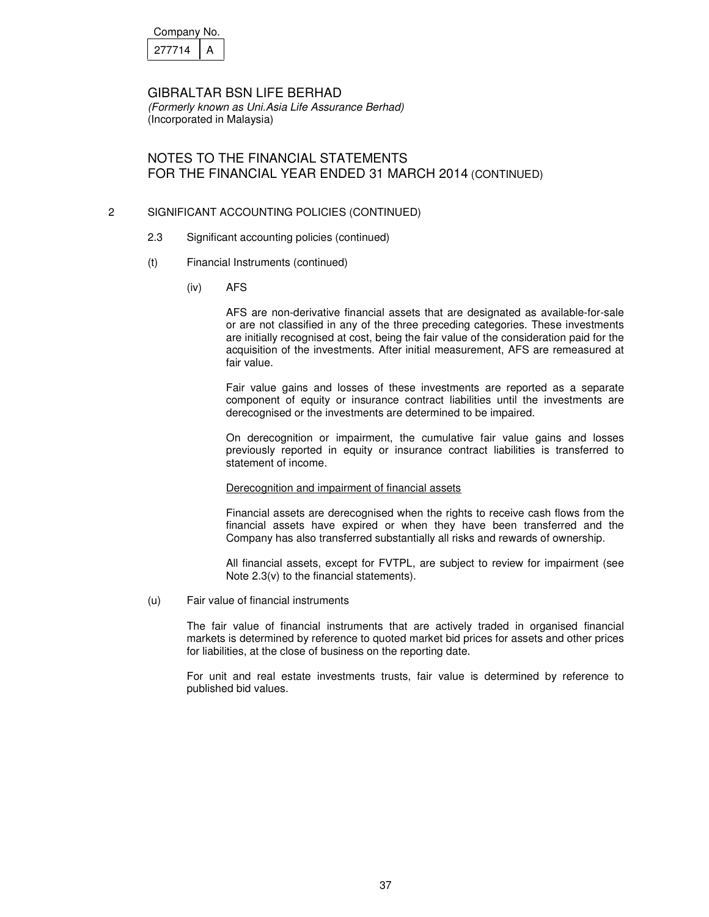Company No.

| 277714 | A |
| --- | --- |

GIBRALTAR BSN LIFE BERHAD
*(Formerly known as Uni.Asia Life Assurance Berhad)*
(Incorporated in Malaysia)

NOTES TO THE FINANCIAL STATEMENTS
FOR THE FINANCIAL YEAR ENDED 31 MARCH 2014 (CONTINUED)

2 SIGNIFICANT ACCOUNTING POLICIES (CONTINUED)

2.3 Significant accounting policies (continued)

(t) Financial Instruments (continued)

(iv) AFS

AFS are non-derivative financial assets that are designated as available-for-sale or are not classified in any of the three preceding categories. These investments are initially recognised at cost, being the fair value of the consideration paid for the acquisition of the investments. After initial measurement, AFS are remeasured at fair value.

Fair value gains and losses of these investments are reported as a separate component of equity or insurance contract liabilities until the investments are derecognised or the investments are determined to be impaired.

On derecognition or impairment, the cumulative fair value gains and losses previously reported in equity or insurance contract liabilities is transferred to statement of income.

Derecognition and impairment of financial assets

Financial assets are derecognised when the rights to receive cash flows from the financial assets have expired or when they have been transferred and the Company has also transferred substantially all risks and rewards of ownership.

All financial assets, except for FVTPL, are subject to review for impairment (see Note 2.3(v) to the financial statements).

(u) Fair value of financial instruments

The fair value of financial instruments that are actively traded in organised financial markets is determined by reference to quoted market bid prices for assets and other prices for liabilities, at the close of business on the reporting date.

For unit and real estate investments trusts, fair value is determined by reference to published bid values.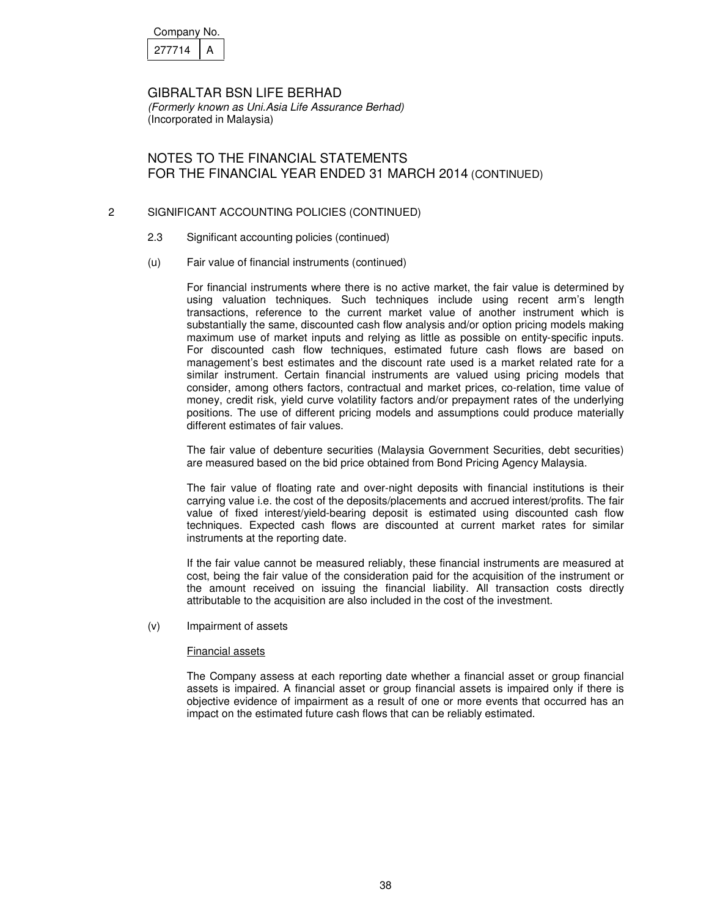Company No.

| 277714 | A |
|---|---|

GIBRALTAR BSN LIFE BERHAD
*(Formerly known as Uni.Asia Life Assurance Berhad)*
(Incorporated in Malaysia)

NOTES TO THE FINANCIAL STATEMENTS
FOR THE FINANCIAL YEAR ENDED 31 MARCH 2014 (CONTINUED)

2 SIGNIFICANT ACCOUNTING POLICIES (CONTINUED)

2.3 Significant accounting policies (continued)

(u) Fair value of financial instruments (continued)

For financial instruments where there is no active market, the fair value is determined by using valuation techniques. Such techniques include using recent arm's length transactions, reference to the current market value of another instrument which is substantially the same, discounted cash flow analysis and/or option pricing models making maximum use of market inputs and relying as little as possible on entity-specific inputs. For discounted cash flow techniques, estimated future cash flows are based on management's best estimates and the discount rate used is a market related rate for a similar instrument. Certain financial instruments are valued using pricing models that consider, among others factors, contractual and market prices, co-relation, time value of money, credit risk, yield curve volatility factors and/or prepayment rates of the underlying positions. The use of different pricing models and assumptions could produce materially different estimates of fair values.

The fair value of debenture securities (Malaysia Government Securities, debt securities) are measured based on the bid price obtained from Bond Pricing Agency Malaysia.

The fair value of floating rate and over-night deposits with financial institutions is their carrying value i.e. the cost of the deposits/placements and accrued interest/profits. The fair value of fixed interest/yield-bearing deposit is estimated using discounted cash flow techniques. Expected cash flows are discounted at current market rates for similar instruments at the reporting date.

If the fair value cannot be measured reliably, these financial instruments are measured at cost, being the fair value of the consideration paid for the acquisition of the instrument or the amount received on issuing the financial liability. All transaction costs directly attributable to the acquisition are also included in the cost of the investment.

(v) Impairment of assets

Financial assets

The Company assess at each reporting date whether a financial asset or group financial assets is impaired. A financial asset or group financial assets is impaired only if there is objective evidence of impairment as a result of one or more events that occurred has an impact on the estimated future cash flows that can be reliably estimated.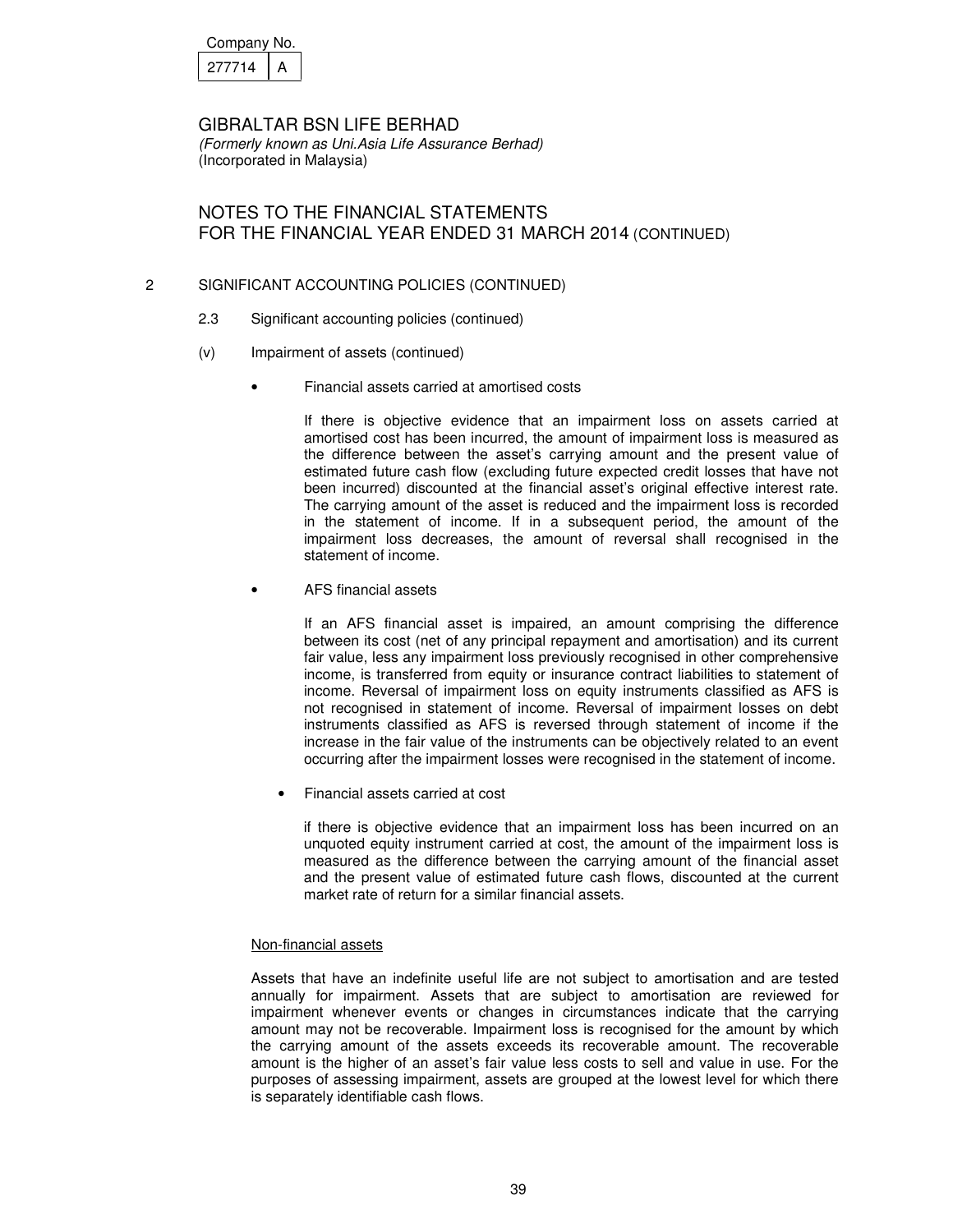Company No.
277714 | A

GIBRALTAR BSN LIFE BERHAD
*(Formerly known as Uni.Asia Life Assurance Berhad)*
(Incorporated in Malaysia)

NOTES TO THE FINANCIAL STATEMENTS
FOR THE FINANCIAL YEAR ENDED 31 MARCH 2014 (CONTINUED)

2 SIGNIFICANT ACCOUNTING POLICIES (CONTINUED)

2.3 Significant accounting policies (continued)

(v) Impairment of assets (continued)

- Financial assets carried at amortised costs

  If there is objective evidence that an impairment loss on assets carried at amortised cost has been incurred, the amount of impairment loss is measured as the difference between the asset's carrying amount and the present value of estimated future cash flow (excluding future expected credit losses that have not been incurred) discounted at the financial asset's original effective interest rate. The carrying amount of the asset is reduced and the impairment loss is recorded in the statement of income. If in a subsequent period, the amount of the impairment loss decreases, the amount of reversal shall recognised in the statement of income.

- AFS financial assets

  If an AFS financial asset is impaired, an amount comprising the difference between its cost (net of any principal repayment and amortisation) and its current fair value, less any impairment loss previously recognised in other comprehensive income, is transferred from equity or insurance contract liabilities to statement of income. Reversal of impairment loss on equity instruments classified as AFS is not recognised in statement of income. Reversal of impairment losses on debt instruments classified as AFS is reversed through statement of income if the increase in the fair value of the instruments can be objectively related to an event occurring after the impairment losses were recognised in the statement of income.

- Financial assets carried at cost

  if there is objective evidence that an impairment loss has been incurred on an unquoted equity instrument carried at cost, the amount of the impairment loss is measured as the difference between the carrying amount of the financial asset and the present value of estimated future cash flows, discounted at the current market rate of return for a similar financial assets.

Non-financial assets

Assets that have an indefinite useful life are not subject to amortisation and are tested annually for impairment. Assets that are subject to amortisation are reviewed for impairment whenever events or changes in circumstances indicate that the carrying amount may not be recoverable. Impairment loss is recognised for the amount by which the carrying amount of the assets exceeds its recoverable amount. The recoverable amount is the higher of an asset's fair value less costs to sell and value in use. For the purposes of assessing impairment, assets are grouped at the lowest level for which there is separately identifiable cash flows.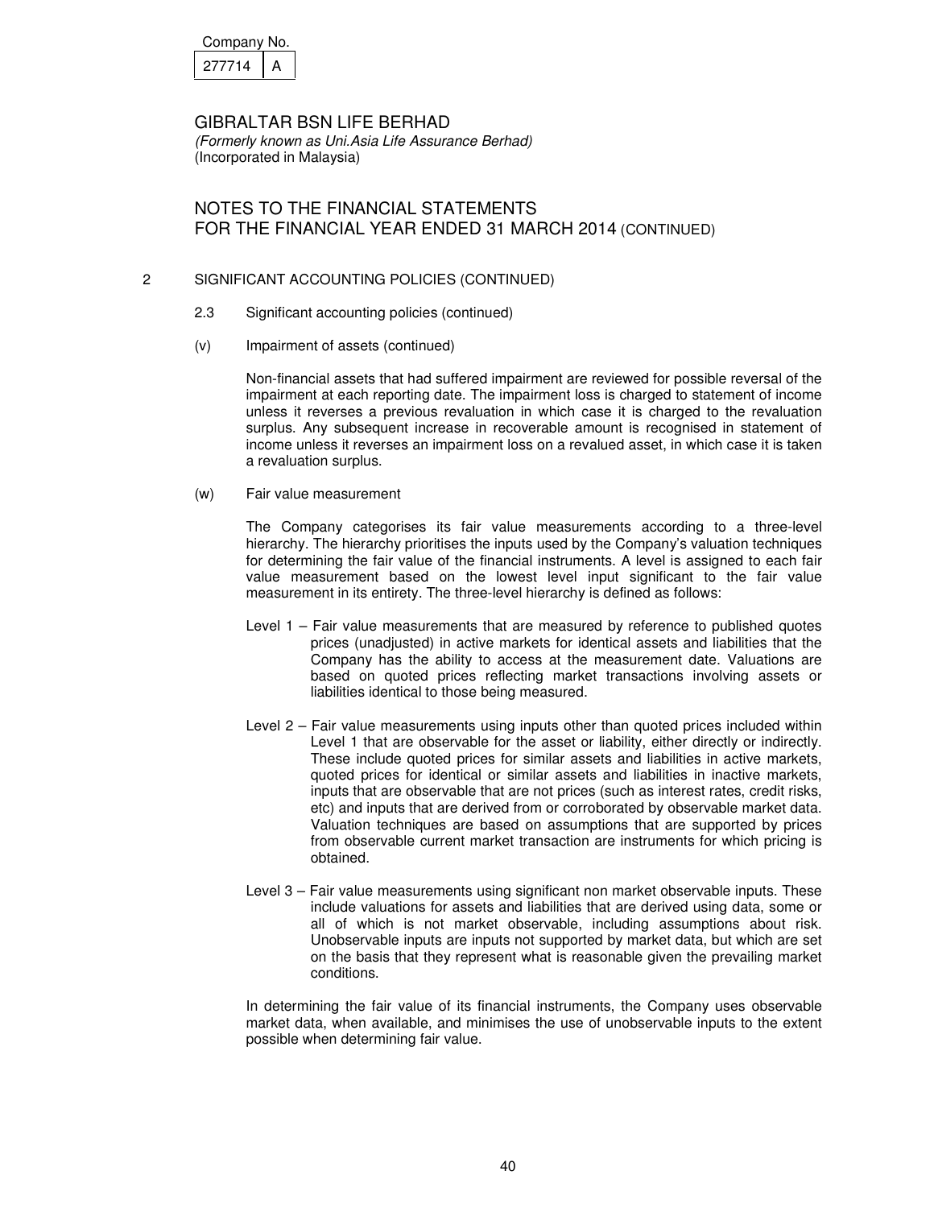Company No.

| 277714 | A |
|---|---|

GIBRALTAR BSN LIFE BERHAD
*(Formerly known as Uni.Asia Life Assurance Berhad)*
(Incorporated in Malaysia)

# NOTES TO THE FINANCIAL STATEMENTS FOR THE FINANCIAL YEAR ENDED 31 MARCH 2014 (CONTINUED)

## 2 SIGNIFICANT ACCOUNTING POLICIES (CONTINUED)

### 2.3 Significant accounting policies (continued)

(v) Impairment of assets (continued)

Non-financial assets that had suffered impairment are reviewed for possible reversal of the impairment at each reporting date. The impairment loss is charged to statement of income unless it reverses a previous revaluation in which case it is charged to the revaluation surplus. Any subsequent increase in recoverable amount is recognised in statement of income unless it reverses an impairment loss on a revalued asset, in which case it is taken a revaluation surplus.

(w) Fair value measurement

The Company categorises its fair value measurements according to a three-level hierarchy. The hierarchy prioritises the inputs used by the Company's valuation techniques for determining the fair value of the financial instruments. A level is assigned to each fair value measurement based on the lowest level input significant to the fair value measurement in its entirety. The three-level hierarchy is defined as follows:

Level 1 – Fair value measurements that are measured by reference to published quotes prices (unadjusted) in active markets for identical assets and liabilities that the Company has the ability to access at the measurement date. Valuations are based on quoted prices reflecting market transactions involving assets or liabilities identical to those being measured.

Level 2 – Fair value measurements using inputs other than quoted prices included within Level 1 that are observable for the asset or liability, either directly or indirectly. These include quoted prices for similar assets and liabilities in active markets, quoted prices for identical or similar assets and liabilities in inactive markets, inputs that are observable that are not prices (such as interest rates, credit risks, etc) and inputs that are derived from or corroborated by observable market data. Valuation techniques are based on assumptions that are supported by prices from observable current market transaction are instruments for which pricing is obtained.

Level 3 – Fair value measurements using significant non market observable inputs. These include valuations for assets and liabilities that are derived using data, some or all of which is not market observable, including assumptions about risk. Unobservable inputs are inputs not supported by market data, but which are set on the basis that they represent what is reasonable given the prevailing market conditions.

In determining the fair value of its financial instruments, the Company uses observable market data, when available, and minimises the use of unobservable inputs to the extent possible when determining fair value.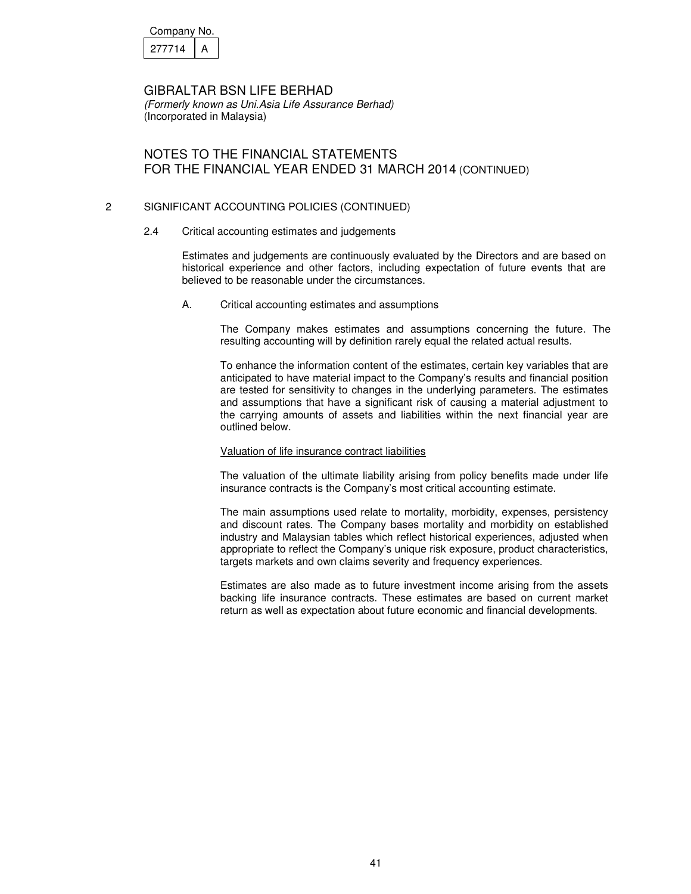Company No.

| 277714 | A |
|---|---|

GIBRALTAR BSN LIFE BERHAD
*(Formerly known as Uni.Asia Life Assurance Berhad)*
(Incorporated in Malaysia)

# NOTES TO THE FINANCIAL STATEMENTS FOR THE FINANCIAL YEAR ENDED 31 MARCH 2014 (CONTINUED)

## 2 SIGNIFICANT ACCOUNTING POLICIES (CONTINUED)

### 2.4 Critical accounting estimates and judgements

Estimates and judgements are continuously evaluated by the Directors and are based on historical experience and other factors, including expectation of future events that are believed to be reasonable under the circumstances.

#### A. Critical accounting estimates and assumptions

The Company makes estimates and assumptions concerning the future. The resulting accounting will by definition rarely equal the related actual results.

To enhance the information content of the estimates, certain key variables that are anticipated to have material impact to the Company's results and financial position are tested for sensitivity to changes in the underlying parameters. The estimates and assumptions that have a significant risk of causing a material adjustment to the carrying amounts of assets and liabilities within the next financial year are outlined below.

Valuation of life insurance contract liabilities

The valuation of the ultimate liability arising from policy benefits made under life insurance contracts is the Company's most critical accounting estimate.

The main assumptions used relate to mortality, morbidity, expenses, persistency and discount rates. The Company bases mortality and morbidity on established industry and Malaysian tables which reflect historical experiences, adjusted when appropriate to reflect the Company's unique risk exposure, product characteristics, targets markets and own claims severity and frequency experiences.

Estimates are also made as to future investment income arising from the assets backing life insurance contracts. These estimates are based on current market return as well as expectation about future economic and financial developments.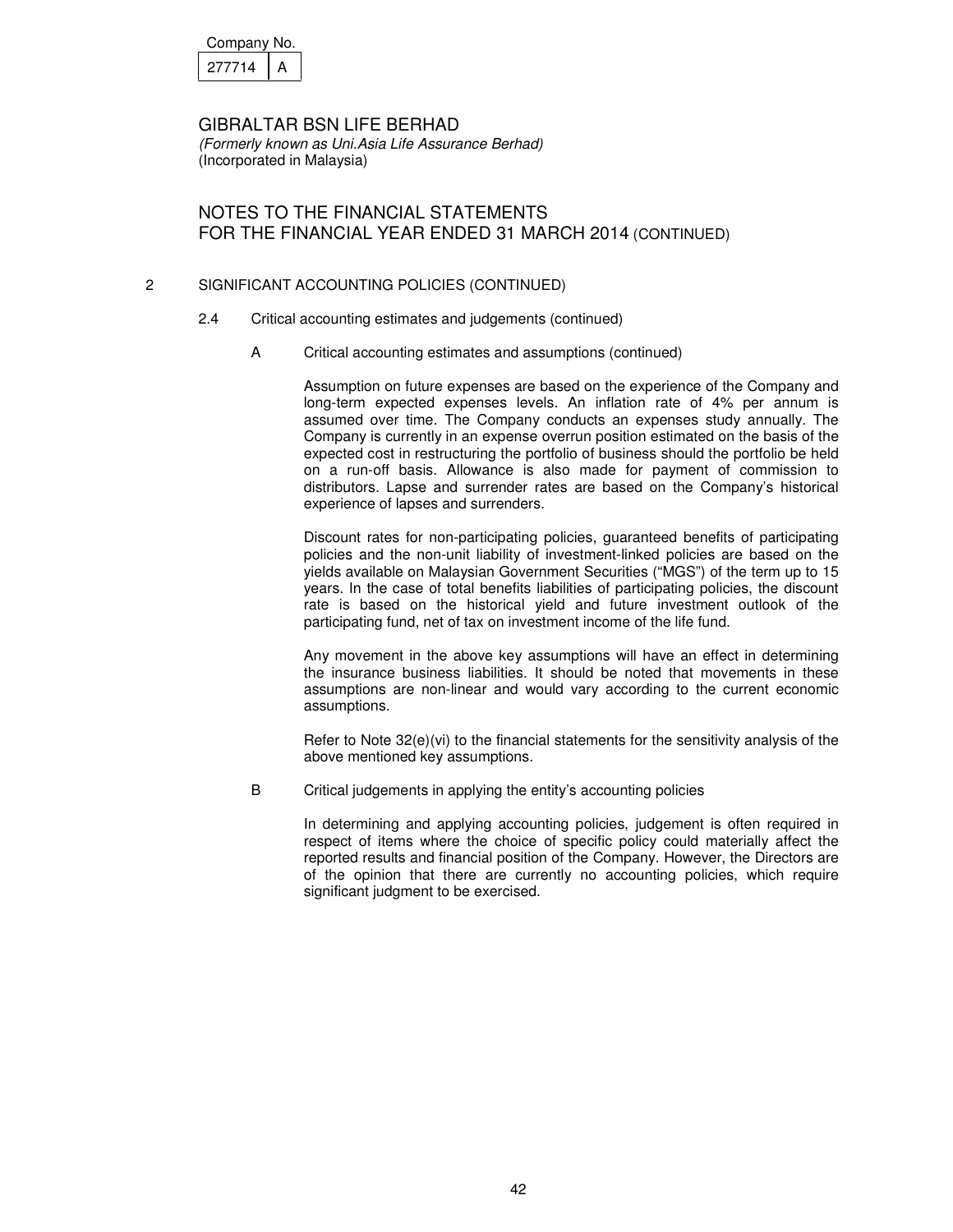Company No.

| 277714 | A |
|---|---|

GIBRALTAR BSN LIFE BERHAD
*(Formerly known as Uni.Asia Life Assurance Berhad)*
(Incorporated in Malaysia)

# NOTES TO THE FINANCIAL STATEMENTS FOR THE FINANCIAL YEAR ENDED 31 MARCH 2014 (CONTINUED)

## 2 SIGNIFICANT ACCOUNTING POLICIES (CONTINUED)

### 2.4 Critical accounting estimates and judgements (continued)

#### A Critical accounting estimates and assumptions (continued)

Assumption on future expenses are based on the experience of the Company and long-term expected expenses levels. An inflation rate of 4% per annum is assumed over time. The Company conducts an expenses study annually. The Company is currently in an expense overrun position estimated on the basis of the expected cost in restructuring the portfolio of business should the portfolio be held on a run-off basis. Allowance is also made for payment of commission to distributors. Lapse and surrender rates are based on the Company's historical experience of lapses and surrenders.

Discount rates for non-participating policies, guaranteed benefits of participating policies and the non-unit liability of investment-linked policies are based on the yields available on Malaysian Government Securities ("MGS") of the term up to 15 years. In the case of total benefits liabilities of participating policies, the discount rate is based on the historical yield and future investment outlook of the participating fund, net of tax on investment income of the life fund.

Any movement in the above key assumptions will have an effect in determining the insurance business liabilities. It should be noted that movements in these assumptions are non-linear and would vary according to the current economic assumptions.

Refer to Note 32(e)(vi) to the financial statements for the sensitivity analysis of the above mentioned key assumptions.

#### B Critical judgements in applying the entity's accounting policies

In determining and applying accounting policies, judgement is often required in respect of items where the choice of specific policy could materially affect the reported results and financial position of the Company. However, the Directors are of the opinion that there are currently no accounting policies, which require significant judgment to be exercised.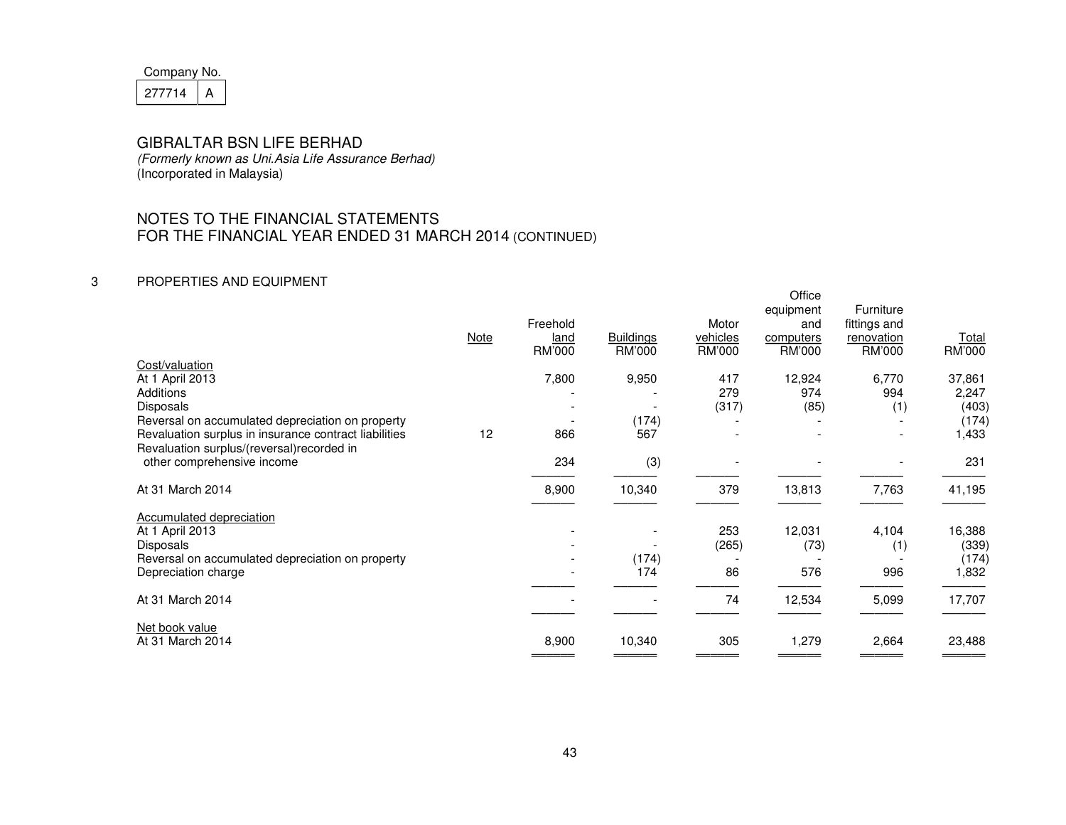Company No.

| 277714 | A |
|---|---|

GIBRALTAR BSN LIFE BERHAD

*(Formerly known as Uni.Asia Life Assurance Berhad)*

(Incorporated in Malaysia)

## NOTES TO THE FINANCIAL STATEMENTS FOR THE FINANCIAL YEAR ENDED 31 MARCH 2014 (CONTINUED)

### 3 PROPERTIES AND EQUIPMENT

| | Note | Freehold land | Buildings | Motor vehicles | Office equipment and computers | Furniture fittings and renovation | Total |
|---|---|---|---|---|---|---|---|
| | | RM'000 | RM'000 | RM'000 | RM'000 | RM'000 | RM'000 |
| Cost/valuation | | | | | | | |
| At 1 April 2013 | | 7,800 | 9,950 | 417 | 12,924 | 6,770 | 37,861 |
| Additions | | - | - | 279 | 974 | 994 | 2,247 |
| Disposals | | - | - | (317) | (85) | (1) | (403) |
| Reversal on accumulated depreciation on property | | - | (174) | - | - | - | (174) |
| Revaluation surplus in insurance contract liabilities | 12 | 866 | 567 | - | - | - | 1,433 |
| Revaluation surplus/(reversal)recorded in other comprehensive income | | 234 | (3) | - | - | - | 231 |
| At 31 March 2014 | | 8,900 | 10,340 | 379 | 13,813 | 7,763 | 41,195 |
| Accumulated depreciation | | | | | | | |
| At 1 April 2013 | | - | - | 253 | 12,031 | 4,104 | 16,388 |
| Disposals | | - | - | (265) | (73) | (1) | (339) |
| Reversal on accumulated depreciation on property | | - | (174) | - | - | - | (174) |
| Depreciation charge | | - | 174 | 86 | 576 | 996 | 1,832 |
| At 31 March 2014 | | - | - | 74 | 12,534 | 5,099 | 17,707 |
| Net book value | | | | | | | |
| At 31 March 2014 | | 8,900 | 10,340 | 305 | 1,279 | 2,664 | 23,488 |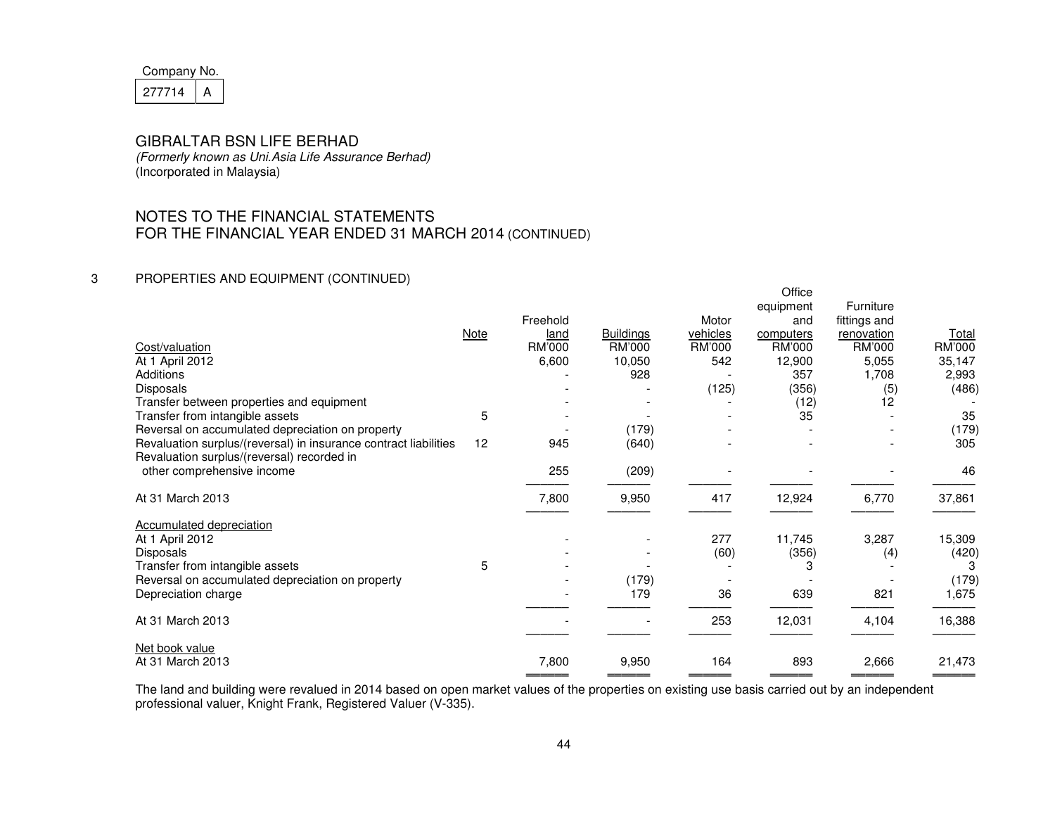Company No.

| 277714 | A |
|---|---|

GIBRALTAR BSN LIFE BERHAD

*(Formerly known as Uni.Asia Life Assurance Berhad)*

(Incorporated in Malaysia)

## NOTES TO THE FINANCIAL STATEMENTS FOR THE FINANCIAL YEAR ENDED 31 MARCH 2014 (CONTINUED)

### 3 PROPERTIES AND EQUIPMENT (CONTINUED)

| | Note | Freehold land | Buildings | Motor vehicles | Office equipment and computers | Furniture fittings and renovation | Total |
|---|---|---|---|---|---|---|---|
| Cost/valuation | | RM'000 | RM'000 | RM'000 | RM'000 | RM'000 | RM'000 |
| At 1 April 2012 | | 6,600 | 10,050 | 542 | 12,900 | 5,055 | 35,147 |
| Additions | | - | 928 | - | 357 | 1,708 | 2,993 |
| Disposals | | - | - | (125) | (356) | (5) | (486) |
| Transfer between properties and equipment | | - | - | - | (12) | 12 | - |
| Transfer from intangible assets | 5 | - | - | - | 35 | - | 35 |
| Reversal on accumulated depreciation on property | | - | (179) | - | - | - | (179) |
| Revaluation surplus/(reversal) in insurance contract liabilities | 12 | 945 | (640) | - | - | - | 305 |
| Revaluation surplus/(reversal) recorded in other comprehensive income | | 255 | (209) | - | - | - | 46 |
| At 31 March 2013 | | 7,800 | 9,950 | 417 | 12,924 | 6,770 | 37,861 |
| Accumulated depreciation | | | | | | | |
| At 1 April 2012 | | - | - | 277 | 11,745 | 3,287 | 15,309 |
| Disposals | | - | - | (60) | (356) | (4) | (420) |
| Transfer from intangible assets | 5 | - | - | - | 3 | - | 3 |
| Reversal on accumulated depreciation on property | | - | (179) | - | - | - | (179) |
| Depreciation charge | | - | 179 | 36 | 639 | 821 | 1,675 |
| At 31 March 2013 | | - | - | 253 | 12,031 | 4,104 | 16,388 |
| Net book value | | | | | | | |
| At 31 March 2013 | | 7,800 | 9,950 | 164 | 893 | 2,666 | 21,473 |

The land and building were revalued in 2014 based on open market values of the properties on existing use basis carried out by an independent professional valuer, Knight Frank, Registered Valuer (V-335).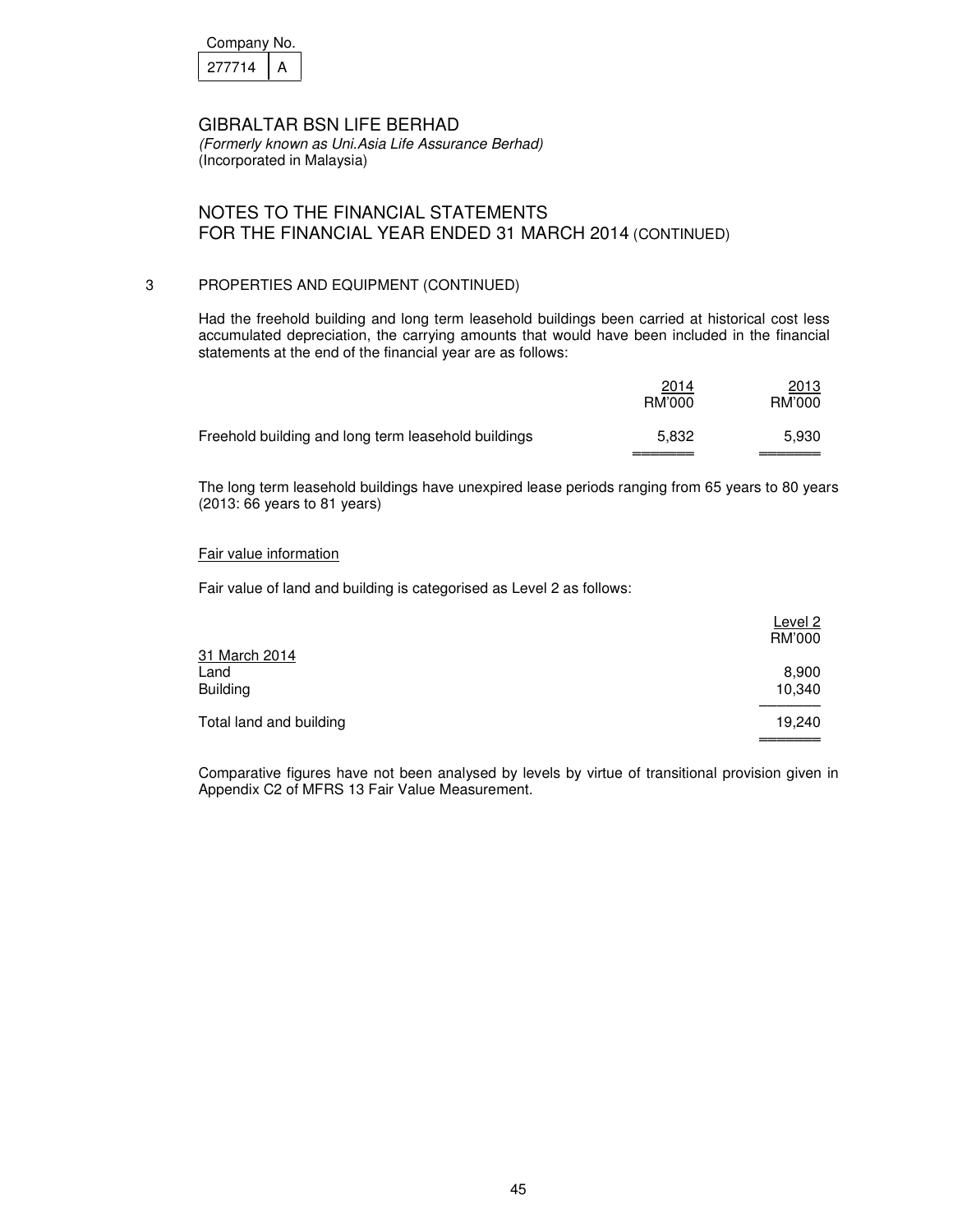Company No. 277714 A

# GIBRALTAR BSN LIFE BERHAD

*(Formerly known as Uni.Asia Life Assurance Berhad)*
(Incorporated in Malaysia)

## NOTES TO THE FINANCIAL STATEMENTS FOR THE FINANCIAL YEAR ENDED 31 MARCH 2014 (CONTINUED)

### 3 PROPERTIES AND EQUIPMENT (CONTINUED)

Had the freehold building and long term leasehold buildings been carried at historical cost less accumulated depreciation, the carrying amounts that would have been included in the financial statements at the end of the financial year are as follows:

| | 2014<br>RM'000 | 2013<br>RM'000 |
|---|---|---|
| Freehold building and long term leasehold buildings | 5,832 | 5,930 |

The long term leasehold buildings have unexpired lease periods ranging from 65 years to 80 years (2013: 66 years to 81 years)

Fair value information

Fair value of land and building is categorised as Level 2 as follows:

| | Level 2<br>RM'000 |
|---|---|
| 31 March 2014 | |
| Land | 8,900 |
| Building | 10,340 |
| Total land and building | 19,240 |

Comparative figures have not been analysed by levels by virtue of transitional provision given in Appendix C2 of MFRS 13 Fair Value Measurement.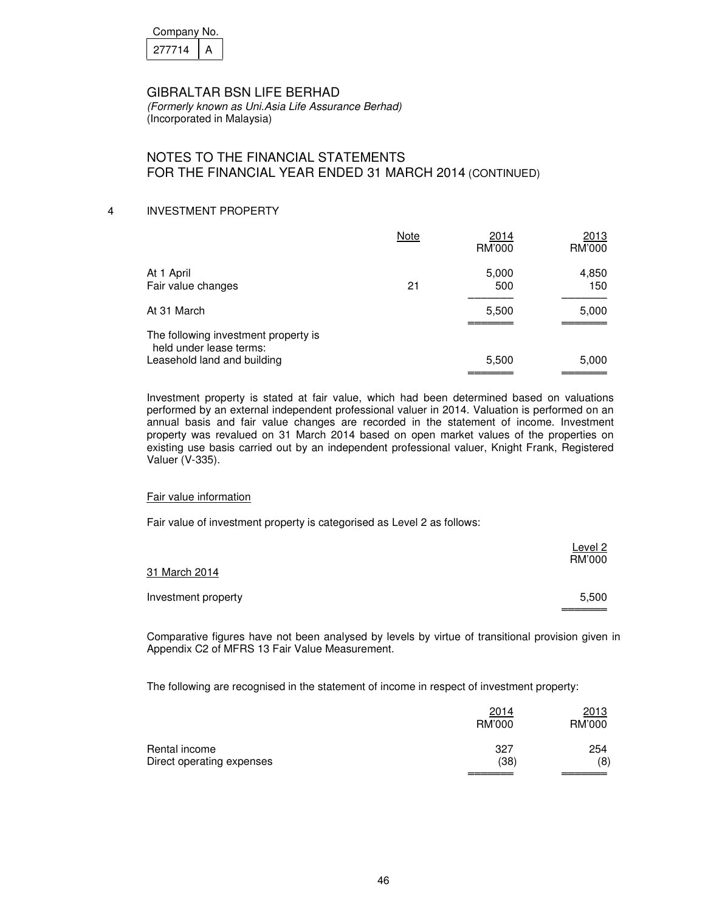Company No.

| 277714 | A |
|---|---|

GIBRALTAR BSN LIFE BERHAD
*(Formerly known as Uni.Asia Life Assurance Berhad)*
(Incorporated in Malaysia)

# NOTES TO THE FINANCIAL STATEMENTS FOR THE FINANCIAL YEAR ENDED 31 MARCH 2014 (CONTINUED)

## 4 INVESTMENT PROPERTY

| | Note | 2014 RM'000 | 2013 RM'000 |
|---|---|---|---|
| At 1 April | | 5,000 | 4,850 |
| Fair value changes | 21 | 500 | 150 |
| At 31 March | | 5,500 | 5,000 |
| The following investment property is held under lease terms: | | | |
| Leasehold land and building | | 5,500 | 5,000 |

Investment property is stated at fair value, which had been determined based on valuations performed by an external independent professional valuer in 2014. Valuation is performed on an annual basis and fair value changes are recorded in the statement of income. Investment property was revalued on 31 March 2014 based on open market values of the properties on existing use basis carried out by an independent professional valuer, Knight Frank, Registered Valuer (V-335).

### Fair value information

Fair value of investment property is categorised as Level 2 as follows:

| 31 March 2014 | Level 2 RM'000 |
|---|---|
| Investment property | 5,500 |

Comparative figures have not been analysed by levels by virtue of transitional provision given in Appendix C2 of MFRS 13 Fair Value Measurement.

The following are recognised in the statement of income in respect of investment property:

| | 2014 RM'000 | 2013 RM'000 |
|---|---|---|
| Rental income | 327 | 254 |
| Direct operating expenses | (38) | (8) |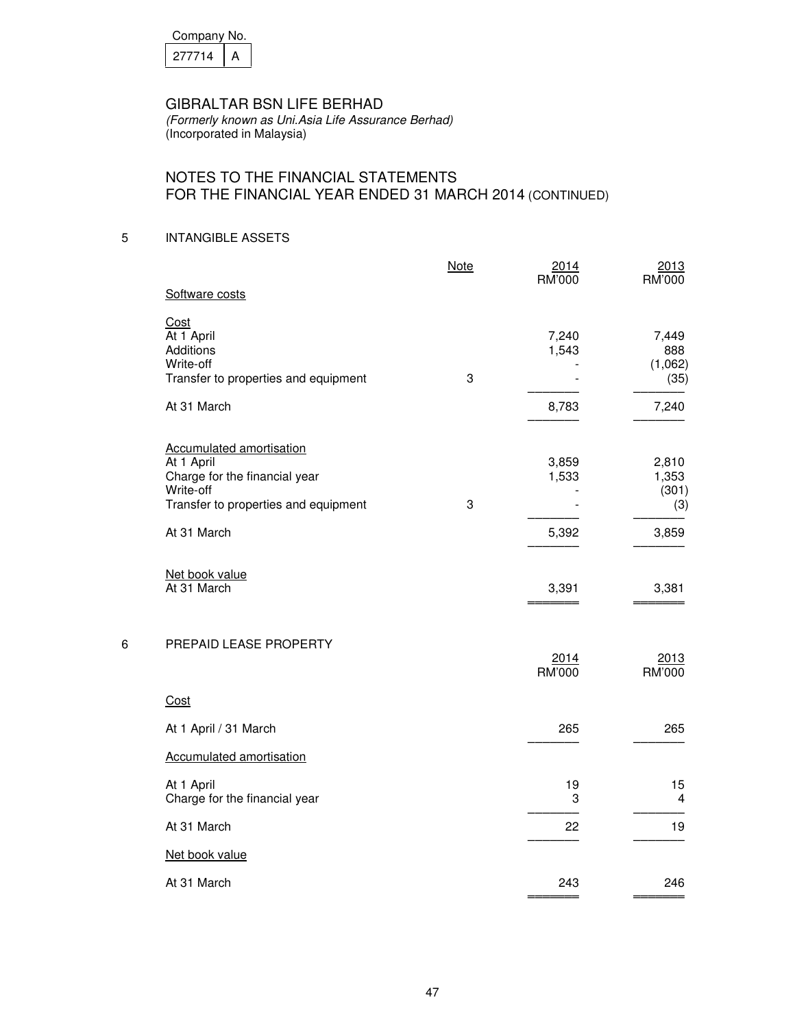Company No.

| 277714 | A |
|---|---|

GIBRALTAR BSN LIFE BERHAD
*(Formerly known as Uni.Asia Life Assurance Berhad)*
(Incorporated in Malaysia)

# NOTES TO THE FINANCIAL STATEMENTS FOR THE FINANCIAL YEAR ENDED 31 MARCH 2014 (CONTINUED)

## 5 INTANGIBLE ASSETS

| | Note | 2014 RM'000 | 2013 RM'000 |
|---|---|---|---|
| Software costs | | | |
| Cost | | | |
| At 1 April | | 7,240 | 7,449 |
| Additions | | 1,543 | 888 |
| Write-off | | - | (1,062) |
| Transfer to properties and equipment | 3 | - | (35) |
| At 31 March | | 8,783 | 7,240 |
| Accumulated amortisation | | | |
| At 1 April | | 3,859 | 2,810 |
| Charge for the financial year | | 1,533 | 1,353 |
| Write-off | | - | (301) |
| Transfer to properties and equipment | 3 | - | (3) |
| At 31 March | | 5,392 | 3,859 |
| Net book value | | | |
| At 31 March | | 3,391 | 3,381 |

## 6 PREPAID LEASE PROPERTY

| | 2014 RM'000 | 2013 RM'000 |
|---|---|---|
| Cost | | |
| At 1 April / 31 March | 265 | 265 |
| Accumulated amortisation | | |
| At 1 April | 19 | 15 |
| Charge for the financial year | 3 | 4 |
| At 31 March | 22 | 19 |
| Net book value | | |
| At 31 March | 243 | 246 |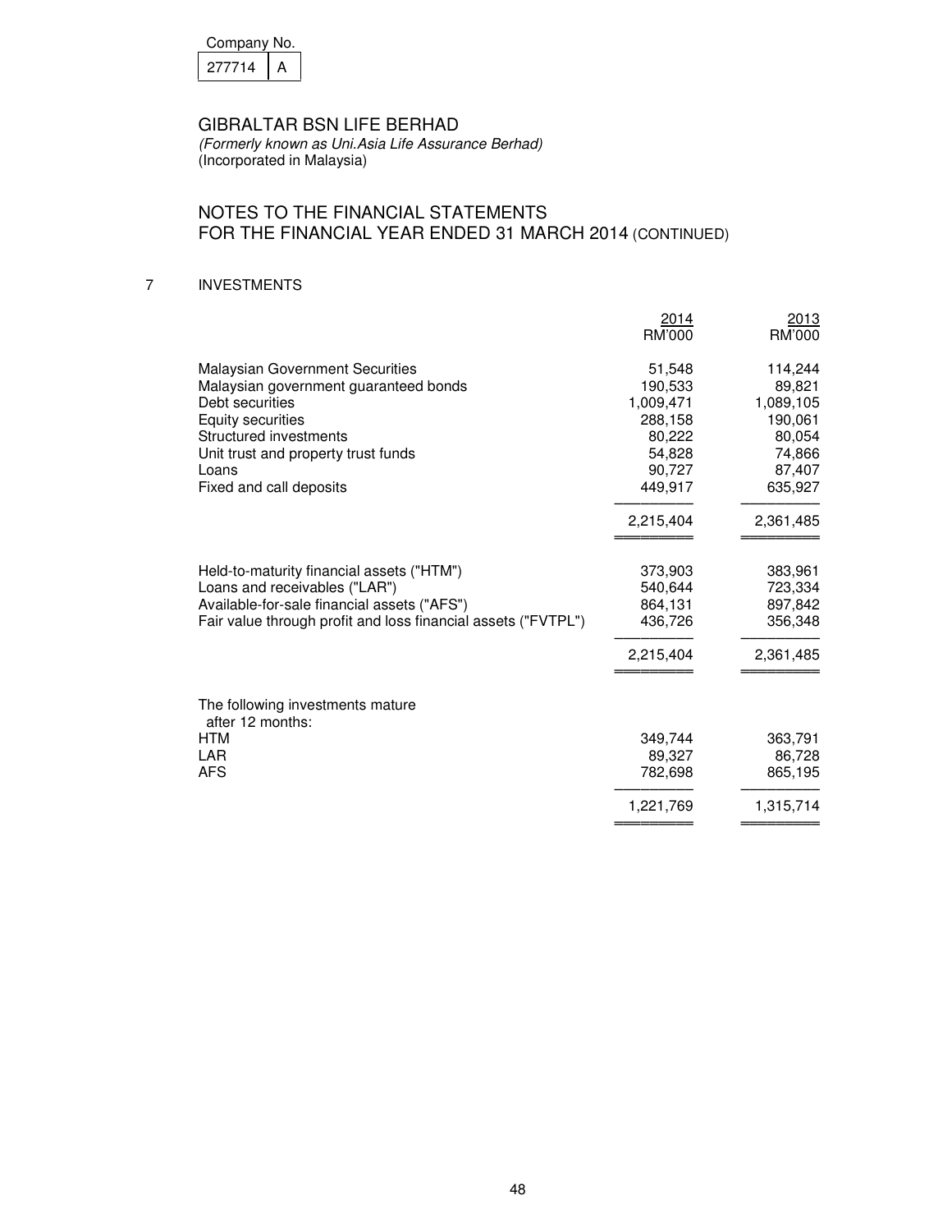Company No.

| 277714 | A |
|---|---|

# GIBRALTAR BSN LIFE BERHAD

*(Formerly known as Uni.Asia Life Assurance Berhad)*
(Incorporated in Malaysia)

## NOTES TO THE FINANCIAL STATEMENTS FOR THE FINANCIAL YEAR ENDED 31 MARCH 2014 (CONTINUED)

### 7 INVESTMENTS

| | 2014 RM'000 | 2013 RM'000 |
|---|---|---|
| Malaysian Government Securities | 51,548 | 114,244 |
| Malaysian government guaranteed bonds | 190,533 | 89,821 |
| Debt securities | 1,009,471 | 1,089,105 |
| Equity securities | 288,158 | 190,061 |
| Structured investments | 80,222 | 80,054 |
| Unit trust and property trust funds | 54,828 | 74,866 |
| Loans | 90,727 | 87,407 |
| Fixed and call deposits | 449,917 | 635,927 |
| | 2,215,404 | 2,361,485 |
| | | |
| Held-to-maturity financial assets ("HTM") | 373,903 | 383,961 |
| Loans and receivables ("LAR") | 540,644 | 723,334 |
| Available-for-sale financial assets ("AFS") | 864,131 | 897,842 |
| Fair value through profit and loss financial assets ("FVTPL") | 436,726 | 356,348 |
| | 2,215,404 | 2,361,485 |
| | | |
| The following investments mature after 12 months: | | |
| HTM | 349,744 | 363,791 |
| LAR | 89,327 | 86,728 |
| AFS | 782,698 | 865,195 |
| | 1,221,769 | 1,315,714 |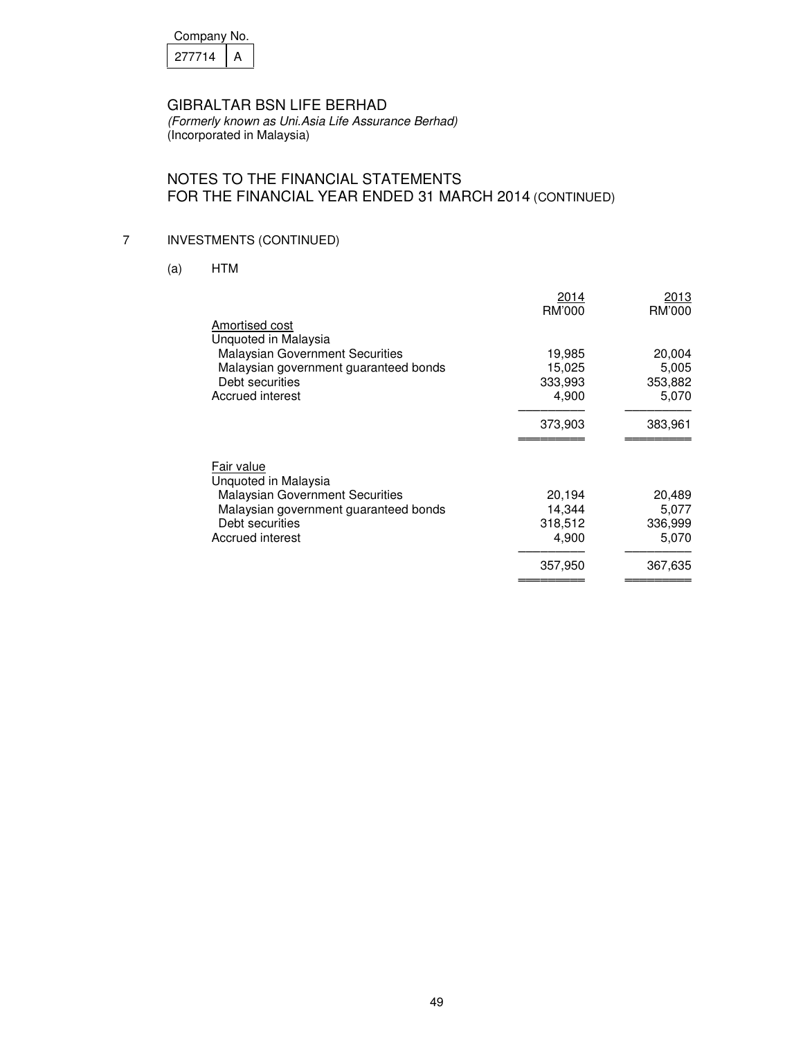Company No.

277714 | A

GIBRALTAR BSN LIFE BERHAD
*(Formerly known as Uni.Asia Life Assurance Berhad)*
(Incorporated in Malaysia)

NOTES TO THE FINANCIAL STATEMENTS
FOR THE FINANCIAL YEAR ENDED 31 MARCH 2014 (CONTINUED)

7 INVESTMENTS (CONTINUED)

(a) HTM

| | 2014 RM'000 | 2013 RM'000 |
|---|---|---|
| Amortised cost | | |
| Unquoted in Malaysia | | |
| Malaysian Government Securities | 19,985 | 20,004 |
| Malaysian government guaranteed bonds | 15,025 | 5,005 |
| Debt securities | 333,993 | 353,882 |
| Accrued interest | 4,900 | 5,070 |
| | 373,903 | 383,961 |
| Fair value | | |
| Unquoted in Malaysia | | |
| Malaysian Government Securities | 20,194 | 20,489 |
| Malaysian government guaranteed bonds | 14,344 | 5,077 |
| Debt securities | 318,512 | 336,999 |
| Accrued interest | 4,900 | 5,070 |
| | 357,950 | 367,635 |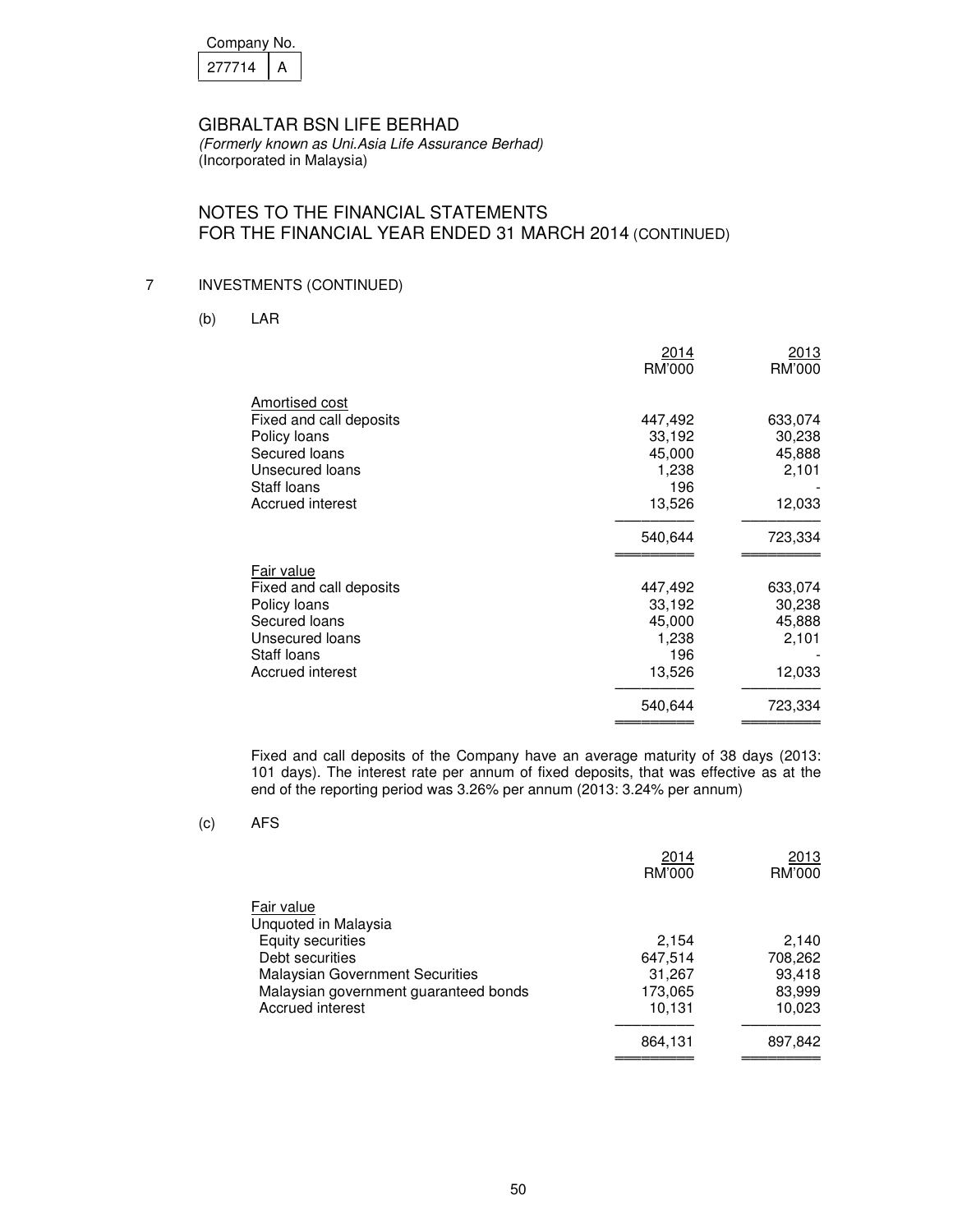Company No.

| 277714 | A |
|---|---|

GIBRALTAR BSN LIFE BERHAD
*(Formerly known as Uni.Asia Life Assurance Berhad)*
(Incorporated in Malaysia)

NOTES TO THE FINANCIAL STATEMENTS
FOR THE FINANCIAL YEAR ENDED 31 MARCH 2014 (CONTINUED)

7 INVESTMENTS (CONTINUED)

(b) LAR

| | 2014<br>RM'000 | 2013<br>RM'000 |
|---|---|---|
| Amortised cost | | |
| Fixed and call deposits | 447,492 | 633,074 |
| Policy loans | 33,192 | 30,238 |
| Secured loans | 45,000 | 45,888 |
| Unsecured loans | 1,238 | 2,101 |
| Staff loans | 196 | - |
| Accrued interest | 13,526 | 12,033 |
| | 540,644 | 723,334 |
| Fair value | | |
| Fixed and call deposits | 447,492 | 633,074 |
| Policy loans | 33,192 | 30,238 |
| Secured loans | 45,000 | 45,888 |
| Unsecured loans | 1,238 | 2,101 |
| Staff loans | 196 | - |
| Accrued interest | 13,526 | 12,033 |
| | 540,644 | 723,334 |

Fixed and call deposits of the Company have an average maturity of 38 days (2013: 101 days). The interest rate per annum of fixed deposits, that was effective as at the end of the reporting period was 3.26% per annum (2013: 3.24% per annum)

(c) AFS

| | 2014<br>RM'000 | 2013<br>RM'000 |
|---|---|---|
| Fair value | | |
| Unquoted in Malaysia | | |
| Equity securities | 2,154 | 2,140 |
| Debt securities | 647,514 | 708,262 |
| Malaysian Government Securities | 31,267 | 93,418 |
| Malaysian government guaranteed bonds | 173,065 | 83,999 |
| Accrued interest | 10,131 | 10,023 |
| | 864,131 | 897,842 |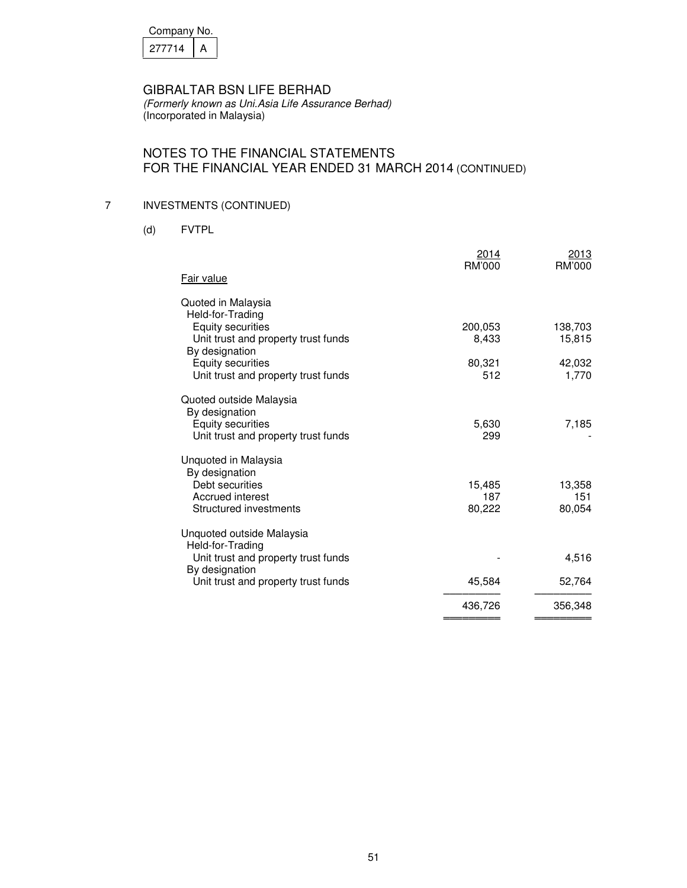Company No. 277714 A

# GIBRALTAR BSN LIFE BERHAD

*(Formerly known as Uni.Asia Life Assurance Berhad)*
(Incorporated in Malaysia)

## NOTES TO THE FINANCIAL STATEMENTS FOR THE FINANCIAL YEAR ENDED 31 MARCH 2014 (CONTINUED)

### 7 INVESTMENTS (CONTINUED)

#### (d) FVTPL

| | 2014 RM'000 | 2013 RM'000 |
|---|---|---|
| Fair value | | |
| Quoted in Malaysia | | |
| Held-for-Trading | | |
| Equity securities | 200,053 | 138,703 |
| Unit trust and property trust funds | 8,433 | 15,815 |
| By designation | | |
| Equity securities | 80,321 | 42,032 |
| Unit trust and property trust funds | 512 | 1,770 |
| Quoted outside Malaysia | | |
| By designation | | |
| Equity securities | 5,630 | 7,185 |
| Unit trust and property trust funds | 299 | - |
| Unquoted in Malaysia | | |
| By designation | | |
| Debt securities | 15,485 | 13,358 |
| Accrued interest | 187 | 151 |
| Structured investments | 80,222 | 80,054 |
| Unquoted outside Malaysia | | |
| Held-for-Trading | | |
| Unit trust and property trust funds | - | 4,516 |
| By designation | | |
| Unit trust and property trust funds | 45,584 | 52,764 |
| | 436,726 | 356,348 |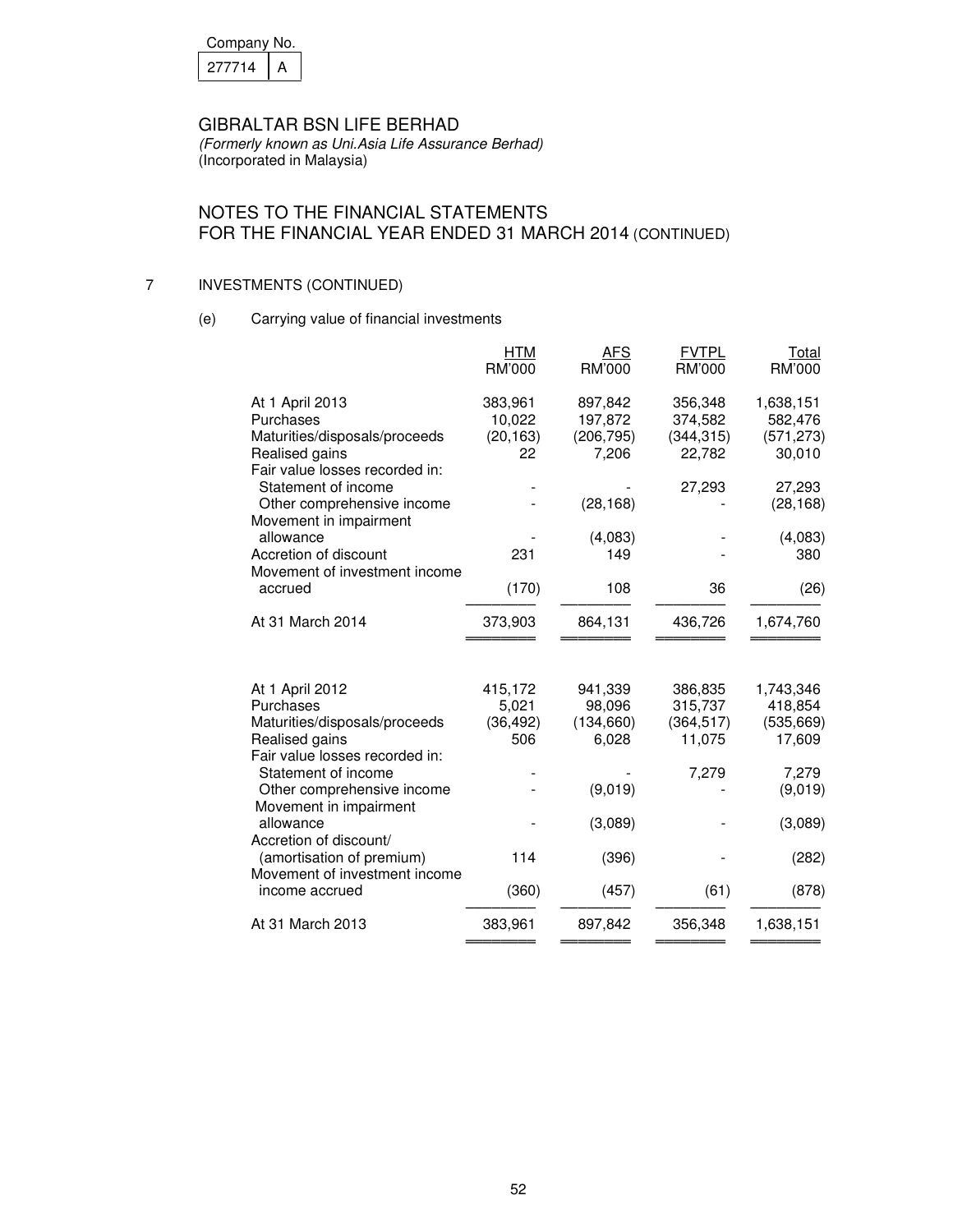Company No.

| 277714 | A |
|---|---|

GIBRALTAR BSN LIFE BERHAD
*(Formerly known as Uni.Asia Life Assurance Berhad)*
(Incorporated in Malaysia)

# NOTES TO THE FINANCIAL STATEMENTS FOR THE FINANCIAL YEAR ENDED 31 MARCH 2014 (CONTINUED)

## 7 INVESTMENTS (CONTINUED)

### (e) Carrying value of financial investments

| | HTM RM'000 | AFS RM'000 | FVTPL RM'000 | Total RM'000 |
|---|---|---|---|---|
| At 1 April 2013 | 383,961 | 897,842 | 356,348 | 1,638,151 |
| Purchases | 10,022 | 197,872 | 374,582 | 582,476 |
| Maturities/disposals/proceeds | (20,163) | (206,795) | (344,315) | (571,273) |
| Realised gains | 22 | 7,206 | 22,782 | 30,010 |
| Fair value losses recorded in: | | | | |
| Statement of income | - | - | 27,293 | 27,293 |
| Other comprehensive income | - | (28,168) | - | (28,168) |
| Movement in impairment allowance | - | (4,083) | - | (4,083) |
| Accretion of discount | 231 | 149 | - | 380 |
| Movement of investment income accrued | (170) | 108 | 36 | (26) |
| At 31 March 2014 | 373,903 | 864,131 | 436,726 | 1,674,760 |
| | | | | |
| At 1 April 2012 | 415,172 | 941,339 | 386,835 | 1,743,346 |
| Purchases | 5,021 | 98,096 | 315,737 | 418,854 |
| Maturities/disposals/proceeds | (36,492) | (134,660) | (364,517) | (535,669) |
| Realised gains | 506 | 6,028 | 11,075 | 17,609 |
| Fair value losses recorded in: | | | | |
| Statement of income | - | - | 7,279 | 7,279 |
| Other comprehensive income | - | (9,019) | - | (9,019) |
| Movement in impairment allowance | - | (3,089) | - | (3,089) |
| Accretion of discount/ (amortisation of premium) | 114 | (396) | - | (282) |
| Movement of investment income income accrued | (360) | (457) | (61) | (878) |
| At 31 March 2013 | 383,961 | 897,842 | 356,348 | 1,638,151 |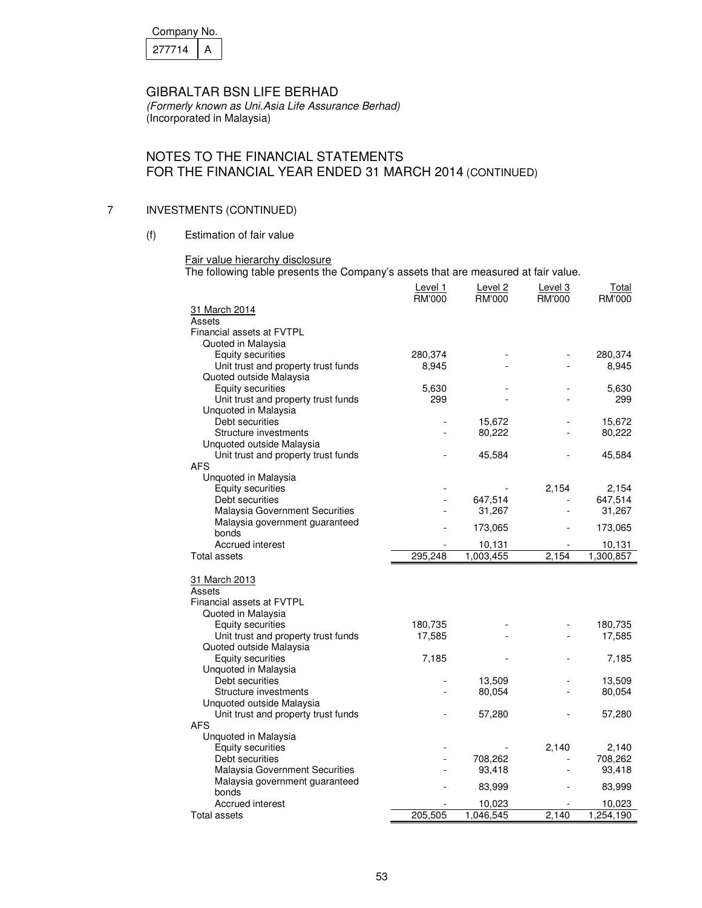Company No.

| 277714 | A |
|---|---|

GIBRALTAR BSN LIFE BERHAD
*(Formerly known as Uni.Asia Life Assurance Berhad)*
(Incorporated in Malaysia)

NOTES TO THE FINANCIAL STATEMENTS
FOR THE FINANCIAL YEAR ENDED 31 MARCH 2014 (CONTINUED)

7 INVESTMENTS (CONTINUED)

(f) Estimation of fair value

Fair value hierarchy disclosure

The following table presents the Company's assets that are measured at fair value.

| | Level 1 RM'000 | Level 2 RM'000 | Level 3 RM'000 | Total RM'000 |
|---|---|---|---|---|
| 31 March 2014 | | | | |
| Assets | | | | |
| Financial assets at FVTPL | | | | |
| Quoted in Malaysia | | | | |
| Equity securities | 280,374 | - | - | 280,374 |
| Unit trust and property trust funds | 8,945 | - | - | 8,945 |
| Quoted outside Malaysia | | | | |
| Equity securities | 5,630 | - | - | 5,630 |
| Unit trust and property trust funds | 299 | - | - | 299 |
| Unquoted in Malaysia | | | | |
| Debt securities | - | 15,672 | - | 15,672 |
| Structure investments | - | 80,222 | - | 80,222 |
| Unquoted outside Malaysia | | | | |
| Unit trust and property trust funds | - | 45,584 | - | 45,584 |
| AFS | | | | |
| Unquoted in Malaysia | | | | |
| Equity securities | - | - | 2,154 | 2,154 |
| Debt securities | - | 647,514 | - | 647,514 |
| Malaysia Government Securities | - | 31,267 | - | 31,267 |
| Malaysia government guaranteed bonds | - | 173,065 | - | 173,065 |
| Accrued interest | - | 10,131 | - | 10,131 |
| Total assets | 295,248 | 1,003,455 | 2,154 | 1,300,857 |
| 31 March 2013 | | | | |
| Assets | | | | |
| Financial assets at FVTPL | | | | |
| Quoted in Malaysia | | | | |
| Equity securities | 180,735 | - | - | 180,735 |
| Unit trust and property trust funds | 17,585 | - | - | 17,585 |
| Quoted outside Malaysia | | | | |
| Equity securities | 7,185 | - | - | 7,185 |
| Unquoted in Malaysia | | | | |
| Debt securities | - | 13,509 | - | 13,509 |
| Structure investments | - | 80,054 | - | 80,054 |
| Unquoted outside Malaysia | | | | |
| Unit trust and property trust funds | - | 57,280 | - | 57,280 |
| AFS | | | | |
| Unquoted in Malaysia | | | | |
| Equity securities | - | - | 2,140 | 2,140 |
| Debt securities | - | 708,262 | - | 708,262 |
| Malaysia Government Securities | - | 93,418 | - | 93,418 |
| Malaysia government guaranteed bonds | - | 83,999 | - | 83,999 |
| Accrued interest | - | 10,023 | - | 10,023 |
| Total assets | 205,505 | 1,046,545 | 2,140 | 1,254,190 |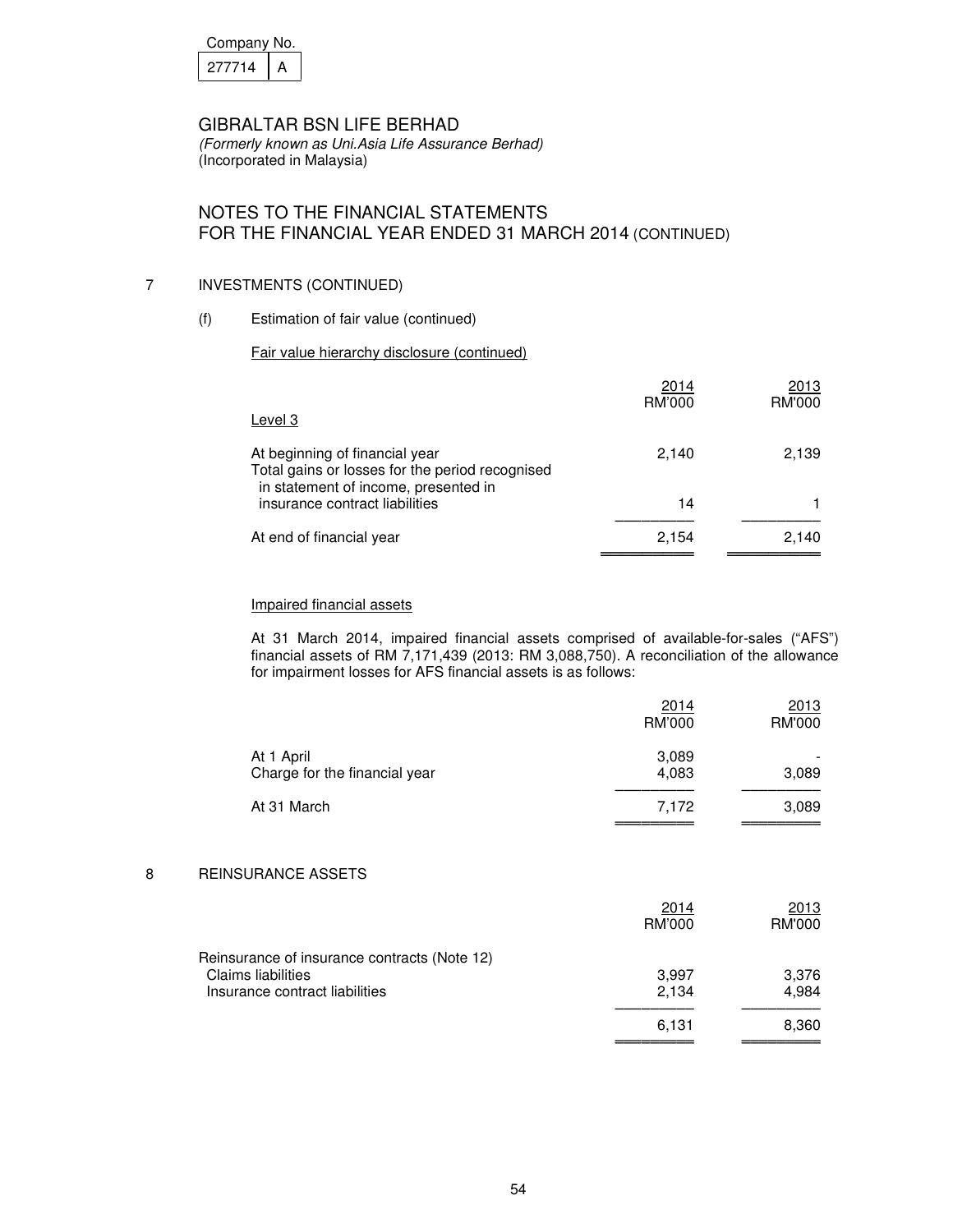Company No.

| 277714 | A |
|---|---|

GIBRALTAR BSN LIFE BERHAD
*(Formerly known as Uni.Asia Life Assurance Berhad)*
(Incorporated in Malaysia)

# NOTES TO THE FINANCIAL STATEMENTS FOR THE FINANCIAL YEAR ENDED 31 MARCH 2014 (CONTINUED)

## 7 INVESTMENTS (CONTINUED)

### (f) Estimation of fair value (continued)

Fair value hierarchy disclosure (continued)

| Level 3 | 2014 RM'000 | 2013 RM'000 |
|---|---|---|
| At beginning of financial year | 2,140 | 2,139 |
| Total gains or losses for the period recognised in statement of income, presented in insurance contract liabilities | 14 | 1 |
| At end of financial year | 2,154 | 2,140 |

Impaired financial assets

At 31 March 2014, impaired financial assets comprised of available-for-sales ("AFS") financial assets of RM 7,171,439 (2013: RM 3,088,750). A reconciliation of the allowance for impairment losses for AFS financial assets is as follows:

| | 2014 RM'000 | 2013 RM'000 |
|---|---|---|
| At 1 April | 3,089 | - |
| Charge for the financial year | 4,083 | 3,089 |
| At 31 March | 7,172 | 3,089 |

## 8 REINSURANCE ASSETS

| | 2014 RM'000 | 2013 RM'000 |
|---|---|---|
| Reinsurance of insurance contracts (Note 12) | | |
| Claims liabilities | 3,997 | 3,376 |
| Insurance contract liabilities | 2,134 | 4,984 |
| | 6,131 | 8,360 |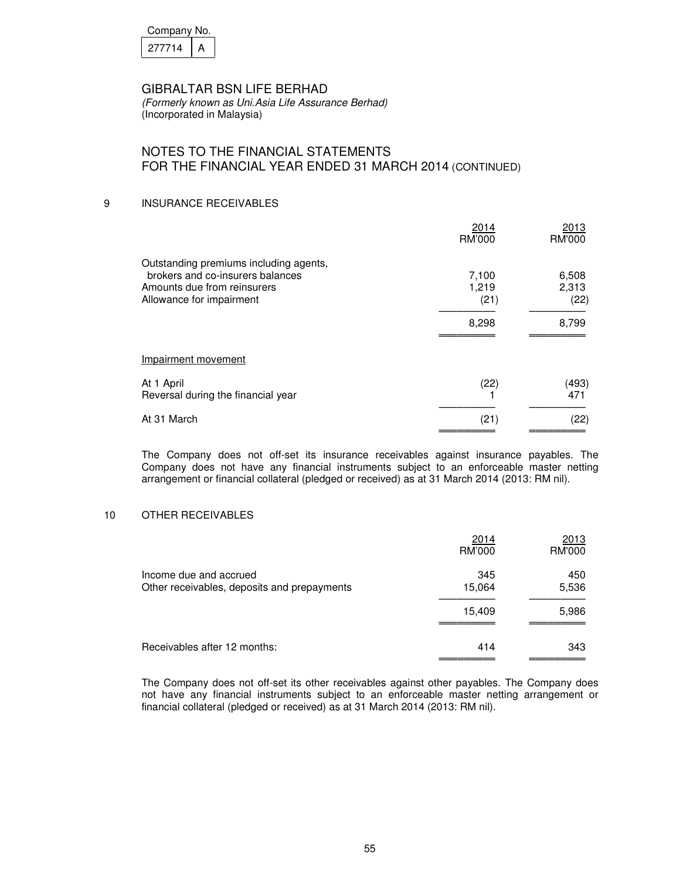Company No.

| 277714 | A |
|---|---|

GIBRALTAR BSN LIFE BERHAD
*(Formerly known as Uni.Asia Life Assurance Berhad)*
(Incorporated in Malaysia)

# NOTES TO THE FINANCIAL STATEMENTS FOR THE FINANCIAL YEAR ENDED 31 MARCH 2014 (CONTINUED)

## 9 INSURANCE RECEIVABLES

| | 2014<br>RM'000 | 2013<br>RM'000 |
|---|---|---|
| Outstanding premiums including agents, brokers and co-insurers balances | 7,100 | 6,508 |
| Amounts due from reinsurers | 1,219 | 2,313 |
| Allowance for impairment | (21) | (22) |
| | 8,298 | 8,799 |
| Impairment movement | | |
| At 1 April | (22) | (493) |
| Reversal during the financial year | 1 | 471 |
| At 31 March | (21) | (22) |

The Company does not off-set its insurance receivables against insurance payables. The Company does not have any financial instruments subject to an enforceable master netting arrangement or financial collateral (pledged or received) as at 31 March 2014 (2013: RM nil).

## 10 OTHER RECEIVABLES

| | 2014<br>RM'000 | 2013<br>RM'000 |
|---|---|---|
| Income due and accrued | 345 | 450 |
| Other receivables, deposits and prepayments | 15,064 | 5,536 |
| | 15,409 | 5,986 |
| Receivables after 12 months: | 414 | 343 |

The Company does not off-set its other receivables against other payables. The Company does not have any financial instruments subject to an enforceable master netting arrangement or financial collateral (pledged or received) as at 31 March 2014 (2013: RM nil).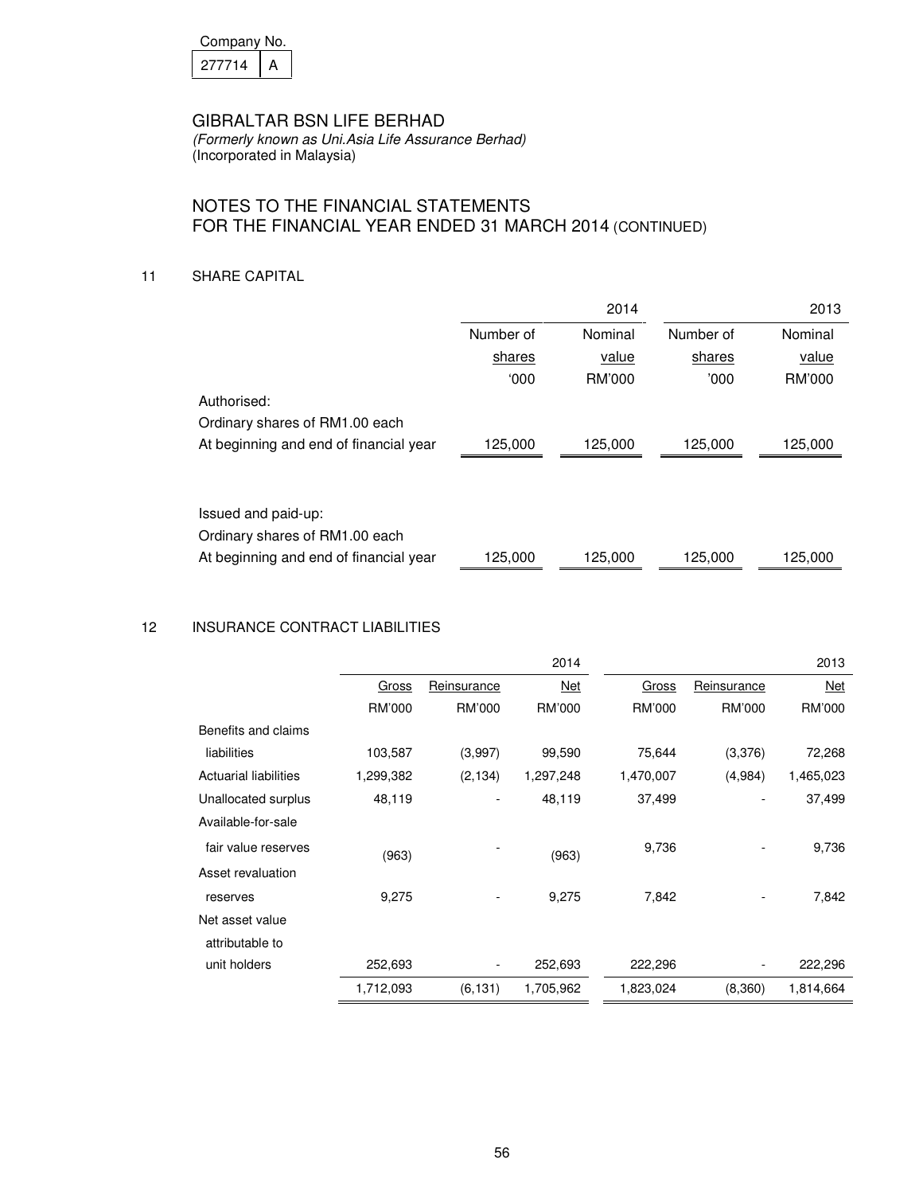Company No. 277714 A

# GIBRALTAR BSN LIFE BERHAD

*(Formerly known as Uni.Asia Life Assurance Berhad)*
(Incorporated in Malaysia)

## NOTES TO THE FINANCIAL STATEMENTS FOR THE FINANCIAL YEAR ENDED 31 MARCH 2014 (CONTINUED)

### 11 SHARE CAPITAL

| | 2014 | | 2013 | |
|---|---|---|---|---|
| | Number of shares | Nominal value | Number of shares | Nominal value |
| | '000 | RM'000 | '000 | RM'000 |
| Authorised: | | | | |
| Ordinary shares of RM1.00 each | | | | |
| At beginning and end of financial year | 125,000 | 125,000 | 125,000 | 125,000 |
| Issued and paid-up: | | | | |
| Ordinary shares of RM1.00 each | | | | |
| At beginning and end of financial year | 125,000 | 125,000 | 125,000 | 125,000 |

### 12 INSURANCE CONTRACT LIABILITIES

| | 2014 | | | 2013 | | |
|---|---|---|---|---|---|---|
| | Gross | Reinsurance | Net | Gross | Reinsurance | Net |
| | RM'000 | RM'000 | RM'000 | RM'000 | RM'000 | RM'000 |
| Benefits and claims liabilities | 103,587 | (3,997) | 99,590 | 75,644 | (3,376) | 72,268 |
| Actuarial liabilities | 1,299,382 | (2,134) | 1,297,248 | 1,470,007 | (4,984) | 1,465,023 |
| Unallocated surplus | 48,119 | - | 48,119 | 37,499 | - | 37,499 |
| Available-for-sale fair value reserves | (963) | - | (963) | 9,736 | - | 9,736 |
| Asset revaluation reserves | 9,275 | - | 9,275 | 7,842 | - | 7,842 |
| Net asset value attributable to unit holders | 252,693 | - | 252,693 | 222,296 | - | 222,296 |
| | 1,712,093 | (6,131) | 1,705,962 | 1,823,024 | (8,360) | 1,814,664 |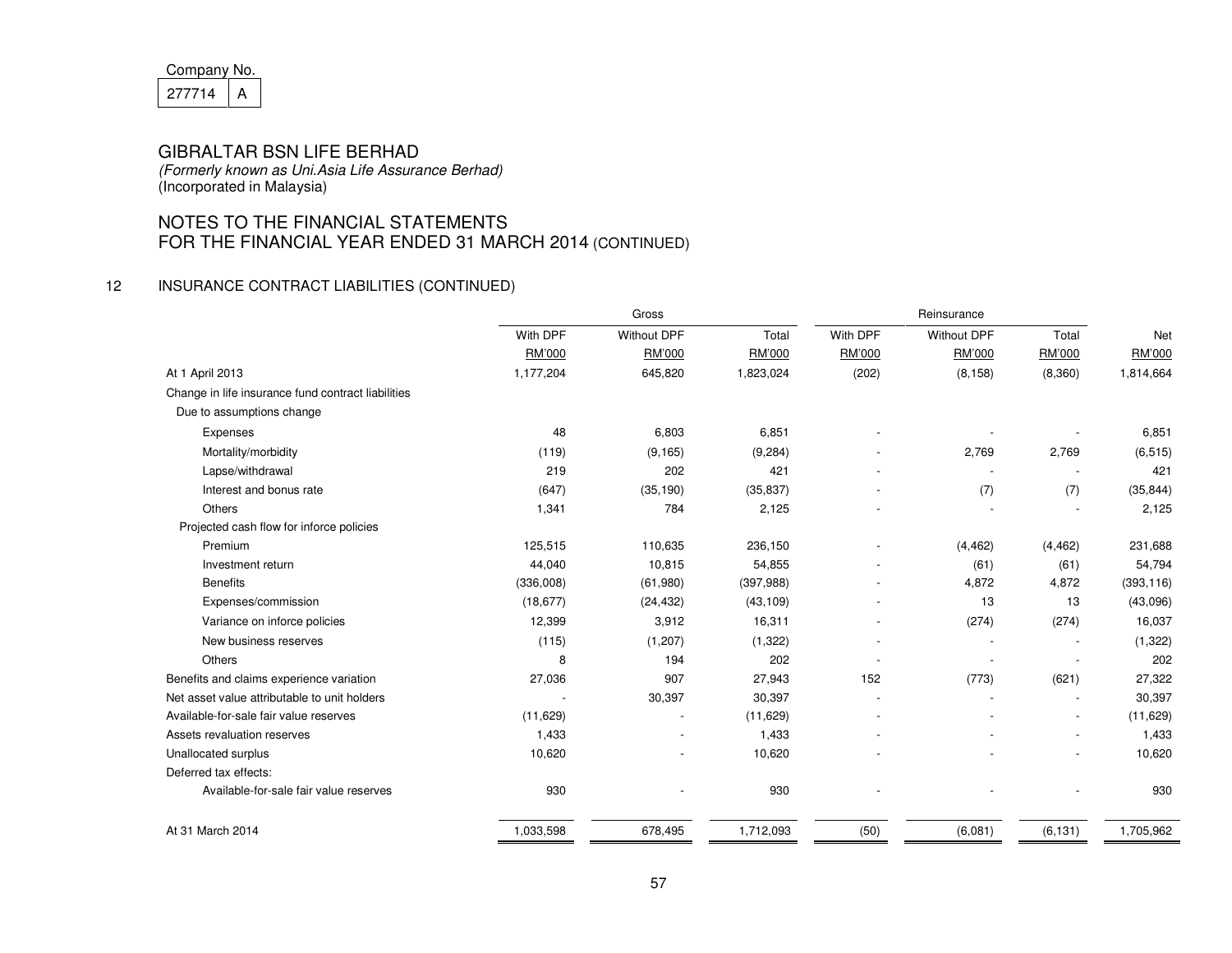Company No.

277714 | A

# GIBRALTAR BSN LIFE BERHAD

*(Formerly known as Uni.Asia Life Assurance Berhad)*
(Incorporated in Malaysia)

## NOTES TO THE FINANCIAL STATEMENTS FOR THE FINANCIAL YEAR ENDED 31 MARCH 2014 (CONTINUED)

### 12 INSURANCE CONTRACT LIABILITIES (CONTINUED)

| | Gross | | | Reinsurance | | | |
|---|---|---|---|---|---|---|---|
| | With DPF | Without DPF | Total | With DPF | Without DPF | Total | Net |
| | RM'000 | RM'000 | RM'000 | RM'000 | RM'000 | RM'000 | RM'000 |
| At 1 April 2013 | 1,177,204 | 645,820 | 1,823,024 | (202) | (8,158) | (8,360) | 1,814,664 |
| Change in life insurance fund contract liabilities | | | | | | | |
| Due to assumptions change | | | | | | | |
| Expenses | 48 | 6,803 | 6,851 | - | - | - | 6,851 |
| Mortality/morbidity | (119) | (9,165) | (9,284) | - | 2,769 | 2,769 | (6,515) |
| Lapse/withdrawal | 219 | 202 | 421 | - | - | - | 421 |
| Interest and bonus rate | (647) | (35,190) | (35,837) | - | (7) | (7) | (35,844) |
| Others | 1,341 | 784 | 2,125 | - | - | - | 2,125 |
| Projected cash flow for inforce policies | | | | | | | |
| Premium | 125,515 | 110,635 | 236,150 | - | (4,462) | (4,462) | 231,688 |
| Investment return | 44,040 | 10,815 | 54,855 | - | (61) | (61) | 54,794 |
| Benefits | (336,008) | (61,980) | (397,988) | - | 4,872 | 4,872 | (393,116) |
| Expenses/commission | (18,677) | (24,432) | (43,109) | - | 13 | 13 | (43,096) |
| Variance on inforce policies | 12,399 | 3,912 | 16,311 | - | (274) | (274) | 16,037 |
| New business reserves | (115) | (1,207) | (1,322) | - | - | - | (1,322) |
| Others | 8 | 194 | 202 | - | - | - | 202 |
| Benefits and claims experience variation | 27,036 | 907 | 27,943 | 152 | (773) | (621) | 27,322 |
| Net asset value attributable to unit holders | - | 30,397 | 30,397 | - | - | - | 30,397 |
| Available-for-sale fair value reserves | (11,629) | - | (11,629) | - | - | - | (11,629) |
| Assets revaluation reserves | 1,433 | - | 1,433 | - | - | - | 1,433 |
| Unallocated surplus | 10,620 | - | 10,620 | - | - | - | 10,620 |
| Deferred tax effects: | | | | | | | |
| Available-for-sale fair value reserves | 930 | - | 930 | - | - | - | 930 |
| At 31 March 2014 | 1,033,598 | 678,495 | 1,712,093 | (50) | (6,081) | (6,131) | 1,705,962 |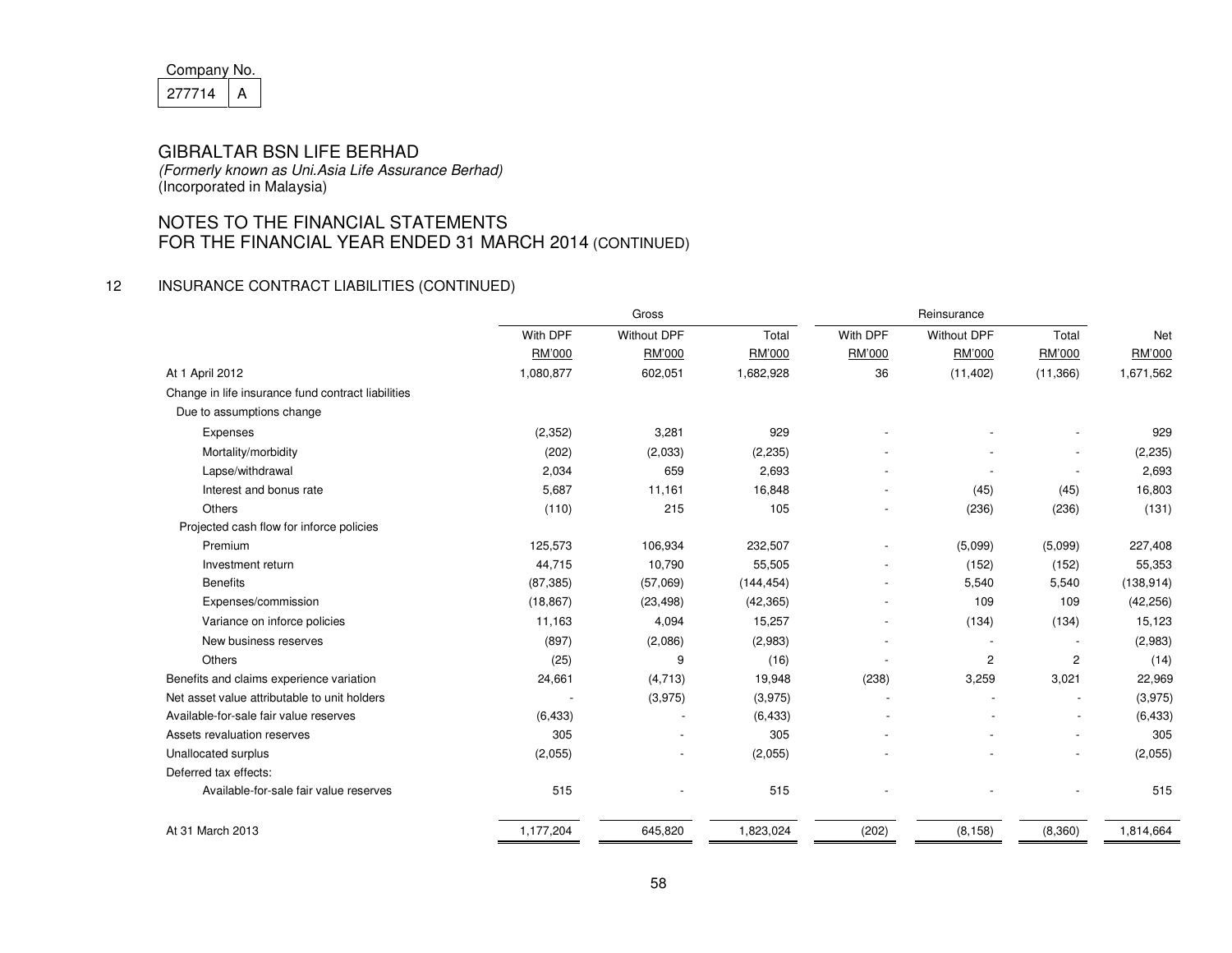Company No.

277714 | A

# GIBRALTAR BSN LIFE BERHAD

*(Formerly known as Uni.Asia Life Assurance Berhad)*
(Incorporated in Malaysia)

## NOTES TO THE FINANCIAL STATEMENTS
## FOR THE FINANCIAL YEAR ENDED 31 MARCH 2014 (CONTINUED)

### 12 INSURANCE CONTRACT LIABILITIES (CONTINUED)

| | Gross | | | Reinsurance | | | |
|---|---|---|---|---|---|---|---|
| | With DPF | Without DPF | Total | With DPF | Without DPF | Total | Net |
| | RM'000 | RM'000 | RM'000 | RM'000 | RM'000 | RM'000 | RM'000 |
| At 1 April 2012 | 1,080,877 | 602,051 | 1,682,928 | 36 | (11,402) | (11,366) | 1,671,562 |
| Change in life insurance fund contract liabilities | | | | | | | |
| Due to assumptions change | | | | | | | |
| Expenses | (2,352) | 3,281 | 929 | - | - | - | 929 |
| Mortality/morbidity | (202) | (2,033) | (2,235) | - | - | - | (2,235) |
| Lapse/withdrawal | 2,034 | 659 | 2,693 | - | - | - | 2,693 |
| Interest and bonus rate | 5,687 | 11,161 | 16,848 | - | (45) | (45) | 16,803 |
| Others | (110) | 215 | 105 | - | (236) | (236) | (131) |
| Projected cash flow for inforce policies | | | | | | | |
| Premium | 125,573 | 106,934 | 232,507 | - | (5,099) | (5,099) | 227,408 |
| Investment return | 44,715 | 10,790 | 55,505 | - | (152) | (152) | 55,353 |
| Benefits | (87,385) | (57,069) | (144,454) | - | 5,540 | 5,540 | (138,914) |
| Expenses/commission | (18,867) | (23,498) | (42,365) | - | 109 | 109 | (42,256) |
| Variance on inforce policies | 11,163 | 4,094 | 15,257 | - | (134) | (134) | 15,123 |
| New business reserves | (897) | (2,086) | (2,983) | - | - | - | (2,983) |
| Others | (25) | 9 | (16) | - | 2 | 2 | (14) |
| Benefits and claims experience variation | 24,661 | (4,713) | 19,948 | (238) | 3,259 | 3,021 | 22,969 |
| Net asset value attributable to unit holders | - | (3,975) | (3,975) | - | - | - | (3,975) |
| Available-for-sale fair value reserves | (6,433) | - | (6,433) | - | - | - | (6,433) |
| Assets revaluation reserves | 305 | - | 305 | - | - | - | 305 |
| Unallocated surplus | (2,055) | - | (2,055) | - | - | - | (2,055) |
| Deferred tax effects: | | | | | | | |
| Available-for-sale fair value reserves | 515 | - | 515 | - | - | - | 515 |
| At 31 March 2013 | 1,177,204 | 645,820 | 1,823,024 | (202) | (8,158) | (8,360) | 1,814,664 |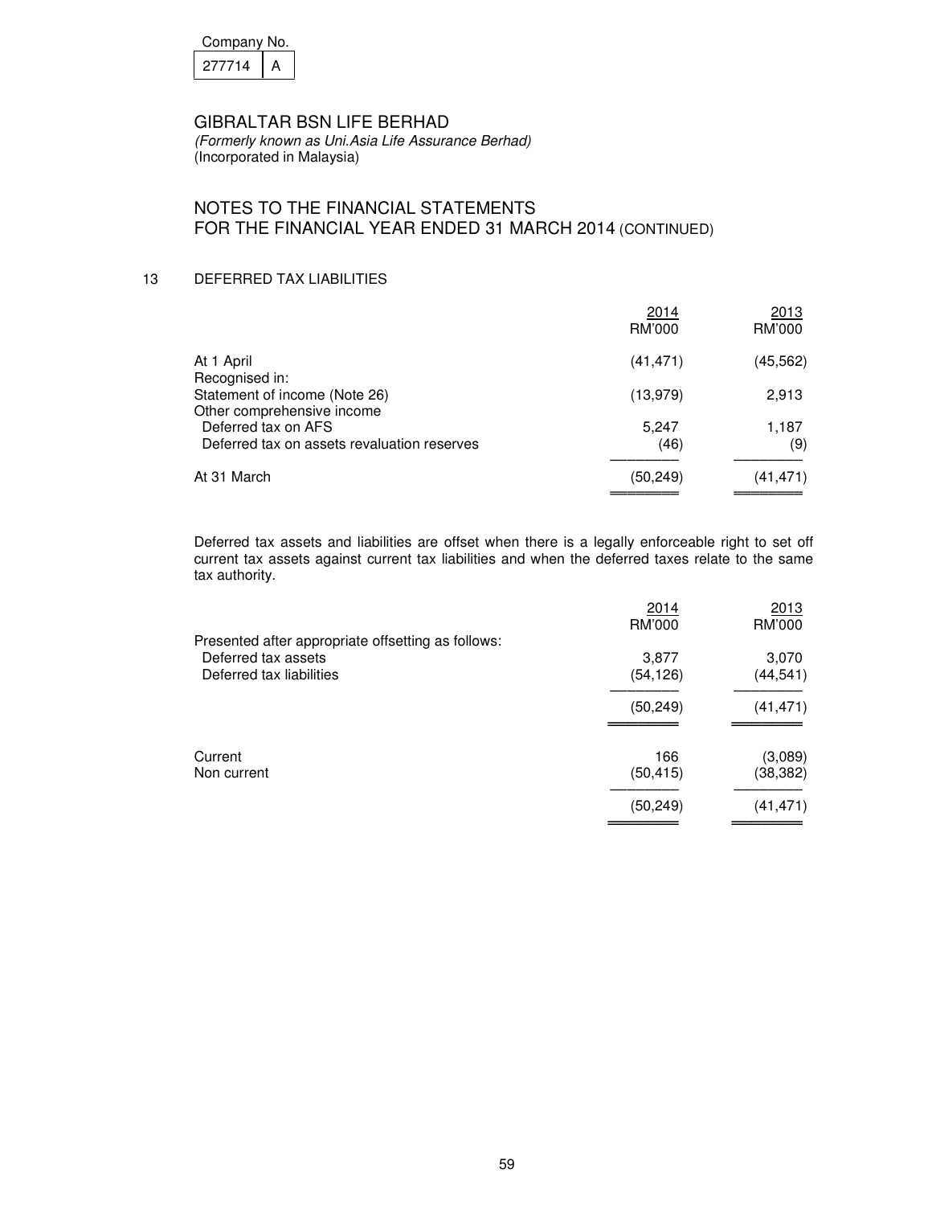Company No.

| 277714 | A |
|---|---|

# GIBRALTAR BSN LIFE BERHAD

*(Formerly known as Uni.Asia Life Assurance Berhad)*
(Incorporated in Malaysia)

## NOTES TO THE FINANCIAL STATEMENTS FOR THE FINANCIAL YEAR ENDED 31 MARCH 2014 (CONTINUED)

### 13 DEFERRED TAX LIABILITIES

| | 2014 RM'000 | 2013 RM'000 |
|---|---|---|
| At 1 April | (41,471) | (45,562) |
| Recognised in: | | |
| Statement of income (Note 26) | (13,979) | 2,913 |
| Other comprehensive income | | |
| Deferred tax on AFS | 5,247 | 1,187 |
| Deferred tax on assets revaluation reserves | (46) | (9) |
| At 31 March | (50,249) | (41,471) |

Deferred tax assets and liabilities are offset when there is a legally enforceable right to set off current tax assets against current tax liabilities and when the deferred taxes relate to the same tax authority.

| | 2014 RM'000 | 2013 RM'000 |
|---|---|---|
| Presented after appropriate offsetting as follows: | | |
| Deferred tax assets | 3,877 | 3,070 |
| Deferred tax liabilities | (54,126) | (44,541) |
| | (50,249) | (41,471) |
| Current | 166 | (3,089) |
| Non current | (50,415) | (38,382) |
| | (50,249) | (41,471) |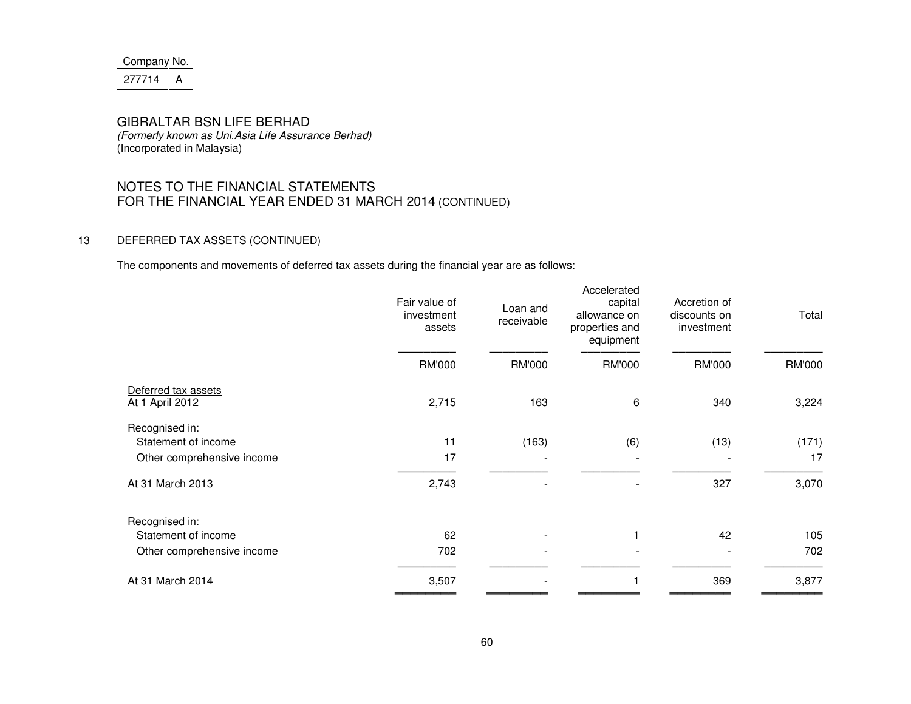Company No.

| 277714 | A |
|---|---|

GIBRALTAR BSN LIFE BERHAD
*(Formerly known as Uni.Asia Life Assurance Berhad)*
(Incorporated in Malaysia)

# NOTES TO THE FINANCIAL STATEMENTS
# FOR THE FINANCIAL YEAR ENDED 31 MARCH 2014 (CONTINUED)

## 13 DEFERRED TAX ASSETS (CONTINUED)

The components and movements of deferred tax assets during the financial year are as follows:

| | Fair value of investment assets | Loan and receivable | Accelerated capital allowance on properties and equipment | Accretion of discounts on investment | Total |
|---|---|---|---|---|---|
| | RM'000 | RM'000 | RM'000 | RM'000 | RM'000 |
| Deferred tax assets | | | | | |
| At 1 April 2012 | 2,715 | 163 | 6 | 340 | 3,224 |
| Recognised in: | | | | | |
| Statement of income | 11 | (163) | (6) | (13) | (171) |
| Other comprehensive income | 17 | - | - | - | 17 |
| At 31 March 2013 | 2,743 | - | - | 327 | 3,070 |
| Recognised in: | | | | | |
| Statement of income | 62 | - | 1 | 42 | 105 |
| Other comprehensive income | 702 | - | - | - | 702 |
| At 31 March 2014 | 3,507 | - | 1 | 369 | 3,877 |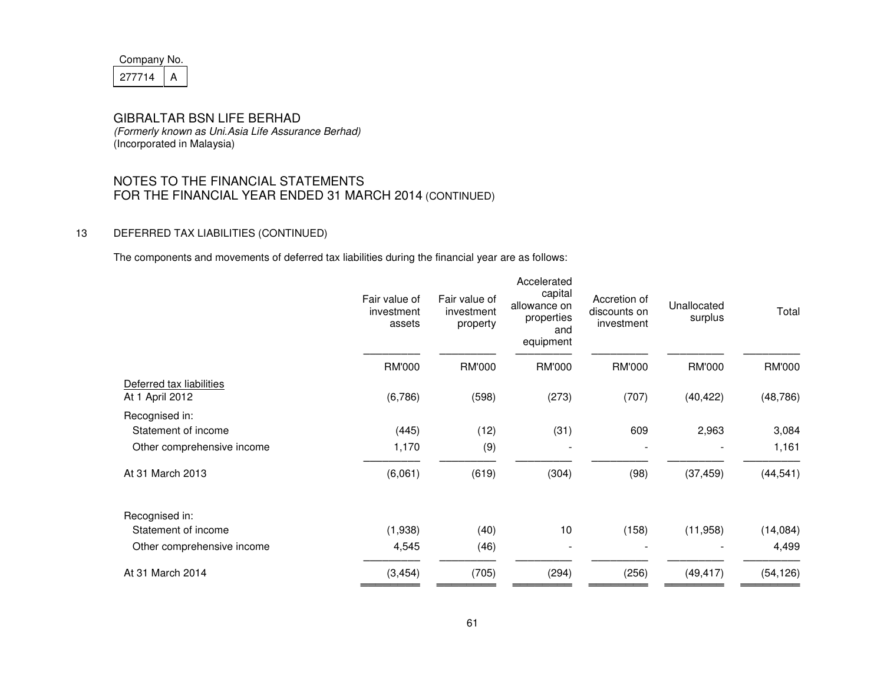Company No.

| 277714 | A |
|---|---|

GIBRALTAR BSN LIFE BERHAD
*(Formerly known as Uni.Asia Life Assurance Berhad)*
(Incorporated in Malaysia)

## NOTES TO THE FINANCIAL STATEMENTS FOR THE FINANCIAL YEAR ENDED 31 MARCH 2014 (CONTINUED)

### 13 DEFERRED TAX LIABILITIES (CONTINUED)

The components and movements of deferred tax liabilities during the financial year are as follows:

| | Fair value of investment assets | Fair value of investment property | Accelerated capital allowance on properties and equipment | Accretion of discounts on investment | Unallocated surplus | Total |
|---|---|---|---|---|---|---|
| | RM'000 | RM'000 | RM'000 | RM'000 | RM'000 | RM'000 |
| Deferred tax liabilities | | | | | | |
| At 1 April 2012 | (6,786) | (598) | (273) | (707) | (40,422) | (48,786) |
| Recognised in: | | | | | | |
| Statement of income | (445) | (12) | (31) | 609 | 2,963 | 3,084 |
| Other comprehensive income | 1,170 | (9) | - | - | - | 1,161 |
| At 31 March 2013 | (6,061) | (619) | (304) | (98) | (37,459) | (44,541) |
| Recognised in: | | | | | | |
| Statement of income | (1,938) | (40) | 10 | (158) | (11,958) | (14,084) |
| Other comprehensive income | 4,545 | (46) | - | - | - | 4,499 |
| At 31 March 2014 | (3,454) | (705) | (294) | (256) | (49,417) | (54,126) |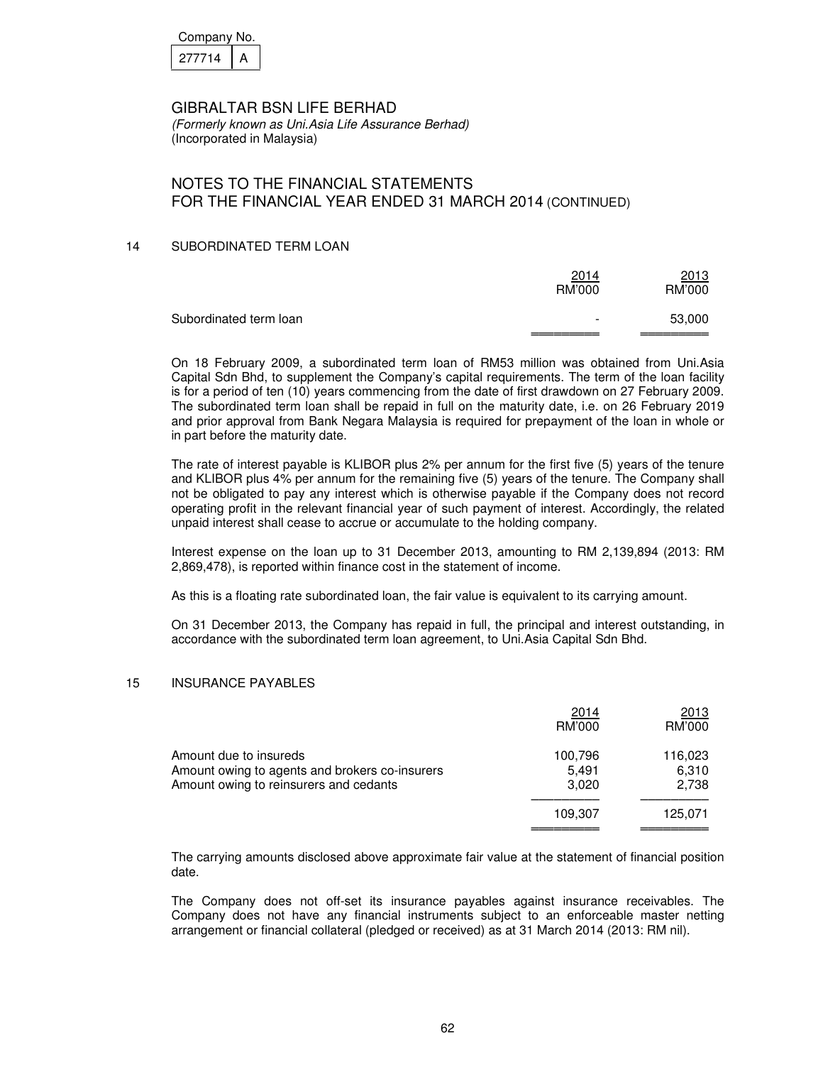Company No.

| 277714 | A |
|---|---|

GIBRALTAR BSN LIFE BERHAD
*(Formerly known as Uni.Asia Life Assurance Berhad)*
(Incorporated in Malaysia)

# NOTES TO THE FINANCIAL STATEMENTS FOR THE FINANCIAL YEAR ENDED 31 MARCH 2014 (CONTINUED)

## 14 SUBORDINATED TERM LOAN

| | 2014 RM'000 | 2013 RM'000 |
|---|---|---|
| Subordinated term loan | - | 53,000 |

On 18 February 2009, a subordinated term loan of RM53 million was obtained from Uni.Asia Capital Sdn Bhd, to supplement the Company's capital requirements. The term of the loan facility is for a period of ten (10) years commencing from the date of first drawdown on 27 February 2009. The subordinated term loan shall be repaid in full on the maturity date, i.e. on 26 February 2019 and prior approval from Bank Negara Malaysia is required for prepayment of the loan in whole or in part before the maturity date.

The rate of interest payable is KLIBOR plus 2% per annum for the first five (5) years of the tenure and KLIBOR plus 4% per annum for the remaining five (5) years of the tenure. The Company shall not be obligated to pay any interest which is otherwise payable if the Company does not record operating profit in the relevant financial year of such payment of interest. Accordingly, the related unpaid interest shall cease to accrue or accumulate to the holding company.

Interest expense on the loan up to 31 December 2013, amounting to RM 2,139,894 (2013: RM 2,869,478), is reported within finance cost in the statement of income.

As this is a floating rate subordinated loan, the fair value is equivalent to its carrying amount.

On 31 December 2013, the Company has repaid in full, the principal and interest outstanding, in accordance with the subordinated term loan agreement, to Uni.Asia Capital Sdn Bhd.

## 15 INSURANCE PAYABLES

| | 2014 RM'000 | 2013 RM'000 |
|---|---|---|
| Amount due to insureds | 100,796 | 116,023 |
| Amount owing to agents and brokers co-insurers | 5,491 | 6,310 |
| Amount owing to reinsurers and cedants | 3,020 | 2,738 |
| | 109,307 | 125,071 |

The carrying amounts disclosed above approximate fair value at the statement of financial position date.

The Company does not off-set its insurance payables against insurance receivables. The Company does not have any financial instruments subject to an enforceable master netting arrangement or financial collateral (pledged or received) as at 31 March 2014 (2013: RM nil).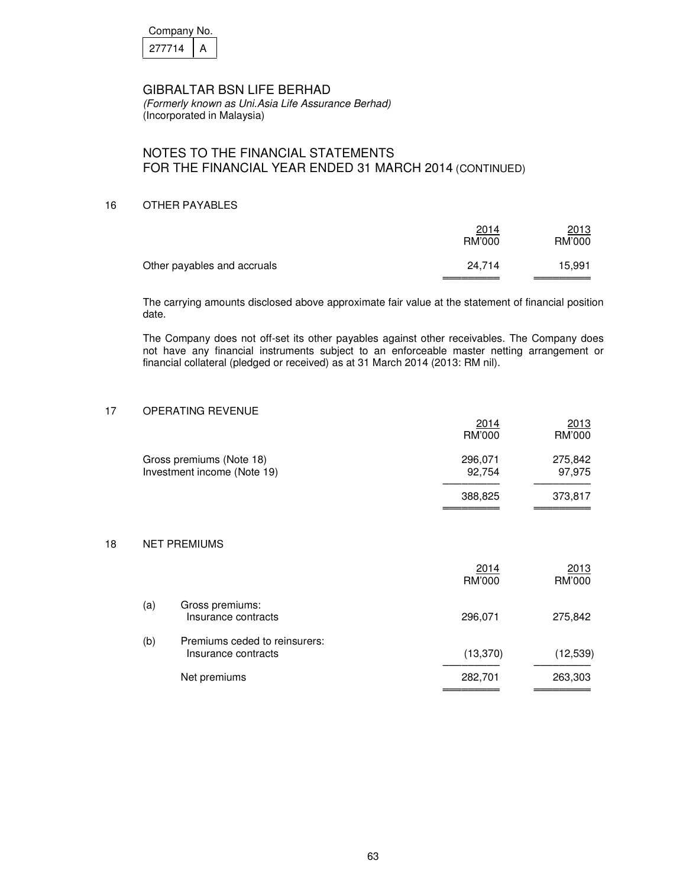Company No.

| 277714 | A |
|---|---|

GIBRALTAR BSN LIFE BERHAD
*(Formerly known as Uni.Asia Life Assurance Berhad)*
(Incorporated in Malaysia)

# NOTES TO THE FINANCIAL STATEMENTS FOR THE FINANCIAL YEAR ENDED 31 MARCH 2014 (CONTINUED)

## 16 OTHER PAYABLES

| | 2014 RM'000 | 2013 RM'000 |
|---|---|---|
| Other payables and accruals | 24,714 | 15,991 |

The carrying amounts disclosed above approximate fair value at the statement of financial position date.

The Company does not off-set its other payables against other receivables. The Company does not have any financial instruments subject to an enforceable master netting arrangement or financial collateral (pledged or received) as at 31 March 2014 (2013: RM nil).

## 17 OPERATING REVENUE

| | 2014 RM'000 | 2013 RM'000 |
|---|---|---|
| Gross premiums (Note 18) | 296,071 | 275,842 |
| Investment income (Note 19) | 92,754 | 97,975 |
| | 388,825 | 373,817 |

## 18 NET PREMIUMS

| | | 2014 RM'000 | 2013 RM'000 |
|---|---|---|---|
| (a) | Gross premiums: Insurance contracts | 296,071 | 275,842 |
| (b) | Premiums ceded to reinsurers: Insurance contracts | (13,370) | (12,539) |
| | Net premiums | 282,701 | 263,303 |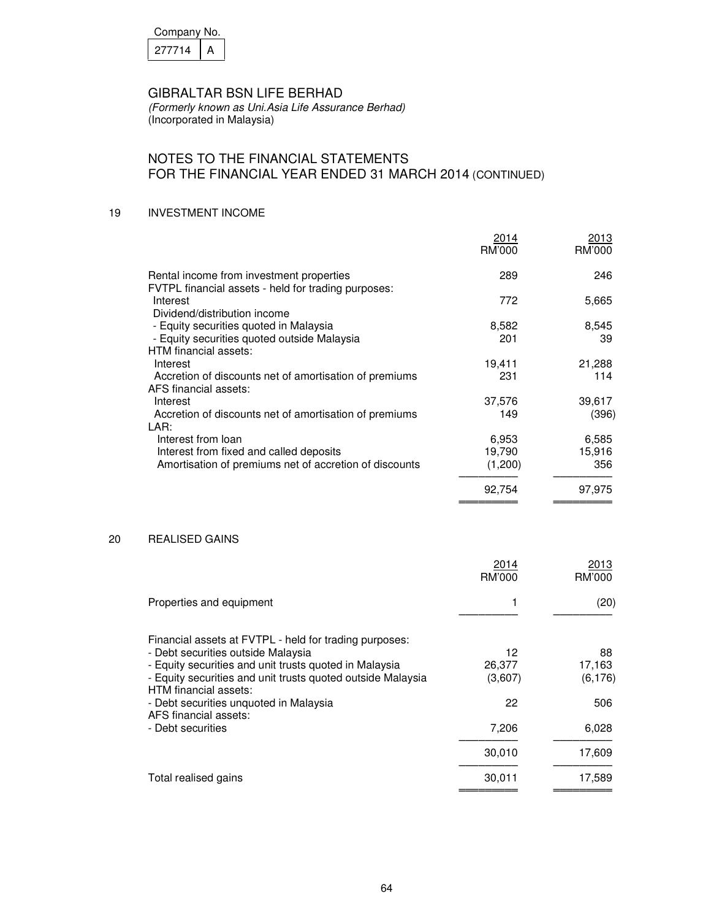Company No.
277714 A

# GIBRALTAR BSN LIFE BERHAD

*(Formerly known as Uni.Asia Life Assurance Berhad)*
(Incorporated in Malaysia)

## NOTES TO THE FINANCIAL STATEMENTS FOR THE FINANCIAL YEAR ENDED 31 MARCH 2014 (CONTINUED)

### 19 INVESTMENT INCOME

| | 2014 RM'000 | 2013 RM'000 |
|---|---|---|
| Rental income from investment properties | 289 | 246 |
| FVTPL financial assets - held for trading purposes: | | |
| Interest | 772 | 5,665 |
| Dividend/distribution income | | |
| - Equity securities quoted in Malaysia | 8,582 | 8,545 |
| - Equity securities quoted outside Malaysia | 201 | 39 |
| HTM financial assets: | | |
| Interest | 19,411 | 21,288 |
| Accretion of discounts net of amortisation of premiums | 231 | 114 |
| AFS financial assets: | | |
| Interest | 37,576 | 39,617 |
| Accretion of discounts net of amortisation of premiums | 149 | (396) |
| LAR: | | |
| Interest from loan | 6,953 | 6,585 |
| Interest from fixed and called deposits | 19,790 | 15,916 |
| Amortisation of premiums net of accretion of discounts | (1,200) | 356 |
| | 92,754 | 97,975 |

### 20 REALISED GAINS

| | 2014 RM'000 | 2013 RM'000 |
|---|---|---|
| Properties and equipment | 1 | (20) |
| Financial assets at FVTPL - held for trading purposes: | | |
| - Debt securities outside Malaysia | 12 | 88 |
| - Equity securities and unit trusts quoted in Malaysia | 26,377 | 17,163 |
| - Equity securities and unit trusts quoted outside Malaysia | (3,607) | (6,176) |
| HTM financial assets: | | |
| - Debt securities unquoted in Malaysia | 22 | 506 |
| AFS financial assets: | | |
| - Debt securities | 7,206 | 6,028 |
| | 30,010 | 17,609 |
| Total realised gains | 30,011 | 17,589 |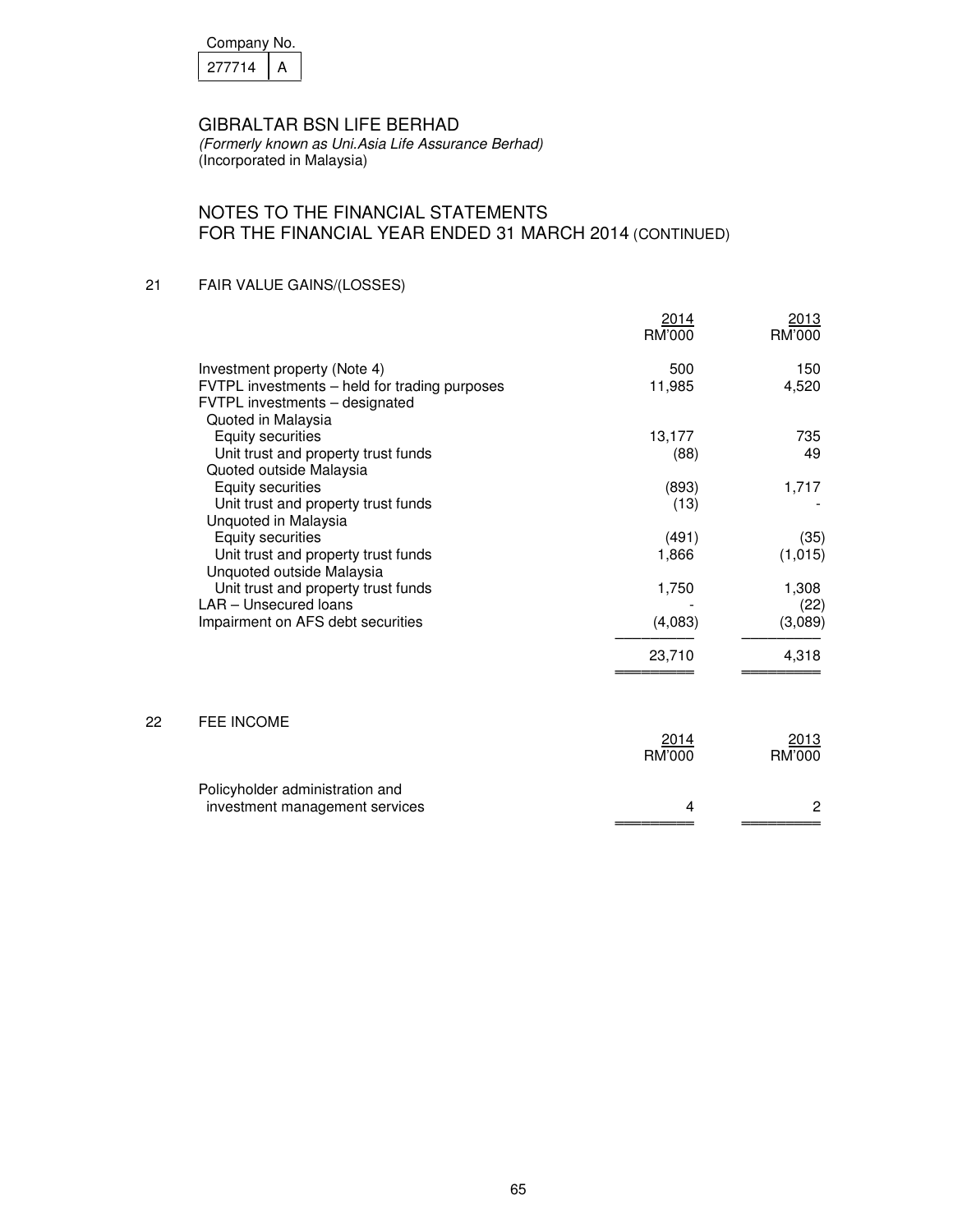Company No.

| 277714 | A |
|---|---|

GIBRALTAR BSN LIFE BERHAD

*(Formerly known as Uni.Asia Life Assurance Berhad)*

(Incorporated in Malaysia)

## NOTES TO THE FINANCIAL STATEMENTS FOR THE FINANCIAL YEAR ENDED 31 MARCH 2014 (CONTINUED)

### 21 FAIR VALUE GAINS/(LOSSES)

| | 2014<br>RM'000 | 2013<br>RM'000 |
|---|---|---|
| Investment property (Note 4) | 500 | 150 |
| FVTPL investments – held for trading purposes | 11,985 | 4,520 |
| FVTPL investments – designated | | |
| Quoted in Malaysia | | |
| Equity securities | 13,177 | 735 |
| Unit trust and property trust funds | (88) | 49 |
| Quoted outside Malaysia | | |
| Equity securities | (893) | 1,717 |
| Unit trust and property trust funds | (13) | - |
| Unquoted in Malaysia | | |
| Equity securities | (491) | (35) |
| Unit trust and property trust funds | 1,866 | (1,015) |
| Unquoted outside Malaysia | | |
| Unit trust and property trust funds | 1,750 | 1,308 |
| LAR – Unsecured loans | - | (22) |
| Impairment on AFS debt securities | (4,083) | (3,089) |
| | 23,710 | 4,318 |

### 22 FEE INCOME

| | 2014<br>RM'000 | 2013<br>RM'000 |
|---|---|---|
| Policyholder administration and investment management services | 4 | 2 |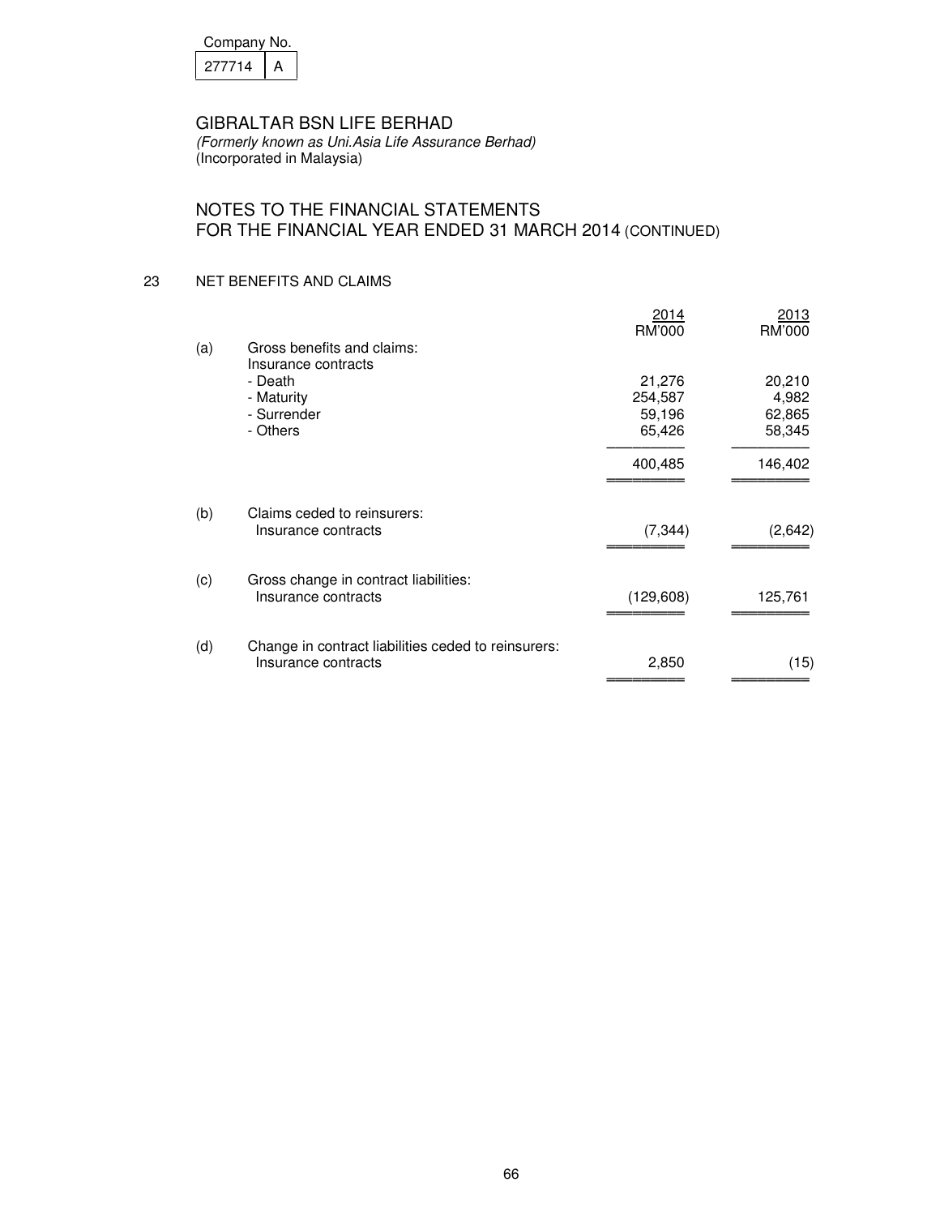Company No.

| 277714 | A |
|---|---|

GIBRALTAR BSN LIFE BERHAD
*(Formerly known as Uni.Asia Life Assurance Berhad)*
(Incorporated in Malaysia)

# NOTES TO THE FINANCIAL STATEMENTS FOR THE FINANCIAL YEAR ENDED 31 MARCH 2014 (CONTINUED)

## 23 NET BENEFITS AND CLAIMS

| | | 2014 RM'000 | 2013 RM'000 |
|---|---|---|---|
| (a) | Gross benefits and claims: | | |
| | Insurance contracts | | |
| | - Death | 21,276 | 20,210 |
| | - Maturity | 254,587 | 4,982 |
| | - Surrender | 59,196 | 62,865 |
| | - Others | 65,426 | 58,345 |
| | | 400,485 | 146,402 |
| (b) | Claims ceded to reinsurers: | | |
| | Insurance contracts | (7,344) | (2,642) |
| (c) | Gross change in contract liabilities: | | |
| | Insurance contracts | (129,608) | 125,761 |
| (d) | Change in contract liabilities ceded to reinsurers: | | |
| | Insurance contracts | 2,850 | (15) |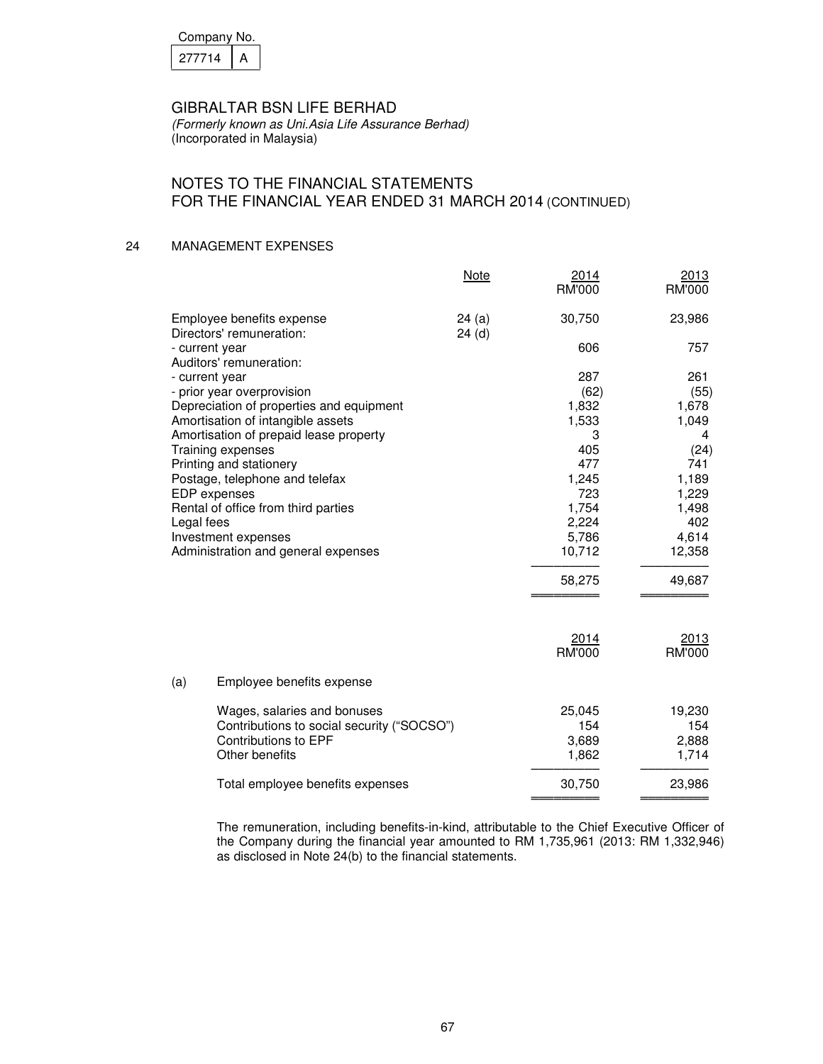Company No.

| 277714 | A |
|---|---|

GIBRALTAR BSN LIFE BERHAD
*(Formerly known as Uni.Asia Life Assurance Berhad)*
(Incorporated in Malaysia)

# NOTES TO THE FINANCIAL STATEMENTS FOR THE FINANCIAL YEAR ENDED 31 MARCH 2014 (CONTINUED)

## 24 MANAGEMENT EXPENSES

| | Note | 2014 RM'000 | 2013 RM'000 |
|---|---|---|---|
| Employee benefits expense | 24 (a) | 30,750 | 23,986 |
| Directors' remuneration: | 24 (d) | | |
| - current year | | 606 | 757 |
| Auditors' remuneration: | | | |
| - current year | | 287 | 261 |
| - prior year overprovision | | (62) | (55) |
| Depreciation of properties and equipment | | 1,832 | 1,678 |
| Amortisation of intangible assets | | 1,533 | 1,049 |
| Amortisation of prepaid lease property | | 3 | 4 |
| Training expenses | | 405 | (24) |
| Printing and stationery | | 477 | 741 |
| Postage, telephone and telefax | | 1,245 | 1,189 |
| EDP expenses | | 723 | 1,229 |
| Rental of office from third parties | | 1,754 | 1,498 |
| Legal fees | | 2,224 | 402 |
| Investment expenses | | 5,786 | 4,614 |
| Administration and general expenses | | 10,712 | 12,358 |
| | | 58,275 | 49,687 |

### (a) Employee benefits expense

| | 2014 RM'000 | 2013 RM'000 |
|---|---|---|
| Wages, salaries and bonuses | 25,045 | 19,230 |
| Contributions to social security ("SOCSO") | 154 | 154 |
| Contributions to EPF | 3,689 | 2,888 |
| Other benefits | 1,862 | 1,714 |
| Total employee benefits expenses | 30,750 | 23,986 |

The remuneration, including benefits-in-kind, attributable to the Chief Executive Officer of the Company during the financial year amounted to RM 1,735,961 (2013: RM 1,332,946) as disclosed in Note 24(b) to the financial statements.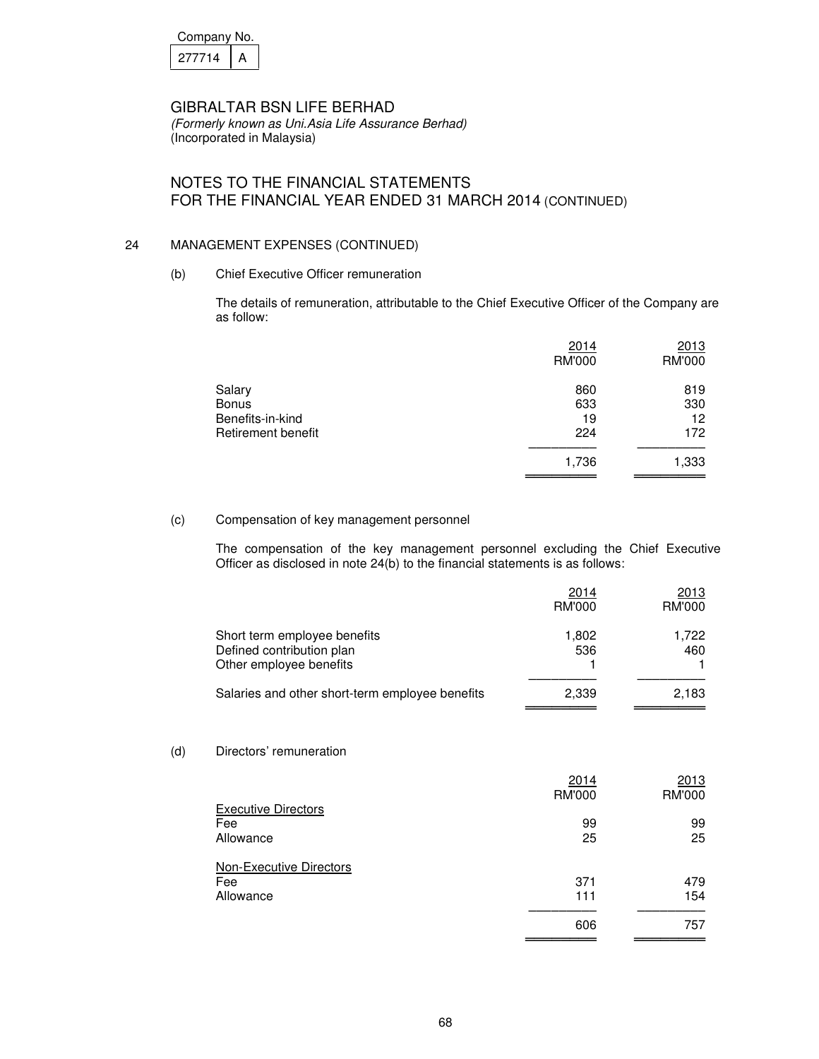Company No. 277714 A

# GIBRALTAR BSN LIFE BERHAD

*(Formerly known as Uni.Asia Life Assurance Berhad)*
(Incorporated in Malaysia)

## NOTES TO THE FINANCIAL STATEMENTS FOR THE FINANCIAL YEAR ENDED 31 MARCH 2014 (CONTINUED)

### 24 MANAGEMENT EXPENSES (CONTINUED)

#### (b) Chief Executive Officer remuneration

The details of remuneration, attributable to the Chief Executive Officer of the Company are as follow:

| | 2014 RM'000 | 2013 RM'000 |
|---|---|---|
| Salary | 860 | 819 |
| Bonus | 633 | 330 |
| Benefits-in-kind | 19 | 12 |
| Retirement benefit | 224 | 172 |
| | 1,736 | 1,333 |

#### (c) Compensation of key management personnel

The compensation of the key management personnel excluding the Chief Executive Officer as disclosed in note 24(b) to the financial statements is as follows:

| | 2014 RM'000 | 2013 RM'000 |
|---|---|---|
| Short term employee benefits | 1,802 | 1,722 |
| Defined contribution plan | 536 | 460 |
| Other employee benefits | 1 | 1 |
| Salaries and other short-term employee benefits | 2,339 | 2,183 |

#### (d) Directors' remuneration

| | 2014 RM'000 | 2013 RM'000 |
|---|---|---|
| Executive Directors | | |
| Fee | 99 | 99 |
| Allowance | 25 | 25 |
| Non-Executive Directors | | |
| Fee | 371 | 479 |
| Allowance | 111 | 154 |
| | 606 | 757 |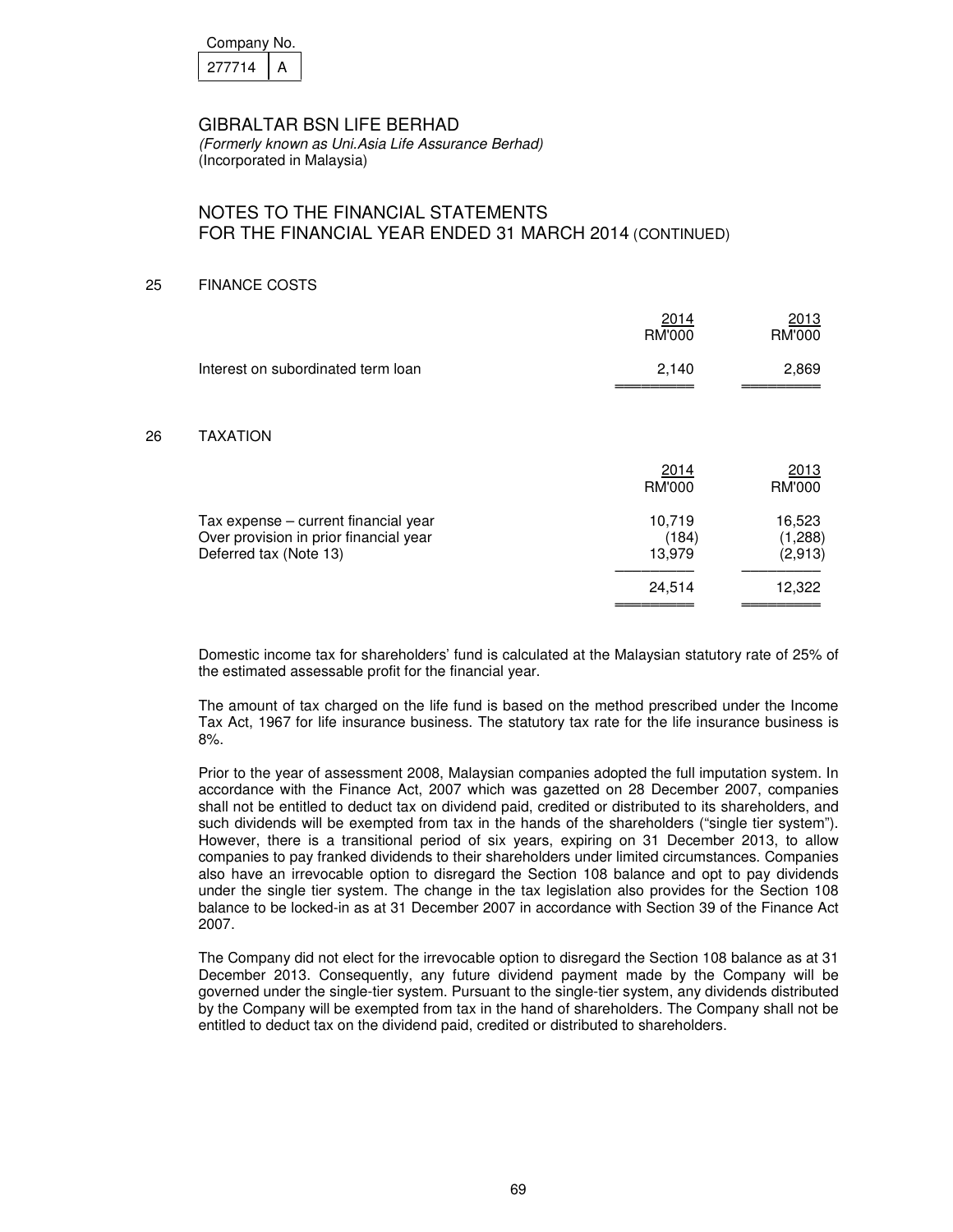Company No.

| 277714 | A |
|---|---|

GIBRALTAR BSN LIFE BERHAD
*(Formerly known as Uni.Asia Life Assurance Berhad)*
(Incorporated in Malaysia)

## NOTES TO THE FINANCIAL STATEMENTS FOR THE FINANCIAL YEAR ENDED 31 MARCH 2014 (CONTINUED)

### 25 FINANCE COSTS

| | 2014 RM'000 | 2013 RM'000 |
|---|---|---|
| Interest on subordinated term loan | 2,140 | 2,869 |

### 26 TAXATION

| | 2014 RM'000 | 2013 RM'000 |
|---|---|---|
| Tax expense – current financial year | 10,719 | 16,523 |
| Over provision in prior financial year | (184) | (1,288) |
| Deferred tax (Note 13) | 13,979 | (2,913) |
| | 24,514 | 12,322 |

Domestic income tax for shareholders' fund is calculated at the Malaysian statutory rate of 25% of the estimated assessable profit for the financial year.

The amount of tax charged on the life fund is based on the method prescribed under the Income Tax Act, 1967 for life insurance business. The statutory tax rate for the life insurance business is 8%.

Prior to the year of assessment 2008, Malaysian companies adopted the full imputation system. In accordance with the Finance Act, 2007 which was gazetted on 28 December 2007, companies shall not be entitled to deduct tax on dividend paid, credited or distributed to its shareholders, and such dividends will be exempted from tax in the hands of the shareholders ("single tier system"). However, there is a transitional period of six years, expiring on 31 December 2013, to allow companies to pay franked dividends to their shareholders under limited circumstances. Companies also have an irrevocable option to disregard the Section 108 balance and opt to pay dividends under the single tier system. The change in the tax legislation also provides for the Section 108 balance to be locked-in as at 31 December 2007 in accordance with Section 39 of the Finance Act 2007.

The Company did not elect for the irrevocable option to disregard the Section 108 balance as at 31 December 2013. Consequently, any future dividend payment made by the Company will be governed under the single-tier system. Pursuant to the single-tier system, any dividends distributed by the Company will be exempted from tax in the hand of shareholders. The Company shall not be entitled to deduct tax on the dividend paid, credited or distributed to shareholders.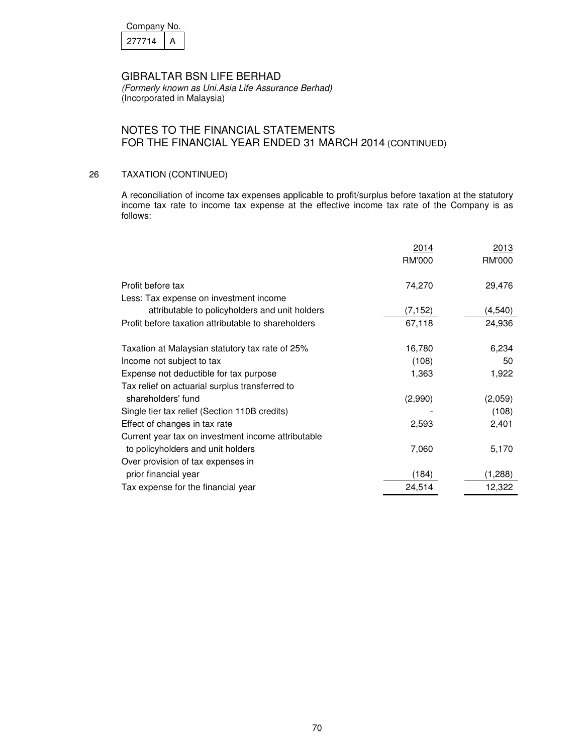Company No. 277714 A

# GIBRALTAR BSN LIFE BERHAD

*(Formerly known as Uni.Asia Life Assurance Berhad)*
(Incorporated in Malaysia)

## NOTES TO THE FINANCIAL STATEMENTS FOR THE FINANCIAL YEAR ENDED 31 MARCH 2014 (CONTINUED)

### 26 TAXATION (CONTINUED)

A reconciliation of income tax expenses applicable to profit/surplus before taxation at the statutory income tax rate to income tax expense at the effective income tax rate of the Company is as follows:

| | 2014 RM'000 | 2013 RM'000 |
|---|---|---|
| Profit before tax | 74,270 | 29,476 |
| Less: Tax expense on investment income attributable to policyholders and unit holders | (7,152) | (4,540) |
| Profit before taxation attributable to shareholders | 67,118 | 24,936 |
| | | |
| Taxation at Malaysian statutory tax rate of 25% | 16,780 | 6,234 |
| Income not subject to tax | (108) | 50 |
| Expense not deductible for tax purpose | 1,363 | 1,922 |
| Tax relief on actuarial surplus transferred to shareholders' fund | (2,990) | (2,059) |
| Single tier tax relief (Section 110B credits) | - | (108) |
| Effect of changes in tax rate | 2,593 | 2,401 |
| Current year tax on investment income attributable to policyholders and unit holders | 7,060 | 5,170 |
| Over provision of tax expenses in prior financial year | (184) | (1,288) |
| Tax expense for the financial year | 24,514 | 12,322 |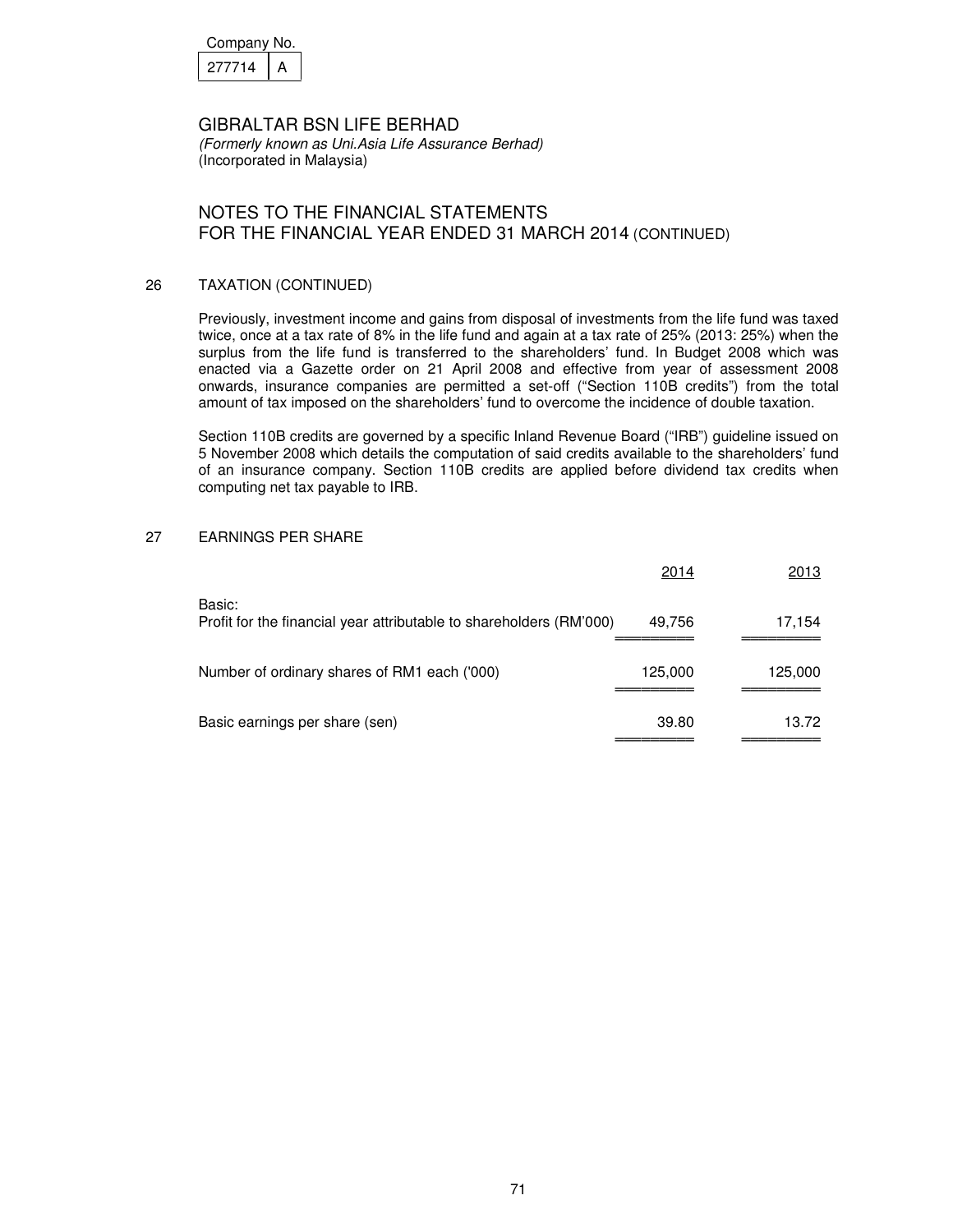Company No.

| 277714 | A |
|---|---|

GIBRALTAR BSN LIFE BERHAD
*(Formerly known as Uni.Asia Life Assurance Berhad)*
(Incorporated in Malaysia)

## NOTES TO THE FINANCIAL STATEMENTS FOR THE FINANCIAL YEAR ENDED 31 MARCH 2014 (CONTINUED)

### 26 TAXATION (CONTINUED)

Previously, investment income and gains from disposal of investments from the life fund was taxed twice, once at a tax rate of 8% in the life fund and again at a tax rate of 25% (2013: 25%) when the surplus from the life fund is transferred to the shareholders' fund. In Budget 2008 which was enacted via a Gazette order on 21 April 2008 and effective from year of assessment 2008 onwards, insurance companies are permitted a set-off ("Section 110B credits") from the total amount of tax imposed on the shareholders' fund to overcome the incidence of double taxation.

Section 110B credits are governed by a specific Inland Revenue Board ("IRB") guideline issued on 5 November 2008 which details the computation of said credits available to the shareholders' fund of an insurance company. Section 110B credits are applied before dividend tax credits when computing net tax payable to IRB.

### 27 EARNINGS PER SHARE

| | 2014 | 2013 |
|---|---|---|
| Basic: | | |
| Profit for the financial year attributable to shareholders (RM'000) | 49,756 | 17,154 |
| Number of ordinary shares of RM1 each ('000) | 125,000 | 125,000 |
| Basic earnings per share (sen) | 39.80 | 13.72 |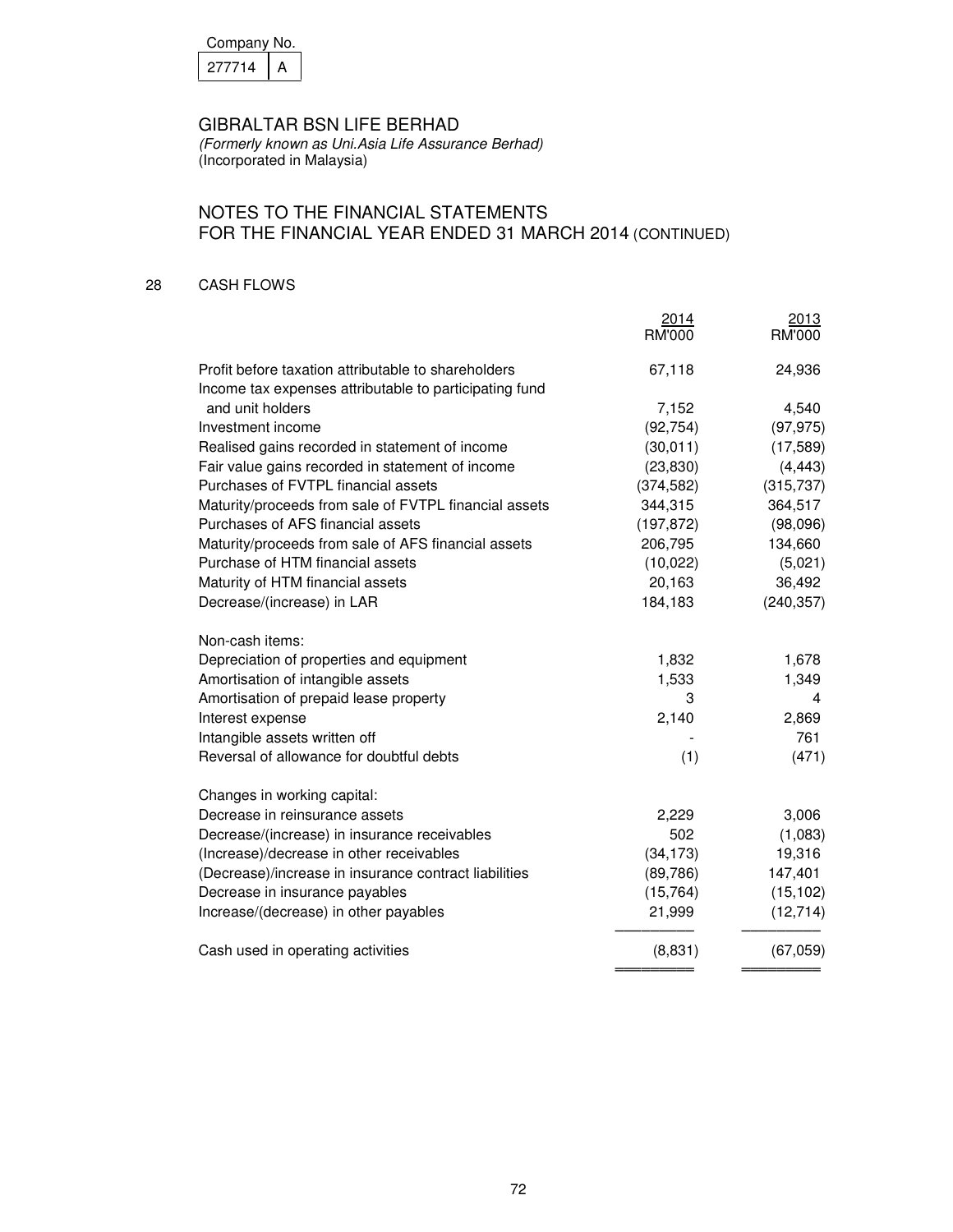Company No.

| 277714 | A |
|---|---|

GIBRALTAR BSN LIFE BERHAD

*(Formerly known as Uni.Asia Life Assurance Berhad)*

(Incorporated in Malaysia)

## NOTES TO THE FINANCIAL STATEMENTS FOR THE FINANCIAL YEAR ENDED 31 MARCH 2014 (CONTINUED)

### 28 CASH FLOWS

| | 2014 RM'000 | 2013 RM'000 |
|---|---|---|
| Profit before taxation attributable to shareholders | 67,118 | 24,936 |
| Income tax expenses attributable to participating fund and unit holders | 7,152 | 4,540 |
| Investment income | (92,754) | (97,975) |
| Realised gains recorded in statement of income | (30,011) | (17,589) |
| Fair value gains recorded in statement of income | (23,830) | (4,443) |
| Purchases of FVTPL financial assets | (374,582) | (315,737) |
| Maturity/proceeds from sale of FVTPL financial assets | 344,315 | 364,517 |
| Purchases of AFS financial assets | (197,872) | (98,096) |
| Maturity/proceeds from sale of AFS financial assets | 206,795 | 134,660 |
| Purchase of HTM financial assets | (10,022) | (5,021) |
| Maturity of HTM financial assets | 20,163 | 36,492 |
| Decrease/(increase) in LAR | 184,183 | (240,357) |
| | | |
| Non-cash items: | | |
| Depreciation of properties and equipment | 1,832 | 1,678 |
| Amortisation of intangible assets | 1,533 | 1,349 |
| Amortisation of prepaid lease property | 3 | 4 |
| Interest expense | 2,140 | 2,869 |
| Intangible assets written off | - | 761 |
| Reversal of allowance for doubtful debts | (1) | (471) |
| | | |
| Changes in working capital: | | |
| Decrease in reinsurance assets | 2,229 | 3,006 |
| Decrease/(increase) in insurance receivables | 502 | (1,083) |
| (Increase)/decrease in other receivables | (34,173) | 19,316 |
| (Decrease)/increase in insurance contract liabilities | (89,786) | 147,401 |
| Decrease in insurance payables | (15,764) | (15,102) |
| Increase/(decrease) in other payables | 21,999 | (12,714) |
| Cash used in operating activities | (8,831) | (67,059) |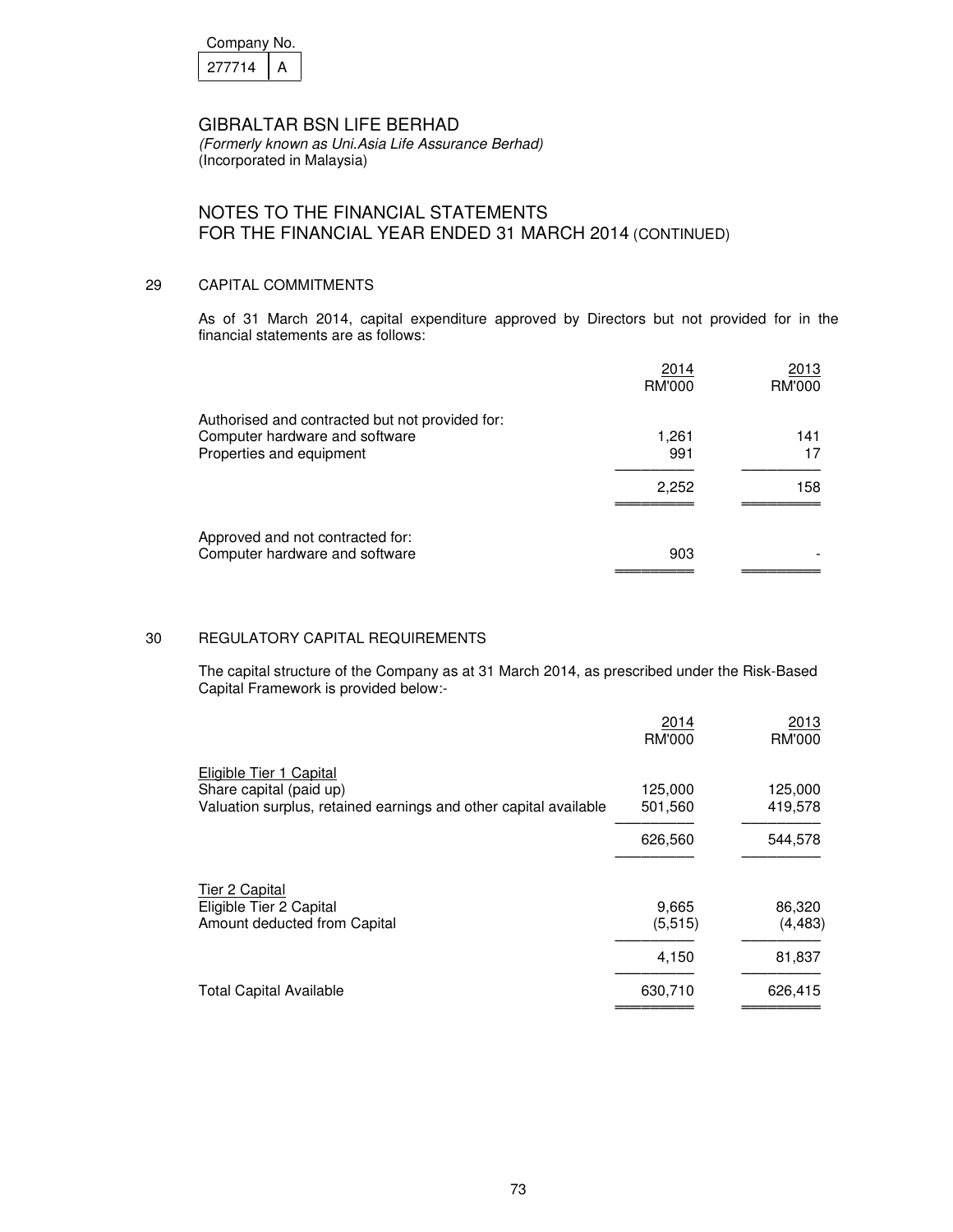Company No.

| 277714 | A |
|---|---|

GIBRALTAR BSN LIFE BERHAD
*(Formerly known as Uni.Asia Life Assurance Berhad)*
(Incorporated in Malaysia)

# NOTES TO THE FINANCIAL STATEMENTS FOR THE FINANCIAL YEAR ENDED 31 MARCH 2014 (CONTINUED)

## 29 CAPITAL COMMITMENTS

As of 31 March 2014, capital expenditure approved by Directors but not provided for in the financial statements are as follows:

| | 2014<br>RM'000 | 2013<br>RM'000 |
|---|---|---|
| Authorised and contracted but not provided for: | | |
| Computer hardware and software | 1,261 | 141 |
| Properties and equipment | 991 | 17 |
| | 2,252 | 158 |
| Approved and not contracted for: | | |
| Computer hardware and software | 903 | - |

## 30 REGULATORY CAPITAL REQUIREMENTS

The capital structure of the Company as at 31 March 2014, as prescribed under the Risk-Based Capital Framework is provided below:-

| | 2014<br>RM'000 | 2013<br>RM'000 |
|---|---|---|
| Eligible Tier 1 Capital | | |
| Share capital (paid up) | 125,000 | 125,000 |
| Valuation surplus, retained earnings and other capital available | 501,560 | 419,578 |
| | 626,560 | 544,578 |
| Tier 2 Capital | | |
| Eligible Tier 2 Capital | 9,665 | 86,320 |
| Amount deducted from Capital | (5,515) | (4,483) |
| | 4,150 | 81,837 |
| Total Capital Available | 630,710 | 626,415 |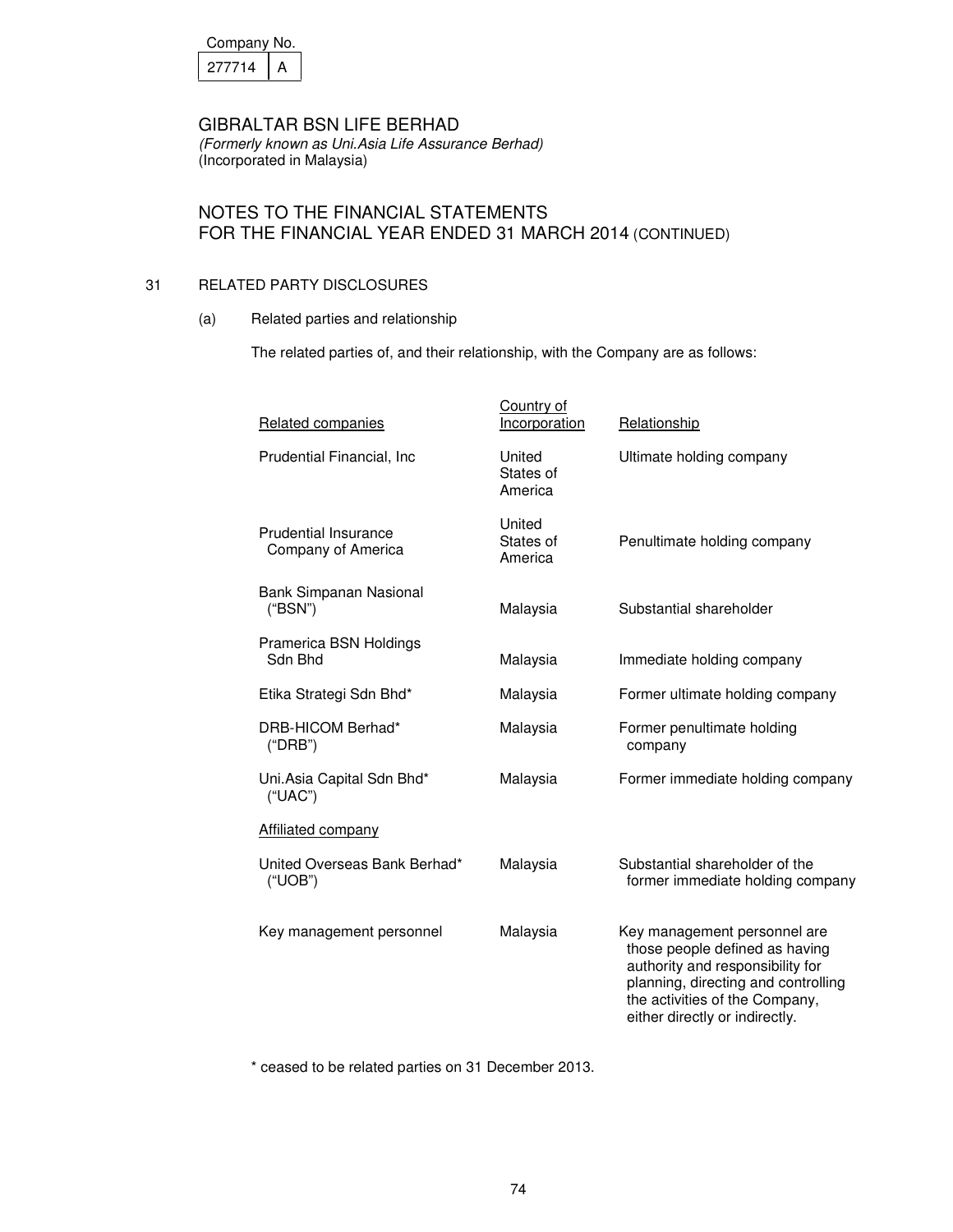Company No.

| 277714 | A |
|---|---|

GIBRALTAR BSN LIFE BERHAD
*(Formerly known as Uni.Asia Life Assurance Berhad)*
(Incorporated in Malaysia)

NOTES TO THE FINANCIAL STATEMENTS
FOR THE FINANCIAL YEAR ENDED 31 MARCH 2014 (CONTINUED)

## 31 RELATED PARTY DISCLOSURES

### (a) Related parties and relationship

The related parties of, and their relationship, with the Company are as follows:

| Related companies | Country of Incorporation | Relationship |
|---|---|---|
| Prudential Financial, Inc | United States of America | Ultimate holding company |
| Prudential Insurance Company of America | United States of America | Penultimate holding company |
| Bank Simpanan Nasional ("BSN") | Malaysia | Substantial shareholder |
| Pramerica BSN Holdings Sdn Bhd | Malaysia | Immediate holding company |
| Etika Strategi Sdn Bhd* | Malaysia | Former ultimate holding company |
| DRB-HICOM Berhad* ("DRB") | Malaysia | Former penultimate holding company |
| Uni.Asia Capital Sdn Bhd* ("UAC") | Malaysia | Former immediate holding company |
| Affiliated company | | |
| United Overseas Bank Berhad* ("UOB") | Malaysia | Substantial shareholder of the former immediate holding company |
| Key management personnel | Malaysia | Key management personnel are those people defined as having authority and responsibility for planning, directing and controlling the activities of the Company, either directly or indirectly. |

* ceased to be related parties on 31 December 2013.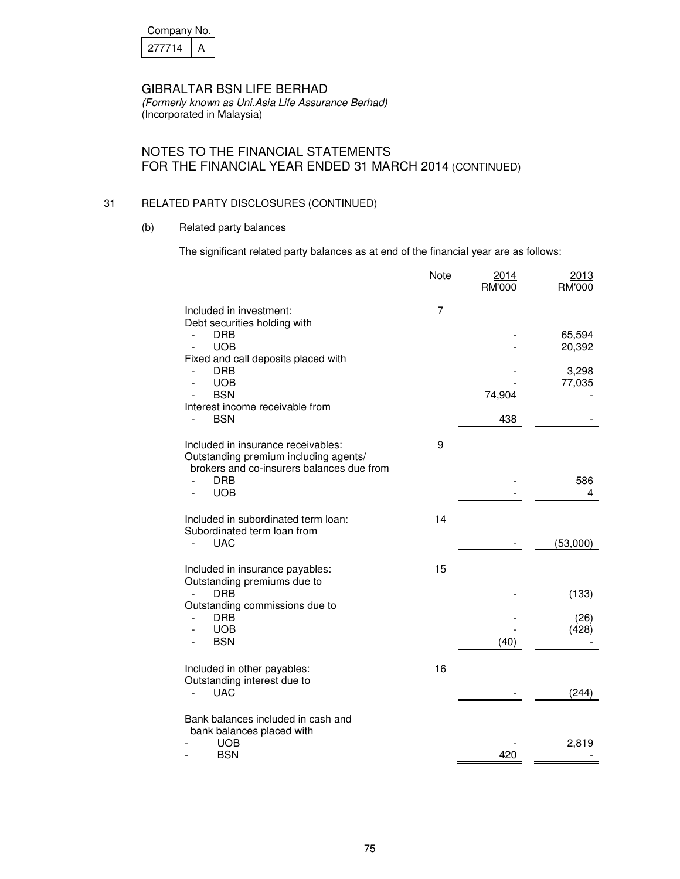Company No.

| 277714 | A |
|---|---|

GIBRALTAR BSN LIFE BERHAD
*(Formerly known as Uni.Asia Life Assurance Berhad)*
(Incorporated in Malaysia)

## NOTES TO THE FINANCIAL STATEMENTS FOR THE FINANCIAL YEAR ENDED 31 MARCH 2014 (CONTINUED)

### 31 RELATED PARTY DISCLOSURES (CONTINUED)

#### (b) Related party balances

The significant related party balances as at end of the financial year are as follows:

| | Note | 2014 RM'000 | 2013 RM'000 |
|---|---|---|---|
| Included in investment: | 7 | | |
| Debt securities holding with | | | |
| - DRB | | - | 65,594 |
| - UOB | | - | 20,392 |
| Fixed and call deposits placed with | | | |
| - DRB | | - | 3,298 |
| - UOB | | - | 77,035 |
| - BSN | | 74,904 | - |
| Interest income receivable from | | | |
| - BSN | | 438 | - |
| Included in insurance receivables: | 9 | | |
| Outstanding premium including agents/ brokers and co-insurers balances due from | | | |
| - DRB | | - | 586 |
| - UOB | | - | 4 |
| Included in subordinated term loan: | 14 | | |
| Subordinated term loan from | | | |
| - UAC | | - | (53,000) |
| Included in insurance payables: | 15 | | |
| Outstanding premiums due to | | | |
| - DRB | | - | (133) |
| Outstanding commissions due to | | | |
| - DRB | | - | (26) |
| - UOB | | - | (428) |
| - BSN | | (40) | - |
| Included in other payables: | 16 | | |
| Outstanding interest due to | | | |
| - UAC | | - | (244) |
| Bank balances included in cash and bank balances placed with | | | |
| - UOB | | - | 2,819 |
| - BSN | | 420 | - |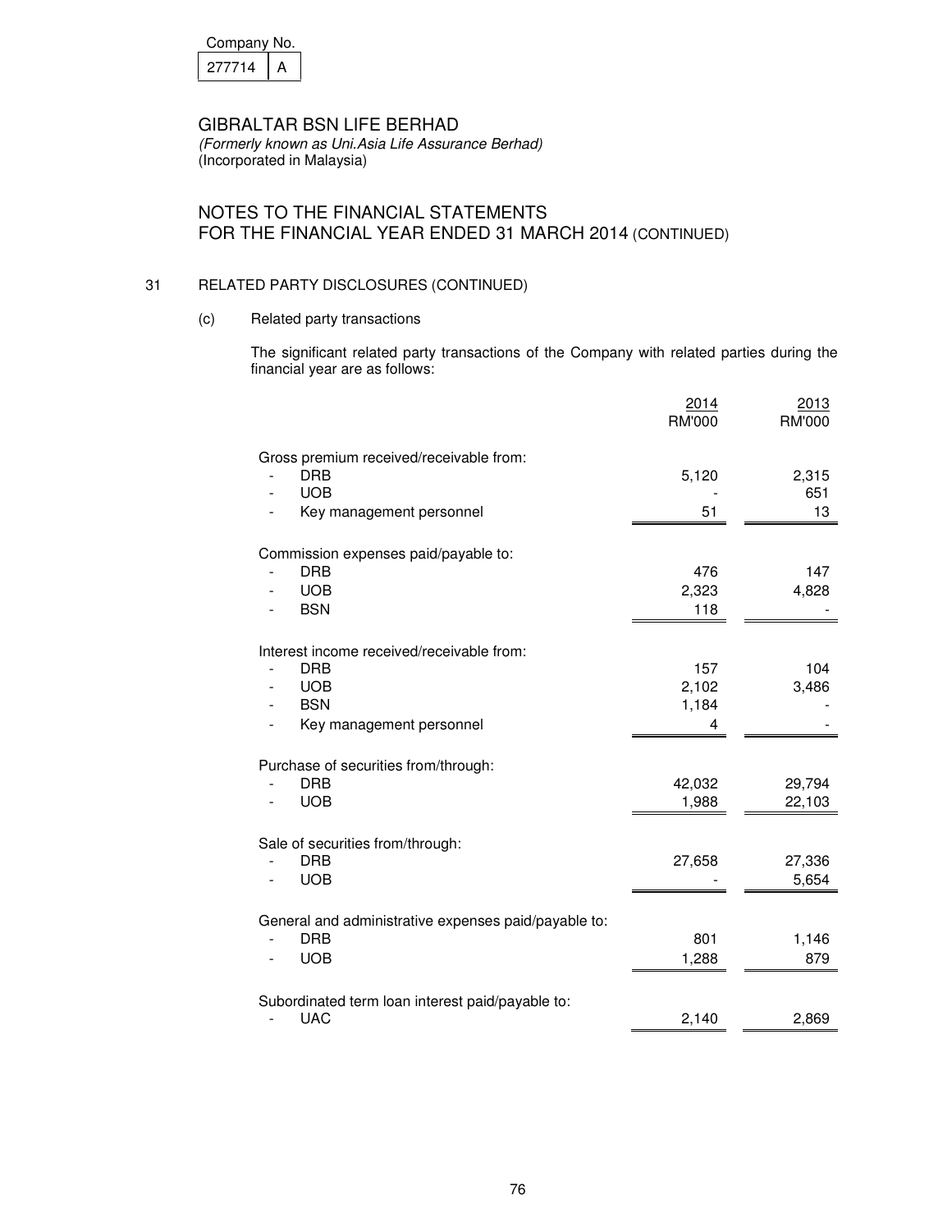Company No.

| 277714 | A |
|---|---|

GIBRALTAR BSN LIFE BERHAD
*(Formerly known as Uni.Asia Life Assurance Berhad)*
(Incorporated in Malaysia)

# NOTES TO THE FINANCIAL STATEMENTS FOR THE FINANCIAL YEAR ENDED 31 MARCH 2014 (CONTINUED)

## 31 RELATED PARTY DISCLOSURES (CONTINUED)

### (c) Related party transactions

The significant related party transactions of the Company with related parties during the financial year are as follows:

| | 2014<br>RM'000 | 2013<br>RM'000 |
|---|---|---|
| Gross premium received/receivable from: | | |
| - DRB | 5,120 | 2,315 |
| - UOB | - | 651 |
| - Key management personnel | 51 | 13 |
| Commission expenses paid/payable to: | | |
| - DRB | 476 | 147 |
| - UOB | 2,323 | 4,828 |
| - BSN | 118 | - |
| Interest income received/receivable from: | | |
| - DRB | 157 | 104 |
| - UOB | 2,102 | 3,486 |
| - BSN | 1,184 | - |
| - Key management personnel | 4 | - |
| Purchase of securities from/through: | | |
| - DRB | 42,032 | 29,794 |
| - UOB | 1,988 | 22,103 |
| Sale of securities from/through: | | |
| - DRB | 27,658 | 27,336 |
| - UOB | - | 5,654 |
| General and administrative expenses paid/payable to: | | |
| - DRB | 801 | 1,146 |
| - UOB | 1,288 | 879 |
| Subordinated term loan interest paid/payable to: | | |
| - UAC | 2,140 | 2,869 |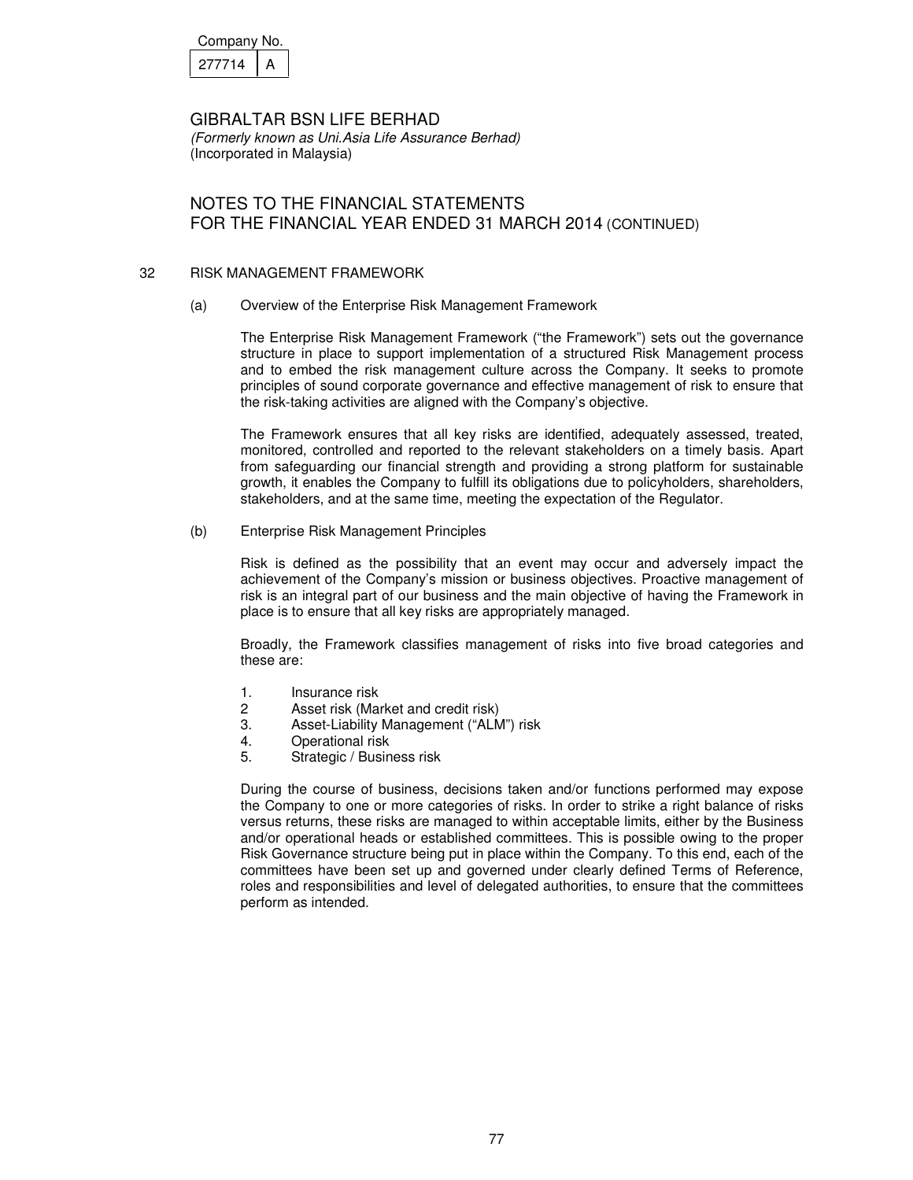Company No.

| 277714 | A |
|---|---|

GIBRALTAR BSN LIFE BERHAD
*(Formerly known as Uni.Asia Life Assurance Berhad)*
(Incorporated in Malaysia)

NOTES TO THE FINANCIAL STATEMENTS
FOR THE FINANCIAL YEAR ENDED 31 MARCH 2014 (CONTINUED)

32 RISK MANAGEMENT FRAMEWORK

(a) Overview of the Enterprise Risk Management Framework

The Enterprise Risk Management Framework ("the Framework") sets out the governance structure in place to support implementation of a structured Risk Management process and to embed the risk management culture across the Company. It seeks to promote principles of sound corporate governance and effective management of risk to ensure that the risk-taking activities are aligned with the Company's objective.

The Framework ensures that all key risks are identified, adequately assessed, treated, monitored, controlled and reported to the relevant stakeholders on a timely basis. Apart from safeguarding our financial strength and providing a strong platform for sustainable growth, it enables the Company to fulfill its obligations due to policyholders, shareholders, stakeholders, and at the same time, meeting the expectation of the Regulator.

(b) Enterprise Risk Management Principles

Risk is defined as the possibility that an event may occur and adversely impact the achievement of the Company's mission or business objectives. Proactive management of risk is an integral part of our business and the main objective of having the Framework in place is to ensure that all key risks are appropriately managed.

Broadly, the Framework classifies management of risks into five broad categories and these are:

1. Insurance risk
2. Asset risk (Market and credit risk)
3. Asset-Liability Management ("ALM") risk
4. Operational risk
5. Strategic / Business risk

During the course of business, decisions taken and/or functions performed may expose the Company to one or more categories of risks. In order to strike a right balance of risks versus returns, these risks are managed to within acceptable limits, either by the Business and/or operational heads or established committees. This is possible owing to the proper Risk Governance structure being put in place within the Company. To this end, each of the committees have been set up and governed under clearly defined Terms of Reference, roles and responsibilities and level of delegated authorities, to ensure that the committees perform as intended.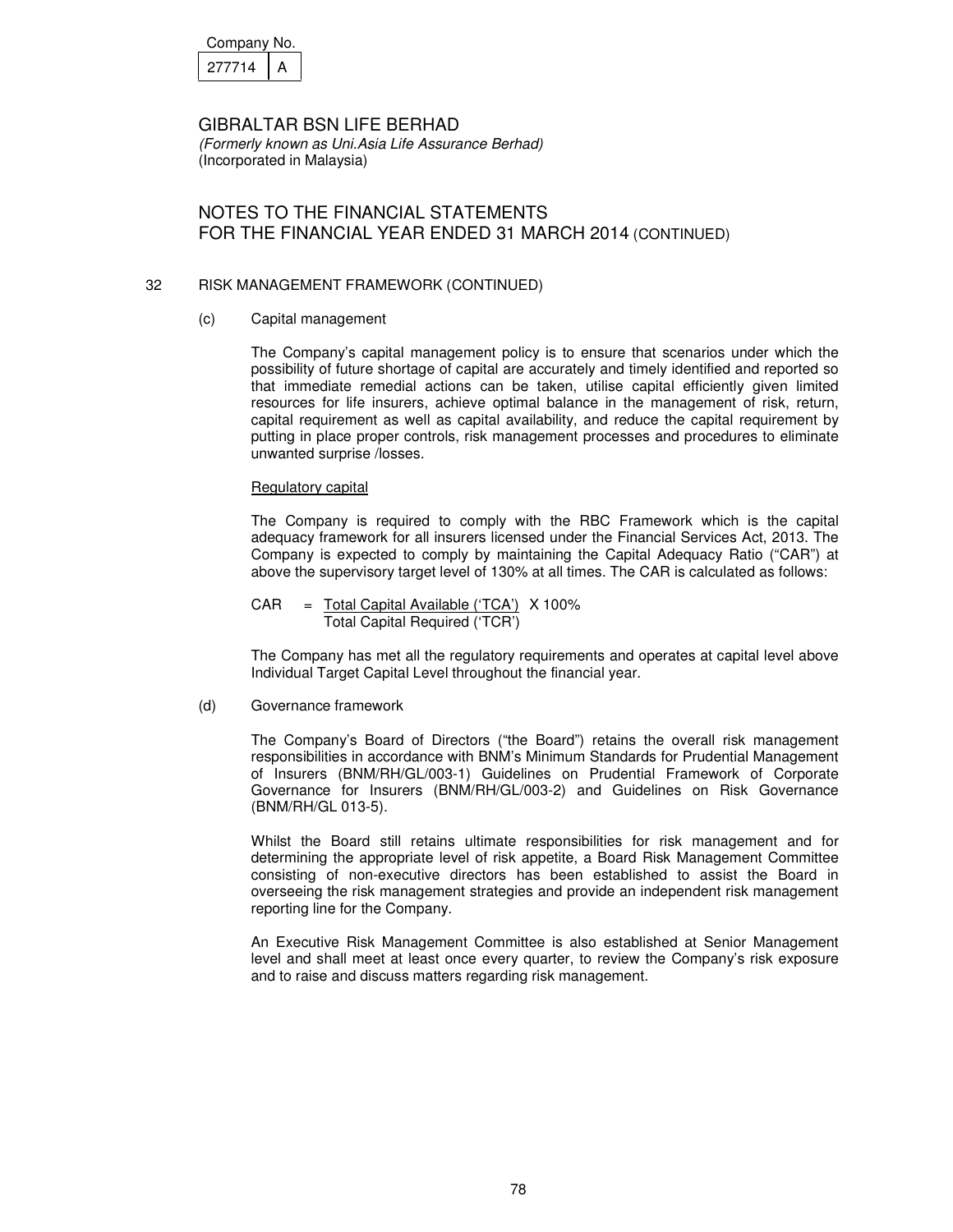Company No.

| 277714 | A |
|---|---|

GIBRALTAR BSN LIFE BERHAD
*(Formerly known as Uni.Asia Life Assurance Berhad)*
(Incorporated in Malaysia)

# NOTES TO THE FINANCIAL STATEMENTS FOR THE FINANCIAL YEAR ENDED 31 MARCH 2014 (CONTINUED)

## 32 RISK MANAGEMENT FRAMEWORK (CONTINUED)

### (c) Capital management

The Company's capital management policy is to ensure that scenarios under which the possibility of future shortage of capital are accurately and timely identified and reported so that immediate remedial actions can be taken, utilise capital efficiently given limited resources for life insurers, achieve optimal balance in the management of risk, return, capital requirement as well as capital availability, and reduce the capital requirement by putting in place proper controls, risk management processes and procedures to eliminate unwanted surprise /losses.

<u>Regulatory capital</u>

The Company is required to comply with the RBC Framework which is the capital adequacy framework for all insurers licensed under the Financial Services Act, 2013. The Company is expected to comply by maintaining the Capital Adequacy Ratio ("CAR") at above the supervisory target level of 130% at all times. The CAR is calculated as follows:

$$\text{CAR} = \frac{\text{Total Capital Available ('TCA')}}{\text{Total Capital Required ('TCR')}} \times 100\%$$

The Company has met all the regulatory requirements and operates at capital level above Individual Target Capital Level throughout the financial year.

### (d) Governance framework

The Company's Board of Directors ("the Board") retains the overall risk management responsibilities in accordance with BNM's Minimum Standards for Prudential Management of Insurers (BNM/RH/GL/003-1) Guidelines on Prudential Framework of Corporate Governance for Insurers (BNM/RH/GL/003-2) and Guidelines on Risk Governance (BNM/RH/GL 013-5).

Whilst the Board still retains ultimate responsibilities for risk management and for determining the appropriate level of risk appetite, a Board Risk Management Committee consisting of non-executive directors has been established to assist the Board in overseeing the risk management strategies and provide an independent risk management reporting line for the Company.

An Executive Risk Management Committee is also established at Senior Management level and shall meet at least once every quarter, to review the Company's risk exposure and to raise and discuss matters regarding risk management.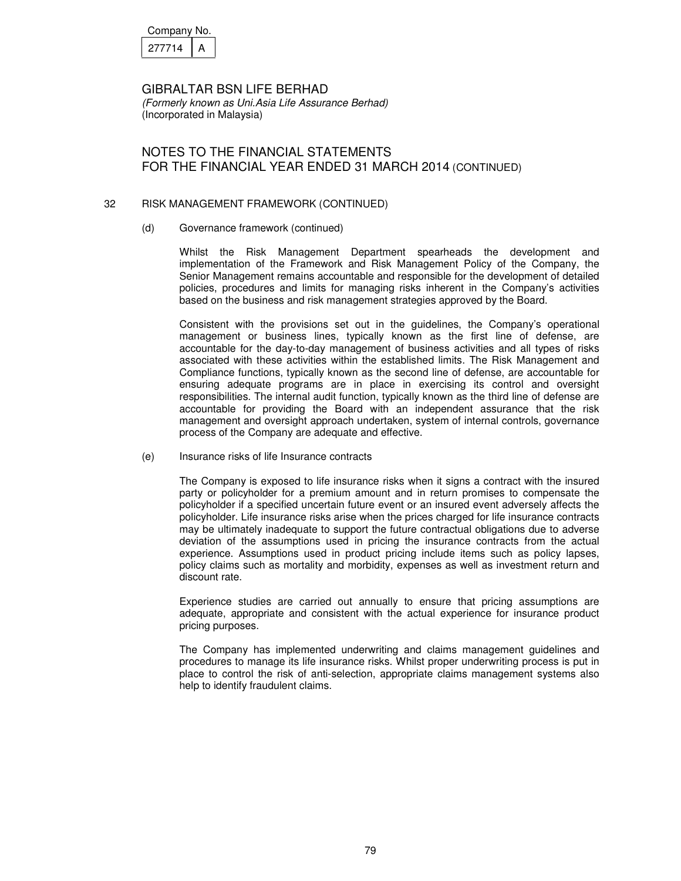Company No.

| 277714 | A |
|---|---|

GIBRALTAR BSN LIFE BERHAD
*(Formerly known as Uni.Asia Life Assurance Berhad)*
(Incorporated in Malaysia)

NOTES TO THE FINANCIAL STATEMENTS
FOR THE FINANCIAL YEAR ENDED 31 MARCH 2014 (CONTINUED)

32 RISK MANAGEMENT FRAMEWORK (CONTINUED)

(d) Governance framework (continued)

Whilst the Risk Management Department spearheads the development and implementation of the Framework and Risk Management Policy of the Company, the Senior Management remains accountable and responsible for the development of detailed policies, procedures and limits for managing risks inherent in the Company's activities based on the business and risk management strategies approved by the Board.

Consistent with the provisions set out in the guidelines, the Company's operational management or business lines, typically known as the first line of defense, are accountable for the day-to-day management of business activities and all types of risks associated with these activities within the established limits. The Risk Management and Compliance functions, typically known as the second line of defense, are accountable for ensuring adequate programs are in place in exercising its control and oversight responsibilities. The internal audit function, typically known as the third line of defense are accountable for providing the Board with an independent assurance that the risk management and oversight approach undertaken, system of internal controls, governance process of the Company are adequate and effective.

(e) Insurance risks of life Insurance contracts

The Company is exposed to life insurance risks when it signs a contract with the insured party or policyholder for a premium amount and in return promises to compensate the policyholder if a specified uncertain future event or an insured event adversely affects the policyholder. Life insurance risks arise when the prices charged for life insurance contracts may be ultimately inadequate to support the future contractual obligations due to adverse deviation of the assumptions used in pricing the insurance contracts from the actual experience. Assumptions used in product pricing include items such as policy lapses, policy claims such as mortality and morbidity, expenses as well as investment return and discount rate.

Experience studies are carried out annually to ensure that pricing assumptions are adequate, appropriate and consistent with the actual experience for insurance product pricing purposes.

The Company has implemented underwriting and claims management guidelines and procedures to manage its life insurance risks. Whilst proper underwriting process is put in place to control the risk of anti-selection, appropriate claims management systems also help to identify fraudulent claims.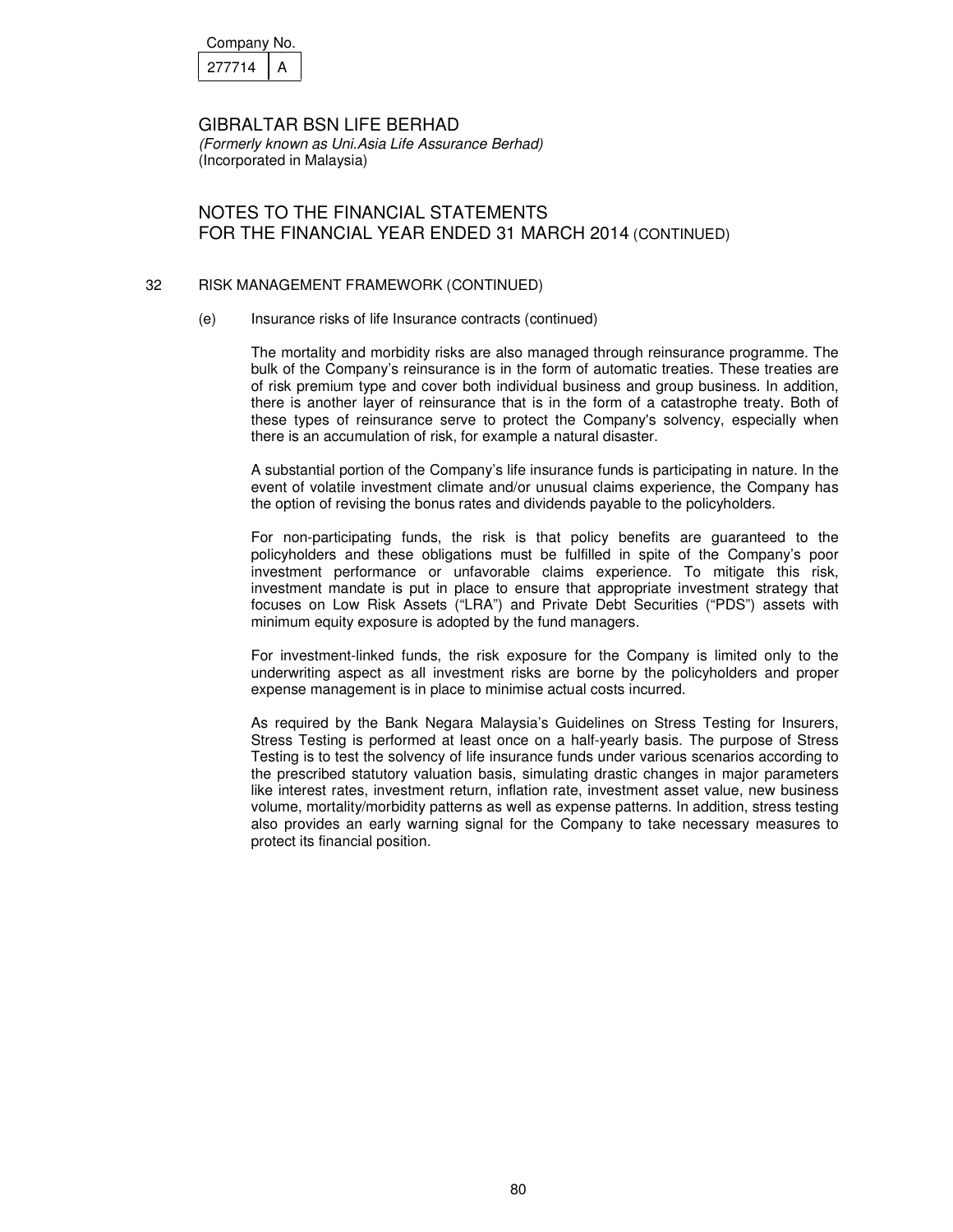Company No.

| | |
|---|---|
| 277714 | A |

GIBRALTAR BSN LIFE BERHAD
*(Formerly known as Uni.Asia Life Assurance Berhad)*
(Incorporated in Malaysia)

# NOTES TO THE FINANCIAL STATEMENTS FOR THE FINANCIAL YEAR ENDED 31 MARCH 2014 (CONTINUED)

## 32 RISK MANAGEMENT FRAMEWORK (CONTINUED)

### (e) Insurance risks of life Insurance contracts (continued)

The mortality and morbidity risks are also managed through reinsurance programme. The bulk of the Company's reinsurance is in the form of automatic treaties. These treaties are of risk premium type and cover both individual business and group business. In addition, there is another layer of reinsurance that is in the form of a catastrophe treaty. Both of these types of reinsurance serve to protect the Company's solvency, especially when there is an accumulation of risk, for example a natural disaster.

A substantial portion of the Company's life insurance funds is participating in nature. In the event of volatile investment climate and/or unusual claims experience, the Company has the option of revising the bonus rates and dividends payable to the policyholders.

For non-participating funds, the risk is that policy benefits are guaranteed to the policyholders and these obligations must be fulfilled in spite of the Company's poor investment performance or unfavorable claims experience. To mitigate this risk, investment mandate is put in place to ensure that appropriate investment strategy that focuses on Low Risk Assets ("LRA") and Private Debt Securities ("PDS") assets with minimum equity exposure is adopted by the fund managers.

For investment-linked funds, the risk exposure for the Company is limited only to the underwriting aspect as all investment risks are borne by the policyholders and proper expense management is in place to minimise actual costs incurred.

As required by the Bank Negara Malaysia's Guidelines on Stress Testing for Insurers, Stress Testing is performed at least once on a half-yearly basis. The purpose of Stress Testing is to test the solvency of life insurance funds under various scenarios according to the prescribed statutory valuation basis, simulating drastic changes in major parameters like interest rates, investment return, inflation rate, investment asset value, new business volume, mortality/morbidity patterns as well as expense patterns. In addition, stress testing also provides an early warning signal for the Company to take necessary measures to protect its financial position.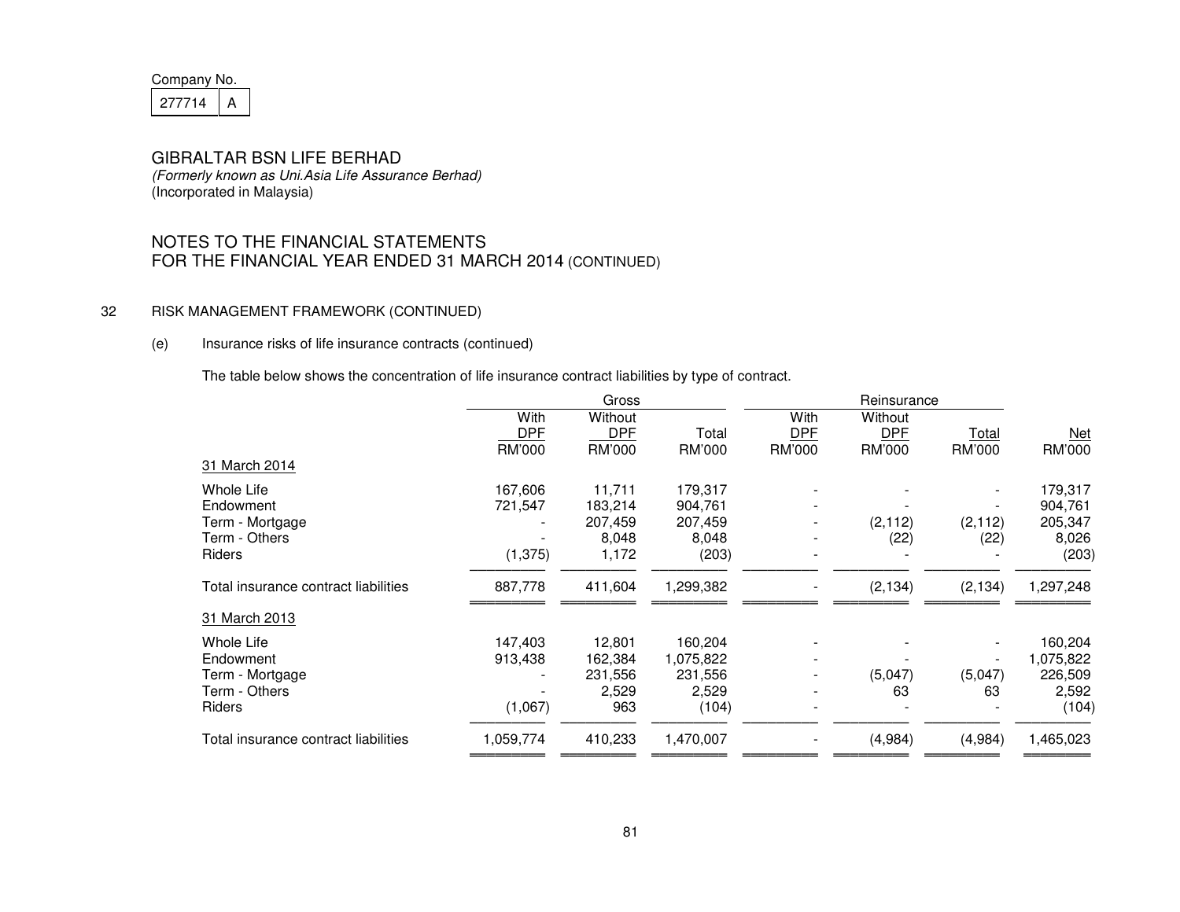Company No.

| 277714 | A |
|---|---|

GIBRALTAR BSN LIFE BERHAD
*(Formerly known as Uni.Asia Life Assurance Berhad)*
(Incorporated in Malaysia)

## NOTES TO THE FINANCIAL STATEMENTS FOR THE FINANCIAL YEAR ENDED 31 MARCH 2014 (CONTINUED)

### 32 RISK MANAGEMENT FRAMEWORK (CONTINUED)

#### (e) Insurance risks of life insurance contracts (continued)

The table below shows the concentration of life insurance contract liabilities by type of contract.

| | Gross | | | Reinsurance | | | |
|---|---|---|---|---|---|---|---|
| | With DPF | Without DPF | Total | With DPF | Without DPF | Total | Net |
| | RM'000 | RM'000 | RM'000 | RM'000 | RM'000 | RM'000 | RM'000 |
| 31 March 2014 | | | | | | | |
| Whole Life | 167,606 | 11,711 | 179,317 | - | - | - | 179,317 |
| Endowment | 721,547 | 183,214 | 904,761 | - | - | - | 904,761 |
| Term - Mortgage | - | 207,459 | 207,459 | - | (2,112) | (2,112) | 205,347 |
| Term - Others | - | 8,048 | 8,048 | - | (22) | (22) | 8,026 |
| Riders | (1,375) | 1,172 | (203) | - | - | - | (203) |
| Total insurance contract liabilities | 887,778 | 411,604 | 1,299,382 | - | (2,134) | (2,134) | 1,297,248 |
| 31 March 2013 | | | | | | | |
| Whole Life | 147,403 | 12,801 | 160,204 | - | - | - | 160,204 |
| Endowment | 913,438 | 162,384 | 1,075,822 | - | - | - | 1,075,822 |
| Term - Mortgage | - | 231,556 | 231,556 | - | (5,047) | (5,047) | 226,509 |
| Term - Others | - | 2,529 | 2,529 | - | 63 | 63 | 2,592 |
| Riders | (1,067) | 963 | (104) | - | - | - | (104) |
| Total insurance contract liabilities | 1,059,774 | 410,233 | 1,470,007 | - | (4,984) | (4,984) | 1,465,023 |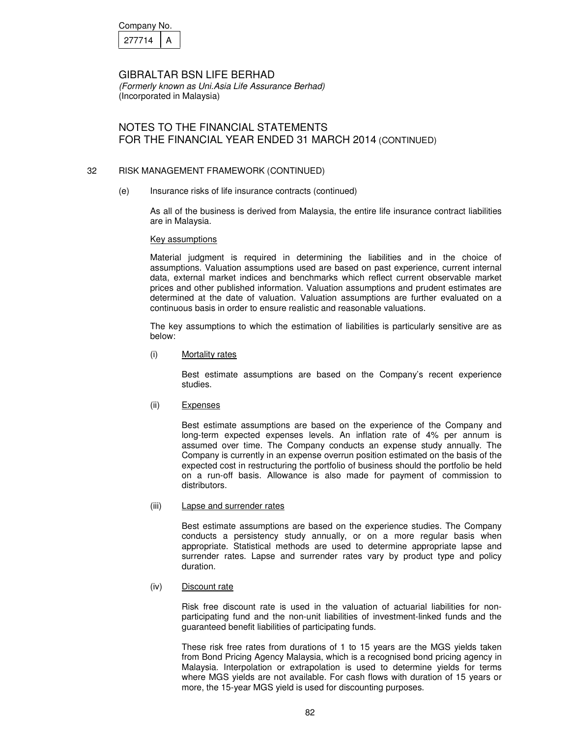Company No.

| 277714 | A |
|---|---|

# GIBRALTAR BSN LIFE BERHAD

*(Formerly known as Uni.Asia Life Assurance Berhad)*
(Incorporated in Malaysia)

## NOTES TO THE FINANCIAL STATEMENTS
## FOR THE FINANCIAL YEAR ENDED 31 MARCH 2014 (CONTINUED)

### 32 RISK MANAGEMENT FRAMEWORK (CONTINUED)

(e) Insurance risks of life insurance contracts (continued)

As all of the business is derived from Malaysia, the entire life insurance contract liabilities are in Malaysia.

Key assumptions

Material judgment is required in determining the liabilities and in the choice of assumptions. Valuation assumptions used are based on past experience, current internal data, external market indices and benchmarks which reflect current observable market prices and other published information. Valuation assumptions and prudent estimates are determined at the date of valuation. Valuation assumptions are further evaluated on a continuous basis in order to ensure realistic and reasonable valuations.

The key assumptions to which the estimation of liabilities is particularly sensitive are as below:

(i) Mortality rates

Best estimate assumptions are based on the Company's recent experience studies.

(ii) Expenses

Best estimate assumptions are based on the experience of the Company and long-term expected expenses levels. An inflation rate of 4% per annum is assumed over time. The Company conducts an expense study annually. The Company is currently in an expense overrun position estimated on the basis of the expected cost in restructuring the portfolio of business should the portfolio be held on a run-off basis. Allowance is also made for payment of commission to distributors.

(iii) Lapse and surrender rates

Best estimate assumptions are based on the experience studies. The Company conducts a persistency study annually, or on a more regular basis when appropriate. Statistical methods are used to determine appropriate lapse and surrender rates. Lapse and surrender rates vary by product type and policy duration.

(iv) Discount rate

Risk free discount rate is used in the valuation of actuarial liabilities for non-participating fund and the non-unit liabilities of investment-linked funds and the guaranteed benefit liabilities of participating funds.

These risk free rates from durations of 1 to 15 years are the MGS yields taken from Bond Pricing Agency Malaysia, which is a recognised bond pricing agency in Malaysia. Interpolation or extrapolation is used to determine yields for terms where MGS yields are not available. For cash flows with duration of 15 years or more, the 15-year MGS yield is used for discounting purposes.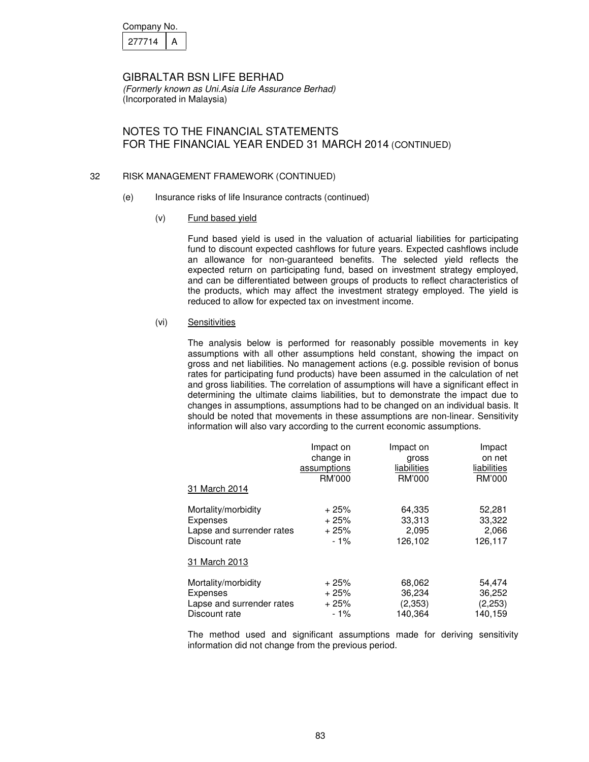Company No.

| 277714 | A |
|---|---|

GIBRALTAR BSN LIFE BERHAD
*(Formerly known as Uni.Asia Life Assurance Berhad)*
(Incorporated in Malaysia)

# NOTES TO THE FINANCIAL STATEMENTS FOR THE FINANCIAL YEAR ENDED 31 MARCH 2014 (CONTINUED)

## 32 RISK MANAGEMENT FRAMEWORK (CONTINUED)

### (e) Insurance risks of life Insurance contracts (continued)

#### (v) Fund based yield

Fund based yield is used in the valuation of actuarial liabilities for participating fund to discount expected cashflows for future years. Expected cashflows include an allowance for non-guaranteed benefits. The selected yield reflects the expected return on participating fund, based on investment strategy employed, and can be differentiated between groups of products to reflect characteristics of the products, which may affect the investment strategy employed. The yield is reduced to allow for expected tax on investment income.

#### (vi) Sensitivities

The analysis below is performed for reasonably possible movements in key assumptions with all other assumptions held constant, showing the impact on gross and net liabilities. No management actions (e.g. possible revision of bonus rates for participating fund products) have been assumed in the calculation of net and gross liabilities. The correlation of assumptions will have a significant effect in determining the ultimate claims liabilities, but to demonstrate the impact due to changes in assumptions, assumptions had to be changed on an individual basis. It should be noted that movements in these assumptions are non-linear. Sensitivity information will also vary according to the current economic assumptions.

| | Impact on change in assumptions RM'000 | Impact on gross liabilities RM'000 | Impact on net liabilities RM'000 |
|---|---|---|---|
| 31 March 2014 | | | |
| Mortality/morbidity | + 25% | 64,335 | 52,281 |
| Expenses | + 25% | 33,313 | 33,322 |
| Lapse and surrender rates | + 25% | 2,095 | 2,066 |
| Discount rate | - 1% | 126,102 | 126,117 |
| 31 March 2013 | | | |
| Mortality/morbidity | + 25% | 68,062 | 54,474 |
| Expenses | + 25% | 36,234 | 36,252 |
| Lapse and surrender rates | + 25% | (2,353) | (2,253) |
| Discount rate | - 1% | 140,364 | 140,159 |

The method used and significant assumptions made for deriving sensitivity information did not change from the previous period.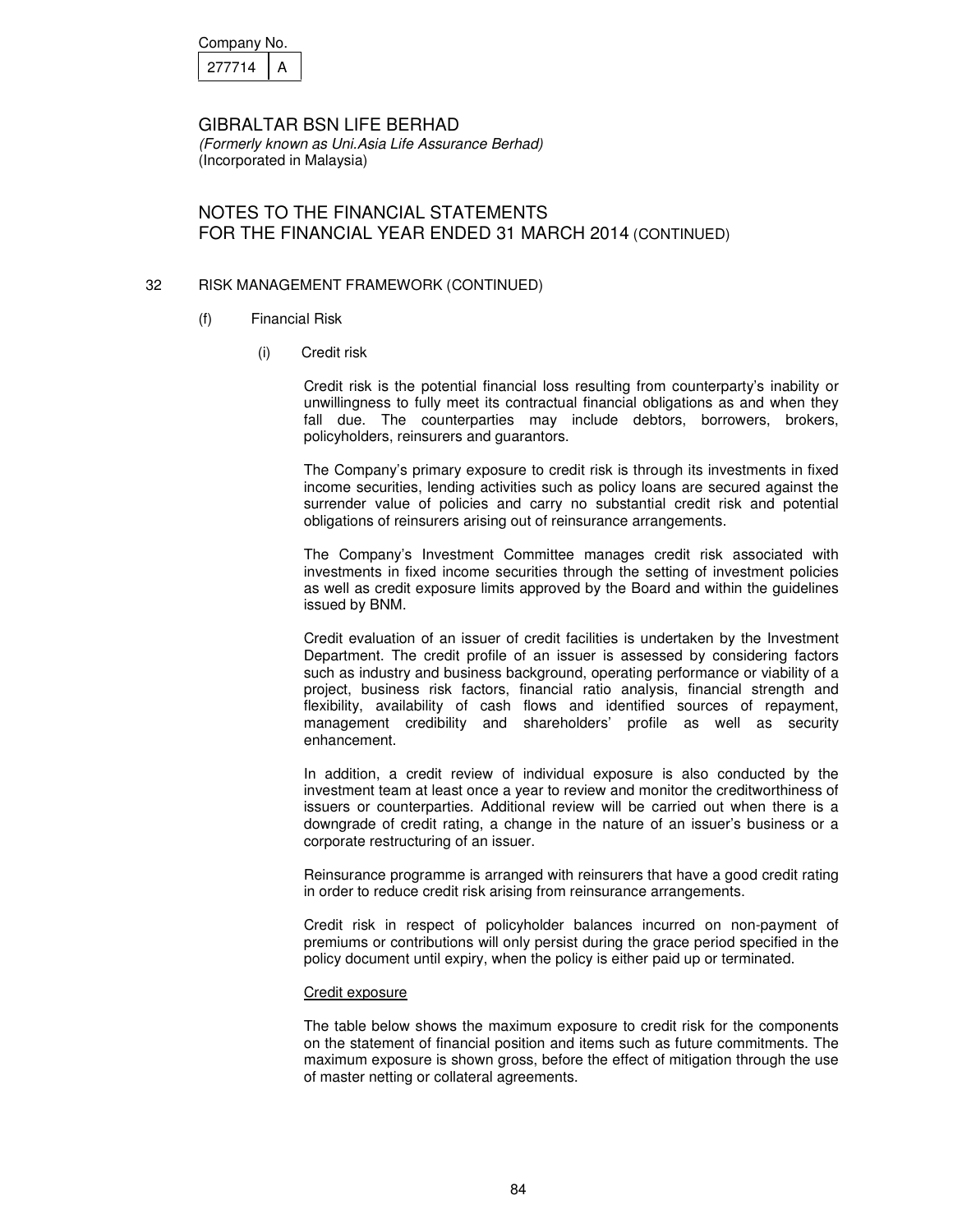Company No.

| 277714 | A |
|---|---|

GIBRALTAR BSN LIFE BERHAD
*(Formerly known as Uni.Asia Life Assurance Berhad)*
(Incorporated in Malaysia)

NOTES TO THE FINANCIAL STATEMENTS
FOR THE FINANCIAL YEAR ENDED 31 MARCH 2014 (CONTINUED)

32 RISK MANAGEMENT FRAMEWORK (CONTINUED)

(f) Financial Risk

(i) Credit risk

Credit risk is the potential financial loss resulting from counterparty's inability or unwillingness to fully meet its contractual financial obligations as and when they fall due. The counterparties may include debtors, borrowers, brokers, policyholders, reinsurers and guarantors.

The Company's primary exposure to credit risk is through its investments in fixed income securities, lending activities such as policy loans are secured against the surrender value of policies and carry no substantial credit risk and potential obligations of reinsurers arising out of reinsurance arrangements.

The Company's Investment Committee manages credit risk associated with investments in fixed income securities through the setting of investment policies as well as credit exposure limits approved by the Board and within the guidelines issued by BNM.

Credit evaluation of an issuer of credit facilities is undertaken by the Investment Department. The credit profile of an issuer is assessed by considering factors such as industry and business background, operating performance or viability of a project, business risk factors, financial ratio analysis, financial strength and flexibility, availability of cash flows and identified sources of repayment, management credibility and shareholders' profile as well as security enhancement.

In addition, a credit review of individual exposure is also conducted by the investment team at least once a year to review and monitor the creditworthiness of issuers or counterparties. Additional review will be carried out when there is a downgrade of credit rating, a change in the nature of an issuer's business or a corporate restructuring of an issuer.

Reinsurance programme is arranged with reinsurers that have a good credit rating in order to reduce credit risk arising from reinsurance arrangements.

Credit risk in respect of policyholder balances incurred on non-payment of premiums or contributions will only persist during the grace period specified in the policy document until expiry, when the policy is either paid up or terminated.

Credit exposure

The table below shows the maximum exposure to credit risk for the components on the statement of financial position and items such as future commitments. The maximum exposure is shown gross, before the effect of mitigation through the use of master netting or collateral agreements.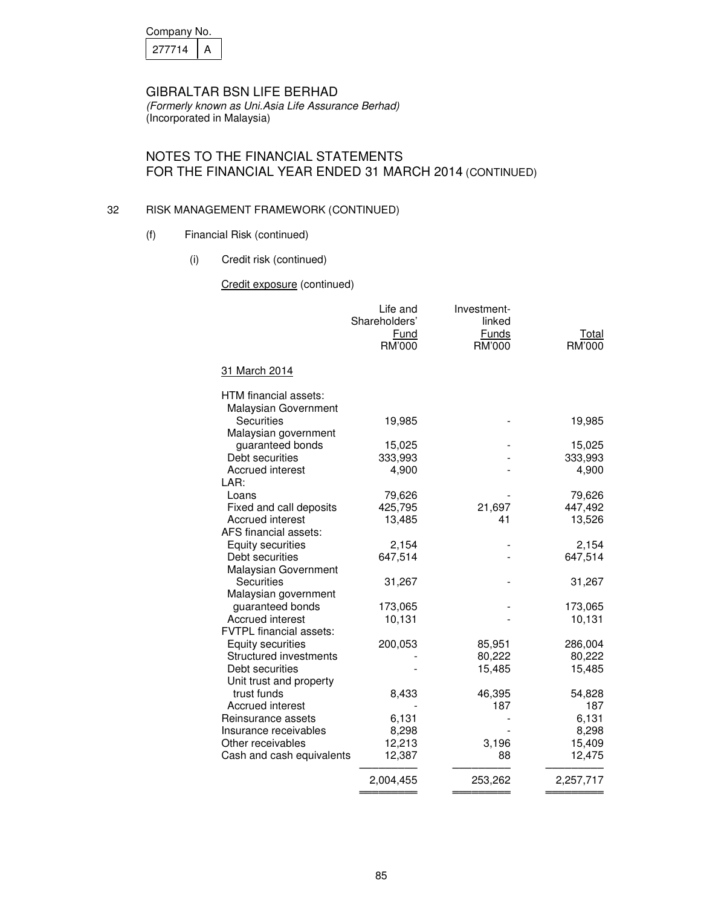Company No.
277714 | A

GIBRALTAR BSN LIFE BERHAD
*(Formerly known as Uni.Asia Life Assurance Berhad)*
(Incorporated in Malaysia)

NOTES TO THE FINANCIAL STATEMENTS
FOR THE FINANCIAL YEAR ENDED 31 MARCH 2014 (CONTINUED)

32 RISK MANAGEMENT FRAMEWORK (CONTINUED)

(f) Financial Risk (continued)

(i) Credit risk (continued)

Credit exposure (continued)

| | Life and Shareholders' Fund RM'000 | Investment-linked Funds RM'000 | Total RM'000 |
|---|---|---|---|
| **31 March 2014** | | | |
| HTM financial assets: | | | |
| Malaysian Government Securities | 19,985 | - | 19,985 |
| Malaysian government guaranteed bonds | 15,025 | - | 15,025 |
| Debt securities | 333,993 | - | 333,993 |
| Accrued interest | 4,900 | - | 4,900 |
| LAR: | | | |
| Loans | 79,626 | - | 79,626 |
| Fixed and call deposits | 425,795 | 21,697 | 447,492 |
| Accrued interest | 13,485 | 41 | 13,526 |
| AFS financial assets: | | | |
| Equity securities | 2,154 | - | 2,154 |
| Debt securities | 647,514 | - | 647,514 |
| Malaysian Government Securities | 31,267 | - | 31,267 |
| Malaysian government guaranteed bonds | 173,065 | - | 173,065 |
| Accrued interest | 10,131 | - | 10,131 |
| FVTPL financial assets: | | | |
| Equity securities | 200,053 | 85,951 | 286,004 |
| Structured investments | - | 80,222 | 80,222 |
| Debt securities | - | 15,485 | 15,485 |
| Unit trust and property trust funds | 8,433 | 46,395 | 54,828 |
| Accrued interest | - | 187 | 187 |
| Reinsurance assets | 6,131 | - | 6,131 |
| Insurance receivables | 8,298 | - | 8,298 |
| Other receivables | 12,213 | 3,196 | 15,409 |
| Cash and cash equivalents | 12,387 | 88 | 12,475 |
| | 2,004,455 | 253,262 | 2,257,717 |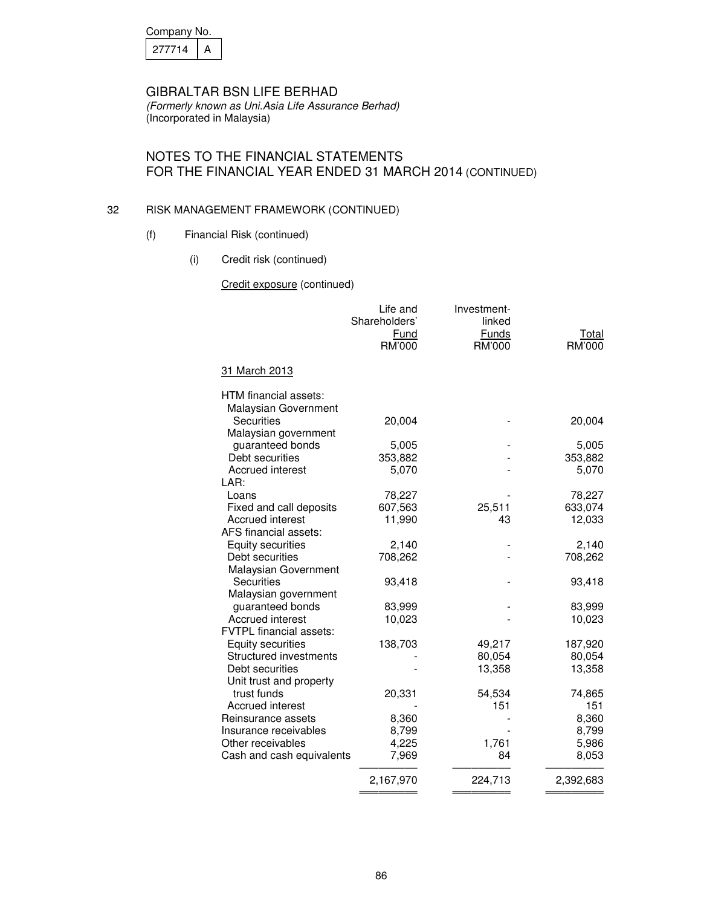Company No.

| 277714 | A |
|---|---|

GIBRALTAR BSN LIFE BERHAD

*(Formerly known as Uni.Asia Life Assurance Berhad)*
(Incorporated in Malaysia)

# NOTES TO THE FINANCIAL STATEMENTS FOR THE FINANCIAL YEAR ENDED 31 MARCH 2014 (CONTINUED)

## 32 RISK MANAGEMENT FRAMEWORK (CONTINUED)

### (f) Financial Risk (continued)

#### (i) Credit risk (continued)

Credit exposure (continued)

| | Life and Shareholders' Fund RM'000 | Investment-linked Funds RM'000 | Total RM'000 |
|---|---|---|---|
| 31 March 2013 | | | |
| HTM financial assets: | | | |
| Malaysian Government Securities | 20,004 | - | 20,004 |
| Malaysian government guaranteed bonds | 5,005 | - | 5,005 |
| Debt securities | 353,882 | - | 353,882 |
| Accrued interest | 5,070 | - | 5,070 |
| LAR: | | | |
| Loans | 78,227 | - | 78,227 |
| Fixed and call deposits | 607,563 | 25,511 | 633,074 |
| Accrued interest | 11,990 | 43 | 12,033 |
| AFS financial assets: | | | |
| Equity securities | 2,140 | - | 2,140 |
| Debt securities | 708,262 | - | 708,262 |
| Malaysian Government Securities | 93,418 | - | 93,418 |
| Malaysian government guaranteed bonds | 83,999 | - | 83,999 |
| Accrued interest | 10,023 | - | 10,023 |
| FVTPL financial assets: | | | |
| Equity securities | 138,703 | 49,217 | 187,920 |
| Structured investments | - | 80,054 | 80,054 |
| Debt securities | - | 13,358 | 13,358 |
| Unit trust and property trust funds | 20,331 | 54,534 | 74,865 |
| Accrued interest | - | 151 | 151 |
| Reinsurance assets | 8,360 | - | 8,360 |
| Insurance receivables | 8,799 | - | 8,799 |
| Other receivables | 4,225 | 1,761 | 5,986 |
| Cash and cash equivalents | 7,969 | 84 | 8,053 |
| | 2,167,970 | 224,713 | 2,392,683 |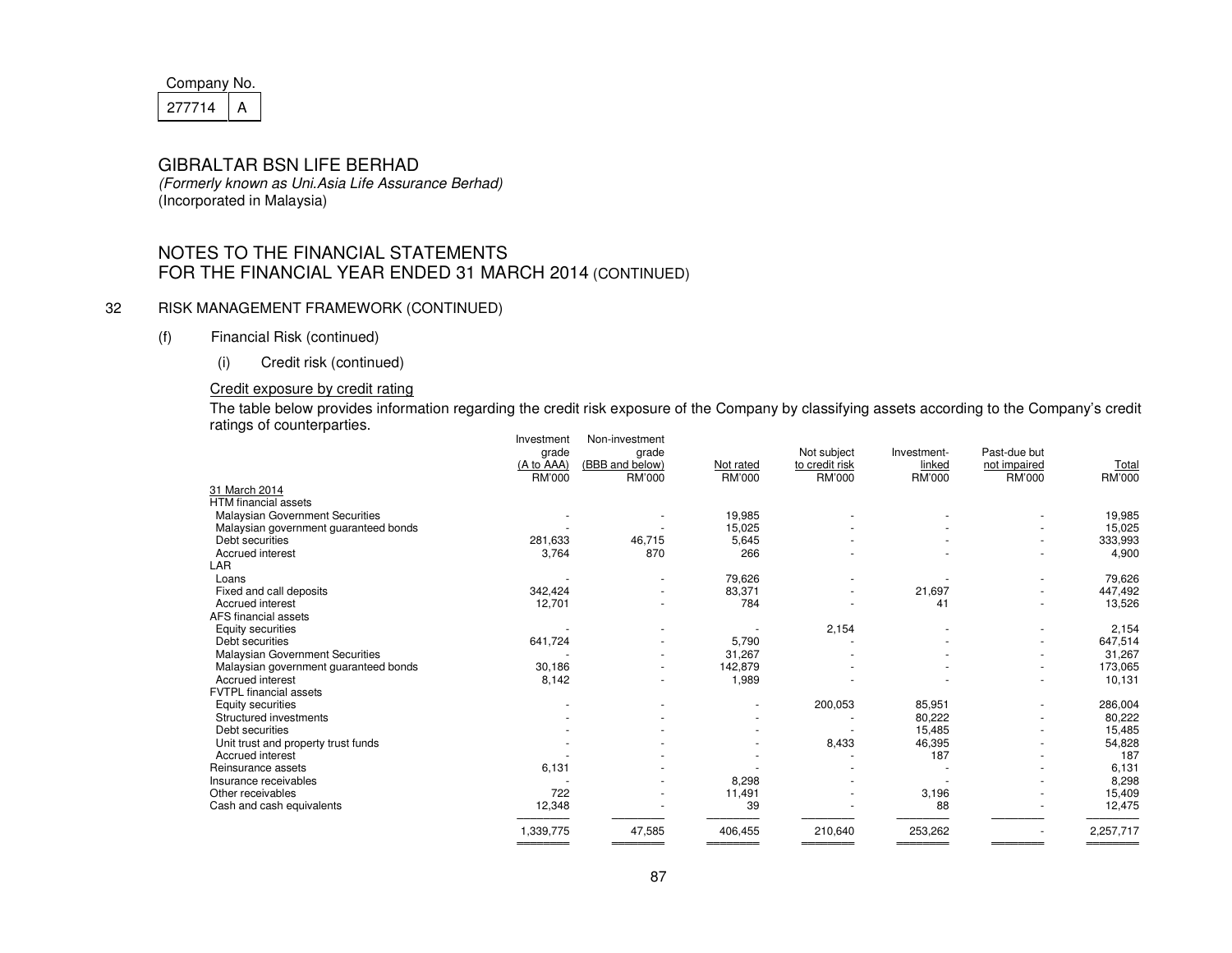Company No.

| 277714 | A |
|---|---|

# GIBRALTAR BSN LIFE BERHAD

*(Formerly known as Uni.Asia Life Assurance Berhad)*
(Incorporated in Malaysia)

## NOTES TO THE FINANCIAL STATEMENTS
## FOR THE FINANCIAL YEAR ENDED 31 MARCH 2014 (CONTINUED)

32 RISK MANAGEMENT FRAMEWORK (CONTINUED)

(f) Financial Risk (continued)

(i) Credit risk (continued)

Credit exposure by credit rating

The table below provides information regarding the credit risk exposure of the Company by classifying assets according to the Company's credit ratings of counterparties.

| | Investment grade (A to AAA) RM'000 | Non-investment grade (BBB and below) RM'000 | Not rated RM'000 | Not subject to credit risk RM'000 | Investment-linked RM'000 | Past-due but not impaired RM'000 | Total RM'000 |
|---|---|---|---|---|---|---|---|
| 31 March 2014 | | | | | | | |
| HTM financial assets | | | | | | | |
| Malaysian Government Securities | - | - | 19,985 | - | - | - | 19,985 |
| Malaysian government guaranteed bonds | - | - | 15,025 | - | - | - | 15,025 |
| Debt securities | 281,633 | 46,715 | 5,645 | - | - | - | 333,993 |
| Accrued interest | 3,764 | 870 | 266 | - | - | - | 4,900 |
| LAR | | | | | | | |
| Loans | - | - | 79,626 | - | - | - | 79,626 |
| Fixed and call deposits | 342,424 | - | 83,371 | - | 21,697 | - | 447,492 |
| Accrued interest | 12,701 | - | 784 | - | 41 | - | 13,526 |
| AFS financial assets | | | | | | | |
| Equity securities | - | - | - | 2,154 | - | - | 2,154 |
| Debt securities | 641,724 | - | 5,790 | - | - | - | 647,514 |
| Malaysian Government Securities | - | - | 31,267 | - | - | - | 31,267 |
| Malaysian government guaranteed bonds | 30,186 | - | 142,879 | - | - | - | 173,065 |
| Accrued interest | 8,142 | - | 1,989 | - | - | - | 10,131 |
| FVTPL financial assets | | | | | | | |
| Equity securities | - | - | - | 200,053 | 85,951 | - | 286,004 |
| Structured investments | - | - | - | - | 80,222 | - | 80,222 |
| Debt securities | - | - | - | - | 15,485 | - | 15,485 |
| Unit trust and property trust funds | - | - | - | 8,433 | 46,395 | - | 54,828 |
| Accrued interest | - | - | - | - | 187 | - | 187 |
| Reinsurance assets | 6,131 | - | - | - | - | - | 6,131 |
| Insurance receivables | - | - | 8,298 | - | - | - | 8,298 |
| Other receivables | 722 | - | 11,491 | - | 3,196 | - | 15,409 |
| Cash and cash equivalents | 12,348 | - | 39 | - | 88 | - | 12,475 |
| | 1,339,775 | 47,585 | 406,455 | 210,640 | 253,262 | - | 2,257,717 |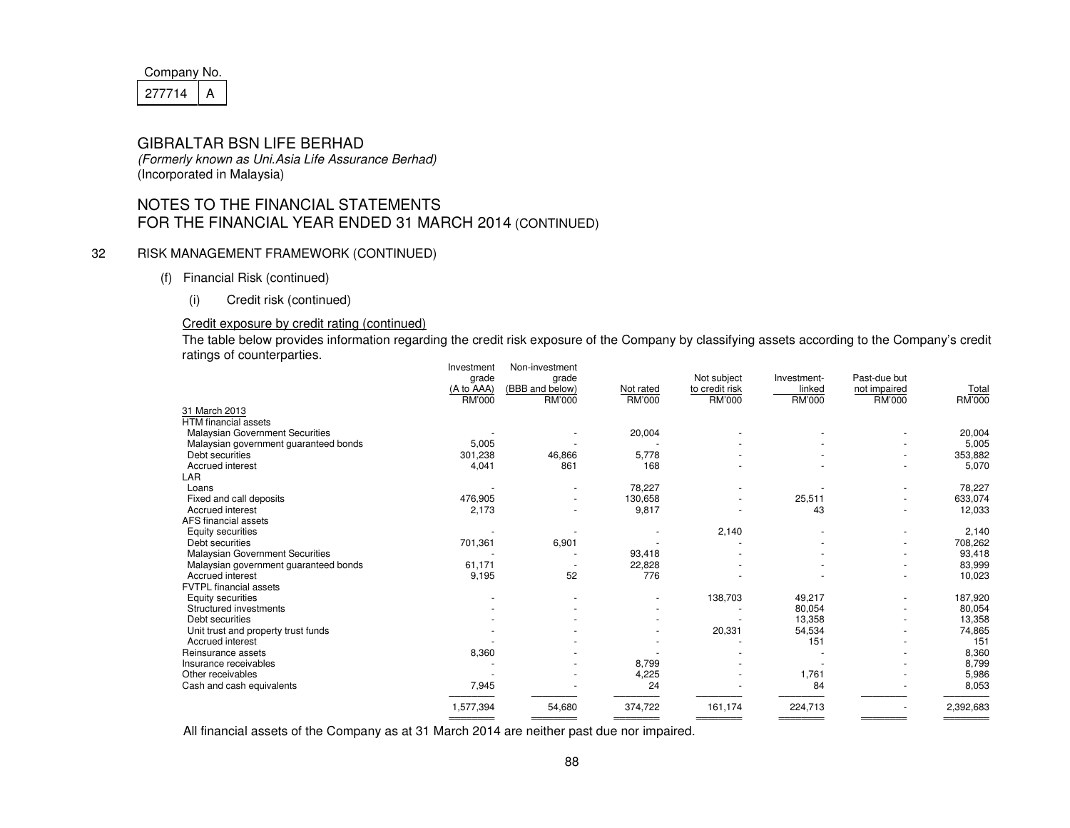Company No.

| 277714 | A |
|---|---|

GIBRALTAR BSN LIFE BERHAD

*(Formerly known as Uni.Asia Life Assurance Berhad)*

(Incorporated in Malaysia)

# NOTES TO THE FINANCIAL STATEMENTS FOR THE FINANCIAL YEAR ENDED 31 MARCH 2014 (CONTINUED)

## 32 RISK MANAGEMENT FRAMEWORK (CONTINUED)

### (f) Financial Risk (continued)

#### (i) Credit risk (continued)

Credit exposure by credit rating (continued)

The table below provides information regarding the credit risk exposure of the Company by classifying assets according to the Company's credit ratings of counterparties.

| | Investment grade (A to AAA) RM'000 | Non-investment grade (BBB and below) RM'000 | Not rated RM'000 | Not subject to credit risk RM'000 | Investment-linked RM'000 | Past-due but not impaired RM'000 | Total RM'000 |
|---|---|---|---|---|---|---|---|
| 31 March 2013 | | | | | | | |
| HTM financial assets | | | | | | | |
| Malaysian Government Securities | - | - | 20,004 | - | - | - | 20,004 |
| Malaysian government guaranteed bonds | 5,005 | - | - | - | - | - | 5,005 |
| Debt securities | 301,238 | 46,866 | 5,778 | - | - | - | 353,882 |
| Accrued interest | 4,041 | 861 | 168 | - | - | - | 5,070 |
| LAR | | | | | | | |
| Loans | - | - | 78,227 | - | - | - | 78,227 |
| Fixed and call deposits | 476,905 | - | 130,658 | - | 25,511 | - | 633,074 |
| Accrued interest | 2,173 | - | 9,817 | - | 43 | - | 12,033 |
| AFS financial assets | | | | | | | |
| Equity securities | - | - | - | 2,140 | - | - | 2,140 |
| Debt securities | 701,361 | 6,901 | - | - | - | - | 708,262 |
| Malaysian Government Securities | - | - | 93,418 | - | - | - | 93,418 |
| Malaysian government guaranteed bonds | 61,171 | - | 22,828 | - | - | - | 83,999 |
| Accrued interest | 9,195 | 52 | 776 | - | - | - | 10,023 |
| FVTPL financial assets | | | | | | | |
| Equity securities | - | - | - | 138,703 | 49,217 | - | 187,920 |
| Structured investments | - | - | - | - | 80,054 | - | 80,054 |
| Debt securities | - | - | - | - | 13,358 | - | 13,358 |
| Unit trust and property trust funds | - | - | - | 20,331 | 54,534 | - | 74,865 |
| Accrued interest | - | - | - | - | 151 | - | 151 |
| Reinsurance assets | 8,360 | - | - | - | - | - | 8,360 |
| Insurance receivables | - | - | 8,799 | - | - | - | 8,799 |
| Other receivables | - | - | 4,225 | - | 1,761 | - | 5,986 |
| Cash and cash equivalents | 7,945 | - | 24 | - | 84 | - | 8,053 |
| | 1,577,394 | 54,680 | 374,722 | 161,174 | 224,713 | - | 2,392,683 |

All financial assets of the Company as at 31 March 2014 are neither past due nor impaired.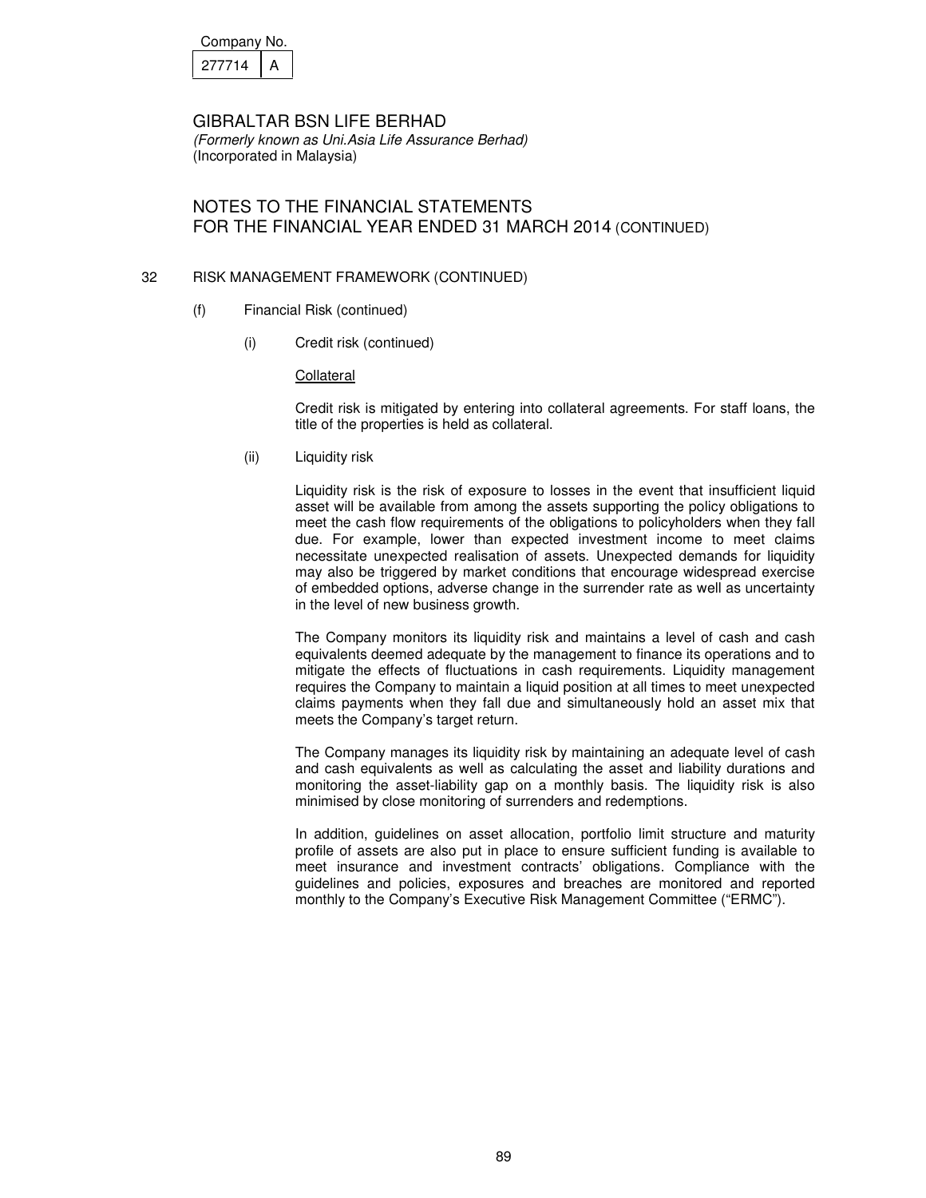Company No.

| 277714 | A |
|---|---|

GIBRALTAR BSN LIFE BERHAD
*(Formerly known as Uni.Asia Life Assurance Berhad)*
(Incorporated in Malaysia)

NOTES TO THE FINANCIAL STATEMENTS
FOR THE FINANCIAL YEAR ENDED 31 MARCH 2014 (CONTINUED)

32 RISK MANAGEMENT FRAMEWORK (CONTINUED)

(f) Financial Risk (continued)

(i) Credit risk (continued)

Collateral

Credit risk is mitigated by entering into collateral agreements. For staff loans, the title of the properties is held as collateral.

(ii) Liquidity risk

Liquidity risk is the risk of exposure to losses in the event that insufficient liquid asset will be available from among the assets supporting the policy obligations to meet the cash flow requirements of the obligations to policyholders when they fall due. For example, lower than expected investment income to meet claims necessitate unexpected realisation of assets. Unexpected demands for liquidity may also be triggered by market conditions that encourage widespread exercise of embedded options, adverse change in the surrender rate as well as uncertainty in the level of new business growth.

The Company monitors its liquidity risk and maintains a level of cash and cash equivalents deemed adequate by the management to finance its operations and to mitigate the effects of fluctuations in cash requirements. Liquidity management requires the Company to maintain a liquid position at all times to meet unexpected claims payments when they fall due and simultaneously hold an asset mix that meets the Company's target return.

The Company manages its liquidity risk by maintaining an adequate level of cash and cash equivalents as well as calculating the asset and liability durations and monitoring the asset-liability gap on a monthly basis. The liquidity risk is also minimised by close monitoring of surrenders and redemptions.

In addition, guidelines on asset allocation, portfolio limit structure and maturity profile of assets are also put in place to ensure sufficient funding is available to meet insurance and investment contracts' obligations. Compliance with the guidelines and policies, exposures and breaches are monitored and reported monthly to the Company's Executive Risk Management Committee ("ERMC").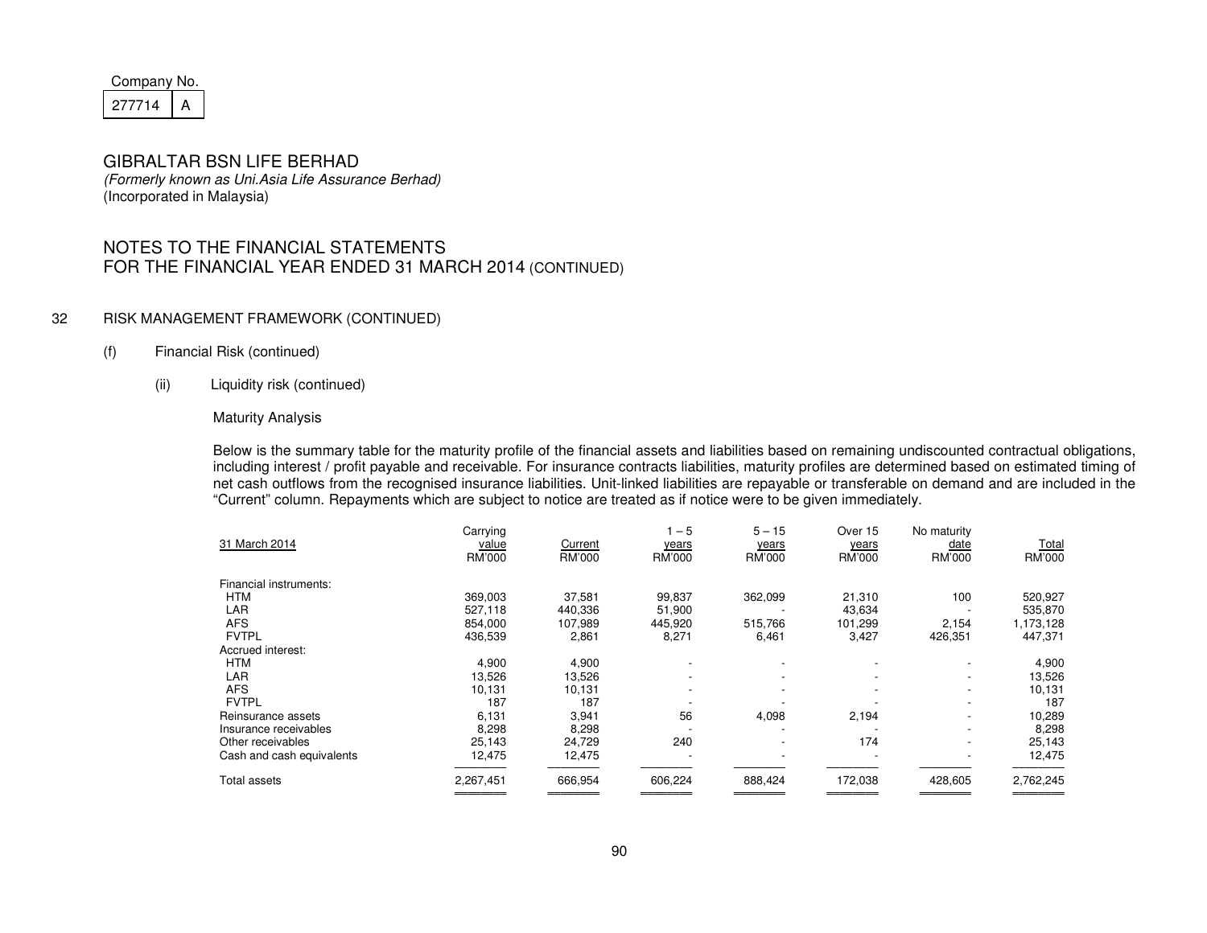Company No.

| 277714 | A |
|---|---|

GIBRALTAR BSN LIFE BERHAD
*(Formerly known as Uni.Asia Life Assurance Berhad)*
(Incorporated in Malaysia)

# NOTES TO THE FINANCIAL STATEMENTS FOR THE FINANCIAL YEAR ENDED 31 MARCH 2014 (CONTINUED)

## 32 RISK MANAGEMENT FRAMEWORK (CONTINUED)

### (f) Financial Risk (continued)

#### (ii) Liquidity risk (continued)

Maturity Analysis

Below is the summary table for the maturity profile of the financial assets and liabilities based on remaining undiscounted contractual obligations, including interest / profit payable and receivable. For insurance contracts liabilities, maturity profiles are determined based on estimated timing of net cash outflows from the recognised insurance liabilities. Unit-linked liabilities are repayable or transferable on demand and are included in the "Current" column. Repayments which are subject to notice are treated as if notice were to be given immediately.

| 31 March 2014 | Carrying value RM'000 | Current RM'000 | 1 – 5 years RM'000 | 5 – 15 years RM'000 | Over 15 years RM'000 | No maturity date RM'000 | Total RM'000 |
|---|---|---|---|---|---|---|---|
| Financial instruments: | | | | | | | |
| HTM | 369,003 | 37,581 | 99,837 | 362,099 | 21,310 | 100 | 520,927 |
| LAR | 527,118 | 440,336 | 51,900 | - | 43,634 | - | 535,870 |
| AFS | 854,000 | 107,989 | 445,920 | 515,766 | 101,299 | 2,154 | 1,173,128 |
| FVTPL | 436,539 | 2,861 | 8,271 | 6,461 | 3,427 | 426,351 | 447,371 |
| Accrued interest: | | | | | | | |
| HTM | 4,900 | 4,900 | - | - | - | - | 4,900 |
| LAR | 13,526 | 13,526 | - | - | - | - | 13,526 |
| AFS | 10,131 | 10,131 | - | - | - | - | 10,131 |
| FVTPL | 187 | 187 | - | - | - | - | 187 |
| Reinsurance assets | 6,131 | 3,941 | 56 | 4,098 | 2,194 | - | 10,289 |
| Insurance receivables | 8,298 | 8,298 | - | - | - | - | 8,298 |
| Other receivables | 25,143 | 24,729 | 240 | - | 174 | - | 25,143 |
| Cash and cash equivalents | 12,475 | 12,475 | - | - | - | - | 12,475 |
| Total assets | 2,267,451 | 666,954 | 606,224 | 888,424 | 172,038 | 428,605 | 2,762,245 |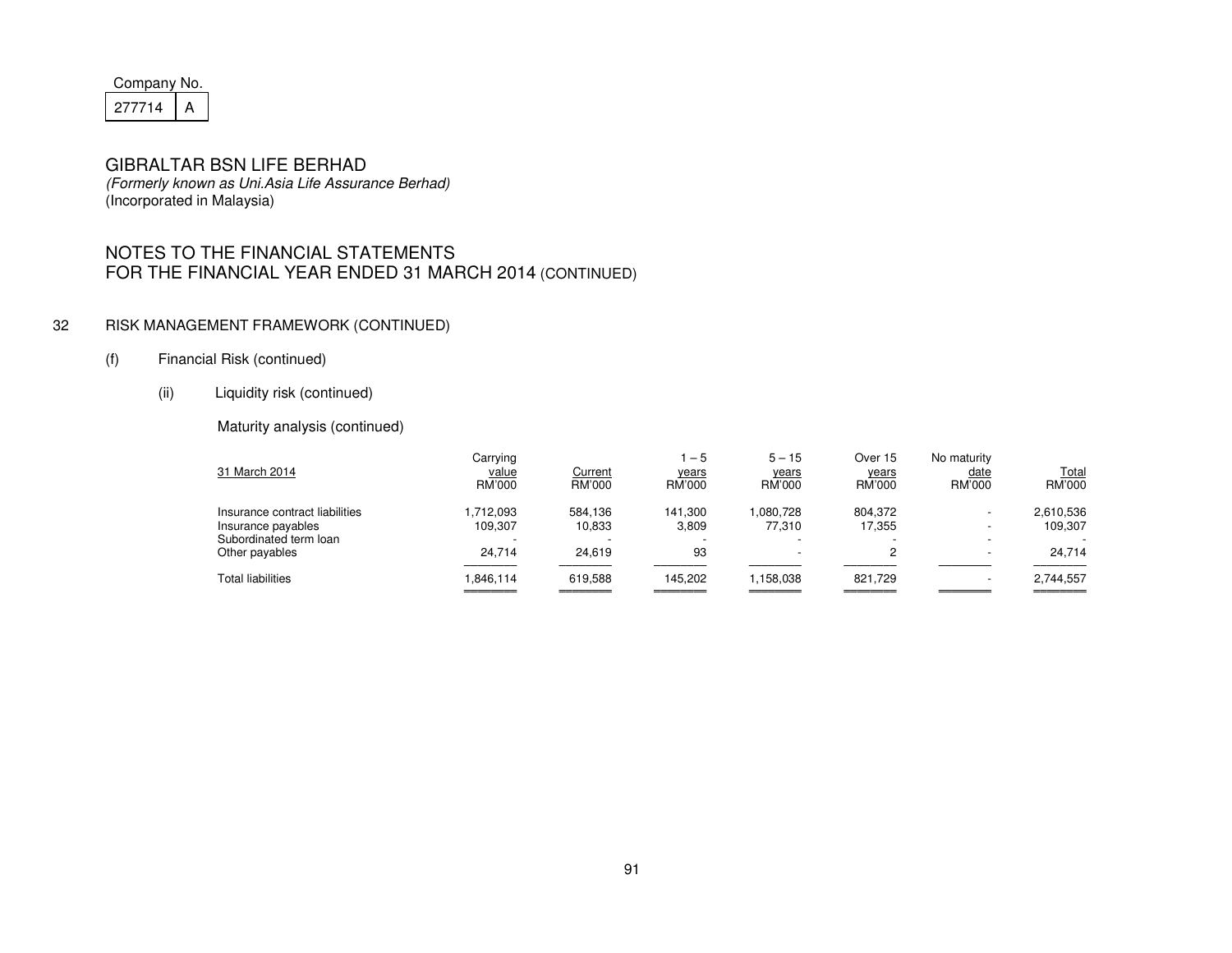Company No.

| 277714 | A |
|---|---|

# GIBRALTAR BSN LIFE BERHAD

*(Formerly known as Uni.Asia Life Assurance Berhad)*
(Incorporated in Malaysia)

## NOTES TO THE FINANCIAL STATEMENTS FOR THE FINANCIAL YEAR ENDED 31 MARCH 2014 (CONTINUED)

### 32 RISK MANAGEMENT FRAMEWORK (CONTINUED)

(f) Financial Risk (continued)

(ii) Liquidity risk (continued)

Maturity analysis (continued)

| 31 March 2014 | Carrying value RM'000 | Current RM'000 | 1 – 5 years RM'000 | 5 – 15 years RM'000 | Over 15 years RM'000 | No maturity date RM'000 | Total RM'000 |
|---|---|---|---|---|---|---|---|
| Insurance contract liabilities | 1,712,093 | 584,136 | 141,300 | 1,080,728 | 804,372 | - | 2,610,536 |
| Insurance payables | 109,307 | 10,833 | 3,809 | 77,310 | 17,355 | - | 109,307 |
| Subordinated term loan | - | - | - | - | - | - | - |
| Other payables | 24,714 | 24,619 | 93 | - | 2 | - | 24,714 |
| Total liabilities | 1,846,114 | 619,588 | 145,202 | 1,158,038 | 821,729 | - | 2,744,557 |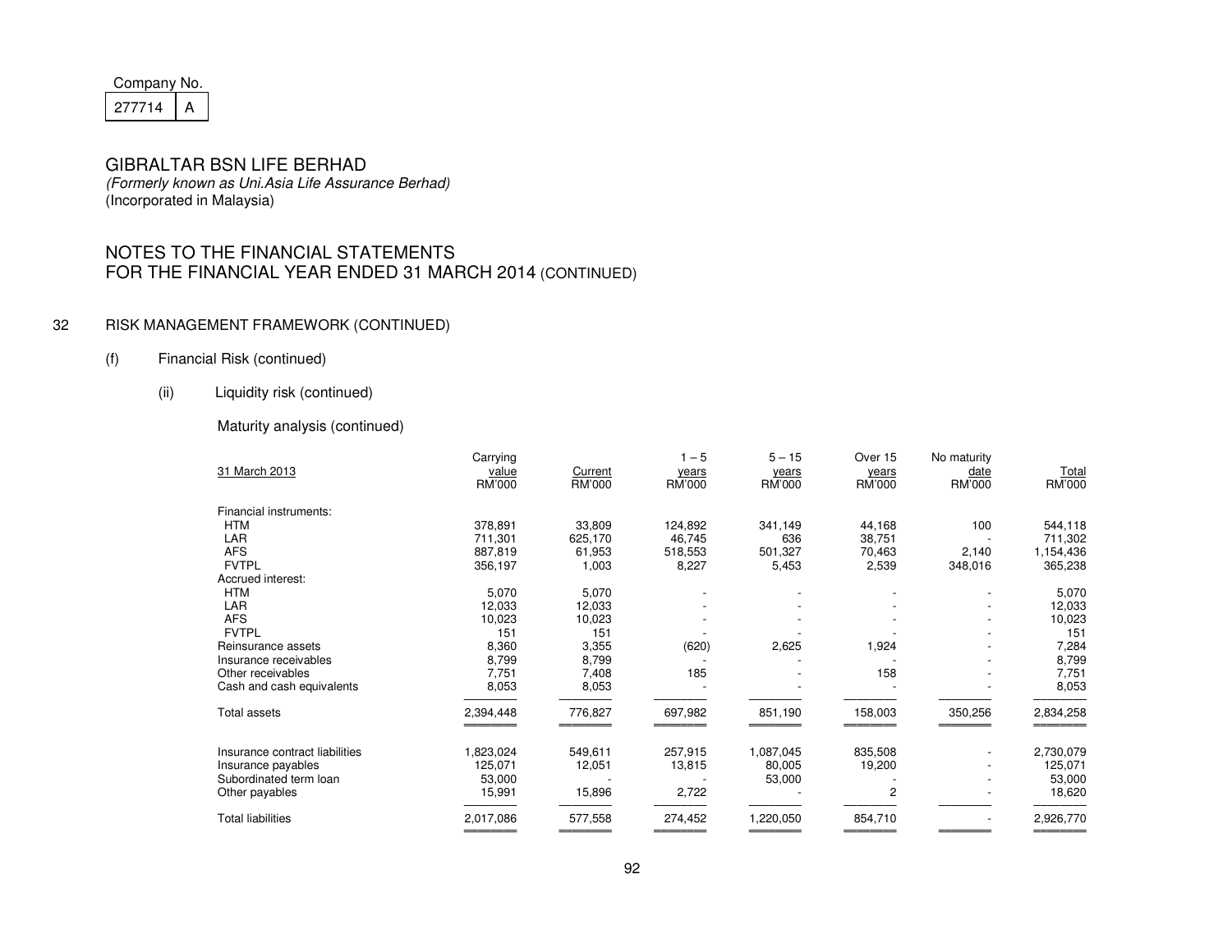Company No. 277714 A

GIBRALTAR BSN LIFE BERHAD
*(Formerly known as Uni.Asia Life Assurance Berhad)*
(Incorporated in Malaysia)

# NOTES TO THE FINANCIAL STATEMENTS FOR THE FINANCIAL YEAR ENDED 31 MARCH 2014 (CONTINUED)

## 32 RISK MANAGEMENT FRAMEWORK (CONTINUED)

### (f) Financial Risk (continued)

#### (ii) Liquidity risk (continued)

Maturity analysis (continued)

| 31 March 2013 | Carrying value RM'000 | Current RM'000 | 1 – 5 years RM'000 | 5 – 15 years RM'000 | Over 15 years RM'000 | No maturity date RM'000 | Total RM'000 |
|---|---|---|---|---|---|---|---|
| Financial instruments: | | | | | | | |
| HTM | 378,891 | 33,809 | 124,892 | 341,149 | 44,168 | 100 | 544,118 |
| LAR | 711,301 | 625,170 | 46,745 | 636 | 38,751 | - | 711,302 |
| AFS | 887,819 | 61,953 | 518,553 | 501,327 | 70,463 | 2,140 | 1,154,436 |
| FVTPL | 356,197 | 1,003 | 8,227 | 5,453 | 2,539 | 348,016 | 365,238 |
| Accrued interest: | | | | | | | |
| HTM | 5,070 | 5,070 | - | - | - | - | 5,070 |
| LAR | 12,033 | 12,033 | - | - | - | - | 12,033 |
| AFS | 10,023 | 10,023 | - | - | - | - | 10,023 |
| FVTPL | 151 | 151 | - | - | - | - | 151 |
| Reinsurance assets | 8,360 | 3,355 | (620) | 2,625 | 1,924 | - | 7,284 |
| Insurance receivables | 8,799 | 8,799 | - | - | - | - | 8,799 |
| Other receivables | 7,751 | 7,408 | 185 | - | 158 | - | 7,751 |
| Cash and cash equivalents | 8,053 | 8,053 | - | - | - | - | 8,053 |
| Total assets | 2,394,448 | 776,827 | 697,982 | 851,190 | 158,003 | 350,256 | 2,834,258 |
| Insurance contract liabilities | 1,823,024 | 549,611 | 257,915 | 1,087,045 | 835,508 | - | 2,730,079 |
| Insurance payables | 125,071 | 12,051 | 13,815 | 80,005 | 19,200 | - | 125,071 |
| Subordinated term loan | 53,000 | - | - | 53,000 | - | - | 53,000 |
| Other payables | 15,991 | 15,896 | 2,722 | - | 2 | - | 18,620 |
| Total liabilities | 2,017,086 | 577,558 | 274,452 | 1,220,050 | 854,710 | - | 2,926,770 |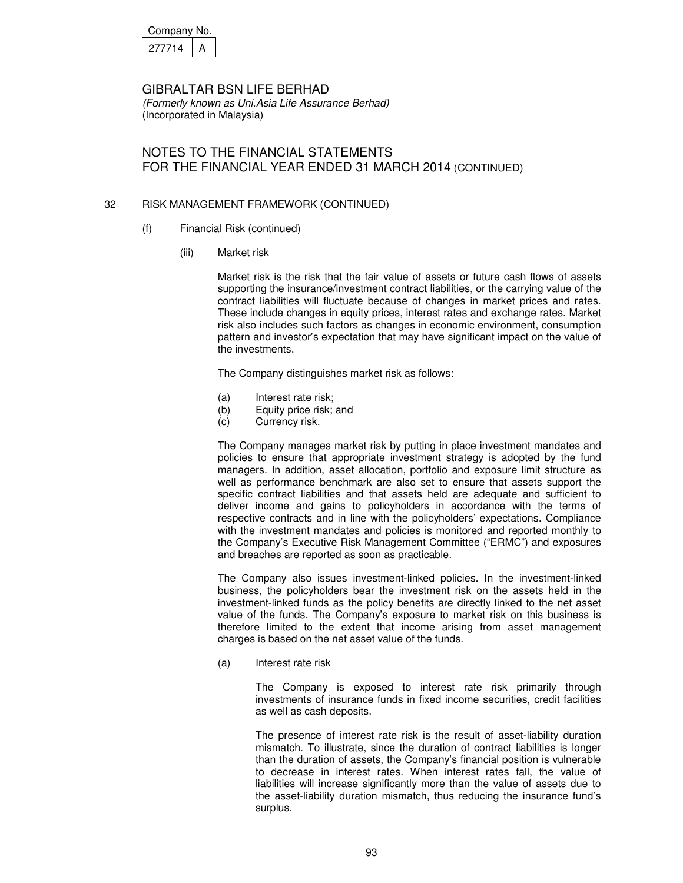Company No.

| 277714 | A |
|---|---|

GIBRALTAR BSN LIFE BERHAD
*(Formerly known as Uni.Asia Life Assurance Berhad)*
(Incorporated in Malaysia)

NOTES TO THE FINANCIAL STATEMENTS
FOR THE FINANCIAL YEAR ENDED 31 MARCH 2014 (CONTINUED)

32 RISK MANAGEMENT FRAMEWORK (CONTINUED)

(f) Financial Risk (continued)

(iii) Market risk

Market risk is the risk that the fair value of assets or future cash flows of assets supporting the insurance/investment contract liabilities, or the carrying value of the contract liabilities will fluctuate because of changes in market prices and rates. These include changes in equity prices, interest rates and exchange rates. Market risk also includes such factors as changes in economic environment, consumption pattern and investor's expectation that may have significant impact on the value of the investments.

The Company distinguishes market risk as follows:

(a) Interest rate risk;
(b) Equity price risk; and
(c) Currency risk.

The Company manages market risk by putting in place investment mandates and policies to ensure that appropriate investment strategy is adopted by the fund managers. In addition, asset allocation, portfolio and exposure limit structure as well as performance benchmark are also set to ensure that assets support the specific contract liabilities and that assets held are adequate and sufficient to deliver income and gains to policyholders in accordance with the terms of respective contracts and in line with the policyholders' expectations. Compliance with the investment mandates and policies is monitored and reported monthly to the Company's Executive Risk Management Committee ("ERMC") and exposures and breaches are reported as soon as practicable.

The Company also issues investment-linked policies. In the investment-linked business, the policyholders bear the investment risk on the assets held in the investment-linked funds as the policy benefits are directly linked to the net asset value of the funds. The Company's exposure to market risk on this business is therefore limited to the extent that income arising from asset management charges is based on the net asset value of the funds.

(a) Interest rate risk

The Company is exposed to interest rate risk primarily through investments of insurance funds in fixed income securities, credit facilities as well as cash deposits.

The presence of interest rate risk is the result of asset-liability duration mismatch. To illustrate, since the duration of contract liabilities is longer than the duration of assets, the Company's financial position is vulnerable to decrease in interest rates. When interest rates fall, the value of liabilities will increase significantly more than the value of assets due to the asset-liability duration mismatch, thus reducing the insurance fund's surplus.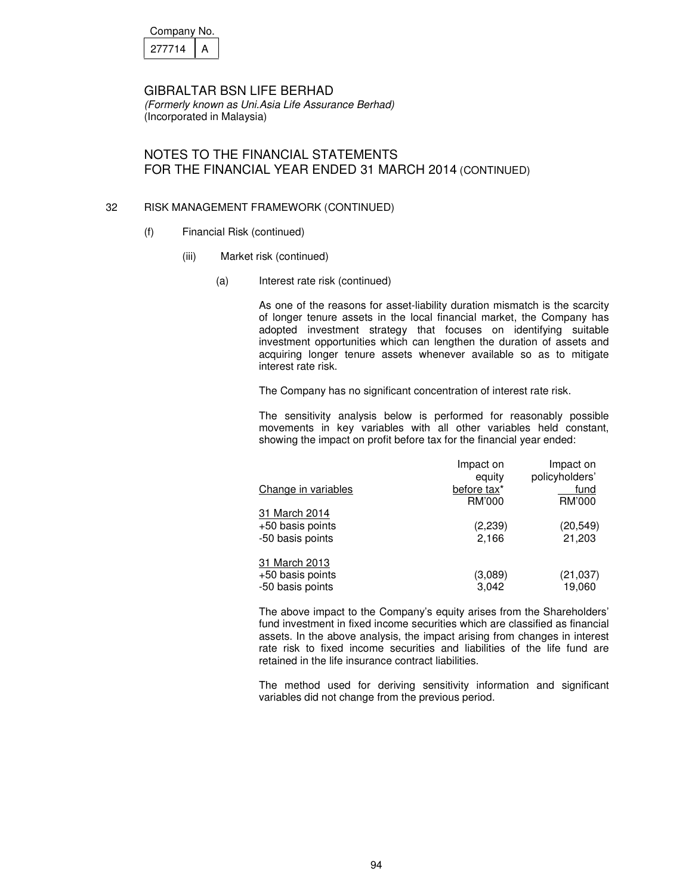Company No.

| 277714 | A |
|---|---|

GIBRALTAR BSN LIFE BERHAD

*(Formerly known as Uni.Asia Life Assurance Berhad)*

(Incorporated in Malaysia)

# NOTES TO THE FINANCIAL STATEMENTS FOR THE FINANCIAL YEAR ENDED 31 MARCH 2014 (CONTINUED)

## 32 RISK MANAGEMENT FRAMEWORK (CONTINUED)

### (f) Financial Risk (continued)

#### (iii) Market risk (continued)

##### (a) Interest rate risk (continued)

As one of the reasons for asset-liability duration mismatch is the scarcity of longer tenure assets in the local financial market, the Company has adopted investment strategy that focuses on identifying suitable investment opportunities which can lengthen the duration of assets and acquiring longer tenure assets whenever available so as to mitigate interest rate risk.

The Company has no significant concentration of interest rate risk.

The sensitivity analysis below is performed for reasonably possible movements in key variables with all other variables held constant, showing the impact on profit before tax for the financial year ended:

| Change in variables | Impact on equity before tax* RM'000 | Impact on policyholders' fund RM'000 |
|---|---|---|
| 31 March 2014 | | |
| +50 basis points | (2,239) | (20,549) |
| -50 basis points | 2,166 | 21,203 |
| | | |
| 31 March 2013 | | |
| +50 basis points | (3,089) | (21,037) |
| -50 basis points | 3,042 | 19,060 |

The above impact to the Company's equity arises from the Shareholders' fund investment in fixed income securities which are classified as financial assets. In the above analysis, the impact arising from changes in interest rate risk to fixed income securities and liabilities of the life fund are retained in the life insurance contract liabilities.

The method used for deriving sensitivity information and significant variables did not change from the previous period.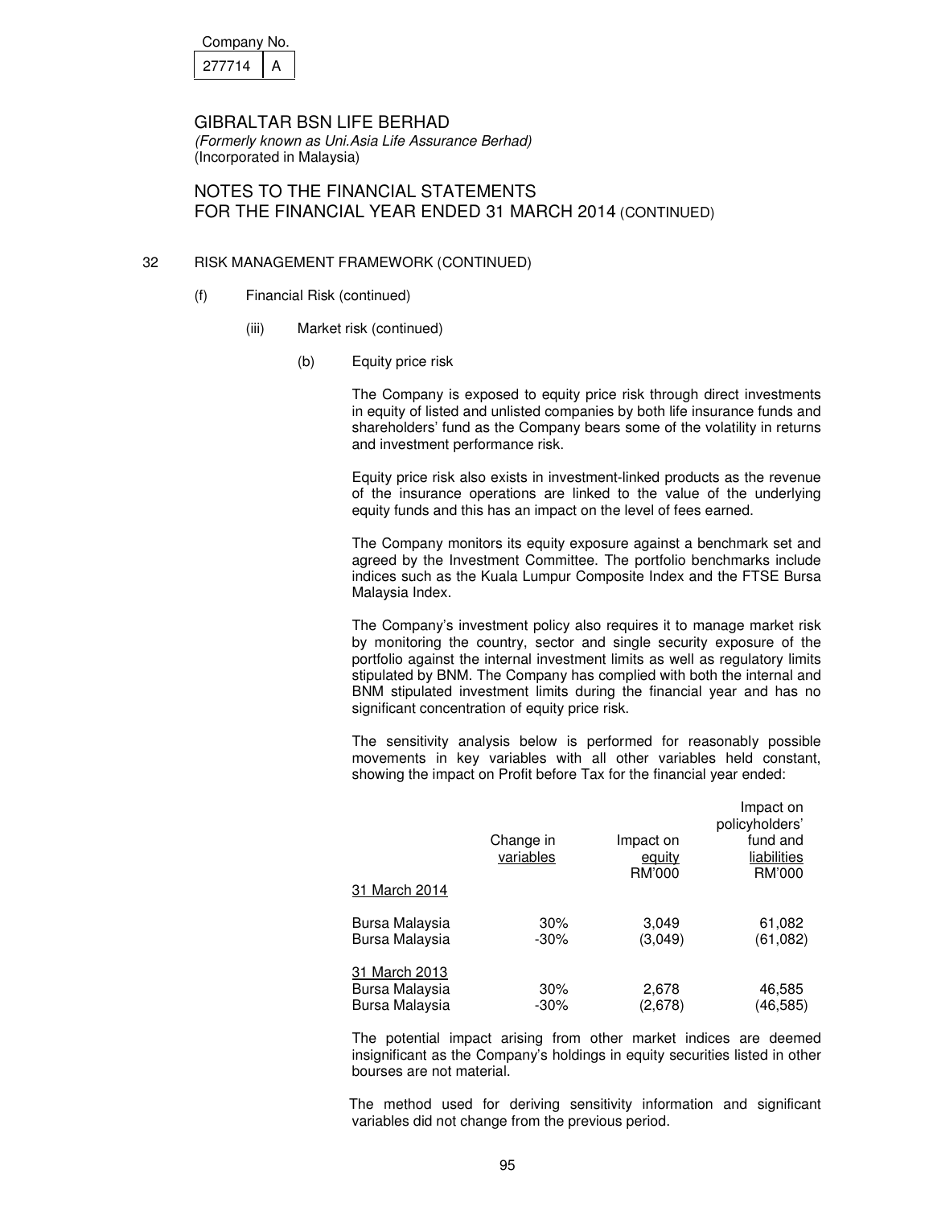Company No.

| 277714 | A |
|---|---|

GIBRALTAR BSN LIFE BERHAD
*(Formerly known as Uni.Asia Life Assurance Berhad)*
(Incorporated in Malaysia)

# NOTES TO THE FINANCIAL STATEMENTS FOR THE FINANCIAL YEAR ENDED 31 MARCH 2014 (CONTINUED)

## 32 RISK MANAGEMENT FRAMEWORK (CONTINUED)

### (f) Financial Risk (continued)

#### (iii) Market risk (continued)

##### (b) Equity price risk

The Company is exposed to equity price risk through direct investments in equity of listed and unlisted companies by both life insurance funds and shareholders' fund as the Company bears some of the volatility in returns and investment performance risk.

Equity price risk also exists in investment-linked products as the revenue of the insurance operations are linked to the value of the underlying equity funds and this has an impact on the level of fees earned.

The Company monitors its equity exposure against a benchmark set and agreed by the Investment Committee. The portfolio benchmarks include indices such as the Kuala Lumpur Composite Index and the FTSE Bursa Malaysia Index.

The Company's investment policy also requires it to manage market risk by monitoring the country, sector and single security exposure of the portfolio against the internal investment limits as well as regulatory limits stipulated by BNM. The Company has complied with both the internal and BNM stipulated investment limits during the financial year and has no significant concentration of equity price risk.

The sensitivity analysis below is performed for reasonably possible movements in key variables with all other variables held constant, showing the impact on Profit before Tax for the financial year ended:

| | Change in variables | Impact on equity RM'000 | Impact on policyholders' fund and liabilities RM'000 |
|---|---|---|---|
| 31 March 2014 | | | |
| Bursa Malaysia | 30% | 3,049 | 61,082 |
| Bursa Malaysia | -30% | (3,049) | (61,082) |
| 31 March 2013 | | | |
| Bursa Malaysia | 30% | 2,678 | 46,585 |
| Bursa Malaysia | -30% | (2,678) | (46,585) |

The potential impact arising from other market indices are deemed insignificant as the Company's holdings in equity securities listed in other bourses are not material.

The method used for deriving sensitivity information and significant variables did not change from the previous period.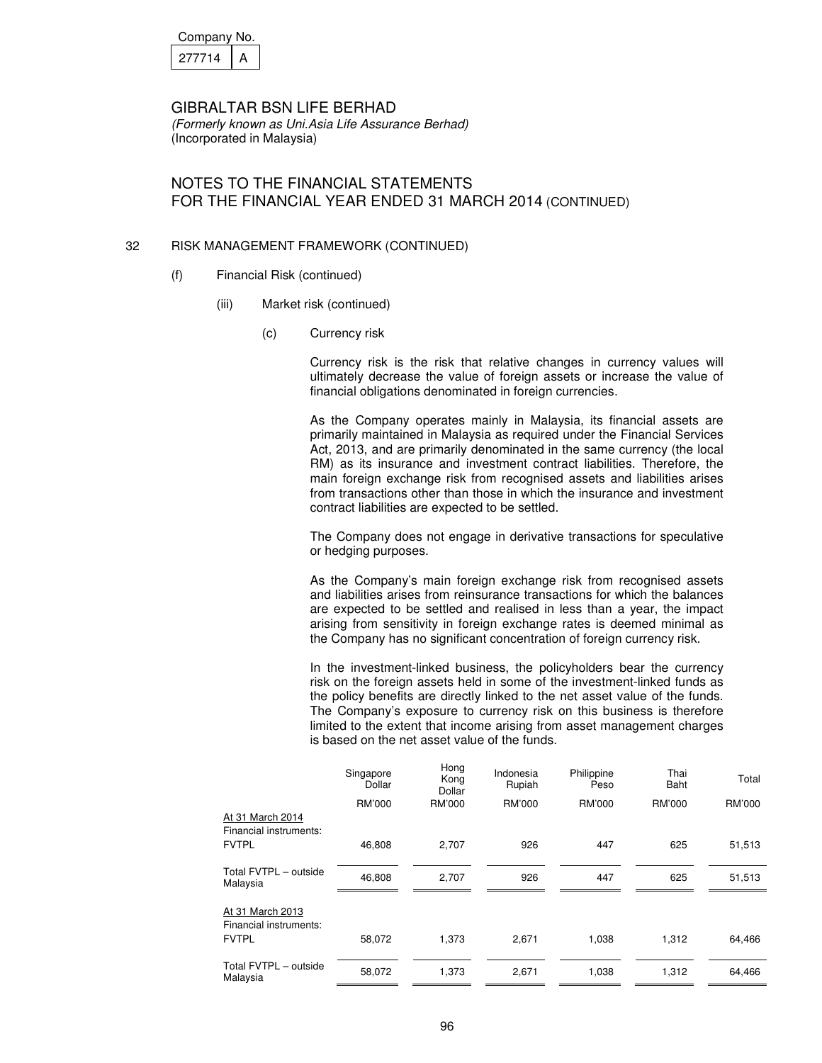Company No.

| 277714 | A |
|---|---|

GIBRALTAR BSN LIFE BERHAD
*(Formerly known as Uni.Asia Life Assurance Berhad)*
(Incorporated in Malaysia)

NOTES TO THE FINANCIAL STATEMENTS
FOR THE FINANCIAL YEAR ENDED 31 MARCH 2014 (CONTINUED)

32 RISK MANAGEMENT FRAMEWORK (CONTINUED)

(f) Financial Risk (continued)

(iii) Market risk (continued)

(c) Currency risk

Currency risk is the risk that relative changes in currency values will ultimately decrease the value of foreign assets or increase the value of financial obligations denominated in foreign currencies.

As the Company operates mainly in Malaysia, its financial assets are primarily maintained in Malaysia as required under the Financial Services Act, 2013, and are primarily denominated in the same currency (the local RM) as its insurance and investment contract liabilities. Therefore, the main foreign exchange risk from recognised assets and liabilities arises from transactions other than those in which the insurance and investment contract liabilities are expected to be settled.

The Company does not engage in derivative transactions for speculative or hedging purposes.

As the Company's main foreign exchange risk from recognised assets and liabilities arises from reinsurance transactions for which the balances are expected to be settled and realised in less than a year, the impact arising from sensitivity in foreign exchange rates is deemed minimal as the Company has no significant concentration of foreign currency risk.

In the investment-linked business, the policyholders bear the currency risk on the foreign assets held in some of the investment-linked funds as the policy benefits are directly linked to the net asset value of the funds. The Company's exposure to currency risk on this business is therefore limited to the extent that income arising from asset management charges is based on the net asset value of the funds.

| | Singapore Dollar | Hong Kong Dollar | Indonesia Rupiah | Philippine Peso | Thai Baht | Total |
|---|---|---|---|---|---|---|
| | RM'000 | RM'000 | RM'000 | RM'000 | RM'000 | RM'000 |
| At 31 March 2014 | | | | | | |
| Financial instruments: | | | | | | |
| FVTPL | 46,808 | 2,707 | 926 | 447 | 625 | 51,513 |
| Total FVTPL – outside Malaysia | 46,808 | 2,707 | 926 | 447 | 625 | 51,513 |
| At 31 March 2013 | | | | | | |
| Financial instruments: | | | | | | |
| FVTPL | 58,072 | 1,373 | 2,671 | 1,038 | 1,312 | 64,466 |
| Total FVTPL – outside Malaysia | 58,072 | 1,373 | 2,671 | 1,038 | 1,312 | 64,466 |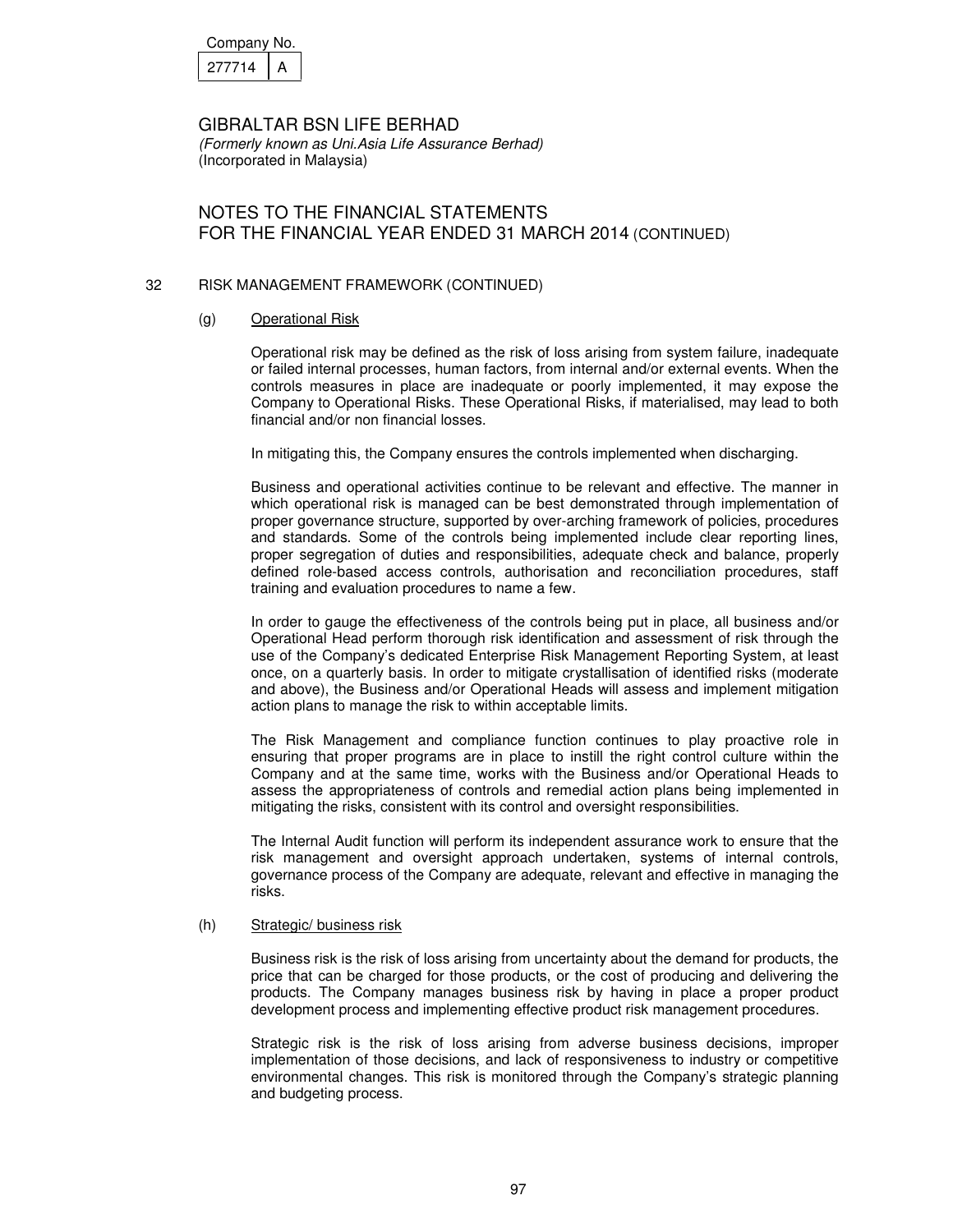Company No.

| 277714 | A |
|---|---|

GIBRALTAR BSN LIFE BERHAD
*(Formerly known as Uni.Asia Life Assurance Berhad)*
(Incorporated in Malaysia)

NOTES TO THE FINANCIAL STATEMENTS
FOR THE FINANCIAL YEAR ENDED 31 MARCH 2014 (CONTINUED)

32 RISK MANAGEMENT FRAMEWORK (CONTINUED)

(g) Operational Risk

Operational risk may be defined as the risk of loss arising from system failure, inadequate or failed internal processes, human factors, from internal and/or external events. When the controls measures in place are inadequate or poorly implemented, it may expose the Company to Operational Risks. These Operational Risks, if materialised, may lead to both financial and/or non financial losses.

In mitigating this, the Company ensures the controls implemented when discharging.

Business and operational activities continue to be relevant and effective. The manner in which operational risk is managed can be best demonstrated through implementation of proper governance structure, supported by over-arching framework of policies, procedures and standards. Some of the controls being implemented include clear reporting lines, proper segregation of duties and responsibilities, adequate check and balance, properly defined role-based access controls, authorisation and reconciliation procedures, staff training and evaluation procedures to name a few.

In order to gauge the effectiveness of the controls being put in place, all business and/or Operational Head perform thorough risk identification and assessment of risk through the use of the Company's dedicated Enterprise Risk Management Reporting System, at least once, on a quarterly basis. In order to mitigate crystallisation of identified risks (moderate and above), the Business and/or Operational Heads will assess and implement mitigation action plans to manage the risk to within acceptable limits.

The Risk Management and compliance function continues to play proactive role in ensuring that proper programs are in place to instill the right control culture within the Company and at the same time, works with the Business and/or Operational Heads to assess the appropriateness of controls and remedial action plans being implemented in mitigating the risks, consistent with its control and oversight responsibilities.

The Internal Audit function will perform its independent assurance work to ensure that the risk management and oversight approach undertaken, systems of internal controls, governance process of the Company are adequate, relevant and effective in managing the risks.

(h) Strategic/ business risk

Business risk is the risk of loss arising from uncertainty about the demand for products, the price that can be charged for those products, or the cost of producing and delivering the products. The Company manages business risk by having in place a proper product development process and implementing effective product risk management procedures.

Strategic risk is the risk of loss arising from adverse business decisions, improper implementation of those decisions, and lack of responsiveness to industry or competitive environmental changes. This risk is monitored through the Company's strategic planning and budgeting process.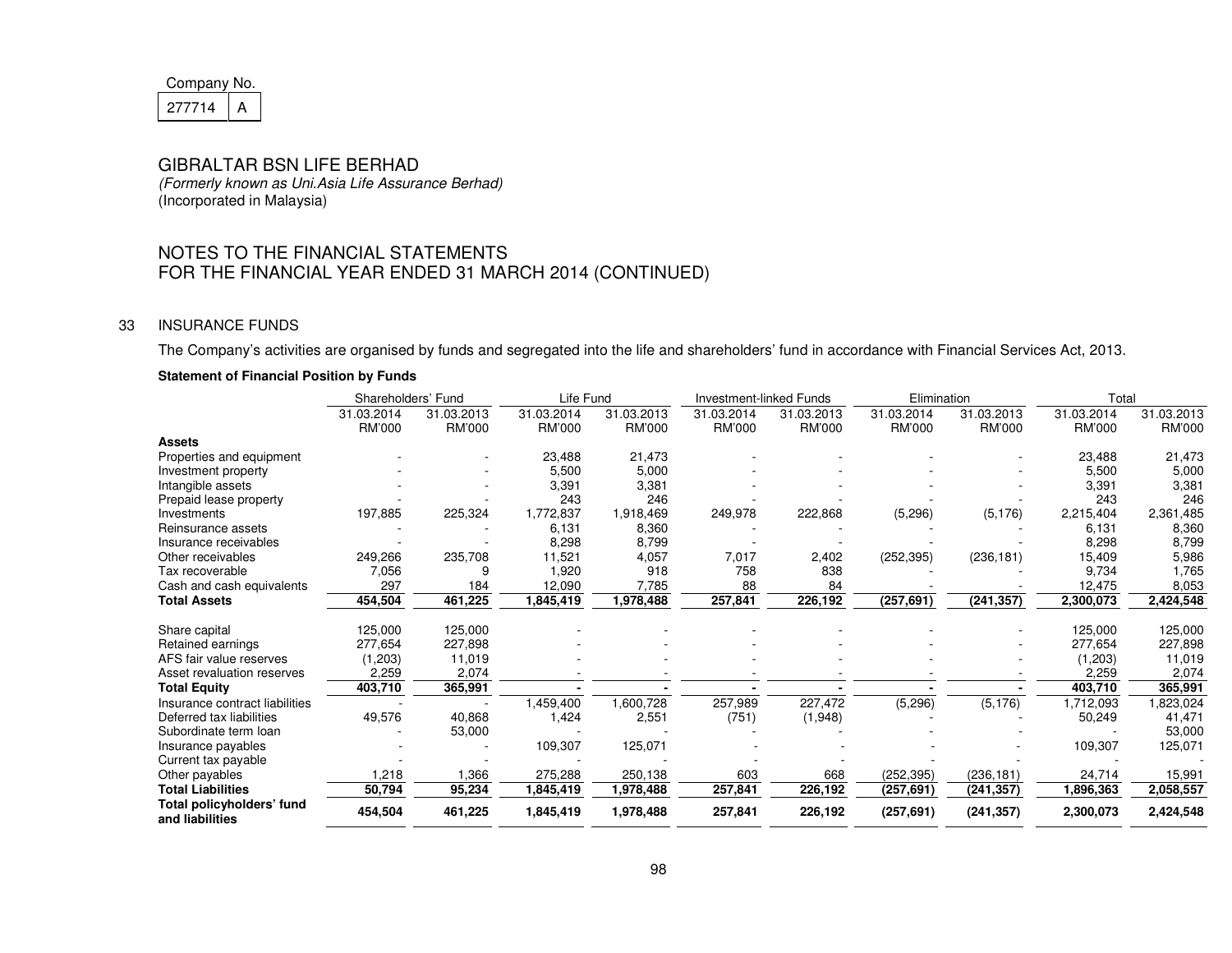Company No.

| 277714 | A |
|---|---|

# GIBRALTAR BSN LIFE BERHAD

*(Formerly known as Uni.Asia Life Assurance Berhad)*
(Incorporated in Malaysia)

## NOTES TO THE FINANCIAL STATEMENTS
## FOR THE FINANCIAL YEAR ENDED 31 MARCH 2014 (CONTINUED)

### 33 INSURANCE FUNDS

The Company's activities are organised by funds and segregated into the life and shareholders' fund in accordance with Financial Services Act, 2013.

**Statement of Financial Position by Funds**

| | Shareholders' Fund | | Life Fund | | Investment-linked Funds | | Elimination | | Total | |
|---|---|---|---|---|---|---|---|---|---|---|
| | 31.03.2014 | 31.03.2013 | 31.03.2014 | 31.03.2013 | 31.03.2014 | 31.03.2013 | 31.03.2014 | 31.03.2013 | 31.03.2014 | 31.03.2013 |
| | RM'000 | RM'000 | RM'000 | RM'000 | RM'000 | RM'000 | RM'000 | RM'000 | RM'000 | RM'000 |
| **Assets** | | | | | | | | | | |
| Properties and equipment | - | - | 23,488 | 21,473 | - | - | - | - | 23,488 | 21,473 |
| Investment property | - | - | 5,500 | 5,000 | - | - | - | - | 5,500 | 5,000 |
| Intangible assets | - | - | 3,391 | 3,381 | - | - | - | - | 3,391 | 3,381 |
| Prepaid lease property | - | - | 243 | 246 | - | - | - | - | 243 | 246 |
| Investments | 197,885 | 225,324 | 1,772,837 | 1,918,469 | 249,978 | 222,868 | (5,296) | (5,176) | 2,215,404 | 2,361,485 |
| Reinsurance assets | - | - | 6,131 | 8,360 | - | - | - | - | 6,131 | 8,360 |
| Insurance receivables | - | - | 8,298 | 8,799 | - | - | - | - | 8,298 | 8,799 |
| Other receivables | 249,266 | 235,708 | 11,521 | 4,057 | 7,017 | 2,402 | (252,395) | (236,181) | 15,409 | 5,986 |
| Tax recoverable | 7,056 | 9 | 1,920 | 918 | 758 | 838 | - | - | 9,734 | 1,765 |
| Cash and cash equivalents | 297 | 184 | 12,090 | 7,785 | 88 | 84 | - | - | 12,475 | 8,053 |
| **Total Assets** | **454,504** | **461,225** | **1,845,419** | **1,978,488** | **257,841** | **226,192** | **(257,691)** | **(241,357)** | **2,300,073** | **2,424,548** |
| | | | | | | | | | | |
| Share capital | 125,000 | 125,000 | - | - | - | - | - | - | 125,000 | 125,000 |
| Retained earnings | 277,654 | 227,898 | - | - | - | - | - | - | 277,654 | 227,898 |
| AFS fair value reserves | (1,203) | 11,019 | - | - | - | - | - | - | (1,203) | 11,019 |
| Asset revaluation reserves | 2,259 | 2,074 | - | - | - | - | - | - | 2,259 | 2,074 |
| **Total Equity** | **403,710** | **365,991** | **-** | **-** | **-** | **-** | **-** | **-** | **403,710** | **365,991** |
| Insurance contract liabilities | - | - | 1,459,400 | 1,600,728 | 257,989 | 227,472 | (5,296) | (5,176) | 1,712,093 | 1,823,024 |
| Deferred tax liabilities | 49,576 | 40,868 | 1,424 | 2,551 | (751) | (1,948) | - | - | 50,249 | 41,471 |
| Subordinate term loan | - | 53,000 | - | - | - | - | - | - | - | 53,000 |
| Insurance payables | - | - | 109,307 | 125,071 | - | - | - | - | 109,307 | 125,071 |
| Current tax payable | - | - | - | - | - | - | - | - | - | - |
| Other payables | 1,218 | 1,366 | 275,288 | 250,138 | 603 | 668 | (252,395) | (236,181) | 24,714 | 15,991 |
| **Total Liabilities** | **50,794** | **95,234** | **1,845,419** | **1,978,488** | **257,841** | **226,192** | **(257,691)** | **(241,357)** | **1,896,363** | **2,058,557** |
| **Total policyholders' fund and liabilities** | **454,504** | **461,225** | **1,845,419** | **1,978,488** | **257,841** | **226,192** | **(257,691)** | **(241,357)** | **2,300,073** | **2,424,548** |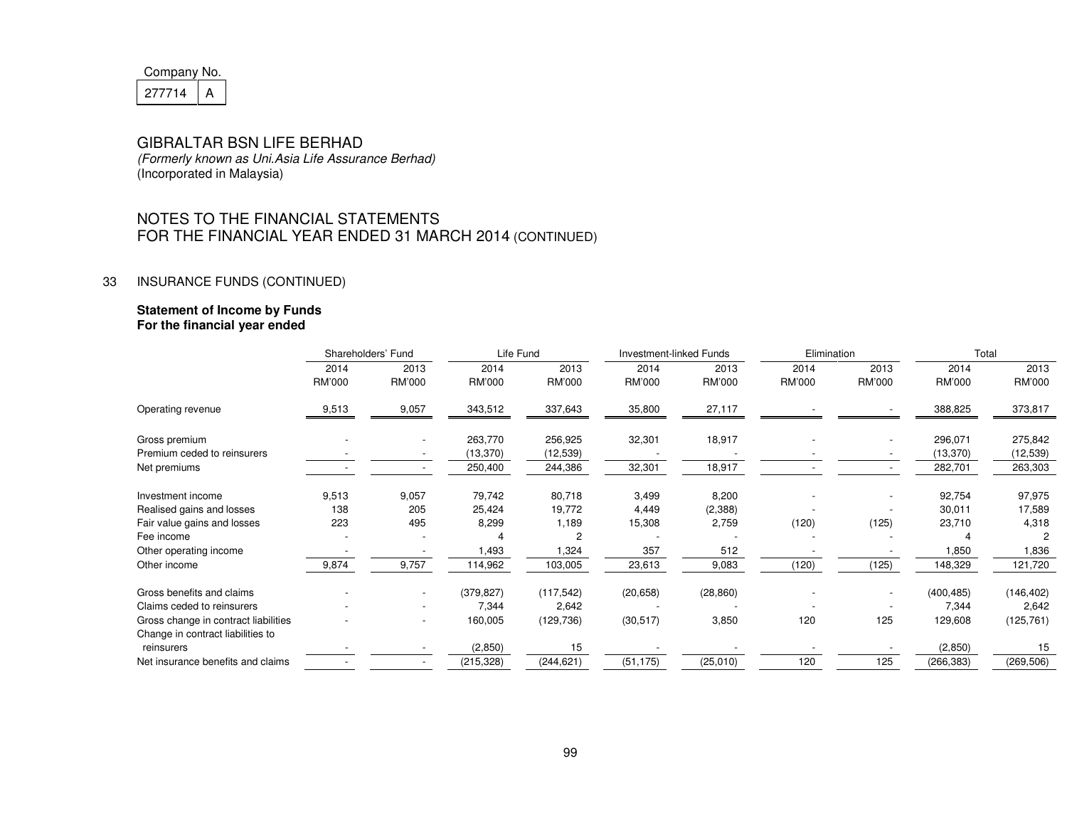Company No.

| 277714 | A |
|---|---|

# GIBRALTAR BSN LIFE BERHAD

*(Formerly known as Uni.Asia Life Assurance Berhad)*
(Incorporated in Malaysia)

## NOTES TO THE FINANCIAL STATEMENTS FOR THE FINANCIAL YEAR ENDED 31 MARCH 2014 (CONTINUED)

### 33 INSURANCE FUNDS (CONTINUED)

**Statement of Income by Funds**
**For the financial year ended**

| | Shareholders' Fund | | Life Fund | | Investment-linked Funds | | Elimination | | Total | |
|---|---|---|---|---|---|---|---|---|---|---|
| | 2014 | 2013 | 2014 | 2013 | 2014 | 2013 | 2014 | 2013 | 2014 | 2013 |
| | RM'000 | RM'000 | RM'000 | RM'000 | RM'000 | RM'000 | RM'000 | RM'000 | RM'000 | RM'000 |
| Operating revenue | 9,513 | 9,057 | 343,512 | 337,643 | 35,800 | 27,117 | - | - | 388,825 | 373,817 |
| Gross premium | - | - | 263,770 | 256,925 | 32,301 | 18,917 | - | - | 296,071 | 275,842 |
| Premium ceded to reinsurers | - | - | (13,370) | (12,539) | - | - | - | - | (13,370) | (12,539) |
| Net premiums | - | - | 250,400 | 244,386 | 32,301 | 18,917 | - | - | 282,701 | 263,303 |
| Investment income | 9,513 | 9,057 | 79,742 | 80,718 | 3,499 | 8,200 | - | - | 92,754 | 97,975 |
| Realised gains and losses | 138 | 205 | 25,424 | 19,772 | 4,449 | (2,388) | - | - | 30,011 | 17,589 |
| Fair value gains and losses | 223 | 495 | 8,299 | 1,189 | 15,308 | 2,759 | (120) | (125) | 23,710 | 4,318 |
| Fee income | - | - | 4 | 2 | - | - | - | - | 4 | 2 |
| Other operating income | - | - | 1,493 | 1,324 | 357 | 512 | - | - | 1,850 | 1,836 |
| Other income | 9,874 | 9,757 | 114,962 | 103,005 | 23,613 | 9,083 | (120) | (125) | 148,329 | 121,720 |
| Gross benefits and claims | - | - | (379,827) | (117,542) | (20,658) | (28,860) | - | - | (400,485) | (146,402) |
| Claims ceded to reinsurers | - | - | 7,344 | 2,642 | - | - | - | - | 7,344 | 2,642 |
| Gross change in contract liabilities | - | - | 160,005 | (129,736) | (30,517) | 3,850 | 120 | 125 | 129,608 | (125,761) |
| Change in contract liabilities to reinsurers | - | - | (2,850) | 15 | - | - | - | - | (2,850) | 15 |
| Net insurance benefits and claims | - | - | (215,328) | (244,621) | (51,175) | (25,010) | 120 | 125 | (266,383) | (269,506) |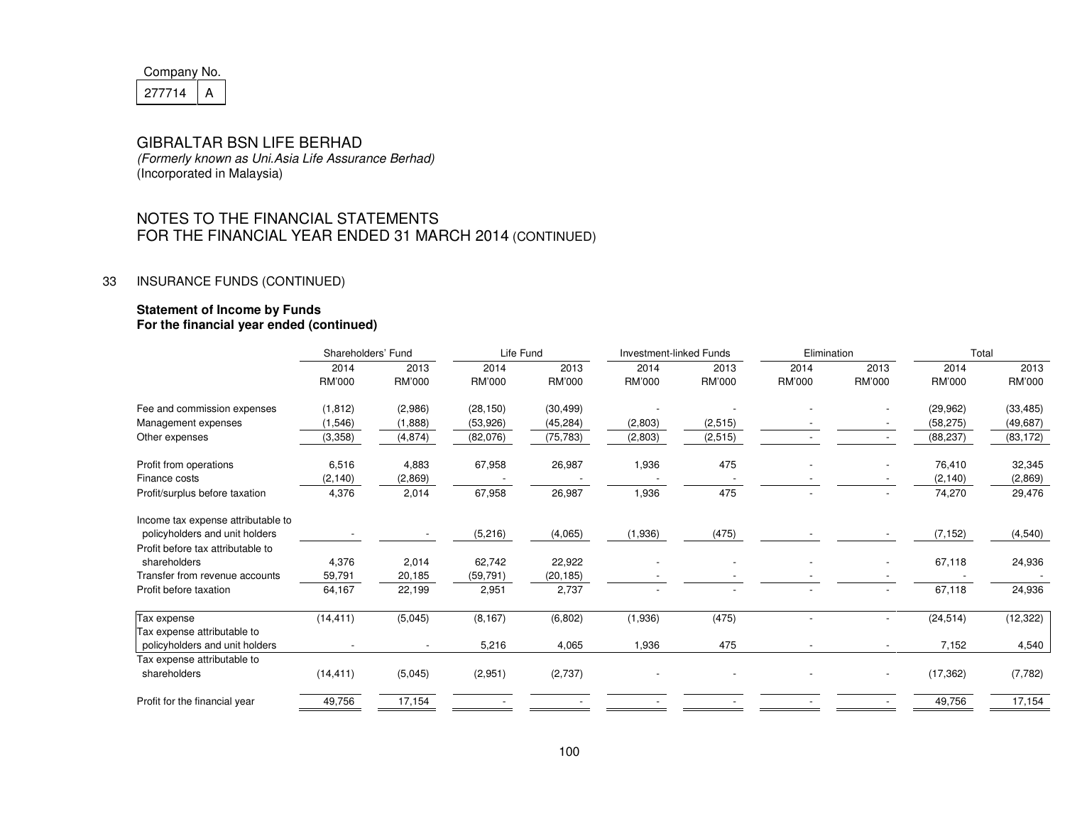Company No.

277714 | A

# GIBRALTAR BSN LIFE BERHAD

*(Formerly known as Uni.Asia Life Assurance Berhad)*
(Incorporated in Malaysia)

## NOTES TO THE FINANCIAL STATEMENTS
## FOR THE FINANCIAL YEAR ENDED 31 MARCH 2014 (CONTINUED)

33 INSURANCE FUNDS (CONTINUED)

**Statement of Income by Funds**
**For the financial year ended (continued)**

| | Shareholders' Fund | | Life Fund | | Investment-linked Funds | | Elimination | | Total | |
|---|---|---|---|---|---|---|---|---|---|---|
| | 2014 | 2013 | 2014 | 2013 | 2014 | 2013 | 2014 | 2013 | 2014 | 2013 |
| | RM'000 | RM'000 | RM'000 | RM'000 | RM'000 | RM'000 | RM'000 | RM'000 | RM'000 | RM'000 |
| Fee and commission expenses | (1,812) | (2,986) | (28,150) | (30,499) | - | - | - | - | (29,962) | (33,485) |
| Management expenses | (1,546) | (1,888) | (53,926) | (45,284) | (2,803) | (2,515) | - | - | (58,275) | (49,687) |
| Other expenses | (3,358) | (4,874) | (82,076) | (75,783) | (2,803) | (2,515) | - | - | (88,237) | (83,172) |
| Profit from operations | 6,516 | 4,883 | 67,958 | 26,987 | 1,936 | 475 | - | - | 76,410 | 32,345 |
| Finance costs | (2,140) | (2,869) | - | - | - | - | - | - | (2,140) | (2,869) |
| Profit/surplus before taxation | 4,376 | 2,014 | 67,958 | 26,987 | 1,936 | 475 | - | - | 74,270 | 29,476 |
| Income tax expense attributable to policyholders and unit holders | - | - | (5,216) | (4,065) | (1,936) | (475) | - | - | (7,152) | (4,540) |
| Profit before tax attributable to shareholders | 4,376 | 2,014 | 62,742 | 22,922 | - | - | - | - | 67,118 | 24,936 |
| Transfer from revenue accounts | 59,791 | 20,185 | (59,791) | (20,185) | - | - | - | - | - | - |
| Profit before taxation | 64,167 | 22,199 | 2,951 | 2,737 | - | - | - | - | 67,118 | 24,936 |
| Tax expense | (14,411) | (5,045) | (8,167) | (6,802) | (1,936) | (475) | - | - | (24,514) | (12,322) |
| Tax expense attributable to policyholders and unit holders | - | - | 5,216 | 4,065 | 1,936 | 475 | - | - | 7,152 | 4,540 |
| Tax expense attributable to shareholders | (14,411) | (5,045) | (2,951) | (2,737) | - | - | - | - | (17,362) | (7,782) |
| Profit for the financial year | 49,756 | 17,154 | - | - | - | - | - | - | 49,756 | 17,154 |